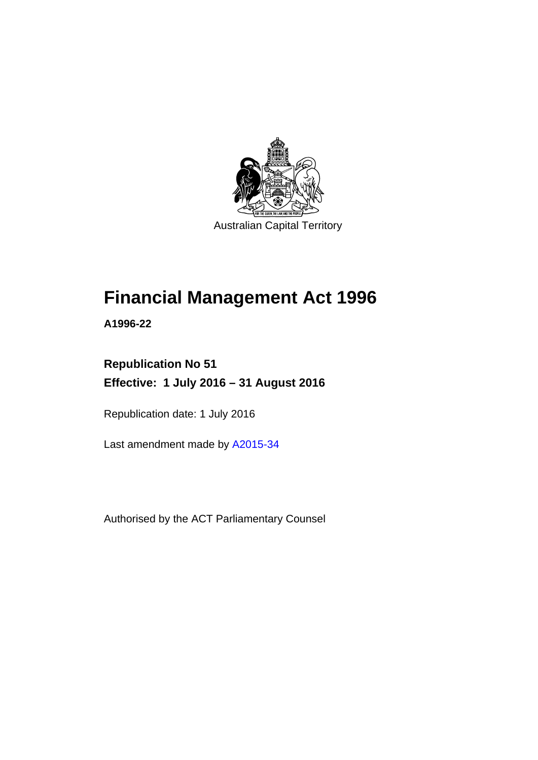Australian Capital Territory

# Financial Management Act 1996

**A1996-22**

**Republication No 51**

**Effective: 1 July 2016 – 31 August 2016**

Republication date: 1 July 2016

Last amendment made by A2015-34

Authorised by the ACT Parliamentary Counsel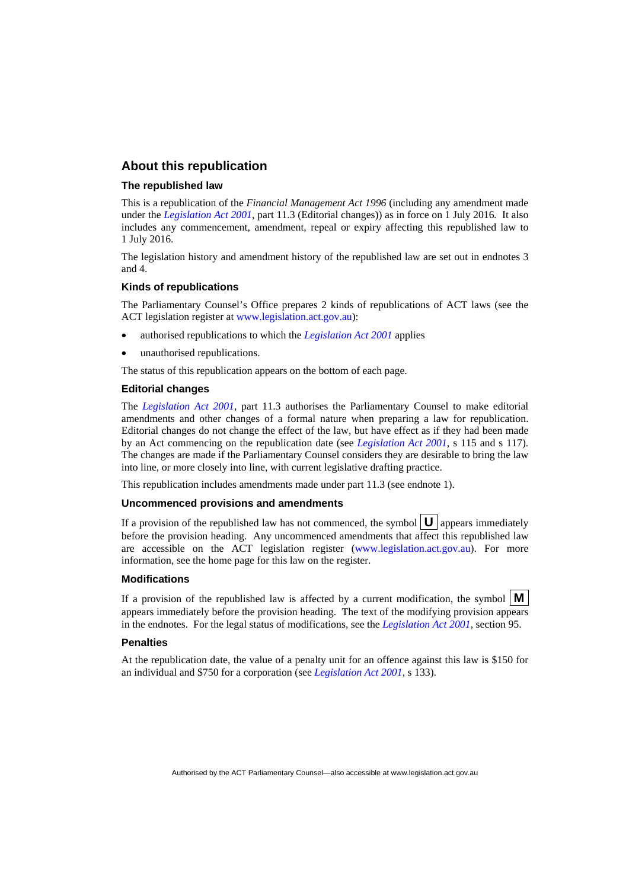## About this republication

### The republished law

This is a republication of the *Financial Management Act 1996* (including any amendment made under the *Legislation Act 2001*, part 11.3 (Editorial changes)) as in force on 1 July 2016*.* It also includes any commencement, amendment, repeal or expiry affecting this republished law to 1 July 2016.

The legislation history and amendment history of the republished law are set out in endnotes 3 and 4.

### Kinds of republications

The Parliamentary Counsel's Office prepares 2 kinds of republications of ACT laws (see the ACT legislation register at www.legislation.act.gov.au):

- authorised republications to which the *Legislation Act 2001* applies
- unauthorised republications.

The status of this republication appears on the bottom of each page.

### Editorial changes

The *Legislation Act 2001*, part 11.3 authorises the Parliamentary Counsel to make editorial amendments and other changes of a formal nature when preparing a law for republication. Editorial changes do not change the effect of the law, but have effect as if they had been made by an Act commencing on the republication date (see *Legislation Act 2001*, s 115 and s 117). The changes are made if the Parliamentary Counsel considers they are desirable to bring the law into line, or more closely into line, with current legislative drafting practice.

This republication includes amendments made under part 11.3 (see endnote 1).

### Uncommenced provisions and amendments

If a provision of the republished law has not commenced, the symbol **U** appears immediately before the provision heading. Any uncommenced amendments that affect this republished law are accessible on the ACT legislation register (www.legislation.act.gov.au). For more information, see the home page for this law on the register.

### Modifications

If a provision of the republished law is affected by a current modification, the symbol **M** appears immediately before the provision heading. The text of the modifying provision appears in the endnotes. For the legal status of modifications, see the *Legislation Act 2001*, section 95.

### Penalties

At the republication date, the value of a penalty unit for an offence against this law is $150 for an individual and $750 for a corporation (see *Legislation Act 2001*, s 133).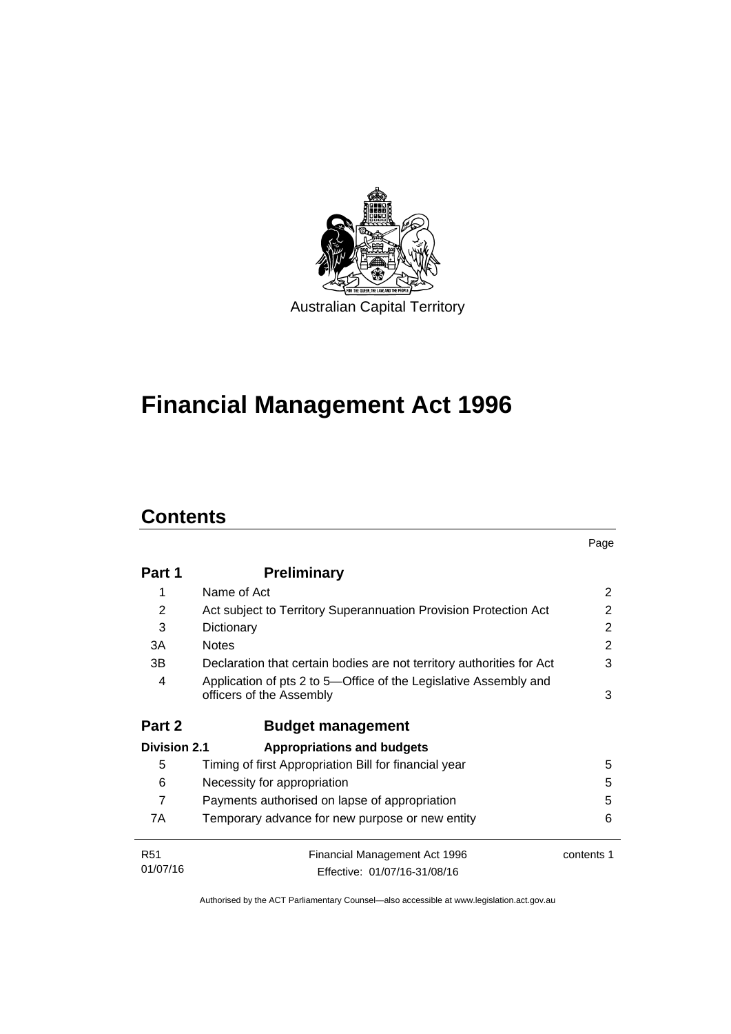Australian Capital Territory

# Financial Management Act 1996

## Contents

| | | Page |
|---|---|---|
| **Part 1** | **Preliminary** | |
| 1 | Name of Act | 2 |
| 2 | Act subject to Territory Superannuation Provision Protection Act | 2 |
| 3 | Dictionary | 2 |
| 3A | Notes | 2 |
| 3B | Declaration that certain bodies are not territory authorities for Act | 3 |
| 4 | Application of pts 2 to 5—Office of the Legislative Assembly and officers of the Assembly | 3 |
| **Part 2** | **Budget management** | |
| **Division 2.1** | **Appropriations and budgets** | |
| 5 | Timing of first Appropriation Bill for financial year | 5 |
| 6 | Necessity for appropriation | 5 |
| 7 | Payments authorised on lapse of appropriation | 5 |
| 7A | Temporary advance for new purpose or new entity | 6 |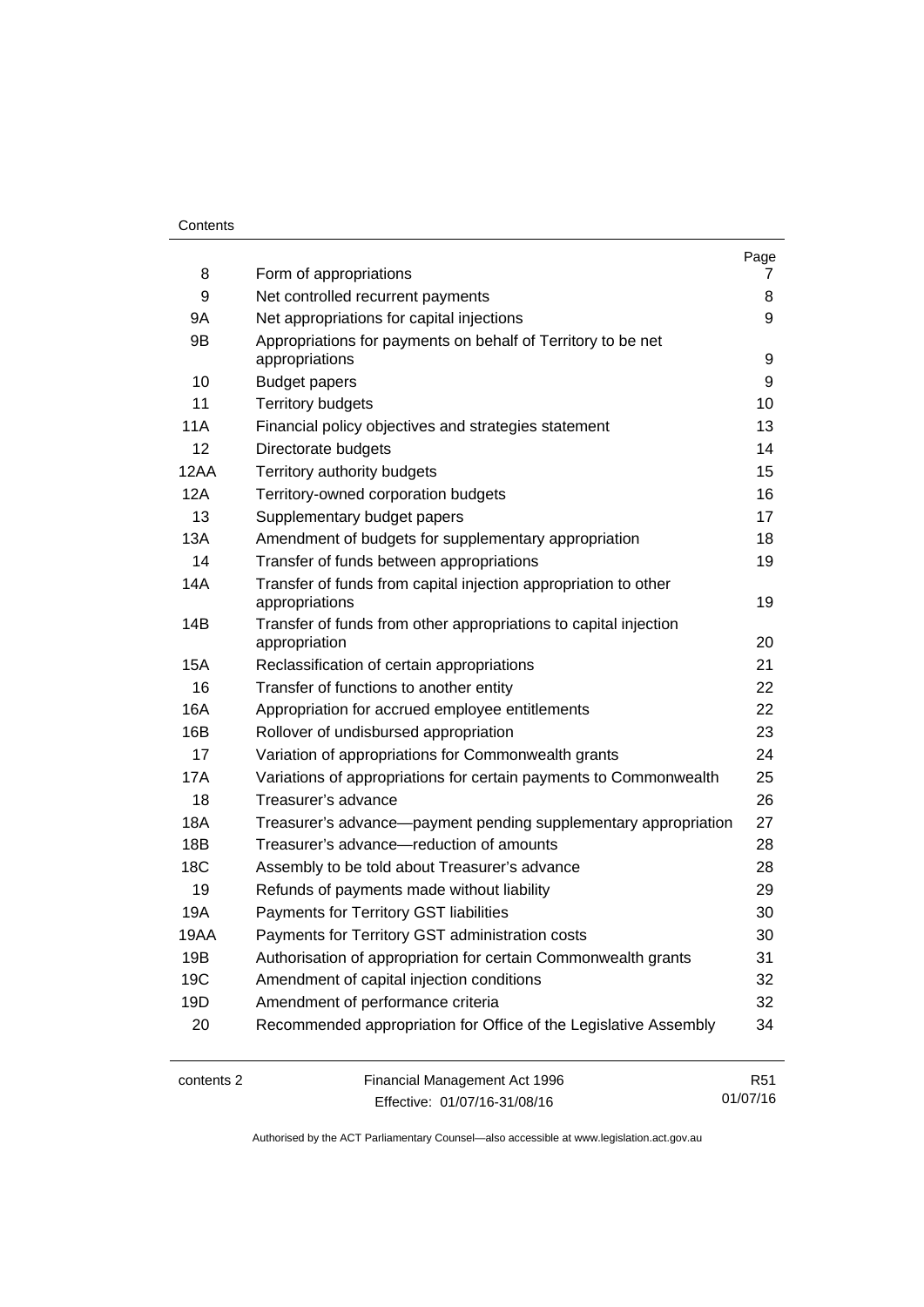| | | Page |
|---|---|---|
| 8 | Form of appropriations | 7 |
| 9 | Net controlled recurrent payments | 8 |
| 9A | Net appropriations for capital injections | 9 |
| 9B | Appropriations for payments on behalf of Territory to be net appropriations | 9 |
| 10 | Budget papers | 9 |
| 11 | Territory budgets | 10 |
| 11A | Financial policy objectives and strategies statement | 13 |
| 12 | Directorate budgets | 14 |
| 12AA | Territory authority budgets | 15 |
| 12A | Territory-owned corporation budgets | 16 |
| 13 | Supplementary budget papers | 17 |
| 13A | Amendment of budgets for supplementary appropriation | 18 |
| 14 | Transfer of funds between appropriations | 19 |
| 14A | Transfer of funds from capital injection appropriation to other appropriations | 19 |
| 14B | Transfer of funds from other appropriations to capital injection appropriation | 20 |
| 15A | Reclassification of certain appropriations | 21 |
| 16 | Transfer of functions to another entity | 22 |
| 16A | Appropriation for accrued employee entitlements | 22 |
| 16B | Rollover of undisbursed appropriation | 23 |
| 17 | Variation of appropriations for Commonwealth grants | 24 |
| 17A | Variations of appropriations for certain payments to Commonwealth | 25 |
| 18 | Treasurer's advance | 26 |
| 18A | Treasurer's advance—payment pending supplementary appropriation | 27 |
| 18B | Treasurer's advance—reduction of amounts | 28 |
| 18C | Assembly to be told about Treasurer's advance | 28 |
| 19 | Refunds of payments made without liability | 29 |
| 19A | Payments for Territory GST liabilities | 30 |
| 19AA | Payments for Territory GST administration costs | 30 |
| 19B | Authorisation of appropriation for certain Commonwealth grants | 31 |
| 19C | Amendment of capital injection conditions | 32 |
| 19D | Amendment of performance criteria | 32 |
| 20 | Recommended appropriation for Office of the Legislative Assembly | 34 |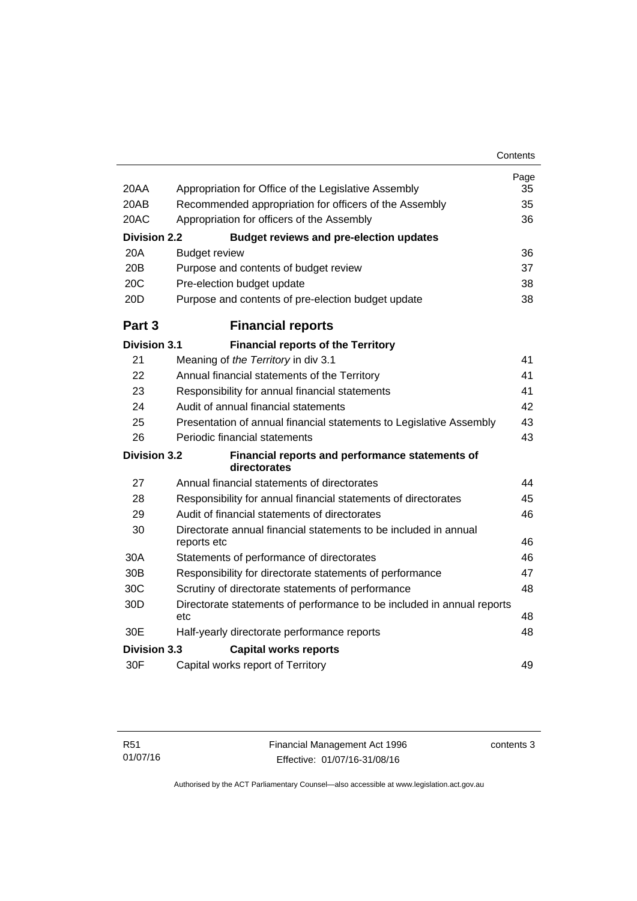| | | Page |
|---|---|---|
| 20AA | Appropriation for Office of the Legislative Assembly | 35 |
| 20AB | Recommended appropriation for officers of the Assembly | 35 |
| 20AC | Appropriation for officers of the Assembly | 36 |
| **Division 2.2** | **Budget reviews and pre-election updates** | |
| 20A | Budget review | 36 |
| 20B | Purpose and contents of budget review | 37 |
| 20C | Pre-election budget update | 38 |
| 20D | Purpose and contents of pre-election budget update | 38 |
| **Part 3** | **Financial reports** | |
| **Division 3.1** | **Financial reports of the Territory** | |
| 21 | Meaning of *the Territory* in div 3.1 | 41 |
| 22 | Annual financial statements of the Territory | 41 |
| 23 | Responsibility for annual financial statements | 41 |
| 24 | Audit of annual financial statements | 42 |
| 25 | Presentation of annual financial statements to Legislative Assembly | 43 |
| 26 | Periodic financial statements | 43 |
| **Division 3.2** | **Financial reports and performance statements of directorates** | |
| 27 | Annual financial statements of directorates | 44 |
| 28 | Responsibility for annual financial statements of directorates | 45 |
| 29 | Audit of financial statements of directorates | 46 |
| 30 | Directorate annual financial statements to be included in annual reports etc | 46 |
| 30A | Statements of performance of directorates | 46 |
| 30B | Responsibility for directorate statements of performance | 47 |
| 30C | Scrutiny of directorate statements of performance | 48 |
| 30D | Directorate statements of performance to be included in annual reports etc | 48 |
| 30E | Half-yearly directorate performance reports | 48 |
| **Division 3.3** | **Capital works reports** | |
| 30F | Capital works report of Territory | 49 |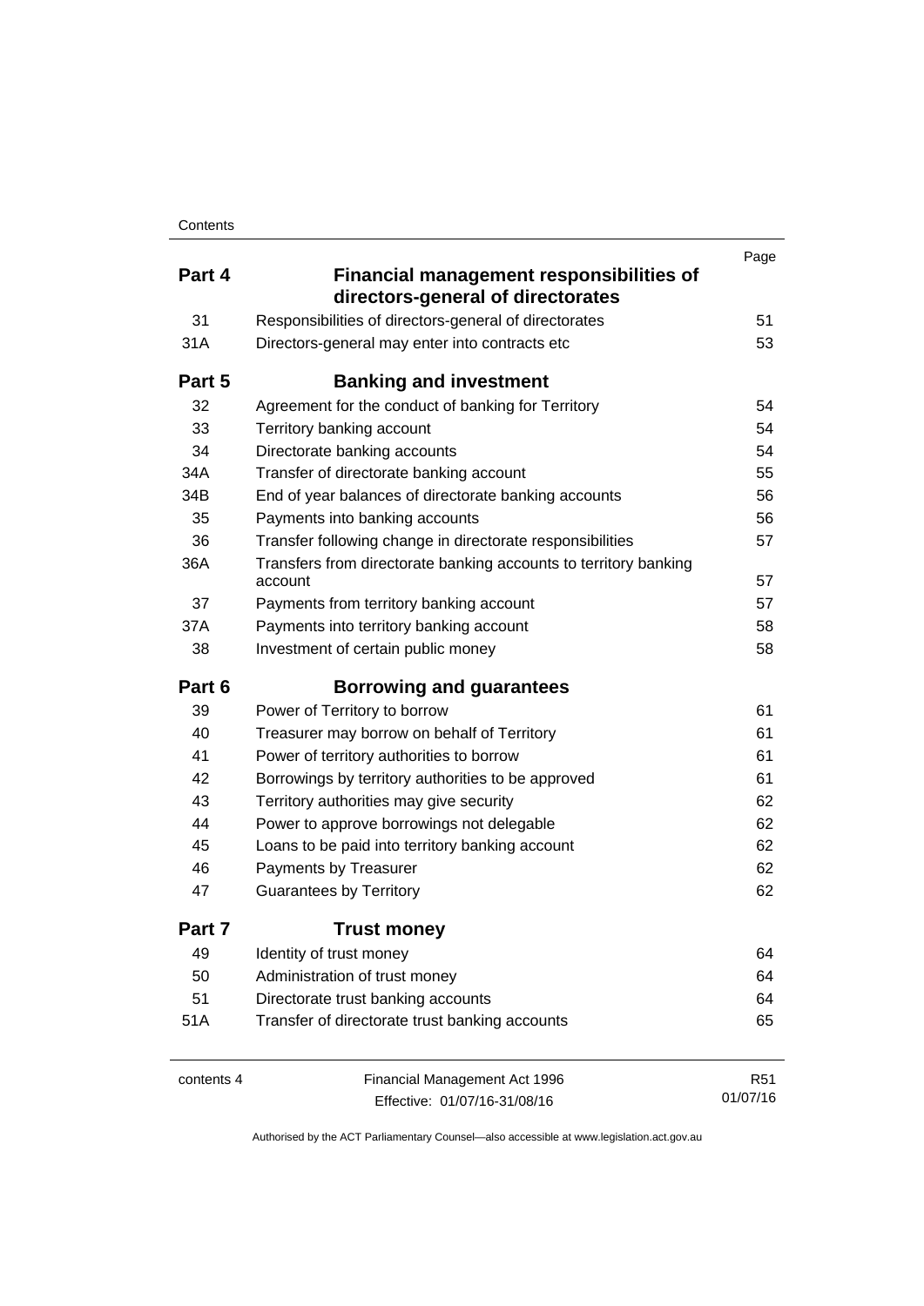| | | Page |
|---|---|---|
| **Part 4** | **Financial management responsibilities of directors-general of directorates** | |
| 31 | Responsibilities of directors-general of directorates | 51 |
| 31A | Directors-general may enter into contracts etc | 53 |
| **Part 5** | **Banking and investment** | |
| 32 | Agreement for the conduct of banking for Territory | 54 |
| 33 | Territory banking account | 54 |
| 34 | Directorate banking accounts | 54 |
| 34A | Transfer of directorate banking account | 55 |
| 34B | End of year balances of directorate banking accounts | 56 |
| 35 | Payments into banking accounts | 56 |
| 36 | Transfer following change in directorate responsibilities | 57 |
| 36A | Transfers from directorate banking accounts to territory banking account | 57 |
| 37 | Payments from territory banking account | 57 |
| 37A | Payments into territory banking account | 58 |
| 38 | Investment of certain public money | 58 |
| **Part 6** | **Borrowing and guarantees** | |
| 39 | Power of Territory to borrow | 61 |
| 40 | Treasurer may borrow on behalf of Territory | 61 |
| 41 | Power of territory authorities to borrow | 61 |
| 42 | Borrowings by territory authorities to be approved | 61 |
| 43 | Territory authorities may give security | 62 |
| 44 | Power to approve borrowings not delegable | 62 |
| 45 | Loans to be paid into territory banking account | 62 |
| 46 | Payments by Treasurer | 62 |
| 47 | Guarantees by Territory | 62 |
| **Part 7** | **Trust money** | |
| 49 | Identity of trust money | 64 |
| 50 | Administration of trust money | 64 |
| 51 | Directorate trust banking accounts | 64 |
| 51A | Transfer of directorate trust banking accounts | 65 |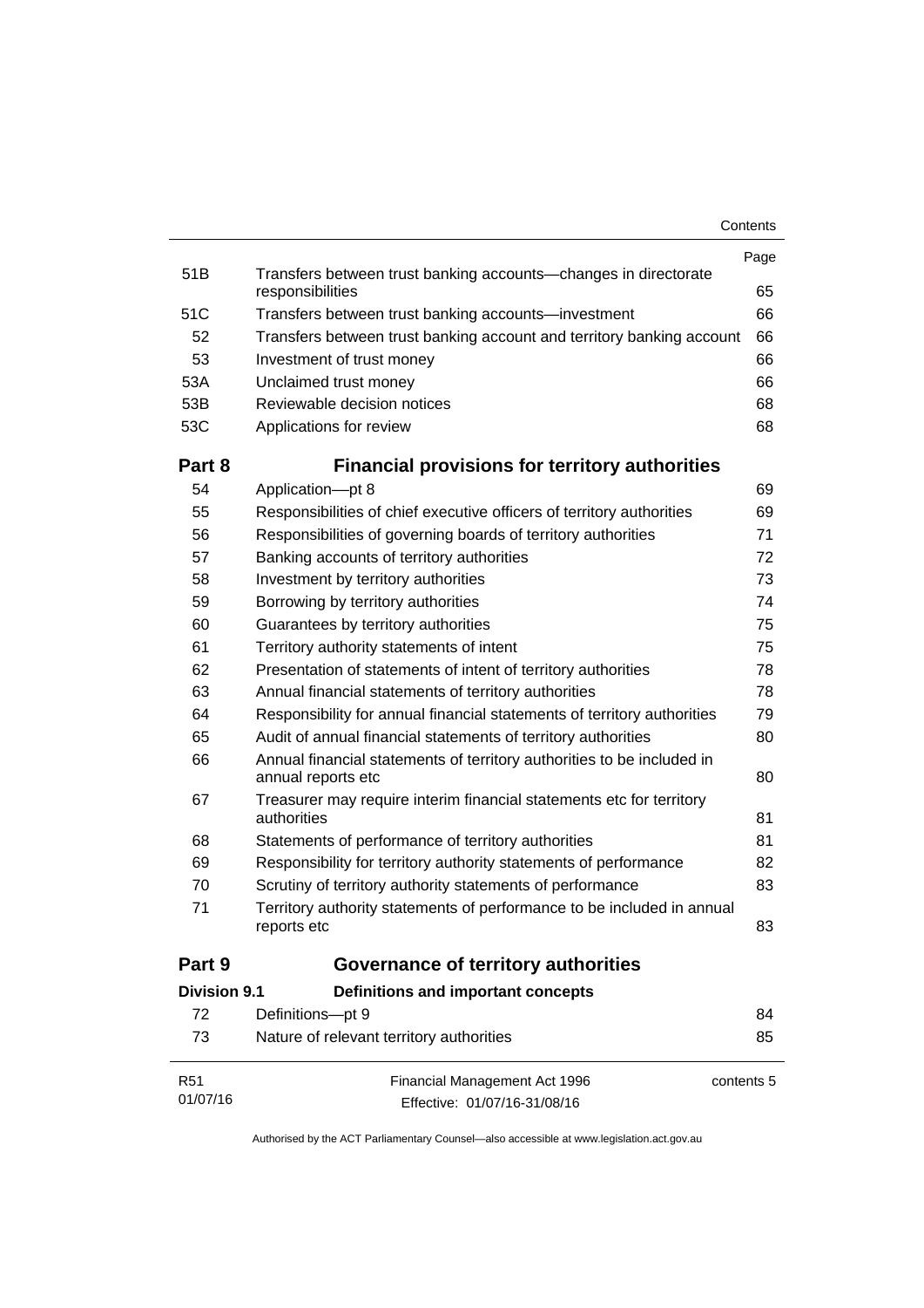| | | Page |
|---|---|---|
| 51B | Transfers between trust banking accounts—changes in directorate responsibilities | 65 |
| 51C | Transfers between trust banking accounts—investment | 66 |
| 52 | Transfers between trust banking account and territory banking account | 66 |
| 53 | Investment of trust money | 66 |
| 53A | Unclaimed trust money | 66 |
| 53B | Reviewable decision notices | 68 |
| 53C | Applications for review | 68 |

## Part 8 Financial provisions for territory authorities

| | | |
|---|---|---|
| 54 | Application—pt 8 | 69 |
| 55 | Responsibilities of chief executive officers of territory authorities | 69 |
| 56 | Responsibilities of governing boards of territory authorities | 71 |
| 57 | Banking accounts of territory authorities | 72 |
| 58 | Investment by territory authorities | 73 |
| 59 | Borrowing by territory authorities | 74 |
| 60 | Guarantees by territory authorities | 75 |
| 61 | Territory authority statements of intent | 75 |
| 62 | Presentation of statements of intent of territory authorities | 78 |
| 63 | Annual financial statements of territory authorities | 78 |
| 64 | Responsibility for annual financial statements of territory authorities | 79 |
| 65 | Audit of annual financial statements of territory authorities | 80 |
| 66 | Annual financial statements of territory authorities to be included in annual reports etc | 80 |
| 67 | Treasurer may require interim financial statements etc for territory authorities | 81 |
| 68 | Statements of performance of territory authorities | 81 |
| 69 | Responsibility for territory authority statements of performance | 82 |
| 70 | Scrutiny of territory authority statements of performance | 83 |
| 71 | Territory authority statements of performance to be included in annual reports etc | 83 |

## Part 9 Governance of territory authorities

### Division 9.1 Definitions and important concepts

| | | |
|---|---|---|
| 72 | Definitions—pt 9 | 84 |
| 73 | Nature of relevant territory authorities | 85 |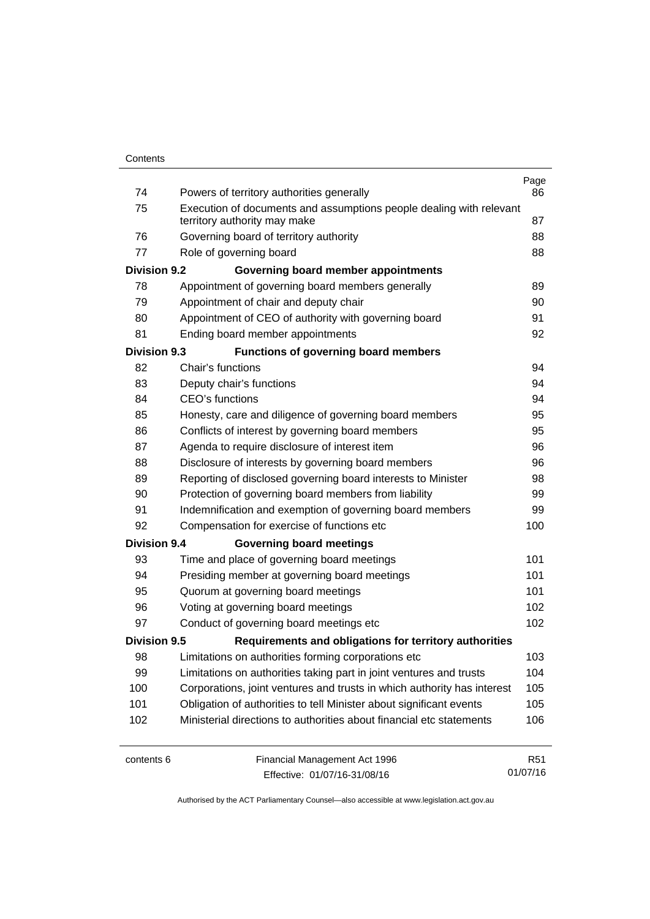| | | Page |
|---|---|---|
| 74 | Powers of territory authorities generally | 86 |
| 75 | Execution of documents and assumptions people dealing with relevant territory authority may make | 87 |
| 76 | Governing board of territory authority | 88 |
| 77 | Role of governing board | 88 |
| **Division 9.2** | **Governing board member appointments** | |
| 78 | Appointment of governing board members generally | 89 |
| 79 | Appointment of chair and deputy chair | 90 |
| 80 | Appointment of CEO of authority with governing board | 91 |
| 81 | Ending board member appointments | 92 |
| **Division 9.3** | **Functions of governing board members** | |
| 82 | Chair's functions | 94 |
| 83 | Deputy chair's functions | 94 |
| 84 | CEO's functions | 94 |
| 85 | Honesty, care and diligence of governing board members | 95 |
| 86 | Conflicts of interest by governing board members | 95 |
| 87 | Agenda to require disclosure of interest item | 96 |
| 88 | Disclosure of interests by governing board members | 96 |
| 89 | Reporting of disclosed governing board interests to Minister | 98 |
| 90 | Protection of governing board members from liability | 99 |
| 91 | Indemnification and exemption of governing board members | 99 |
| 92 | Compensation for exercise of functions etc | 100 |
| **Division 9.4** | **Governing board meetings** | |
| 93 | Time and place of governing board meetings | 101 |
| 94 | Presiding member at governing board meetings | 101 |
| 95 | Quorum at governing board meetings | 101 |
| 96 | Voting at governing board meetings | 102 |
| 97 | Conduct of governing board meetings etc | 102 |
| **Division 9.5** | **Requirements and obligations for territory authorities** | |
| 98 | Limitations on authorities forming corporations etc | 103 |
| 99 | Limitations on authorities taking part in joint ventures and trusts | 104 |
| 100 | Corporations, joint ventures and trusts in which authority has interest | 105 |
| 101 | Obligation of authorities to tell Minister about significant events | 105 |
| 102 | Ministerial directions to authorities about financial etc statements | 106 |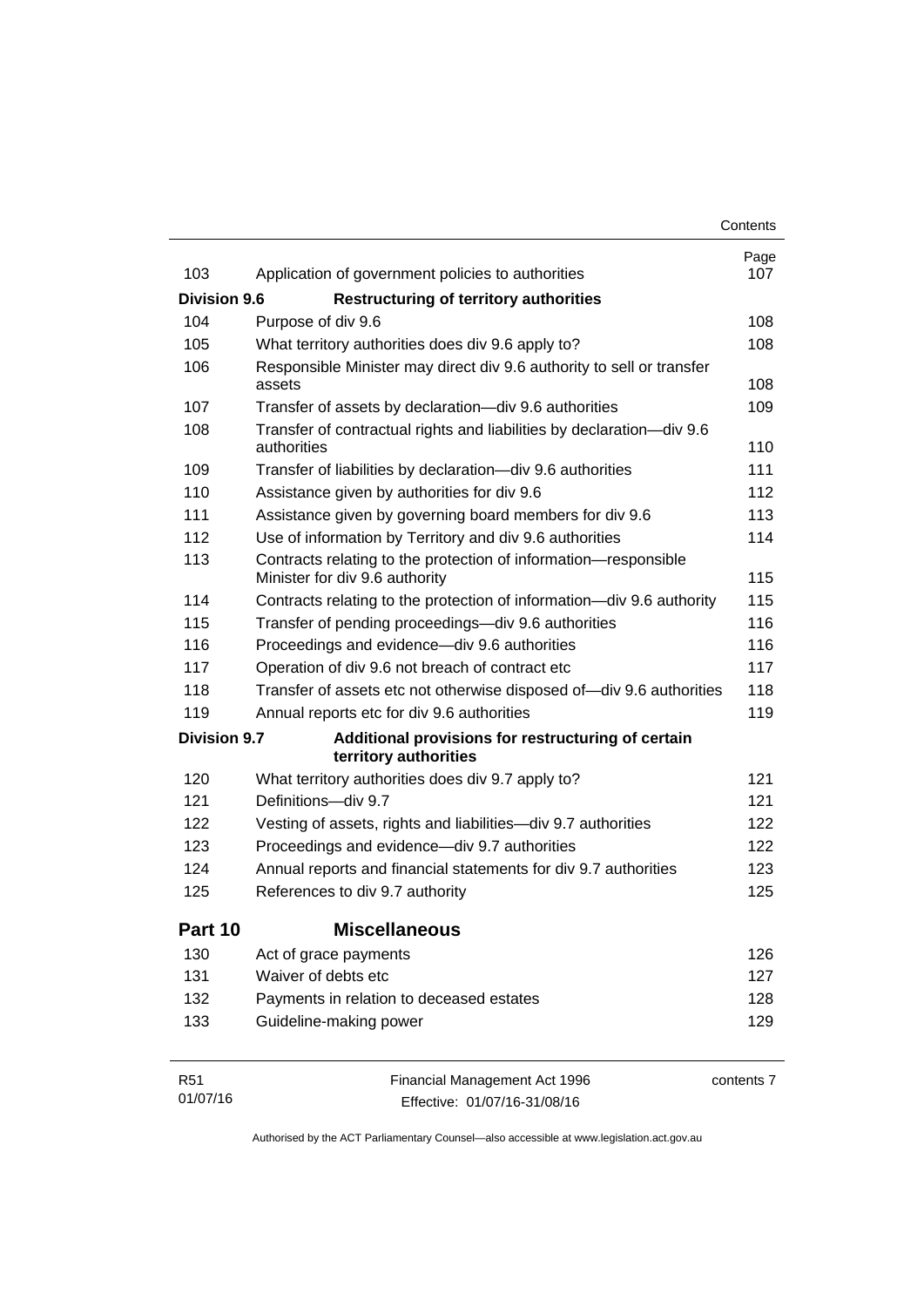| | | Page |
|---|---|---|
| 103 | Application of government policies to authorities | 107 |
| **Division 9.6** | **Restructuring of territory authorities** | |
| 104 | Purpose of div 9.6 | 108 |
| 105 | What territory authorities does div 9.6 apply to? | 108 |
| 106 | Responsible Minister may direct div 9.6 authority to sell or transfer assets | 108 |
| 107 | Transfer of assets by declaration—div 9.6 authorities | 109 |
| 108 | Transfer of contractual rights and liabilities by declaration—div 9.6 authorities | 110 |
| 109 | Transfer of liabilities by declaration—div 9.6 authorities | 111 |
| 110 | Assistance given by authorities for div 9.6 | 112 |
| 111 | Assistance given by governing board members for div 9.6 | 113 |
| 112 | Use of information by Territory and div 9.6 authorities | 114 |
| 113 | Contracts relating to the protection of information—responsible Minister for div 9.6 authority | 115 |
| 114 | Contracts relating to the protection of information—div 9.6 authority | 115 |
| 115 | Transfer of pending proceedings—div 9.6 authorities | 116 |
| 116 | Proceedings and evidence—div 9.6 authorities | 116 |
| 117 | Operation of div 9.6 not breach of contract etc | 117 |
| 118 | Transfer of assets etc not otherwise disposed of—div 9.6 authorities | 118 |
| 119 | Annual reports etc for div 9.6 authorities | 119 |
| **Division 9.7** | **Additional provisions for restructuring of certain territory authorities** | |
| 120 | What territory authorities does div 9.7 apply to? | 121 |
| 121 | Definitions—div 9.7 | 121 |
| 122 | Vesting of assets, rights and liabilities—div 9.7 authorities | 122 |
| 123 | Proceedings and evidence—div 9.7 authorities | 122 |
| 124 | Annual reports and financial statements for div 9.7 authorities | 123 |
| 125 | References to div 9.7 authority | 125 |
| **Part 10** | **Miscellaneous** | |
| 130 | Act of grace payments | 126 |
| 131 | Waiver of debts etc | 127 |
| 132 | Payments in relation to deceased estates | 128 |
| 133 | Guideline-making power | 129 |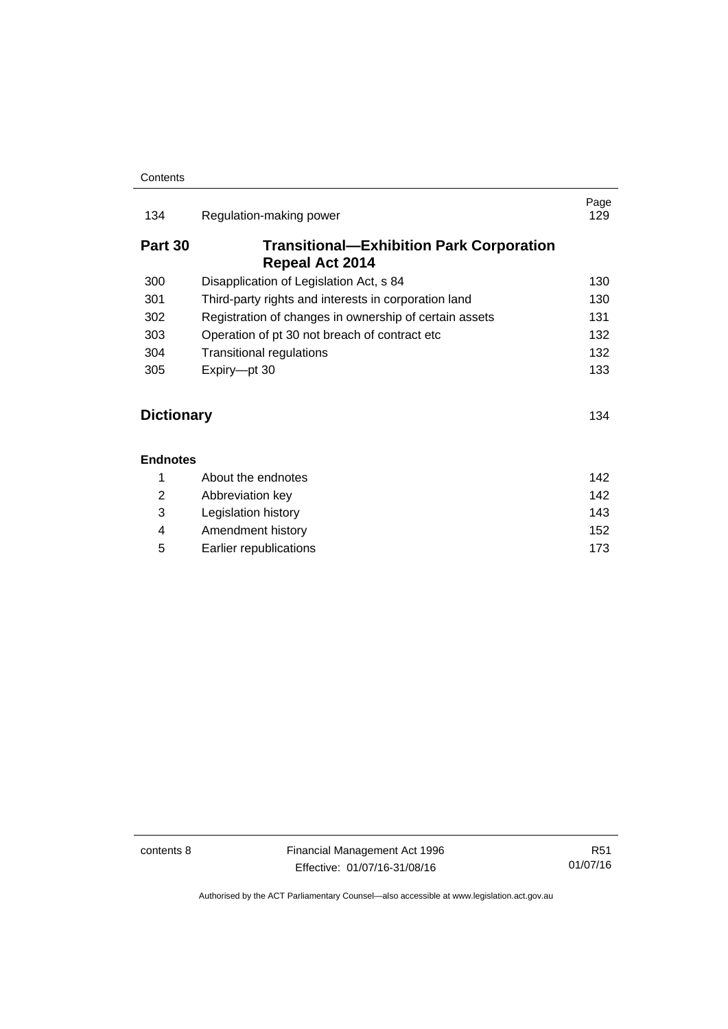| | | Page |
|---|---|---|
| 134 | Regulation-making power | 129 |

**Part 30 Transitional—Exhibition Park Corporation Repeal Act 2014**

| | | |
|---|---|---|
| 300 | Disapplication of Legislation Act, s 84 | 130 |
| 301 | Third-party rights and interests in corporation land | 130 |
| 302 | Registration of changes in ownership of certain assets | 131 |
| 303 | Operation of pt 30 not breach of contract etc | 132 |
| 304 | Transitional regulations | 132 |
| 305 | Expiry—pt 30 | 133 |

**Dictionary** 134

**Endnotes**

| | | |
|---|---|---|
| 1 | About the endnotes | 142 |
| 2 | Abbreviation key | 142 |
| 3 | Legislation history | 143 |
| 4 | Amendment history | 152 |
| 5 | Earlier republications | 173 |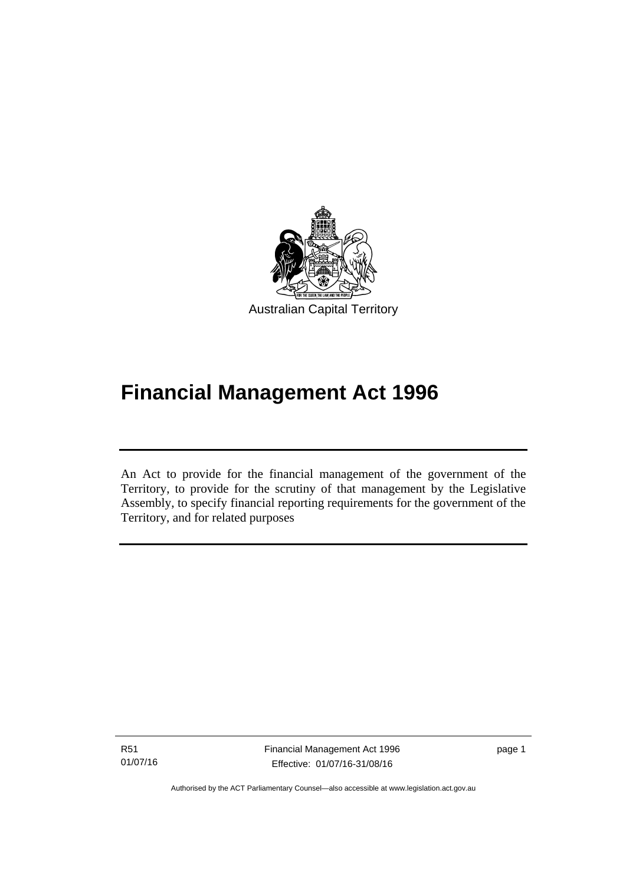Australian Capital Territory

# Financial Management Act 1996

An Act to provide for the financial management of the government of the Territory, to provide for the scrutiny of that management by the Legislative Assembly, to specify financial reporting requirements for the government of the Territory, and for related purposes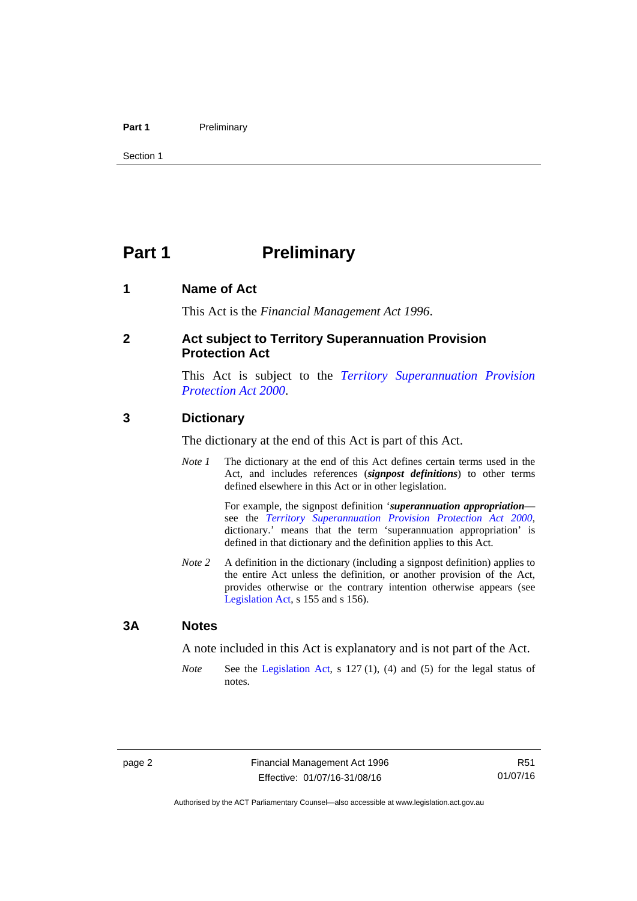# Part 1 Preliminary

## 1 Name of Act

This Act is the *Financial Management Act 1996*.

## 2 Act subject to Territory Superannuation Provision Protection Act

This Act is subject to the *Territory Superannuation Provision Protection Act 2000*.

## 3 Dictionary

The dictionary at the end of this Act is part of this Act.

*Note 1* The dictionary at the end of this Act defines certain terms used in the Act, and includes references (***signpost definitions***) to other terms defined elsewhere in this Act or in other legislation.

For example, the signpost definition '***superannuation appropriation***—see the *Territory Superannuation Provision Protection Act 2000*, dictionary.' means that the term 'superannuation appropriation' is defined in that dictionary and the definition applies to this Act.

*Note 2* A definition in the dictionary (including a signpost definition) applies to the entire Act unless the definition, or another provision of the Act, provides otherwise or the contrary intention otherwise appears (see Legislation Act, s 155 and s 156).

## 3A Notes

A note included in this Act is explanatory and is not part of the Act.

*Note* See the Legislation Act, s 127 (1), (4) and (5) for the legal status of notes.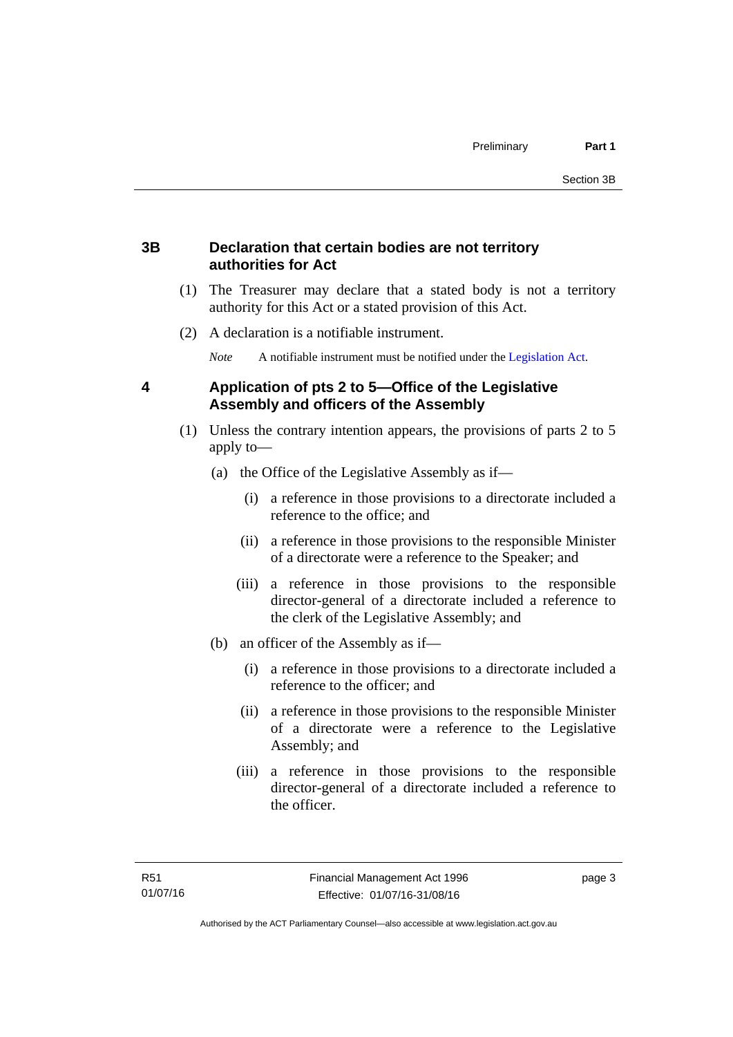## 3B Declaration that certain bodies are not territory authorities for Act

(1) The Treasurer may declare that a stated body is not a territory authority for this Act or a stated provision of this Act.

(2) A declaration is a notifiable instrument.

*Note* A notifiable instrument must be notified under the Legislation Act.

## 4 Application of pts 2 to 5—Office of the Legislative Assembly and officers of the Assembly

(1) Unless the contrary intention appears, the provisions of parts 2 to 5 apply to—

(a) the Office of the Legislative Assembly as if—

(i) a reference in those provisions to a directorate included a reference to the office; and

(ii) a reference in those provisions to the responsible Minister of a directorate were a reference to the Speaker; and

(iii) a reference in those provisions to the responsible director-general of a directorate included a reference to the clerk of the Legislative Assembly; and

(b) an officer of the Assembly as if—

(i) a reference in those provisions to a directorate included a reference to the officer; and

(ii) a reference in those provisions to the responsible Minister of a directorate were a reference to the Legislative Assembly; and

(iii) a reference in those provisions to the responsible director-general of a directorate included a reference to the officer.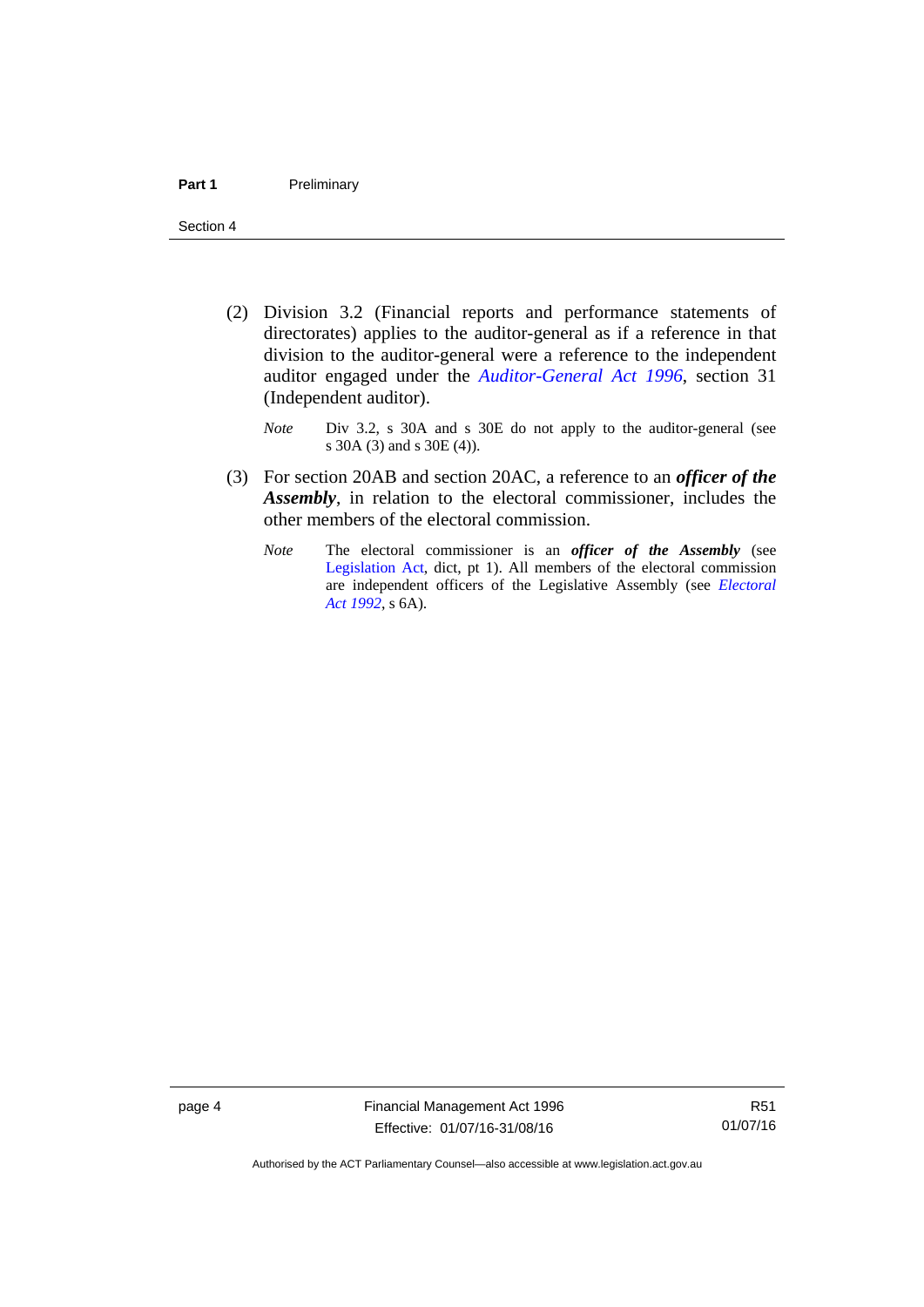(2) Division 3.2 (Financial reports and performance statements of directorates) applies to the auditor-general as if a reference in that division to the auditor-general were a reference to the independent auditor engaged under the *Auditor-General Act 1996*, section 31 (Independent auditor).

*Note* Div 3.2, s 30A and s 30E do not apply to the auditor-general (see s 30A (3) and s 30E (4)).

(3) For section 20AB and section 20AC, a reference to an ***officer of the Assembly***, in relation to the electoral commissioner, includes the other members of the electoral commission.

*Note* The electoral commissioner is an ***officer of the Assembly*** (see Legislation Act, dict, pt 1). All members of the electoral commission are independent officers of the Legislative Assembly (see *Electoral Act 1992*, s 6A).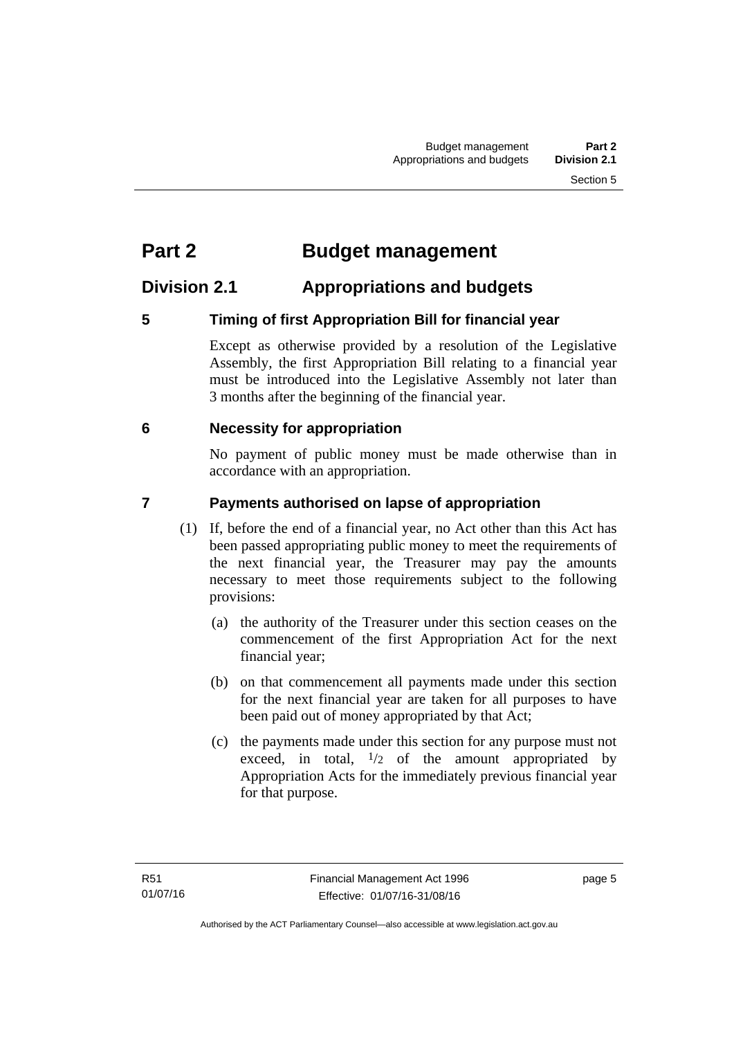# Part 2 Budget management

## Division 2.1 Appropriations and budgets

### 5 Timing of first Appropriation Bill for financial year

Except as otherwise provided by a resolution of the Legislative Assembly, the first Appropriation Bill relating to a financial year must be introduced into the Legislative Assembly not later than 3 months after the beginning of the financial year.

### 6 Necessity for appropriation

No payment of public money must be made otherwise than in accordance with an appropriation.

### 7 Payments authorised on lapse of appropriation

(1) If, before the end of a financial year, no Act other than this Act has been passed appropriating public money to meet the requirements of the next financial year, the Treasurer may pay the amounts necessary to meet those requirements subject to the following provisions:

(a) the authority of the Treasurer under this section ceases on the commencement of the first Appropriation Act for the next financial year;

(b) on that commencement all payments made under this section for the next financial year are taken for all purposes to have been paid out of money appropriated by that Act;

(c) the payments made under this section for any purpose must not exceed, in total, $^1/_2$ of the amount appropriated by Appropriation Acts for the immediately previous financial year for that purpose.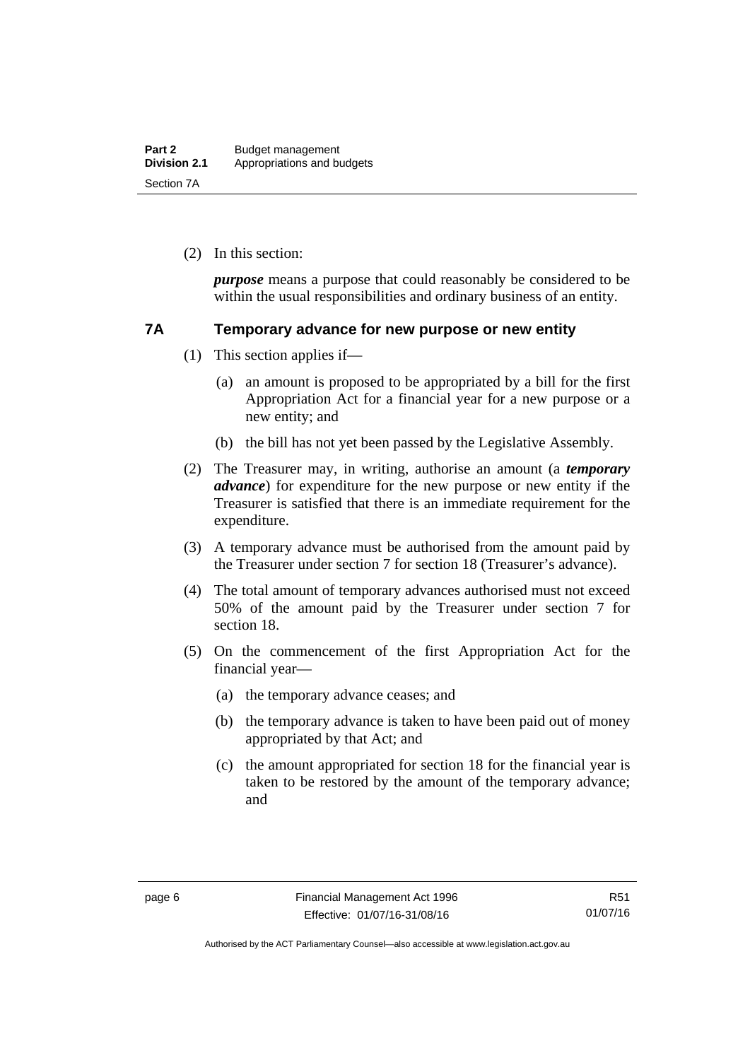(2) In this section:

***purpose*** means a purpose that could reasonably be considered to be within the usual responsibilities and ordinary business of an entity.

## 7A Temporary advance for new purpose or new entity

(1) This section applies if—

(a) an amount is proposed to be appropriated by a bill for the first Appropriation Act for a financial year for a new purpose or a new entity; and

(b) the bill has not yet been passed by the Legislative Assembly.

(2) The Treasurer may, in writing, authorise an amount (a ***temporary advance***) for expenditure for the new purpose or new entity if the Treasurer is satisfied that there is an immediate requirement for the expenditure.

(3) A temporary advance must be authorised from the amount paid by the Treasurer under section 7 for section 18 (Treasurer's advance).

(4) The total amount of temporary advances authorised must not exceed 50% of the amount paid by the Treasurer under section 7 for section 18.

(5) On the commencement of the first Appropriation Act for the financial year—

(a) the temporary advance ceases; and

(b) the temporary advance is taken to have been paid out of money appropriated by that Act; and

(c) the amount appropriated for section 18 for the financial year is taken to be restored by the amount of the temporary advance; and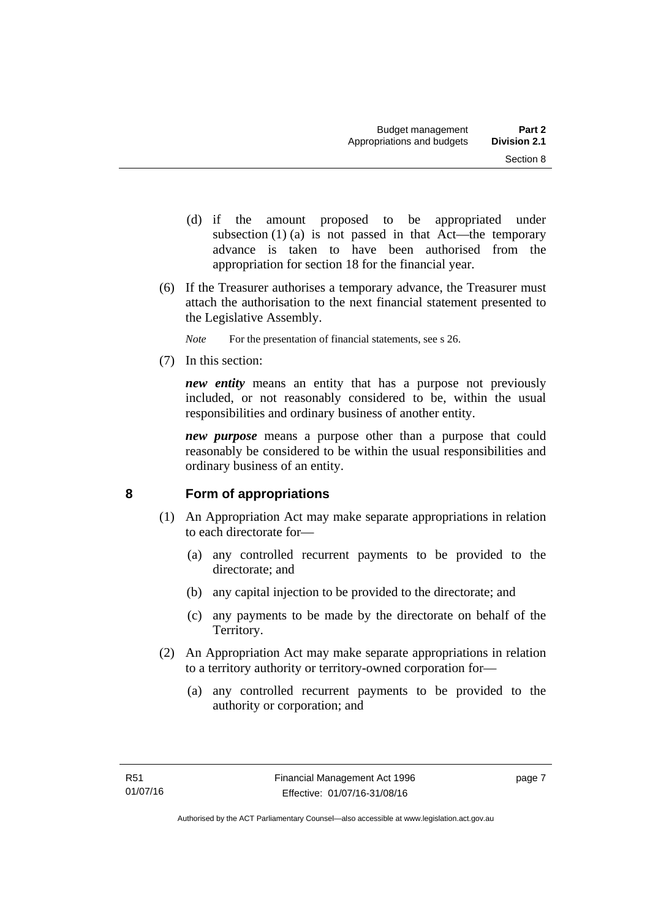(d) if the amount proposed to be appropriated under subsection (1) (a) is not passed in that Act—the temporary advance is taken to have been authorised from the appropriation for section 18 for the financial year.

(6) If the Treasurer authorises a temporary advance, the Treasurer must attach the authorisation to the next financial statement presented to the Legislative Assembly.

*Note* For the presentation of financial statements, see s 26.

(7) In this section:

***new entity*** means an entity that has a purpose not previously included, or not reasonably considered to be, within the usual responsibilities and ordinary business of another entity.

***new purpose*** means a purpose other than a purpose that could reasonably be considered to be within the usual responsibilities and ordinary business of an entity.

## 8 Form of appropriations

(1) An Appropriation Act may make separate appropriations in relation to each directorate for—

(a) any controlled recurrent payments to be provided to the directorate; and

(b) any capital injection to be provided to the directorate; and

(c) any payments to be made by the directorate on behalf of the Territory.

(2) An Appropriation Act may make separate appropriations in relation to a territory authority or territory-owned corporation for—

(a) any controlled recurrent payments to be provided to the authority or corporation; and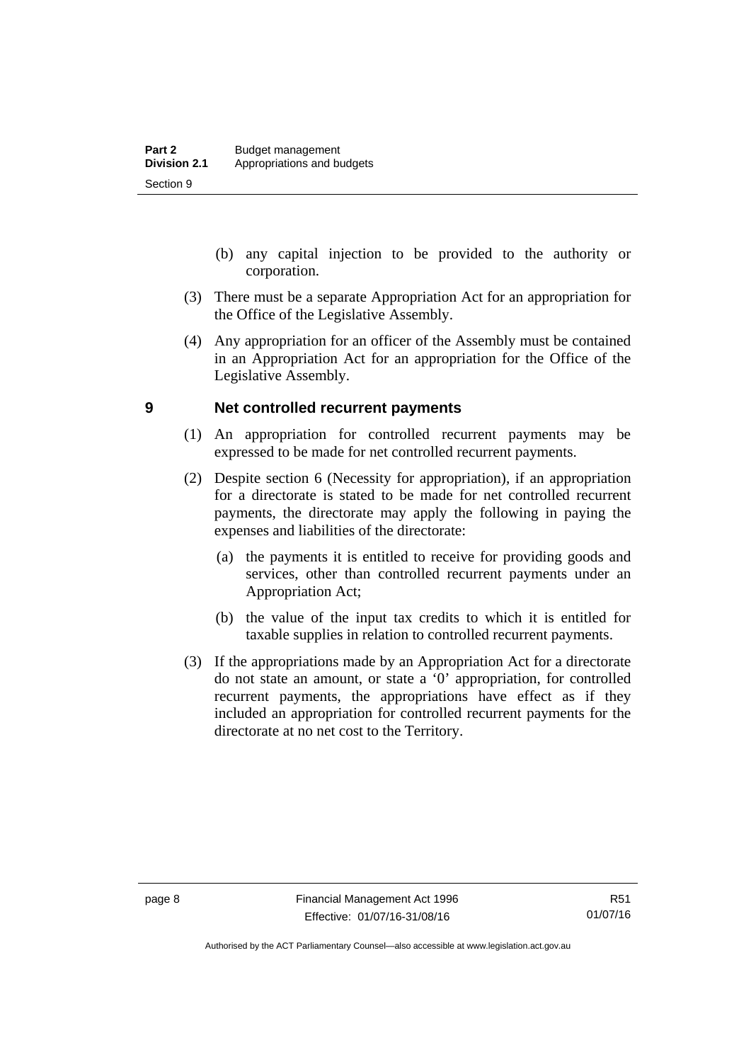(b) any capital injection to be provided to the authority or corporation.

(3) There must be a separate Appropriation Act for an appropriation for the Office of the Legislative Assembly.

(4) Any appropriation for an officer of the Assembly must be contained in an Appropriation Act for an appropriation for the Office of the Legislative Assembly.

## 9 Net controlled recurrent payments

(1) An appropriation for controlled recurrent payments may be expressed to be made for net controlled recurrent payments.

(2) Despite section 6 (Necessity for appropriation), if an appropriation for a directorate is stated to be made for net controlled recurrent payments, the directorate may apply the following in paying the expenses and liabilities of the directorate:

(a) the payments it is entitled to receive for providing goods and services, other than controlled recurrent payments under an Appropriation Act;

(b) the value of the input tax credits to which it is entitled for taxable supplies in relation to controlled recurrent payments.

(3) If the appropriations made by an Appropriation Act for a directorate do not state an amount, or state a '0' appropriation, for controlled recurrent payments, the appropriations have effect as if they included an appropriation for controlled recurrent payments for the directorate at no net cost to the Territory.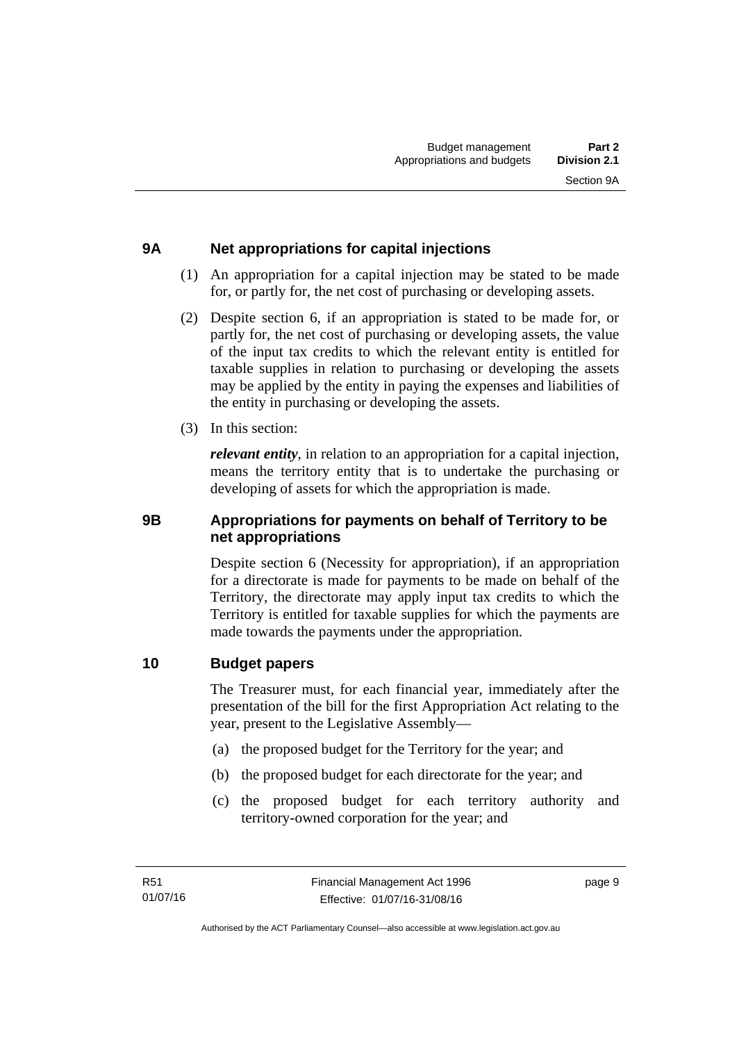## 9A Net appropriations for capital injections

(1) An appropriation for a capital injection may be stated to be made for, or partly for, the net cost of purchasing or developing assets.

(2) Despite section 6, if an appropriation is stated to be made for, or partly for, the net cost of purchasing or developing assets, the value of the input tax credits to which the relevant entity is entitled for taxable supplies in relation to purchasing or developing the assets may be applied by the entity in paying the expenses and liabilities of the entity in purchasing or developing the assets.

(3) In this section:

***relevant entity***, in relation to an appropriation for a capital injection, means the territory entity that is to undertake the purchasing or developing of assets for which the appropriation is made.

## 9B Appropriations for payments on behalf of Territory to be net appropriations

Despite section 6 (Necessity for appropriation), if an appropriation for a directorate is made for payments to be made on behalf of the Territory, the directorate may apply input tax credits to which the Territory is entitled for taxable supplies for which the payments are made towards the payments under the appropriation.

## 10 Budget papers

The Treasurer must, for each financial year, immediately after the presentation of the bill for the first Appropriation Act relating to the year, present to the Legislative Assembly—

(a) the proposed budget for the Territory for the year; and

(b) the proposed budget for each directorate for the year; and

(c) the proposed budget for each territory authority and territory-owned corporation for the year; and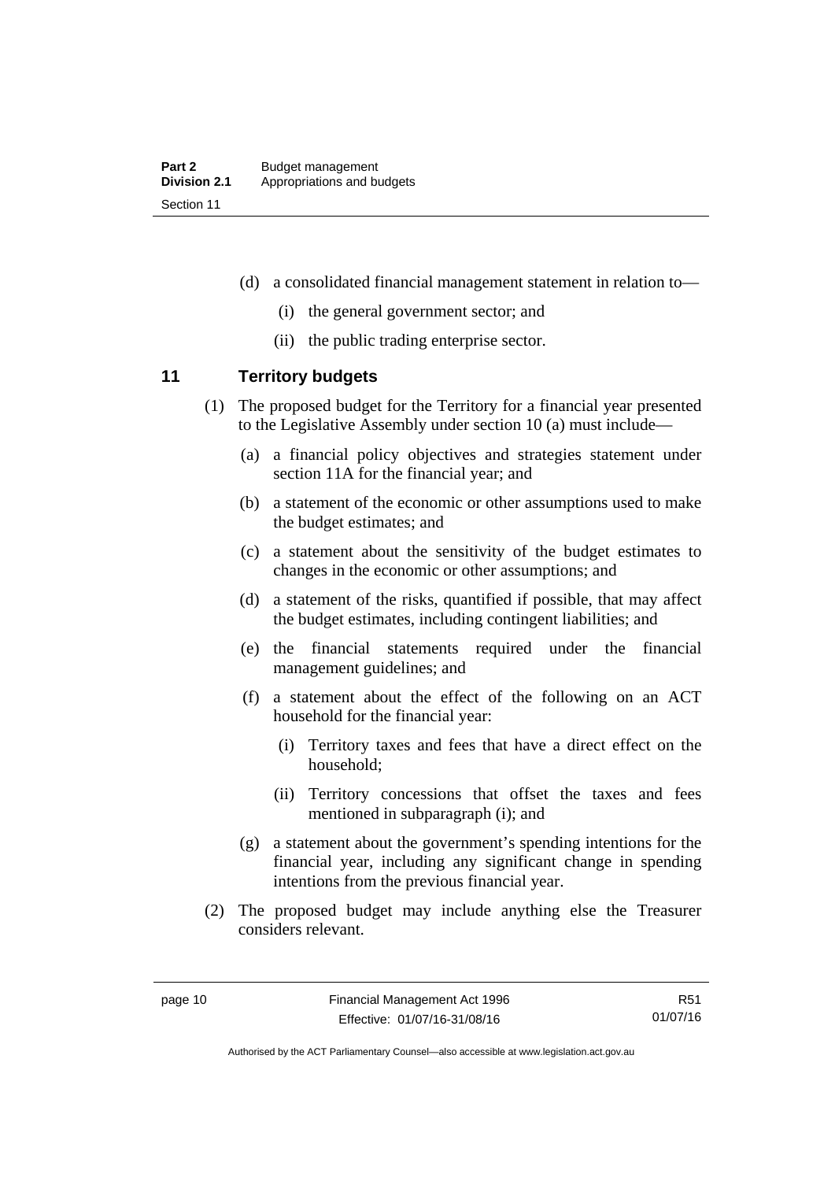(d) a consolidated financial management statement in relation to—

(i) the general government sector; and

(ii) the public trading enterprise sector.

## 11 Territory budgets

(1) The proposed budget for the Territory for a financial year presented to the Legislative Assembly under section 10 (a) must include—

(a) a financial policy objectives and strategies statement under section 11A for the financial year; and

(b) a statement of the economic or other assumptions used to make the budget estimates; and

(c) a statement about the sensitivity of the budget estimates to changes in the economic or other assumptions; and

(d) a statement of the risks, quantified if possible, that may affect the budget estimates, including contingent liabilities; and

(e) the financial statements required under the financial management guidelines; and

(f) a statement about the effect of the following on an ACT household for the financial year:

(i) Territory taxes and fees that have a direct effect on the household;

(ii) Territory concessions that offset the taxes and fees mentioned in subparagraph (i); and

(g) a statement about the government's spending intentions for the financial year, including any significant change in spending intentions from the previous financial year.

(2) The proposed budget may include anything else the Treasurer considers relevant.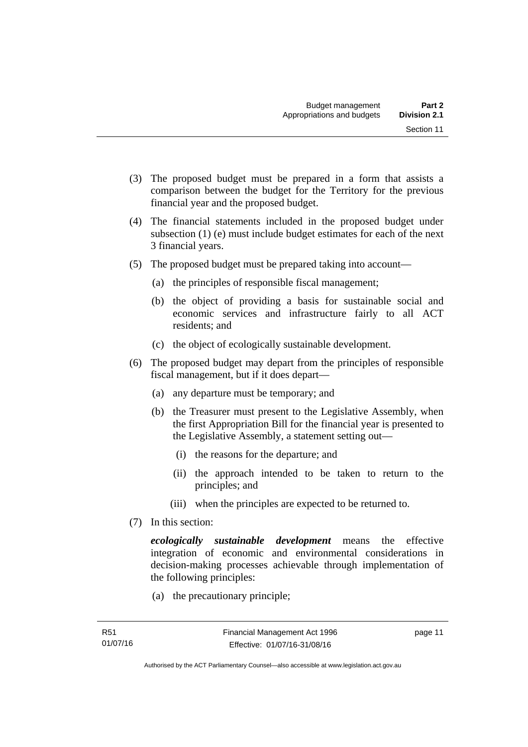(3) The proposed budget must be prepared in a form that assists a comparison between the budget for the Territory for the previous financial year and the proposed budget.

(4) The financial statements included in the proposed budget under subsection (1) (e) must include budget estimates for each of the next 3 financial years.

(5) The proposed budget must be prepared taking into account—

(a) the principles of responsible fiscal management;

(b) the object of providing a basis for sustainable social and economic services and infrastructure fairly to all ACT residents; and

(c) the object of ecologically sustainable development.

(6) The proposed budget may depart from the principles of responsible fiscal management, but if it does depart—

(a) any departure must be temporary; and

(b) the Treasurer must present to the Legislative Assembly, when the first Appropriation Bill for the financial year is presented to the Legislative Assembly, a statement setting out—

(i) the reasons for the departure; and

(ii) the approach intended to be taken to return to the principles; and

(iii) when the principles are expected to be returned to.

(7) In this section:

***ecologically sustainable development*** means the effective integration of economic and environmental considerations in decision-making processes achievable through implementation of the following principles:

(a) the precautionary principle;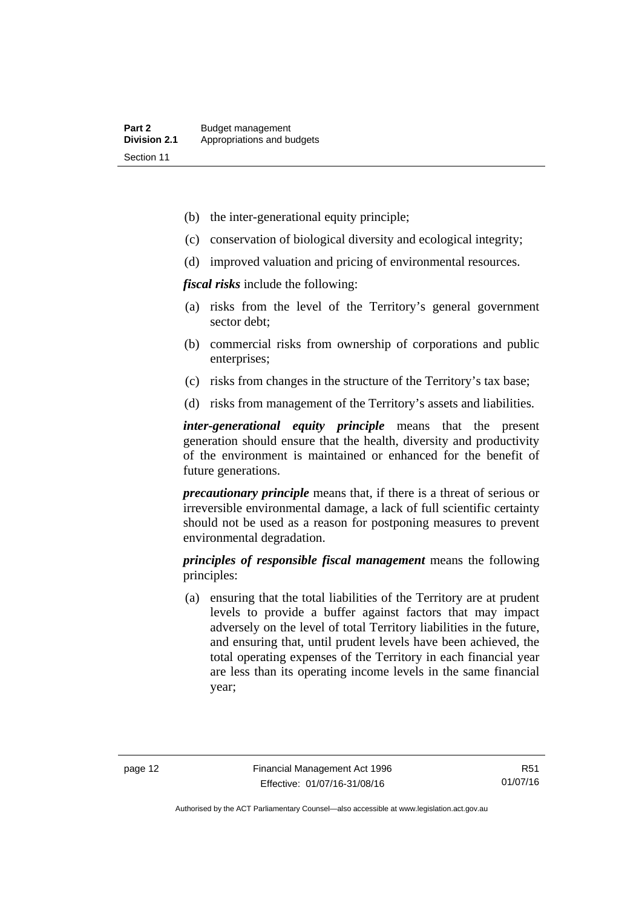(b) the inter-generational equity principle;

(c) conservation of biological diversity and ecological integrity;

(d) improved valuation and pricing of environmental resources.

***fiscal risks*** include the following:

(a) risks from the level of the Territory's general government sector debt;

(b) commercial risks from ownership of corporations and public enterprises;

(c) risks from changes in the structure of the Territory's tax base;

(d) risks from management of the Territory's assets and liabilities.

***inter-generational equity principle*** means that the present generation should ensure that the health, diversity and productivity of the environment is maintained or enhanced for the benefit of future generations.

***precautionary principle*** means that, if there is a threat of serious or irreversible environmental damage, a lack of full scientific certainty should not be used as a reason for postponing measures to prevent environmental degradation.

***principles of responsible fiscal management*** means the following principles:

(a) ensuring that the total liabilities of the Territory are at prudent levels to provide a buffer against factors that may impact adversely on the level of total Territory liabilities in the future, and ensuring that, until prudent levels have been achieved, the total operating expenses of the Territory in each financial year are less than its operating income levels in the same financial year;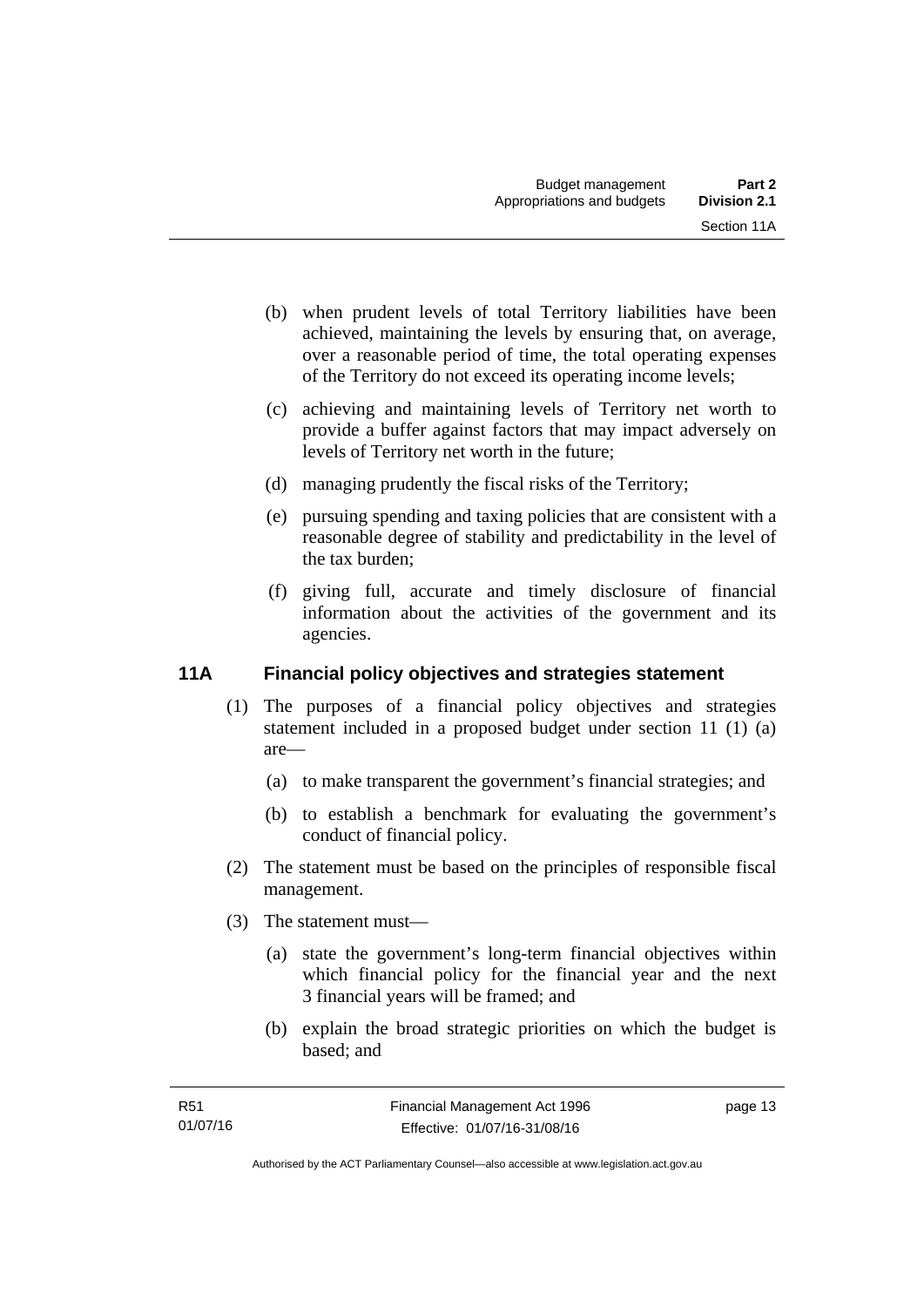(b) when prudent levels of total Territory liabilities have been achieved, maintaining the levels by ensuring that, on average, over a reasonable period of time, the total operating expenses of the Territory do not exceed its operating income levels;

(c) achieving and maintaining levels of Territory net worth to provide a buffer against factors that may impact adversely on levels of Territory net worth in the future;

(d) managing prudently the fiscal risks of the Territory;

(e) pursuing spending and taxing policies that are consistent with a reasonable degree of stability and predictability in the level of the tax burden;

(f) giving full, accurate and timely disclosure of financial information about the activities of the government and its agencies.

### 11A Financial policy objectives and strategies statement

(1) The purposes of a financial policy objectives and strategies statement included in a proposed budget under section 11 (1) (a) are—

(a) to make transparent the government's financial strategies; and

(b) to establish a benchmark for evaluating the government's conduct of financial policy.

(2) The statement must be based on the principles of responsible fiscal management.

(3) The statement must—

(a) state the government's long-term financial objectives within which financial policy for the financial year and the next 3 financial years will be framed; and

(b) explain the broad strategic priorities on which the budget is based; and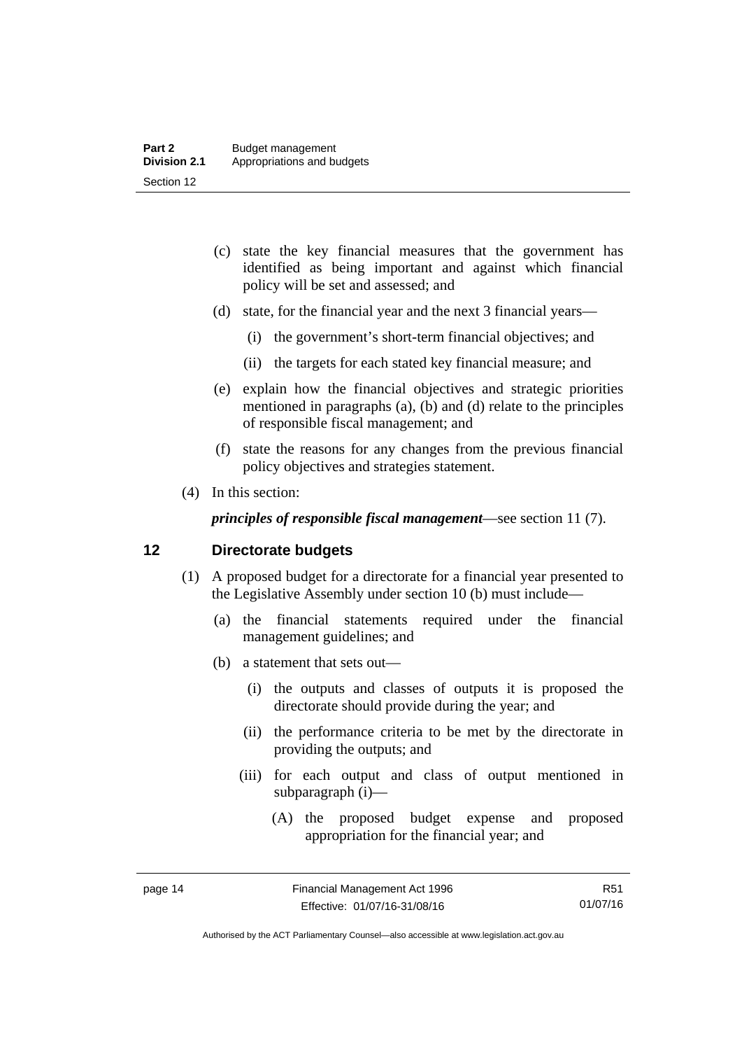(c) state the key financial measures that the government has identified as being important and against which financial policy will be set and assessed; and

(d) state, for the financial year and the next 3 financial years—

(i) the government's short-term financial objectives; and

(ii) the targets for each stated key financial measure; and

(e) explain how the financial objectives and strategic priorities mentioned in paragraphs (a), (b) and (d) relate to the principles of responsible fiscal management; and

(f) state the reasons for any changes from the previous financial policy objectives and strategies statement.

(4) In this section:

***principles of responsible fiscal management***—see section 11 (7).

## 12 Directorate budgets

(1) A proposed budget for a directorate for a financial year presented to the Legislative Assembly under section 10 (b) must include—

(a) the financial statements required under the financial management guidelines; and

(b) a statement that sets out—

(i) the outputs and classes of outputs it is proposed the directorate should provide during the year; and

(ii) the performance criteria to be met by the directorate in providing the outputs; and

(iii) for each output and class of output mentioned in subparagraph (i)—

(A) the proposed budget expense and proposed appropriation for the financial year; and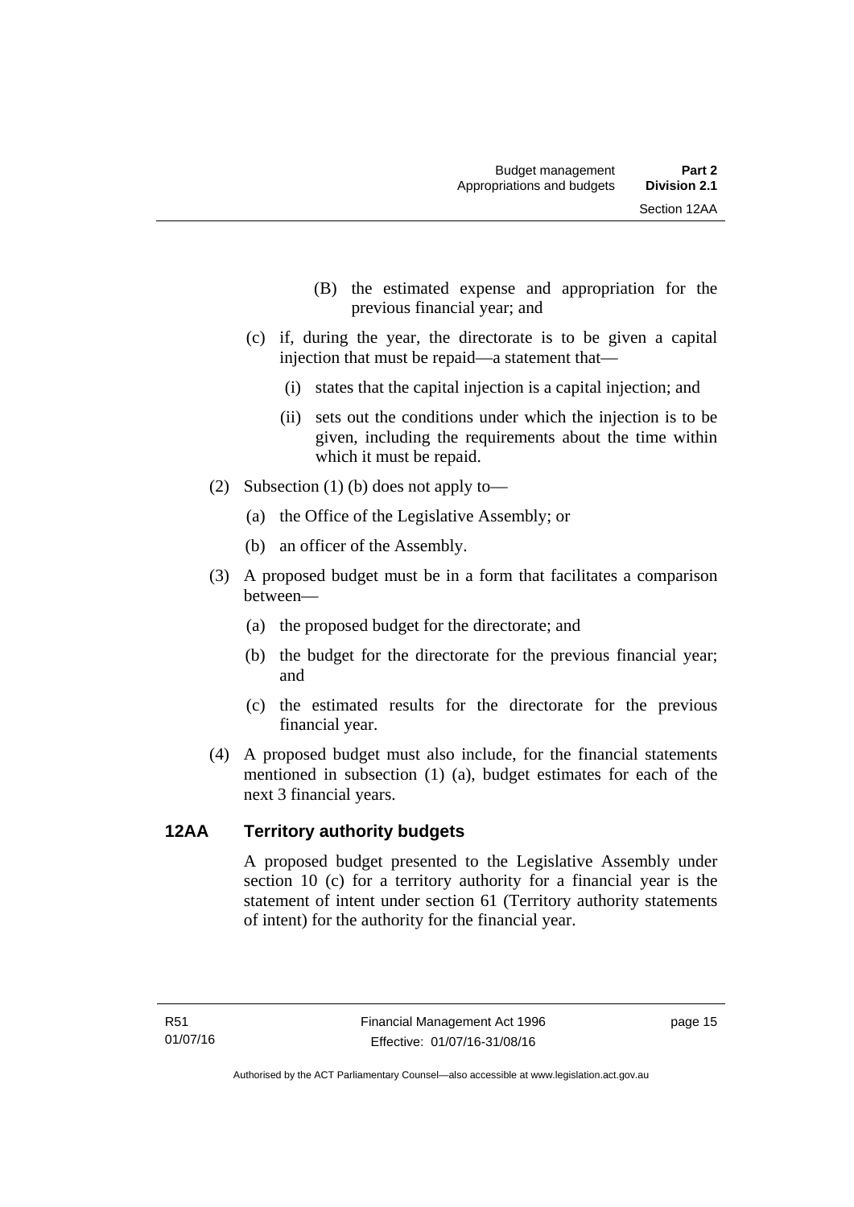(B) the estimated expense and appropriation for the previous financial year; and

(c) if, during the year, the directorate is to be given a capital injection that must be repaid—a statement that—

(i) states that the capital injection is a capital injection; and

(ii) sets out the conditions under which the injection is to be given, including the requirements about the time within which it must be repaid.

(2) Subsection (1) (b) does not apply to—

(a) the Office of the Legislative Assembly; or

(b) an officer of the Assembly.

(3) A proposed budget must be in a form that facilitates a comparison between—

(a) the proposed budget for the directorate; and

(b) the budget for the directorate for the previous financial year; and

(c) the estimated results for the directorate for the previous financial year.

(4) A proposed budget must also include, for the financial statements mentioned in subsection (1) (a), budget estimates for each of the next 3 financial years.

### 12AA Territory authority budgets

A proposed budget presented to the Legislative Assembly under section 10 (c) for a territory authority for a financial year is the statement of intent under section 61 (Territory authority statements of intent) for the authority for the financial year.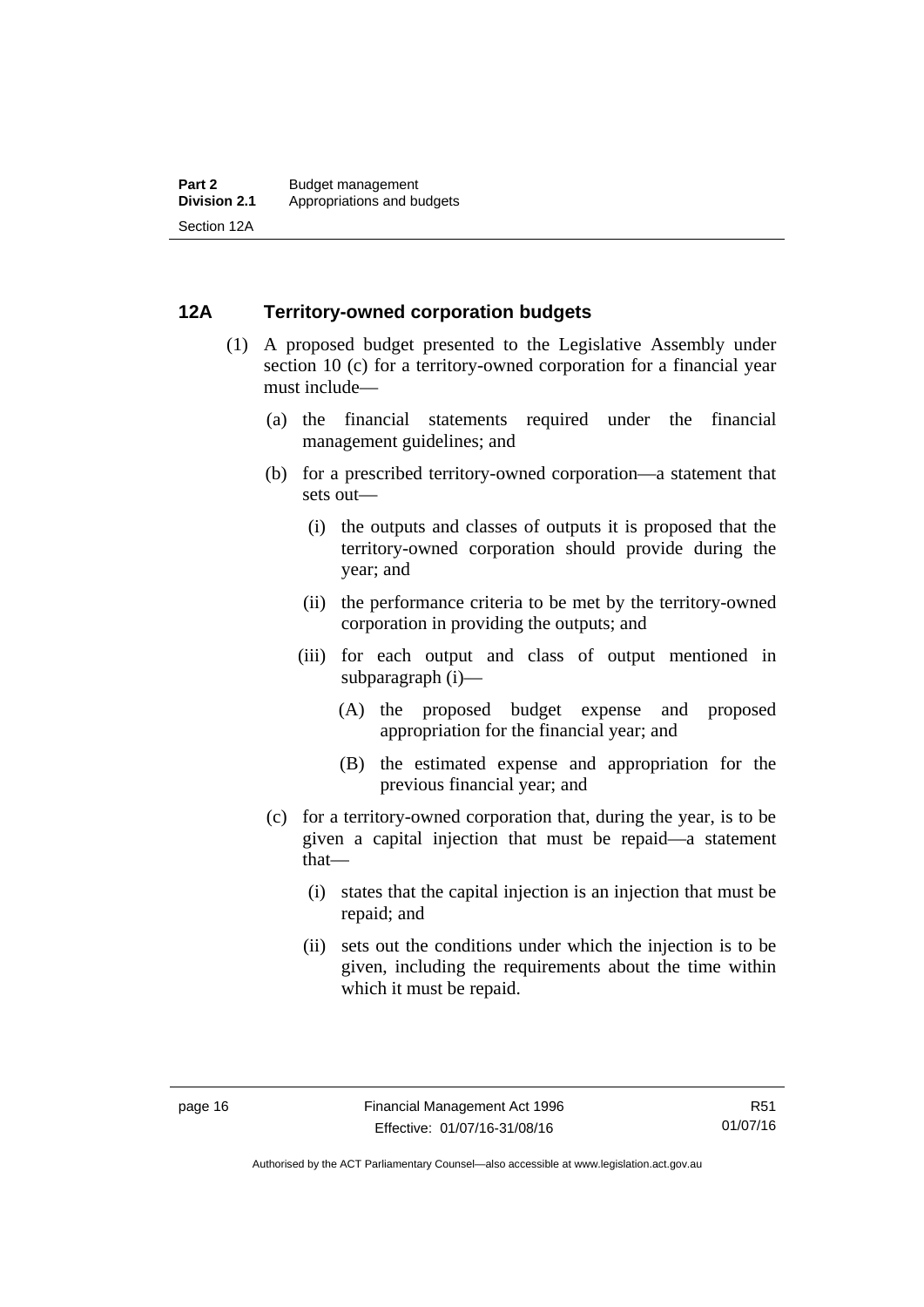## 12A Territory-owned corporation budgets

(1) A proposed budget presented to the Legislative Assembly under section 10 (c) for a territory-owned corporation for a financial year must include—

(a) the financial statements required under the financial management guidelines; and

(b) for a prescribed territory-owned corporation—a statement that sets out—

(i) the outputs and classes of outputs it is proposed that the territory-owned corporation should provide during the year; and

(ii) the performance criteria to be met by the territory-owned corporation in providing the outputs; and

(iii) for each output and class of output mentioned in subparagraph (i)—

(A) the proposed budget expense and proposed appropriation for the financial year; and

(B) the estimated expense and appropriation for the previous financial year; and

(c) for a territory-owned corporation that, during the year, is to be given a capital injection that must be repaid—a statement that—

(i) states that the capital injection is an injection that must be repaid; and

(ii) sets out the conditions under which the injection is to be given, including the requirements about the time within which it must be repaid.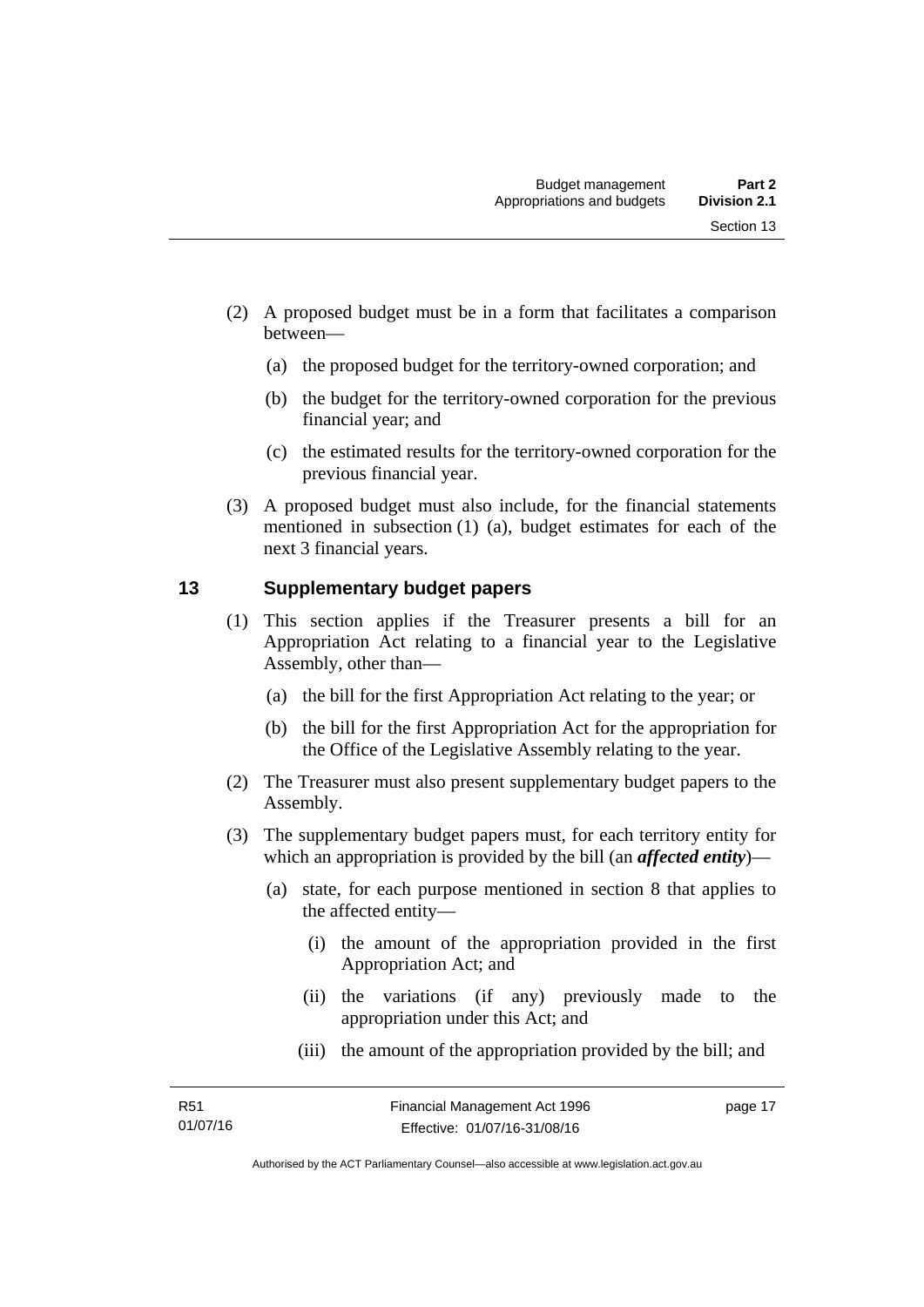(2) A proposed budget must be in a form that facilitates a comparison between—

(a) the proposed budget for the territory-owned corporation; and

(b) the budget for the territory-owned corporation for the previous financial year; and

(c) the estimated results for the territory-owned corporation for the previous financial year.

(3) A proposed budget must also include, for the financial statements mentioned in subsection (1) (a), budget estimates for each of the next 3 financial years.

## 13 Supplementary budget papers

(1) This section applies if the Treasurer presents a bill for an Appropriation Act relating to a financial year to the Legislative Assembly, other than—

(a) the bill for the first Appropriation Act relating to the year; or

(b) the bill for the first Appropriation Act for the appropriation for the Office of the Legislative Assembly relating to the year.

(2) The Treasurer must also present supplementary budget papers to the Assembly.

(3) The supplementary budget papers must, for each territory entity for which an appropriation is provided by the bill (an ***affected entity***)—

(a) state, for each purpose mentioned in section 8 that applies to the affected entity—

(i) the amount of the appropriation provided in the first Appropriation Act; and

(ii) the variations (if any) previously made to the appropriation under this Act; and

(iii) the amount of the appropriation provided by the bill; and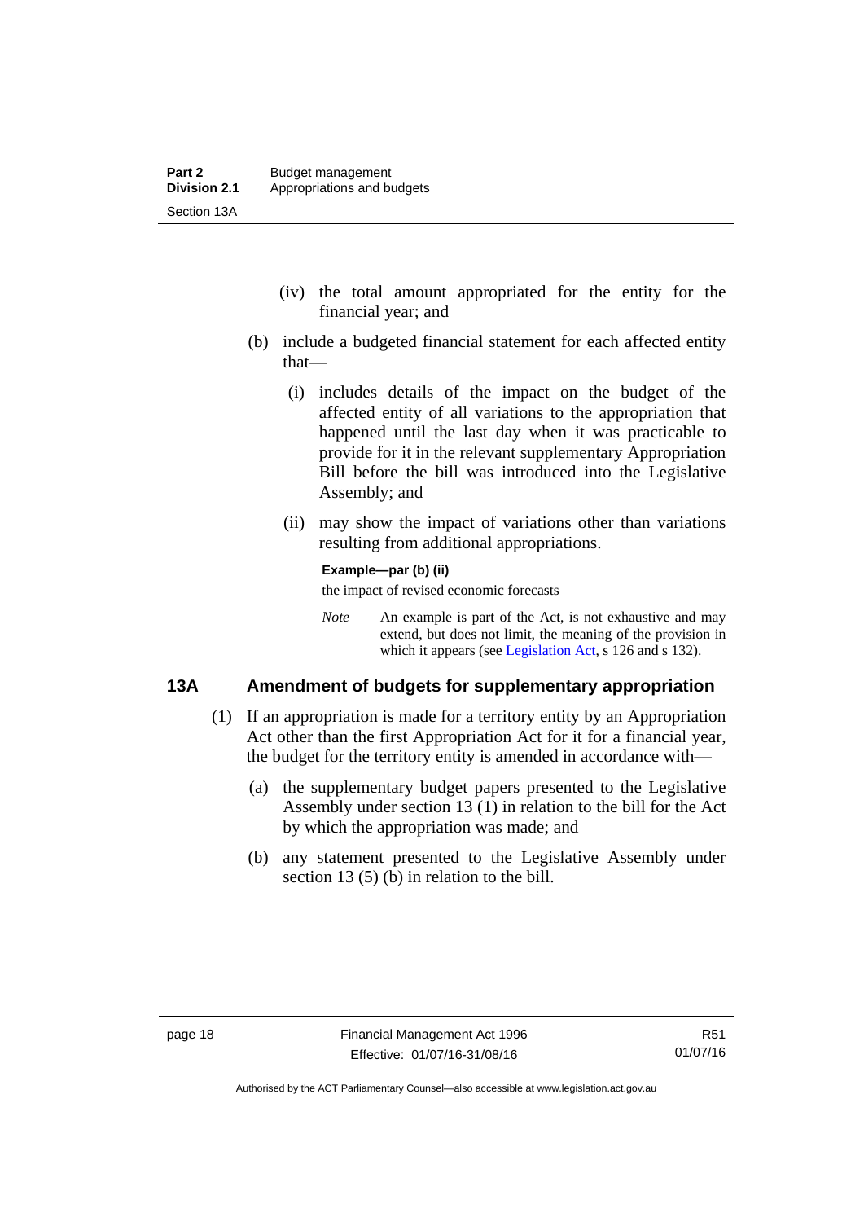(iv) the total amount appropriated for the entity for the financial year; and

(b) include a budgeted financial statement for each affected entity that—

(i) includes details of the impact on the budget of the affected entity of all variations to the appropriation that happened until the last day when it was practicable to provide for it in the relevant supplementary Appropriation Bill before the bill was introduced into the Legislative Assembly; and

(ii) may show the impact of variations other than variations resulting from additional appropriations.

**Example—par (b) (ii)**

the impact of revised economic forecasts

*Note* An example is part of the Act, is not exhaustive and may extend, but does not limit, the meaning of the provision in which it appears (see Legislation Act, s 126 and s 132).

## 13A Amendment of budgets for supplementary appropriation

(1) If an appropriation is made for a territory entity by an Appropriation Act other than the first Appropriation Act for it for a financial year, the budget for the territory entity is amended in accordance with—

(a) the supplementary budget papers presented to the Legislative Assembly under section 13 (1) in relation to the bill for the Act by which the appropriation was made; and

(b) any statement presented to the Legislative Assembly under section 13 (5) (b) in relation to the bill.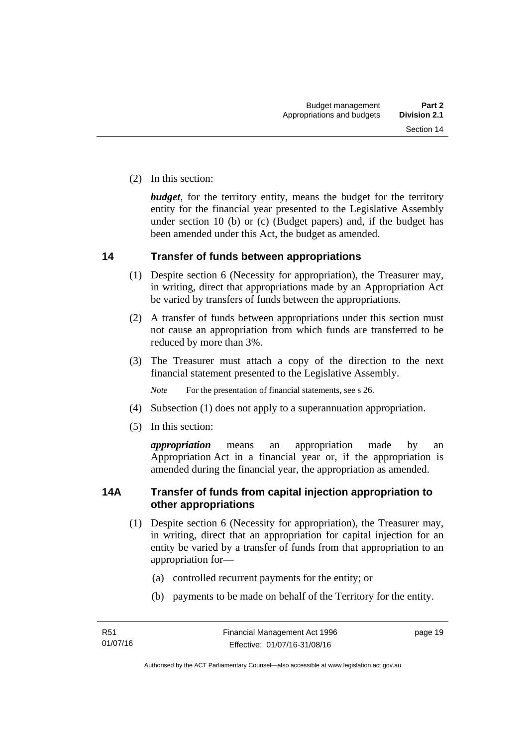(2) In this section:

***budget***, for the territory entity, means the budget for the territory entity for the financial year presented to the Legislative Assembly under section 10 (b) or (c) (Budget papers) and, if the budget has been amended under this Act, the budget as amended.

## 14 Transfer of funds between appropriations

(1) Despite section 6 (Necessity for appropriation), the Treasurer may, in writing, direct that appropriations made by an Appropriation Act be varied by transfers of funds between the appropriations.

(2) A transfer of funds between appropriations under this section must not cause an appropriation from which funds are transferred to be reduced by more than 3%.

(3) The Treasurer must attach a copy of the direction to the next financial statement presented to the Legislative Assembly.

*Note* For the presentation of financial statements, see s 26.

(4) Subsection (1) does not apply to a superannuation appropriation.

(5) In this section:

***appropriation*** means an appropriation made by an Appropriation Act in a financial year or, if the appropriation is amended during the financial year, the appropriation as amended.

## 14A Transfer of funds from capital injection appropriation to other appropriations

(1) Despite section 6 (Necessity for appropriation), the Treasurer may, in writing, direct that an appropriation for capital injection for an entity be varied by a transfer of funds from that appropriation to an appropriation for—

(a) controlled recurrent payments for the entity; or

(b) payments to be made on behalf of the Territory for the entity.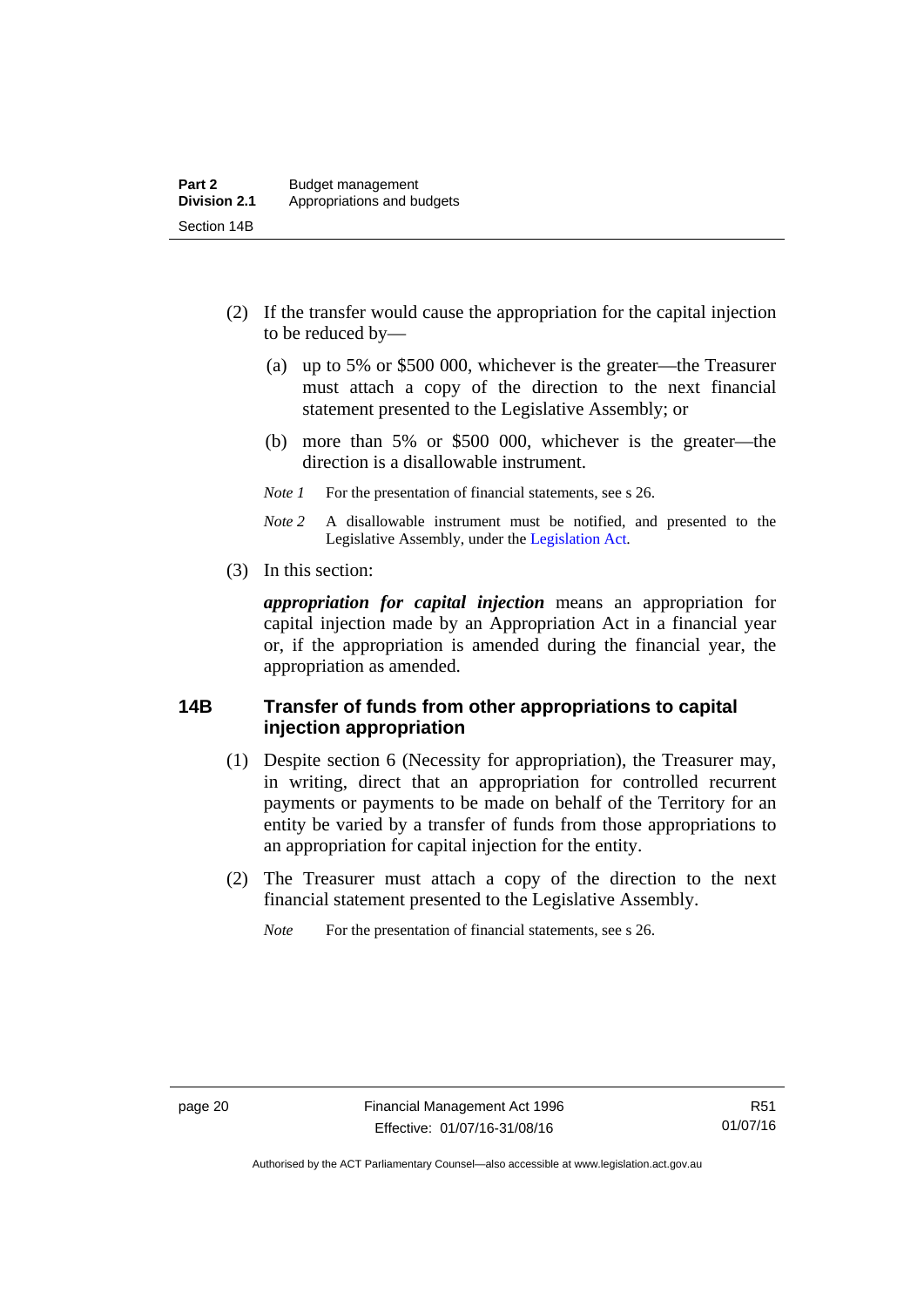(2) If the transfer would cause the appropriation for the capital injection to be reduced by—

(a) up to 5% or $500 000, whichever is the greater—the Treasurer must attach a copy of the direction to the next financial statement presented to the Legislative Assembly; or

(b) more than 5% or $500 000, whichever is the greater—the direction is a disallowable instrument.

*Note 1* For the presentation of financial statements, see s 26.

*Note 2* A disallowable instrument must be notified, and presented to the Legislative Assembly, under the Legislation Act.

(3) In this section:

***appropriation for capital injection*** means an appropriation for capital injection made by an Appropriation Act in a financial year or, if the appropriation is amended during the financial year, the appropriation as amended.

## 14B Transfer of funds from other appropriations to capital injection appropriation

(1) Despite section 6 (Necessity for appropriation), the Treasurer may, in writing, direct that an appropriation for controlled recurrent payments or payments to be made on behalf of the Territory for an entity be varied by a transfer of funds from those appropriations to an appropriation for capital injection for the entity.

(2) The Treasurer must attach a copy of the direction to the next financial statement presented to the Legislative Assembly.

*Note* For the presentation of financial statements, see s 26.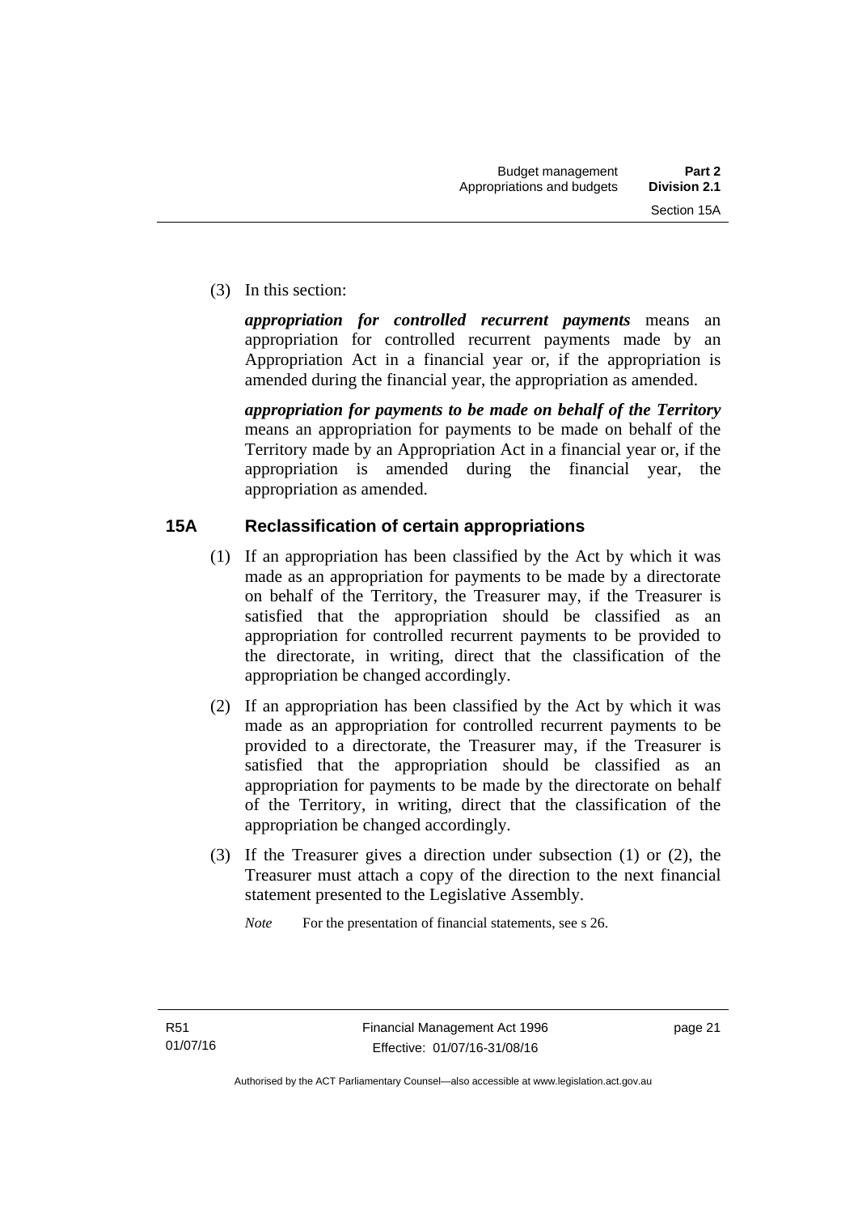(3) In this section:

***appropriation for controlled recurrent payments*** means an appropriation for controlled recurrent payments made by an Appropriation Act in a financial year or, if the appropriation is amended during the financial year, the appropriation as amended.

***appropriation for payments to be made on behalf of the Territory*** means an appropriation for payments to be made on behalf of the Territory made by an Appropriation Act in a financial year or, if the appropriation is amended during the financial year, the appropriation as amended.

## 15A Reclassification of certain appropriations

(1) If an appropriation has been classified by the Act by which it was made as an appropriation for payments to be made by a directorate on behalf of the Territory, the Treasurer may, if the Treasurer is satisfied that the appropriation should be classified as an appropriation for controlled recurrent payments to be provided to the directorate, in writing, direct that the classification of the appropriation be changed accordingly.

(2) If an appropriation has been classified by the Act by which it was made as an appropriation for controlled recurrent payments to be provided to a directorate, the Treasurer may, if the Treasurer is satisfied that the appropriation should be classified as an appropriation for payments to be made by the directorate on behalf of the Territory, in writing, direct that the classification of the appropriation be changed accordingly.

(3) If the Treasurer gives a direction under subsection (1) or (2), the Treasurer must attach a copy of the direction to the next financial statement presented to the Legislative Assembly.

*Note* For the presentation of financial statements, see s 26.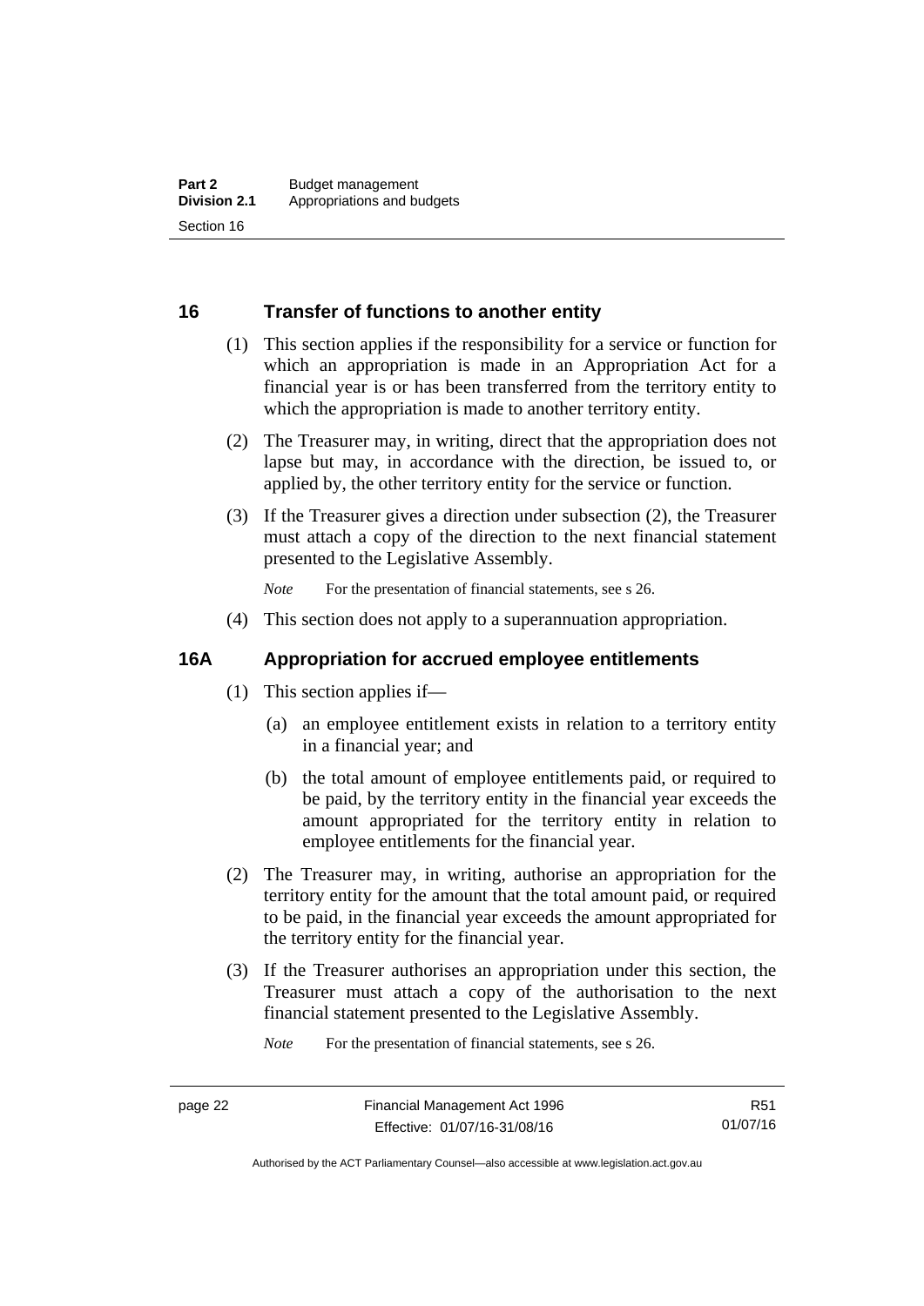## 16 Transfer of functions to another entity

(1) This section applies if the responsibility for a service or function for which an appropriation is made in an Appropriation Act for a financial year is or has been transferred from the territory entity to which the appropriation is made to another territory entity.

(2) The Treasurer may, in writing, direct that the appropriation does not lapse but may, in accordance with the direction, be issued to, or applied by, the other territory entity for the service or function.

(3) If the Treasurer gives a direction under subsection (2), the Treasurer must attach a copy of the direction to the next financial statement presented to the Legislative Assembly.

*Note* For the presentation of financial statements, see s 26.

(4) This section does not apply to a superannuation appropriation.

## 16A Appropriation for accrued employee entitlements

(1) This section applies if—

(a) an employee entitlement exists in relation to a territory entity in a financial year; and

(b) the total amount of employee entitlements paid, or required to be paid, by the territory entity in the financial year exceeds the amount appropriated for the territory entity in relation to employee entitlements for the financial year.

(2) The Treasurer may, in writing, authorise an appropriation for the territory entity for the amount that the total amount paid, or required to be paid, in the financial year exceeds the amount appropriated for the territory entity for the financial year.

(3) If the Treasurer authorises an appropriation under this section, the Treasurer must attach a copy of the authorisation to the next financial statement presented to the Legislative Assembly.

*Note* For the presentation of financial statements, see s 26.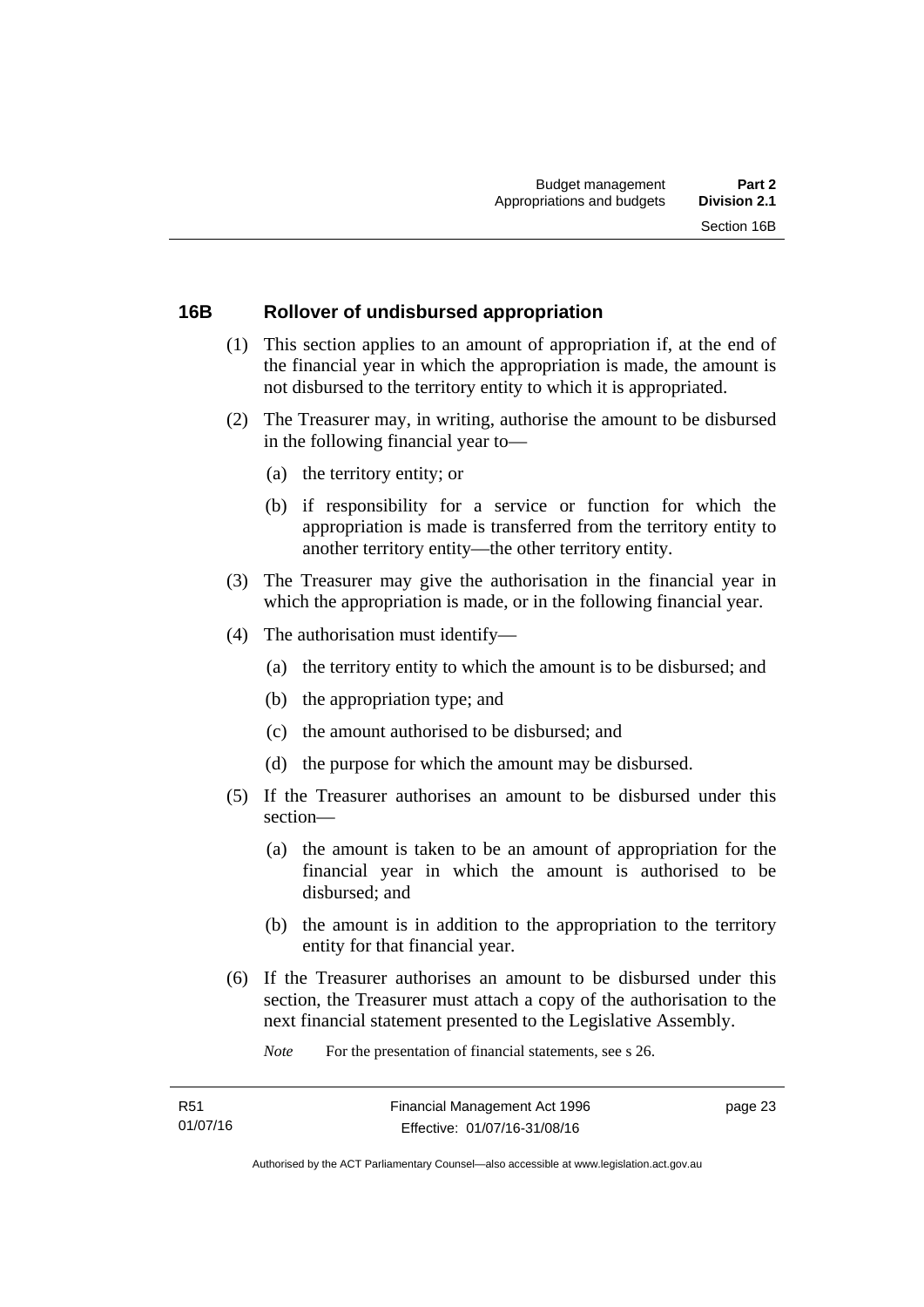## 16B Rollover of undisbursed appropriation

(1) This section applies to an amount of appropriation if, at the end of the financial year in which the appropriation is made, the amount is not disbursed to the territory entity to which it is appropriated.

(2) The Treasurer may, in writing, authorise the amount to be disbursed in the following financial year to—

(a) the territory entity; or

(b) if responsibility for a service or function for which the appropriation is made is transferred from the territory entity to another territory entity—the other territory entity.

(3) The Treasurer may give the authorisation in the financial year in which the appropriation is made, or in the following financial year.

(4) The authorisation must identify—

(a) the territory entity to which the amount is to be disbursed; and

(b) the appropriation type; and

(c) the amount authorised to be disbursed; and

(d) the purpose for which the amount may be disbursed.

(5) If the Treasurer authorises an amount to be disbursed under this section—

(a) the amount is taken to be an amount of appropriation for the financial year in which the amount is authorised to be disbursed; and

(b) the amount is in addition to the appropriation to the territory entity for that financial year.

(6) If the Treasurer authorises an amount to be disbursed under this section, the Treasurer must attach a copy of the authorisation to the next financial statement presented to the Legislative Assembly.

*Note* For the presentation of financial statements, see s 26.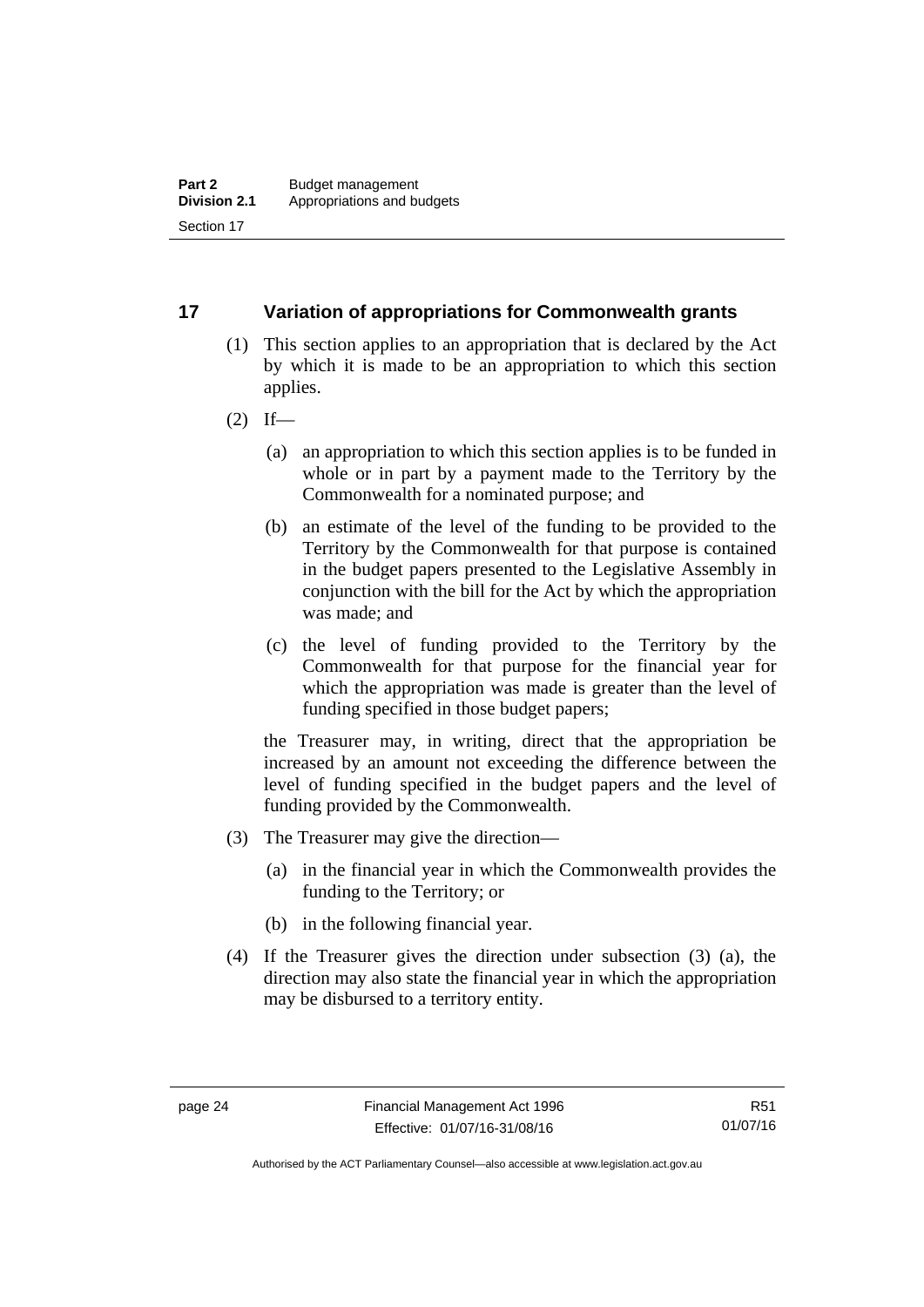## 17 Variation of appropriations for Commonwealth grants

(1) This section applies to an appropriation that is declared by the Act by which it is made to be an appropriation to which this section applies.

(2) If—

(a) an appropriation to which this section applies is to be funded in whole or in part by a payment made to the Territory by the Commonwealth for a nominated purpose; and

(b) an estimate of the level of the funding to be provided to the Territory by the Commonwealth for that purpose is contained in the budget papers presented to the Legislative Assembly in conjunction with the bill for the Act by which the appropriation was made; and

(c) the level of funding provided to the Territory by the Commonwealth for that purpose for the financial year for which the appropriation was made is greater than the level of funding specified in those budget papers;

the Treasurer may, in writing, direct that the appropriation be increased by an amount not exceeding the difference between the level of funding specified in the budget papers and the level of funding provided by the Commonwealth.

(3) The Treasurer may give the direction—

(a) in the financial year in which the Commonwealth provides the funding to the Territory; or

(b) in the following financial year.

(4) If the Treasurer gives the direction under subsection (3) (a), the direction may also state the financial year in which the appropriation may be disbursed to a territory entity.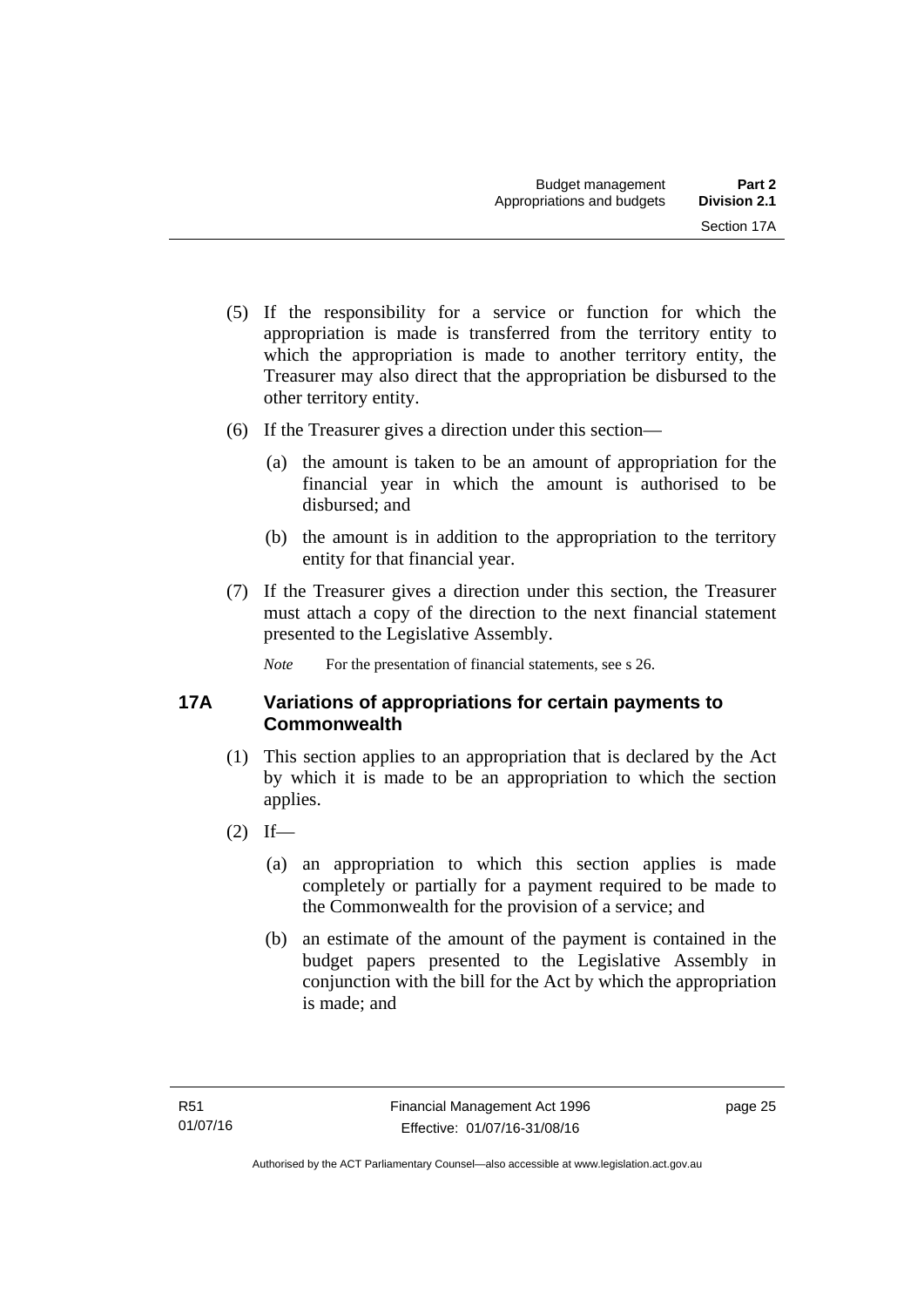(5) If the responsibility for a service or function for which the appropriation is made is transferred from the territory entity to which the appropriation is made to another territory entity, the Treasurer may also direct that the appropriation be disbursed to the other territory entity.

(6) If the Treasurer gives a direction under this section—

(a) the amount is taken to be an amount of appropriation for the financial year in which the amount is authorised to be disbursed; and

(b) the amount is in addition to the appropriation to the territory entity for that financial year.

(7) If the Treasurer gives a direction under this section, the Treasurer must attach a copy of the direction to the next financial statement presented to the Legislative Assembly.

*Note* For the presentation of financial statements, see s 26.

## 17A Variations of appropriations for certain payments to Commonwealth

(1) This section applies to an appropriation that is declared by the Act by which it is made to be an appropriation to which the section applies.

(2) If—

(a) an appropriation to which this section applies is made completely or partially for a payment required to be made to the Commonwealth for the provision of a service; and

(b) an estimate of the amount of the payment is contained in the budget papers presented to the Legislative Assembly in conjunction with the bill for the Act by which the appropriation is made; and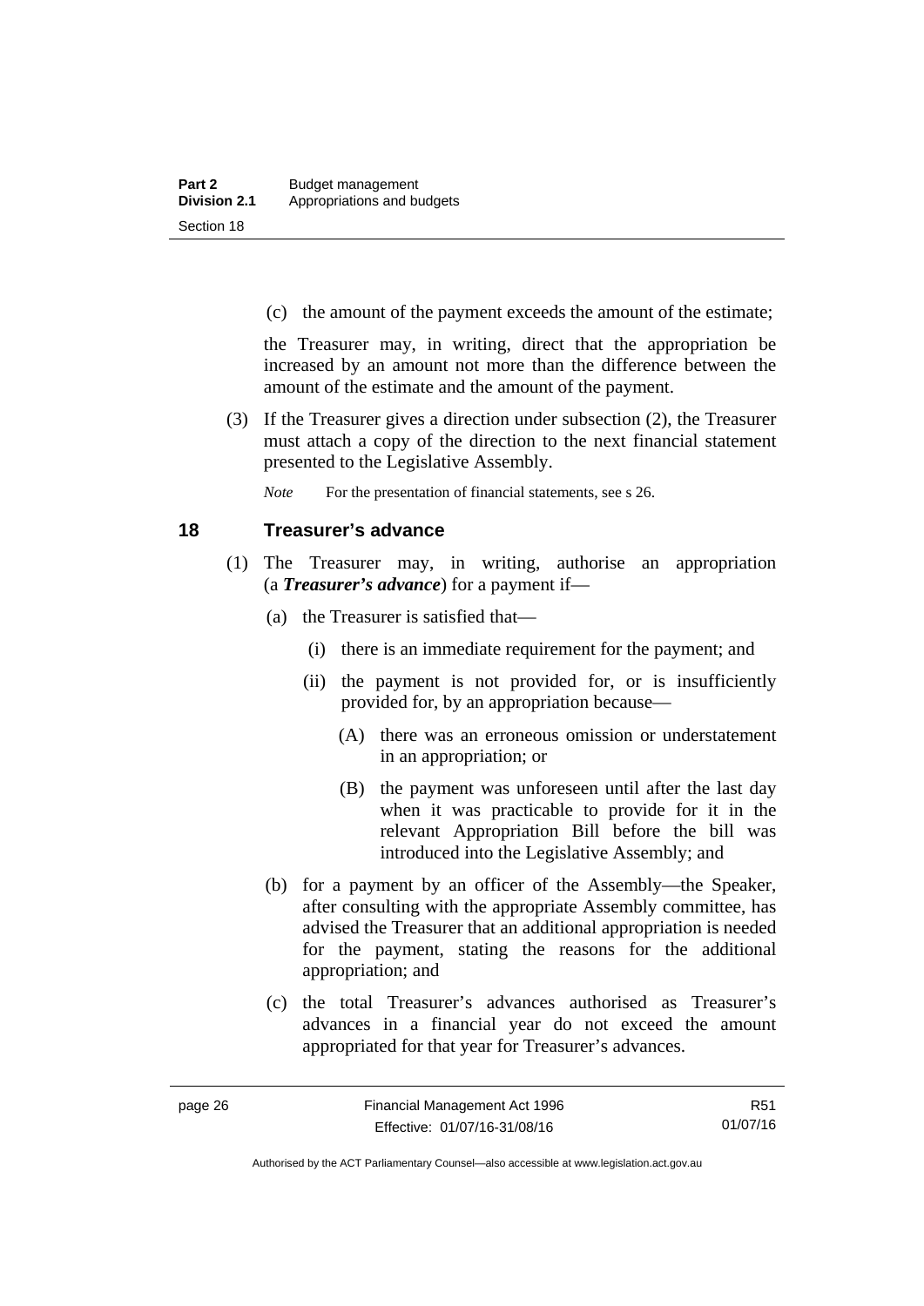(c) the amount of the payment exceeds the amount of the estimate;

the Treasurer may, in writing, direct that the appropriation be increased by an amount not more than the difference between the amount of the estimate and the amount of the payment.

(3) If the Treasurer gives a direction under subsection (2), the Treasurer must attach a copy of the direction to the next financial statement presented to the Legislative Assembly.

*Note* For the presentation of financial statements, see s 26.

## 18 Treasurer's advance

(1) The Treasurer may, in writing, authorise an appropriation (a ***Treasurer's advance***) for a payment if—

(a) the Treasurer is satisfied that—

(i) there is an immediate requirement for the payment; and

(ii) the payment is not provided for, or is insufficiently provided for, by an appropriation because—

(A) there was an erroneous omission or understatement in an appropriation; or

(B) the payment was unforeseen until after the last day when it was practicable to provide for it in the relevant Appropriation Bill before the bill was introduced into the Legislative Assembly; and

(b) for a payment by an officer of the Assembly—the Speaker, after consulting with the appropriate Assembly committee, has advised the Treasurer that an additional appropriation is needed for the payment, stating the reasons for the additional appropriation; and

(c) the total Treasurer's advances authorised as Treasurer's advances in a financial year do not exceed the amount appropriated for that year for Treasurer's advances.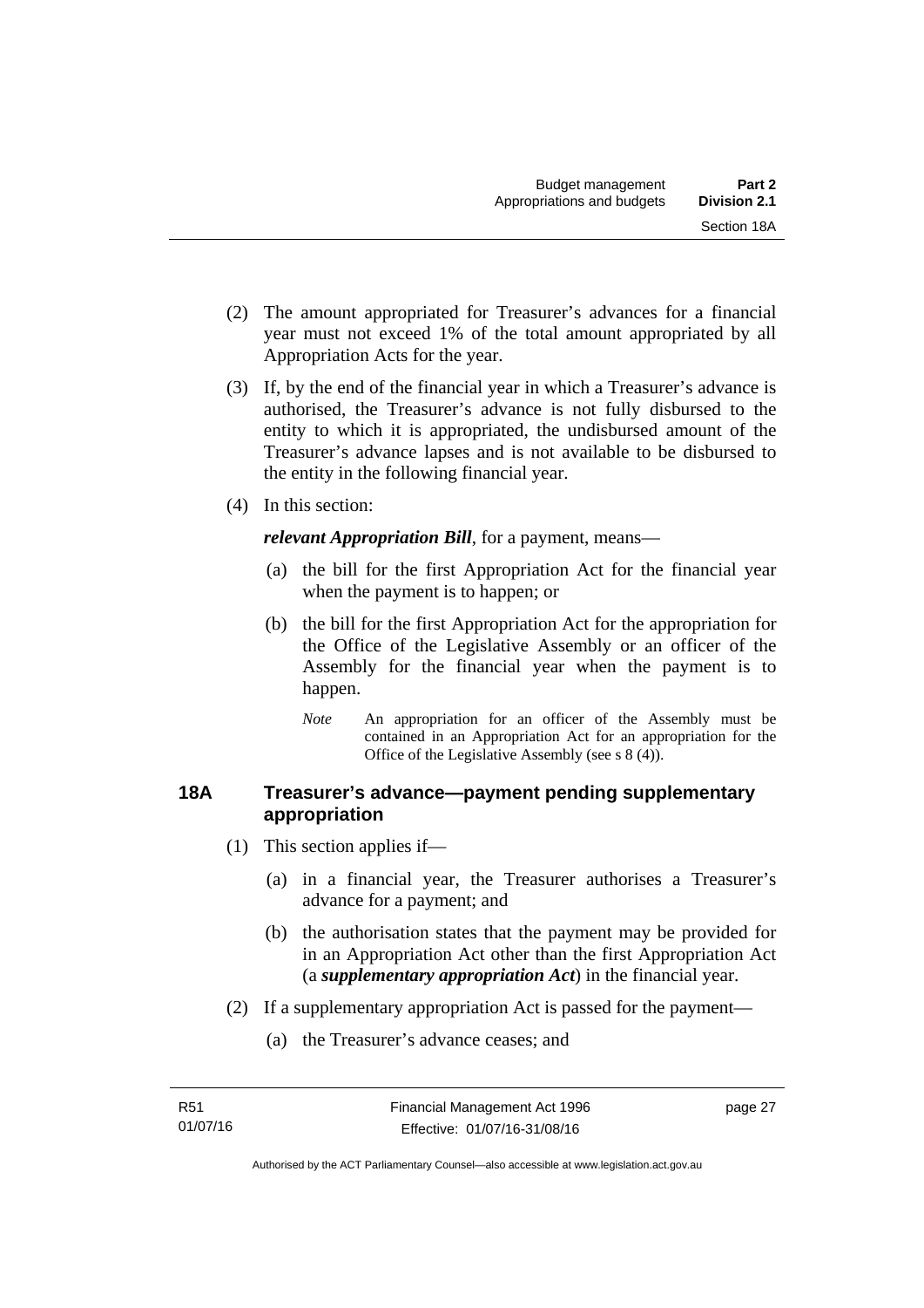(2) The amount appropriated for Treasurer's advances for a financial year must not exceed 1% of the total amount appropriated by all Appropriation Acts for the year.

(3) If, by the end of the financial year in which a Treasurer's advance is authorised, the Treasurer's advance is not fully disbursed to the entity to which it is appropriated, the undisbursed amount of the Treasurer's advance lapses and is not available to be disbursed to the entity in the following financial year.

(4) In this section:

***relevant Appropriation Bill***, for a payment, means—

(a) the bill for the first Appropriation Act for the financial year when the payment is to happen; or

(b) the bill for the first Appropriation Act for the appropriation for the Office of the Legislative Assembly or an officer of the Assembly for the financial year when the payment is to happen.

*Note* An appropriation for an officer of the Assembly must be contained in an Appropriation Act for an appropriation for the Office of the Legislative Assembly (see s 8 (4)).

### 18A Treasurer's advance—payment pending supplementary appropriation

(1) This section applies if—

(a) in a financial year, the Treasurer authorises a Treasurer's advance for a payment; and

(b) the authorisation states that the payment may be provided for in an Appropriation Act other than the first Appropriation Act (a ***supplementary appropriation Act***) in the financial year.

(2) If a supplementary appropriation Act is passed for the payment—

(a) the Treasurer's advance ceases; and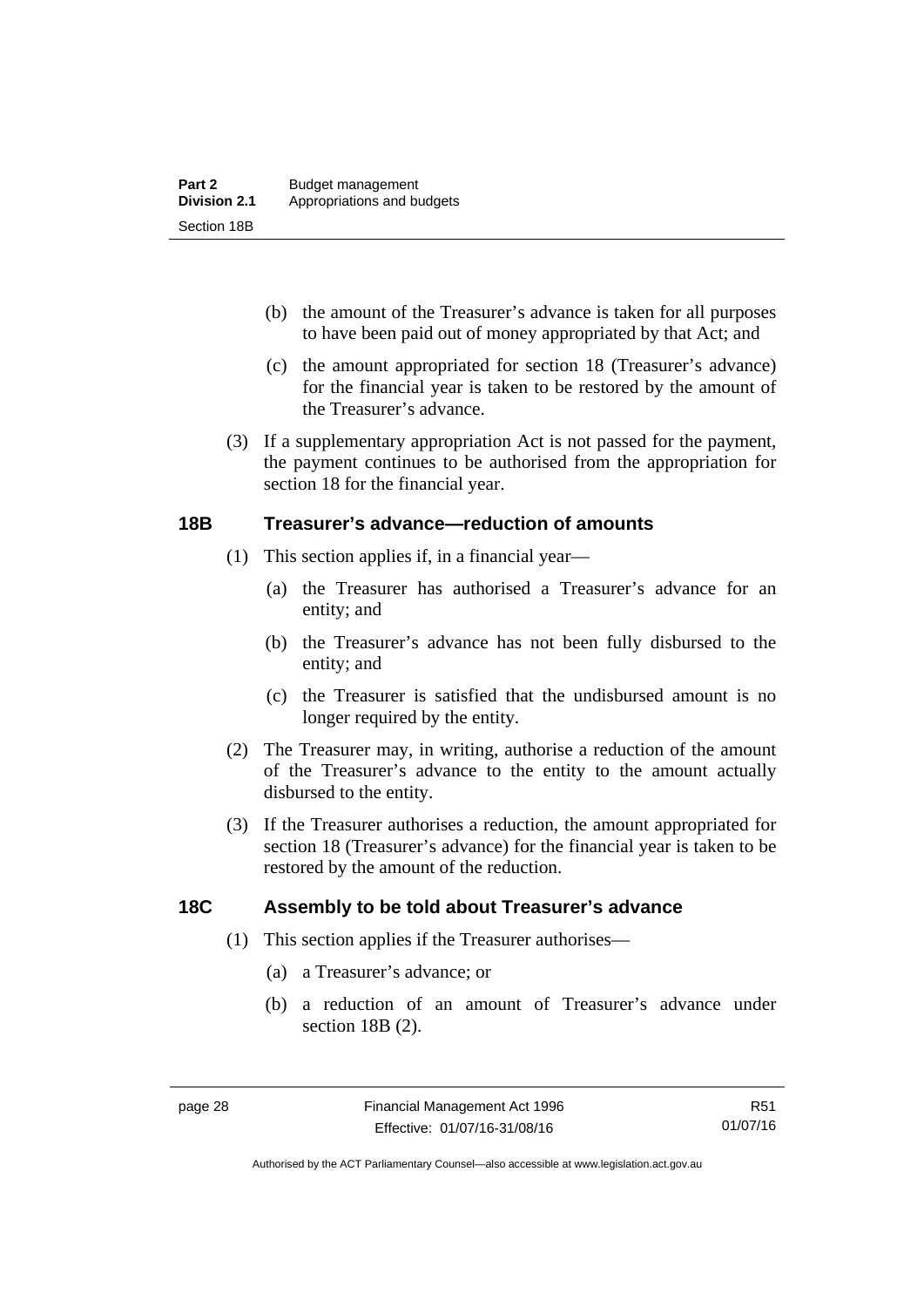(b) the amount of the Treasurer's advance is taken for all purposes to have been paid out of money appropriated by that Act; and

(c) the amount appropriated for section 18 (Treasurer's advance) for the financial year is taken to be restored by the amount of the Treasurer's advance.

(3) If a supplementary appropriation Act is not passed for the payment, the payment continues to be authorised from the appropriation for section 18 for the financial year.

## 18B Treasurer's advance—reduction of amounts

(1) This section applies if, in a financial year—

(a) the Treasurer has authorised a Treasurer's advance for an entity; and

(b) the Treasurer's advance has not been fully disbursed to the entity; and

(c) the Treasurer is satisfied that the undisbursed amount is no longer required by the entity.

(2) The Treasurer may, in writing, authorise a reduction of the amount of the Treasurer's advance to the entity to the amount actually disbursed to the entity.

(3) If the Treasurer authorises a reduction, the amount appropriated for section 18 (Treasurer's advance) for the financial year is taken to be restored by the amount of the reduction.

## 18C Assembly to be told about Treasurer's advance

(1) This section applies if the Treasurer authorises—

(a) a Treasurer's advance; or

(b) a reduction of an amount of Treasurer's advance under section 18B (2).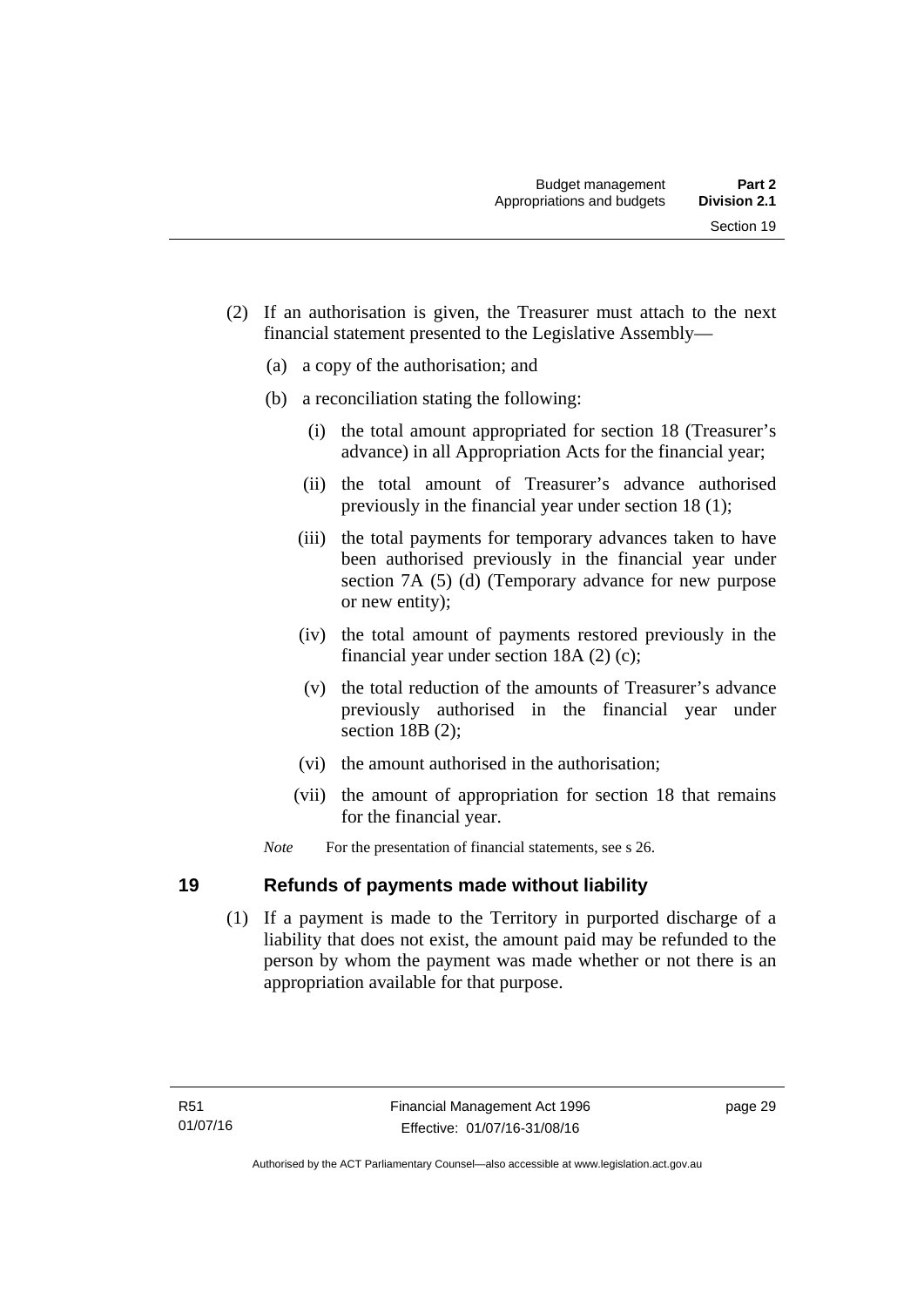(2) If an authorisation is given, the Treasurer must attach to the next financial statement presented to the Legislative Assembly—

(a) a copy of the authorisation; and

(b) a reconciliation stating the following:

(i) the total amount appropriated for section 18 (Treasurer's advance) in all Appropriation Acts for the financial year;

(ii) the total amount of Treasurer's advance authorised previously in the financial year under section 18 (1);

(iii) the total payments for temporary advances taken to have been authorised previously in the financial year under section 7A (5) (d) (Temporary advance for new purpose or new entity);

(iv) the total amount of payments restored previously in the financial year under section 18A (2) (c);

(v) the total reduction of the amounts of Treasurer's advance previously authorised in the financial year under section 18B (2);

(vi) the amount authorised in the authorisation;

(vii) the amount of appropriation for section 18 that remains for the financial year.

*Note* For the presentation of financial statements, see s 26.

## 19 Refunds of payments made without liability

(1) If a payment is made to the Territory in purported discharge of a liability that does not exist, the amount paid may be refunded to the person by whom the payment was made whether or not there is an appropriation available for that purpose.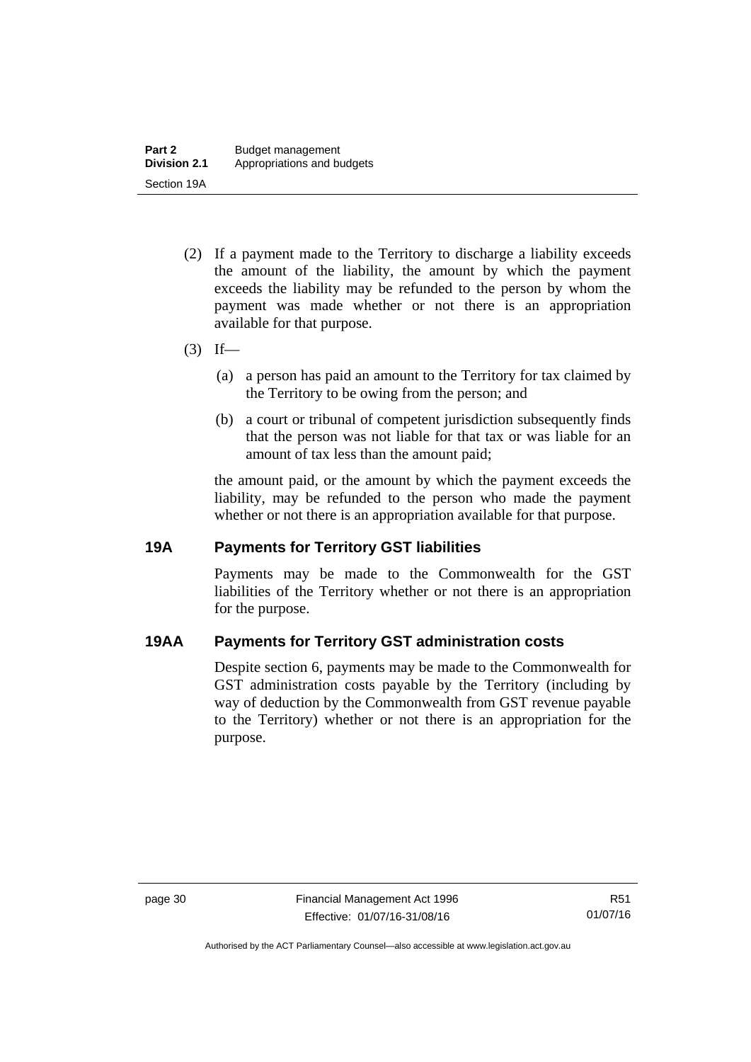(2) If a payment made to the Territory to discharge a liability exceeds the amount of the liability, the amount by which the payment exceeds the liability may be refunded to the person by whom the payment was made whether or not there is an appropriation available for that purpose.

(3) If—

(a) a person has paid an amount to the Territory for tax claimed by the Territory to be owing from the person; and

(b) a court or tribunal of competent jurisdiction subsequently finds that the person was not liable for that tax or was liable for an amount of tax less than the amount paid;

the amount paid, or the amount by which the payment exceeds the liability, may be refunded to the person who made the payment whether or not there is an appropriation available for that purpose.

### 19A Payments for Territory GST liabilities

Payments may be made to the Commonwealth for the GST liabilities of the Territory whether or not there is an appropriation for the purpose.

### 19AA Payments for Territory GST administration costs

Despite section 6, payments may be made to the Commonwealth for GST administration costs payable by the Territory (including by way of deduction by the Commonwealth from GST revenue payable to the Territory) whether or not there is an appropriation for the purpose.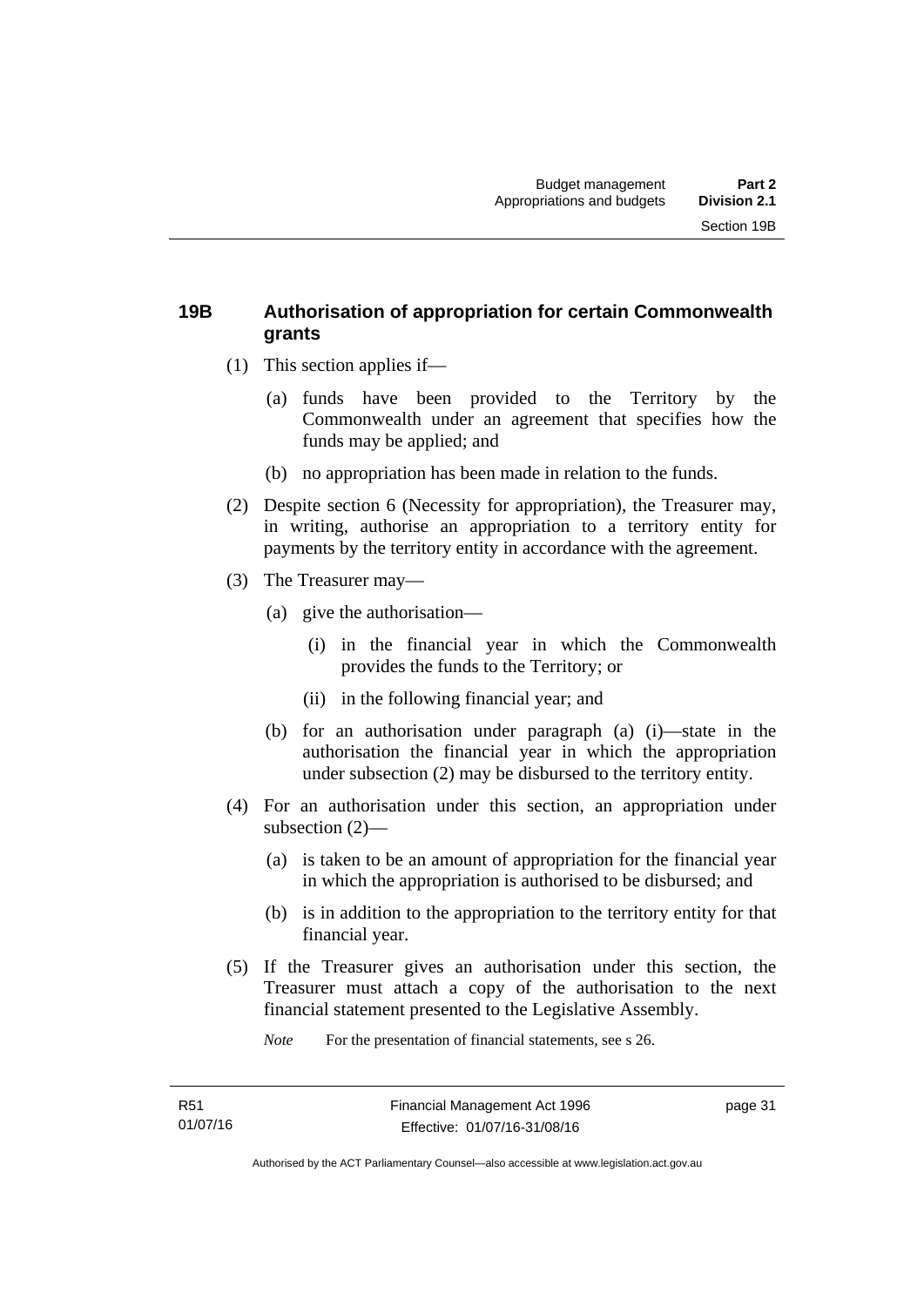## 19B Authorisation of appropriation for certain Commonwealth grants

(1) This section applies if—

(a) funds have been provided to the Territory by the Commonwealth under an agreement that specifies how the funds may be applied; and

(b) no appropriation has been made in relation to the funds.

(2) Despite section 6 (Necessity for appropriation), the Treasurer may, in writing, authorise an appropriation to a territory entity for payments by the territory entity in accordance with the agreement.

(3) The Treasurer may—

(a) give the authorisation—

(i) in the financial year in which the Commonwealth provides the funds to the Territory; or

(ii) in the following financial year; and

(b) for an authorisation under paragraph (a) (i)—state in the authorisation the financial year in which the appropriation under subsection (2) may be disbursed to the territory entity.

(4) For an authorisation under this section, an appropriation under subsection (2)—

(a) is taken to be an amount of appropriation for the financial year in which the appropriation is authorised to be disbursed; and

(b) is in addition to the appropriation to the territory entity for that financial year.

(5) If the Treasurer gives an authorisation under this section, the Treasurer must attach a copy of the authorisation to the next financial statement presented to the Legislative Assembly.

*Note* For the presentation of financial statements, see s 26.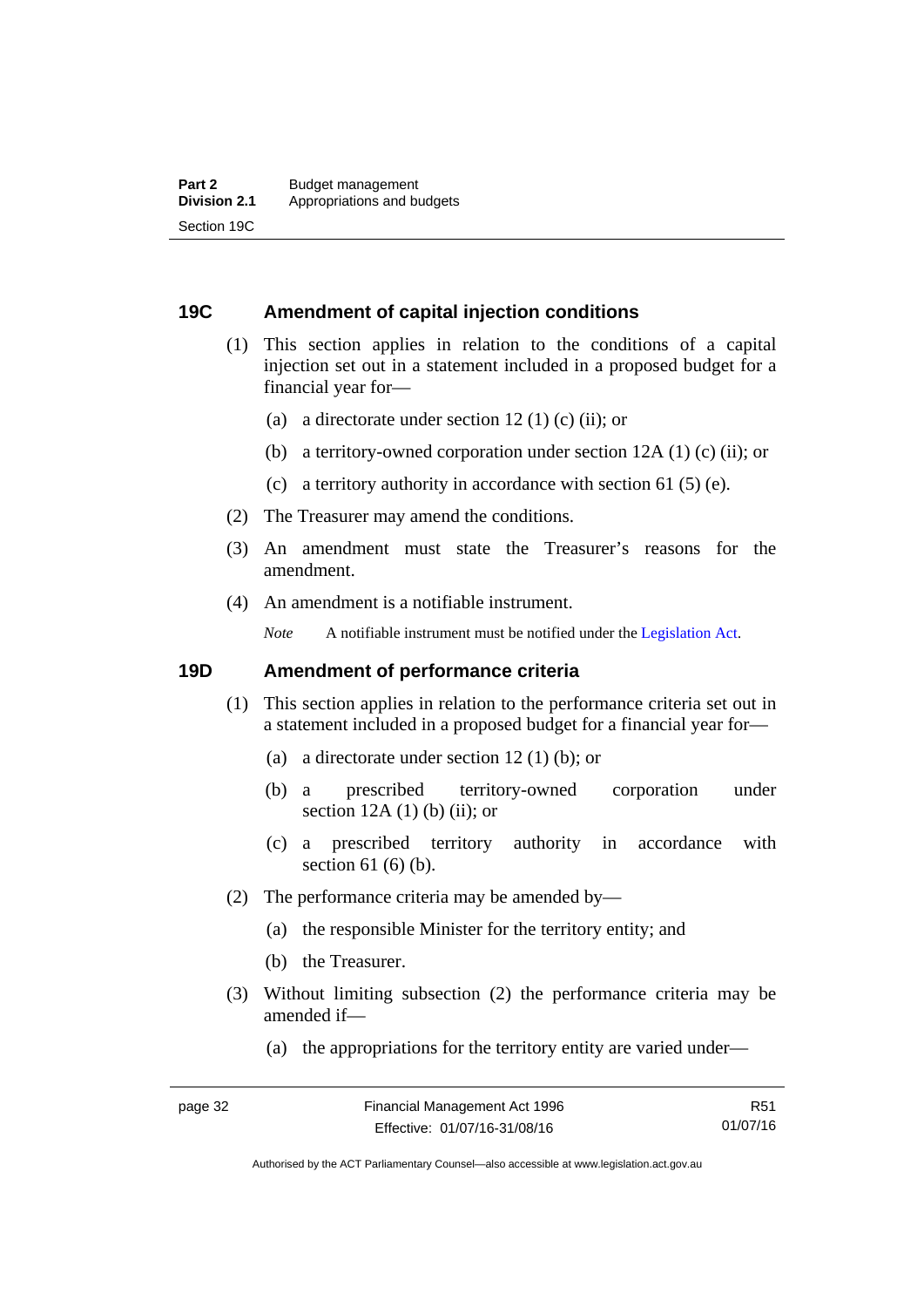## 19C Amendment of capital injection conditions

(1) This section applies in relation to the conditions of a capital injection set out in a statement included in a proposed budget for a financial year for—

(a) a directorate under section 12 (1) (c) (ii); or

(b) a territory-owned corporation under section 12A (1) (c) (ii); or

(c) a territory authority in accordance with section 61 (5) (e).

(2) The Treasurer may amend the conditions.

(3) An amendment must state the Treasurer's reasons for the amendment.

(4) An amendment is a notifiable instrument.

*Note* A notifiable instrument must be notified under the Legislation Act.

## 19D Amendment of performance criteria

(1) This section applies in relation to the performance criteria set out in a statement included in a proposed budget for a financial year for—

(a) a directorate under section 12 (1) (b); or

(b) a prescribed territory-owned corporation under section 12A (1) (b) (ii); or

(c) a prescribed territory authority in accordance with section 61 (6) (b).

(2) The performance criteria may be amended by—

(a) the responsible Minister for the territory entity; and

(b) the Treasurer.

(3) Without limiting subsection (2) the performance criteria may be amended if—

(a) the appropriations for the territory entity are varied under—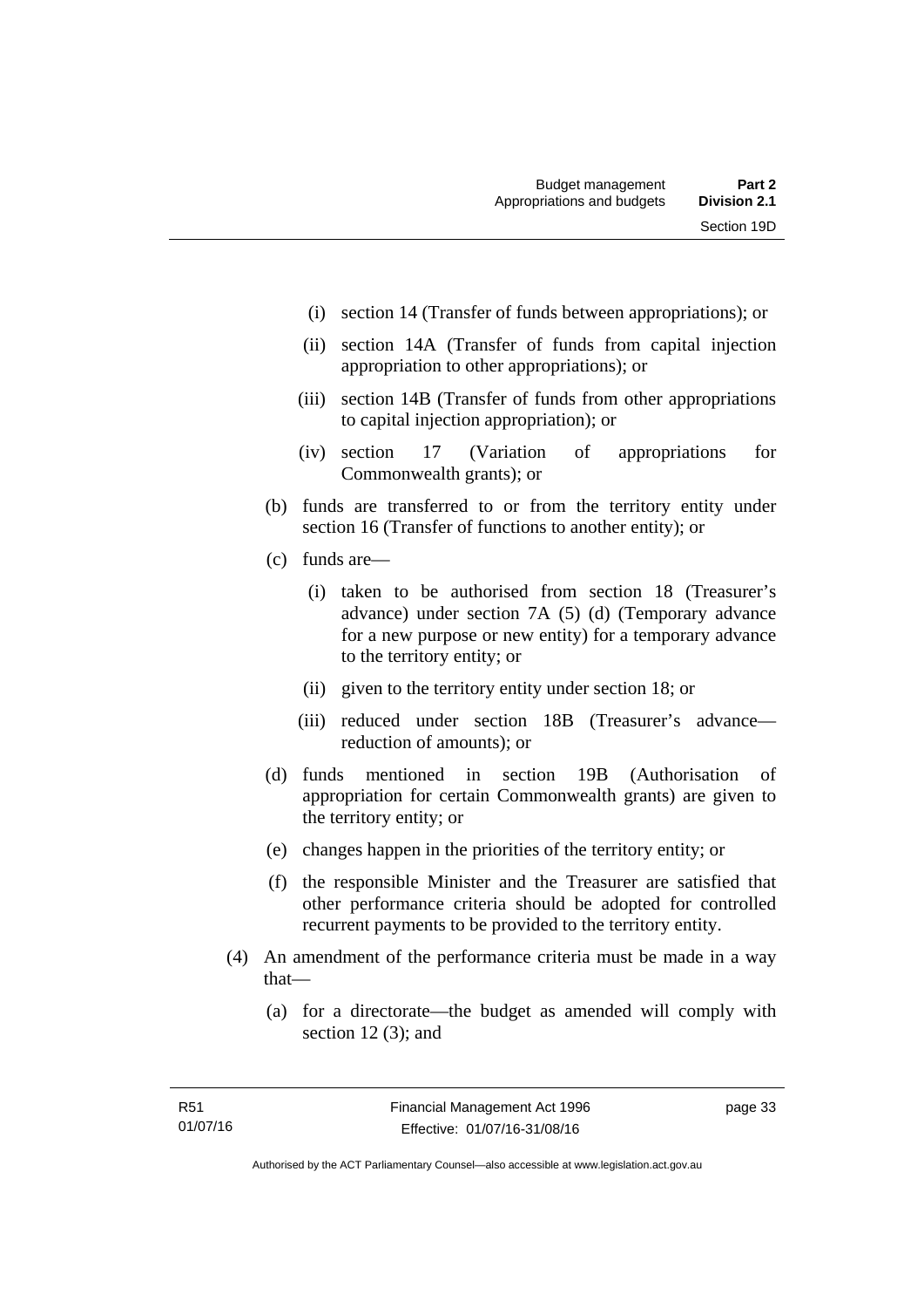(i) section 14 (Transfer of funds between appropriations); or

(ii) section 14A (Transfer of funds from capital injection appropriation to other appropriations); or

(iii) section 14B (Transfer of funds from other appropriations to capital injection appropriation); or

(iv) section 17 (Variation of appropriations for Commonwealth grants); or

(b) funds are transferred to or from the territory entity under section 16 (Transfer of functions to another entity); or

(c) funds are—

(i) taken to be authorised from section 18 (Treasurer's advance) under section 7A (5) (d) (Temporary advance for a new purpose or new entity) for a temporary advance to the territory entity; or

(ii) given to the territory entity under section 18; or

(iii) reduced under section 18B (Treasurer's advance—reduction of amounts); or

(d) funds mentioned in section 19B (Authorisation of appropriation for certain Commonwealth grants) are given to the territory entity; or

(e) changes happen in the priorities of the territory entity; or

(f) the responsible Minister and the Treasurer are satisfied that other performance criteria should be adopted for controlled recurrent payments to be provided to the territory entity.

(4) An amendment of the performance criteria must be made in a way that—

(a) for a directorate—the budget as amended will comply with section 12 (3); and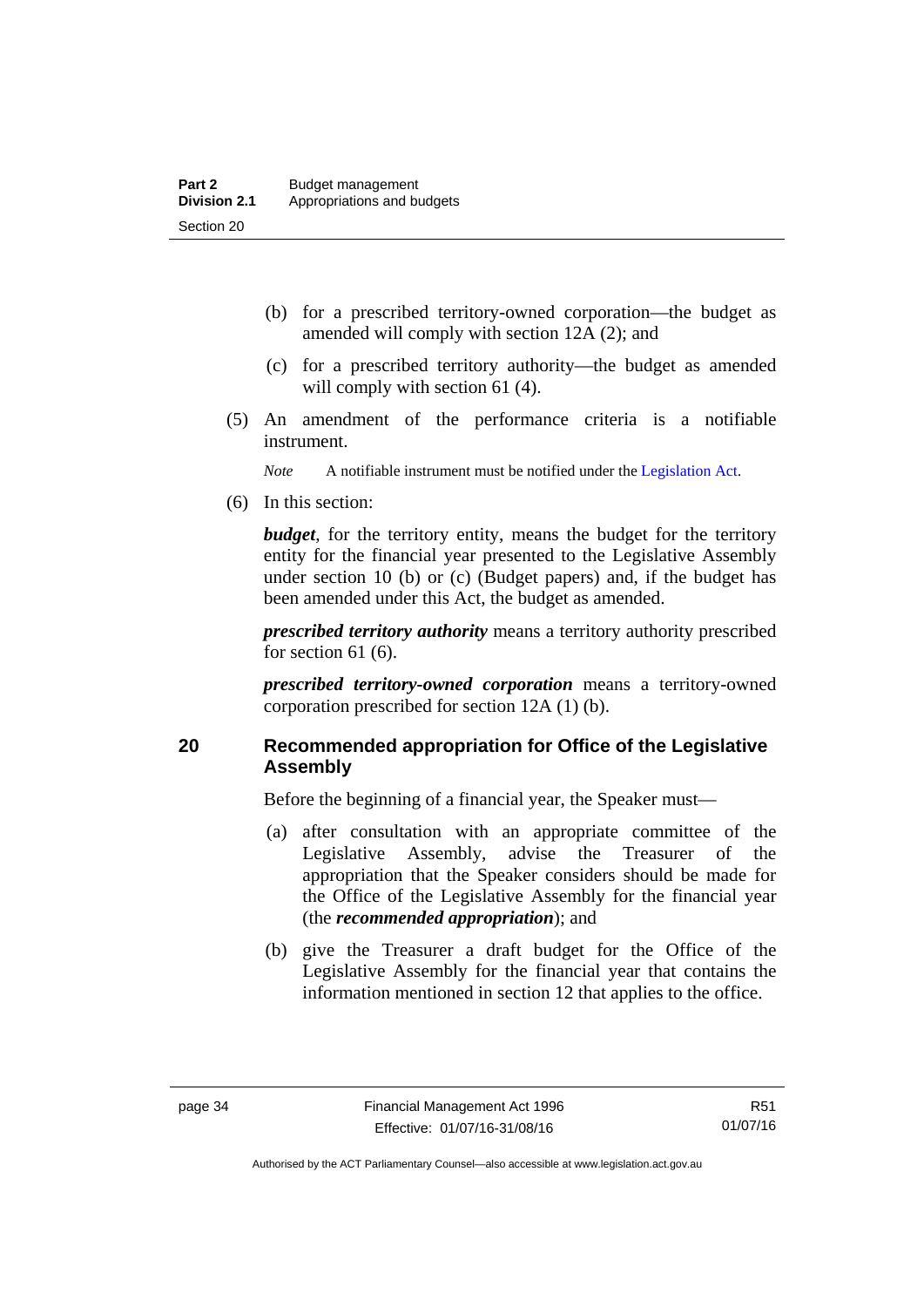(b) for a prescribed territory-owned corporation—the budget as amended will comply with section 12A (2); and

(c) for a prescribed territory authority—the budget as amended will comply with section 61 (4).

(5) An amendment of the performance criteria is a notifiable instrument.

*Note* A notifiable instrument must be notified under the Legislation Act.

(6) In this section:

***budget***, for the territory entity, means the budget for the territory entity for the financial year presented to the Legislative Assembly under section 10 (b) or (c) (Budget papers) and, if the budget has been amended under this Act, the budget as amended.

***prescribed territory authority*** means a territory authority prescribed for section 61 (6).

***prescribed territory-owned corporation*** means a territory-owned corporation prescribed for section 12A (1) (b).

## 20 Recommended appropriation for Office of the Legislative Assembly

Before the beginning of a financial year, the Speaker must—

(a) after consultation with an appropriate committee of the Legislative Assembly, advise the Treasurer of the appropriation that the Speaker considers should be made for the Office of the Legislative Assembly for the financial year (the ***recommended appropriation***); and

(b) give the Treasurer a draft budget for the Office of the Legislative Assembly for the financial year that contains the information mentioned in section 12 that applies to the office.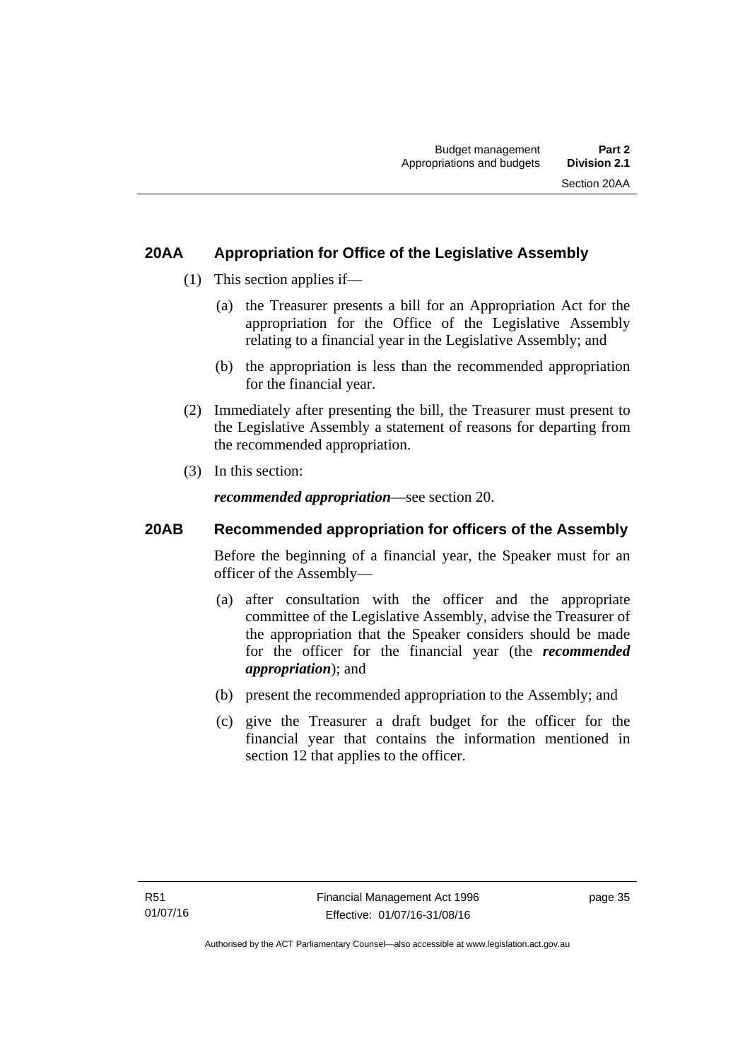## 20AA Appropriation for Office of the Legislative Assembly

(1) This section applies if—

(a) the Treasurer presents a bill for an Appropriation Act for the appropriation for the Office of the Legislative Assembly relating to a financial year in the Legislative Assembly; and

(b) the appropriation is less than the recommended appropriation for the financial year.

(2) Immediately after presenting the bill, the Treasurer must present to the Legislative Assembly a statement of reasons for departing from the recommended appropriation.

(3) In this section:

***recommended appropriation***—see section 20.

## 20AB Recommended appropriation for officers of the Assembly

Before the beginning of a financial year, the Speaker must for an officer of the Assembly—

(a) after consultation with the officer and the appropriate committee of the Legislative Assembly, advise the Treasurer of the appropriation that the Speaker considers should be made for the officer for the financial year (the ***recommended appropriation***); and

(b) present the recommended appropriation to the Assembly; and

(c) give the Treasurer a draft budget for the officer for the financial year that contains the information mentioned in section 12 that applies to the officer.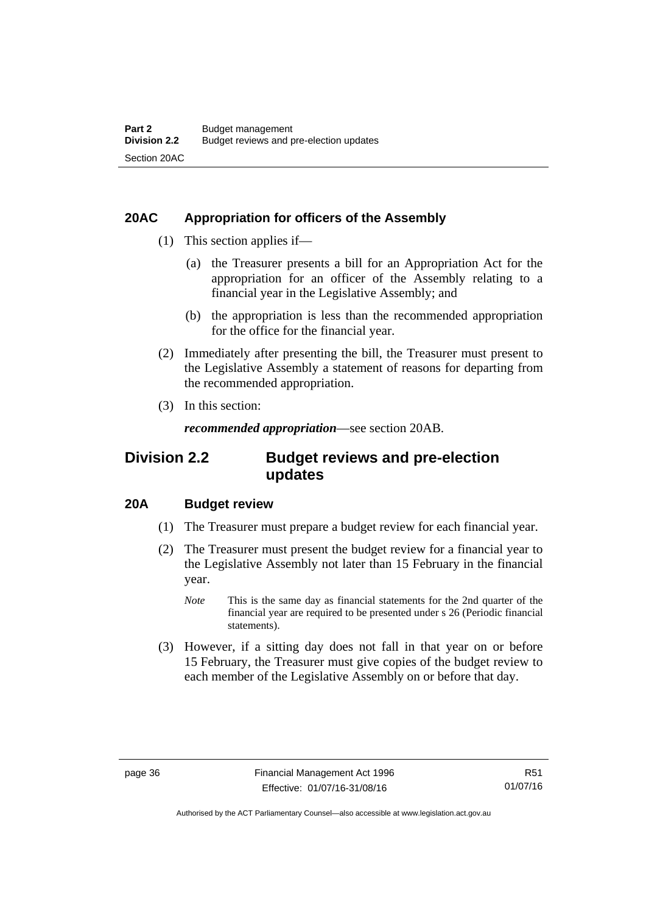### 20AC Appropriation for officers of the Assembly

(1) This section applies if—

(a) the Treasurer presents a bill for an Appropriation Act for the appropriation for an officer of the Assembly relating to a financial year in the Legislative Assembly; and

(b) the appropriation is less than the recommended appropriation for the office for the financial year.

(2) Immediately after presenting the bill, the Treasurer must present to the Legislative Assembly a statement of reasons for departing from the recommended appropriation.

(3) In this section:

***recommended appropriation***—see section 20AB.

## Division 2.2 Budget reviews and pre-election updates

### 20A Budget review

(1) The Treasurer must prepare a budget review for each financial year.

(2) The Treasurer must present the budget review for a financial year to the Legislative Assembly not later than 15 February in the financial year.

*Note* This is the same day as financial statements for the 2nd quarter of the financial year are required to be presented under s 26 (Periodic financial statements).

(3) However, if a sitting day does not fall in that year on or before 15 February, the Treasurer must give copies of the budget review to each member of the Legislative Assembly on or before that day.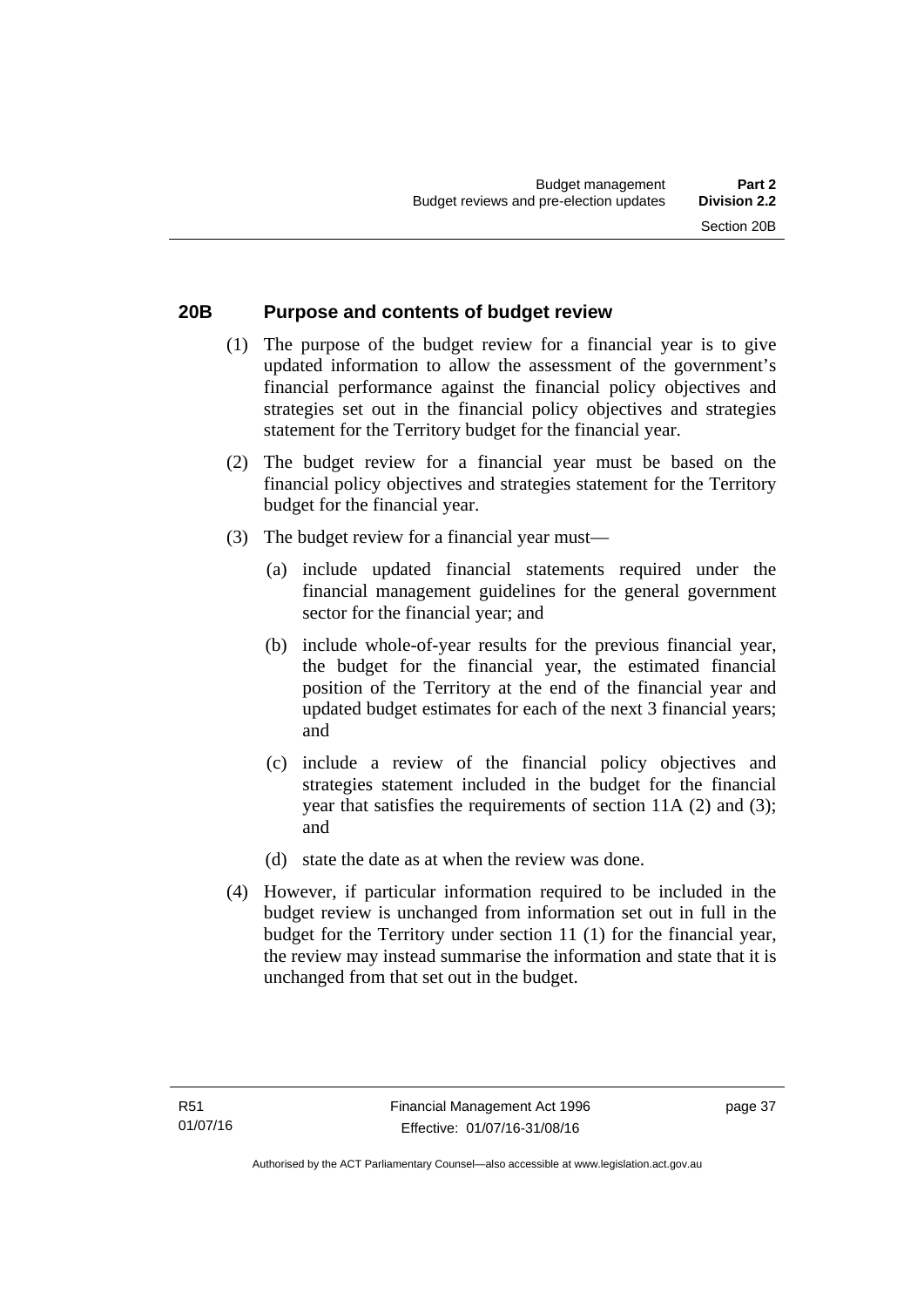## 20B Purpose and contents of budget review

(1) The purpose of the budget review for a financial year is to give updated information to allow the assessment of the government's financial performance against the financial policy objectives and strategies set out in the financial policy objectives and strategies statement for the Territory budget for the financial year.

(2) The budget review for a financial year must be based on the financial policy objectives and strategies statement for the Territory budget for the financial year.

(3) The budget review for a financial year must—

(a) include updated financial statements required under the financial management guidelines for the general government sector for the financial year; and

(b) include whole-of-year results for the previous financial year, the budget for the financial year, the estimated financial position of the Territory at the end of the financial year and updated budget estimates for each of the next 3 financial years; and

(c) include a review of the financial policy objectives and strategies statement included in the budget for the financial year that satisfies the requirements of section 11A (2) and (3); and

(d) state the date as at when the review was done.

(4) However, if particular information required to be included in the budget review is unchanged from information set out in full in the budget for the Territory under section 11 (1) for the financial year, the review may instead summarise the information and state that it is unchanged from that set out in the budget.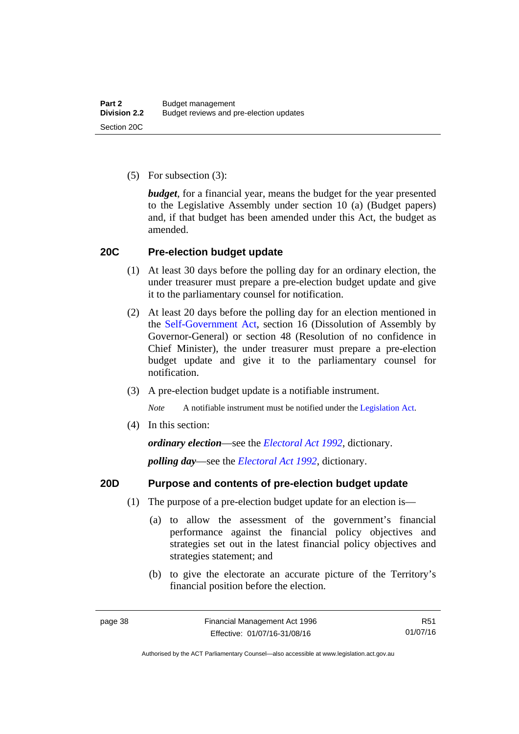(5) For subsection (3):

***budget***, for a financial year, means the budget for the year presented to the Legislative Assembly under section 10 (a) (Budget papers) and, if that budget has been amended under this Act, the budget as amended.

## 20C Pre-election budget update

(1) At least 30 days before the polling day for an ordinary election, the under treasurer must prepare a pre-election budget update and give it to the parliamentary counsel for notification.

(2) At least 20 days before the polling day for an election mentioned in the Self-Government Act, section 16 (Dissolution of Assembly by Governor-General) or section 48 (Resolution of no confidence in Chief Minister), the under treasurer must prepare a pre-election budget update and give it to the parliamentary counsel for notification.

(3) A pre-election budget update is a notifiable instrument.

*Note* A notifiable instrument must be notified under the Legislation Act.

(4) In this section:

***ordinary election***—see the *Electoral Act 1992*, dictionary.

***polling day***—see the *Electoral Act 1992*, dictionary.

## 20D Purpose and contents of pre-election budget update

(1) The purpose of a pre-election budget update for an election is—

(a) to allow the assessment of the government's financial performance against the financial policy objectives and strategies set out in the latest financial policy objectives and strategies statement; and

(b) to give the electorate an accurate picture of the Territory's financial position before the election.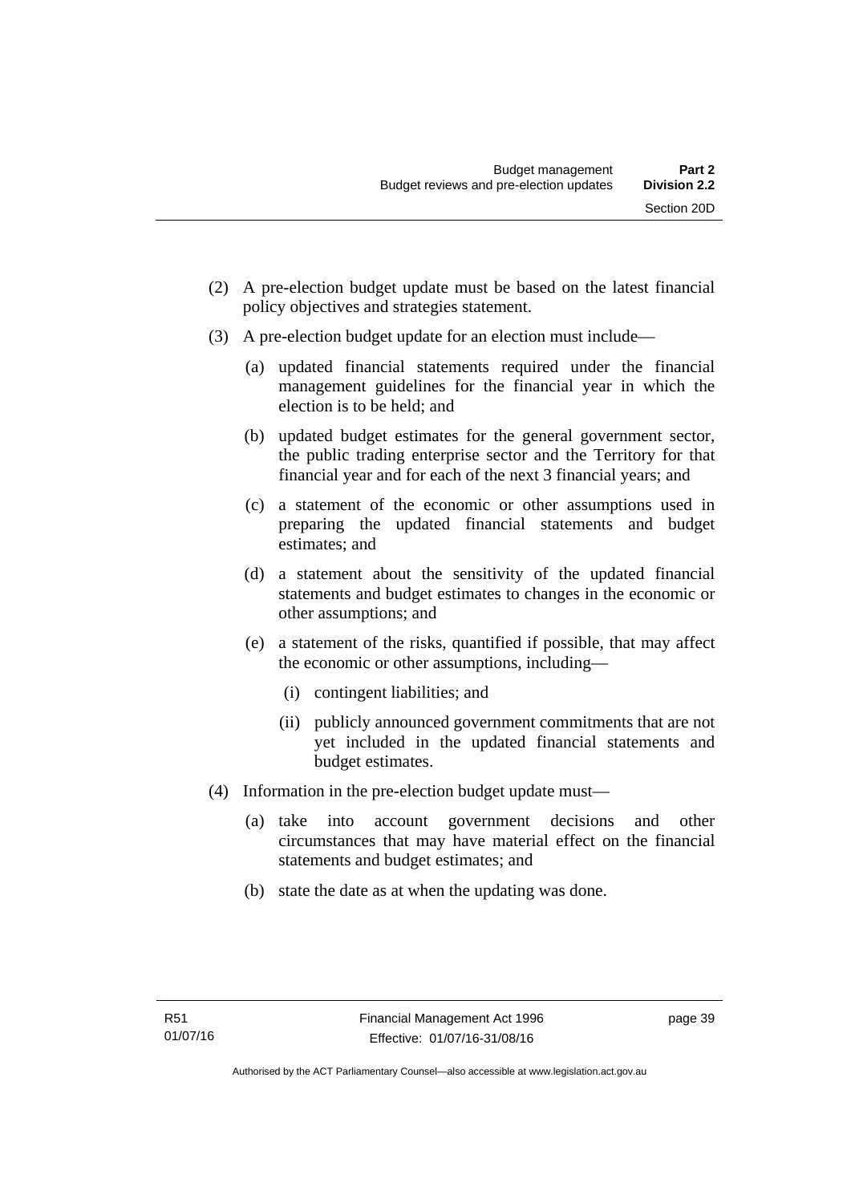(2) A pre-election budget update must be based on the latest financial policy objectives and strategies statement.

(3) A pre-election budget update for an election must include—

   (a) updated financial statements required under the financial management guidelines for the financial year in which the election is to be held; and

   (b) updated budget estimates for the general government sector, the public trading enterprise sector and the Territory for that financial year and for each of the next 3 financial years; and

   (c) a statement of the economic or other assumptions used in preparing the updated financial statements and budget estimates; and

   (d) a statement about the sensitivity of the updated financial statements and budget estimates to changes in the economic or other assumptions; and

   (e) a statement of the risks, quantified if possible, that may affect the economic or other assumptions, including—

      (i) contingent liabilities; and

      (ii) publicly announced government commitments that are not yet included in the updated financial statements and budget estimates.

(4) Information in the pre-election budget update must—

   (a) take into account government decisions and other circumstances that may have material effect on the financial statements and budget estimates; and

   (b) state the date as at when the updating was done.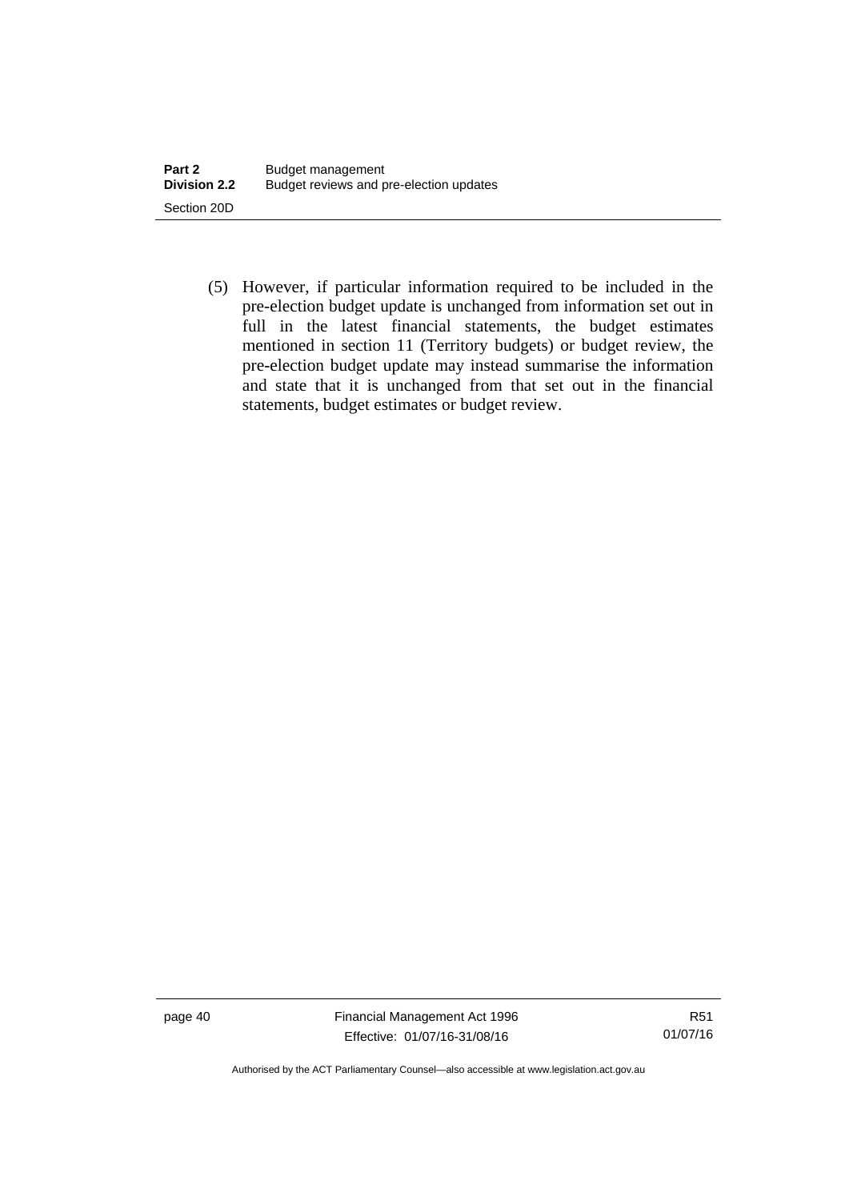(5) However, if particular information required to be included in the pre-election budget update is unchanged from information set out in full in the latest financial statements, the budget estimates mentioned in section 11 (Territory budgets) or budget review, the pre-election budget update may instead summarise the information and state that it is unchanged from that set out in the financial statements, budget estimates or budget review.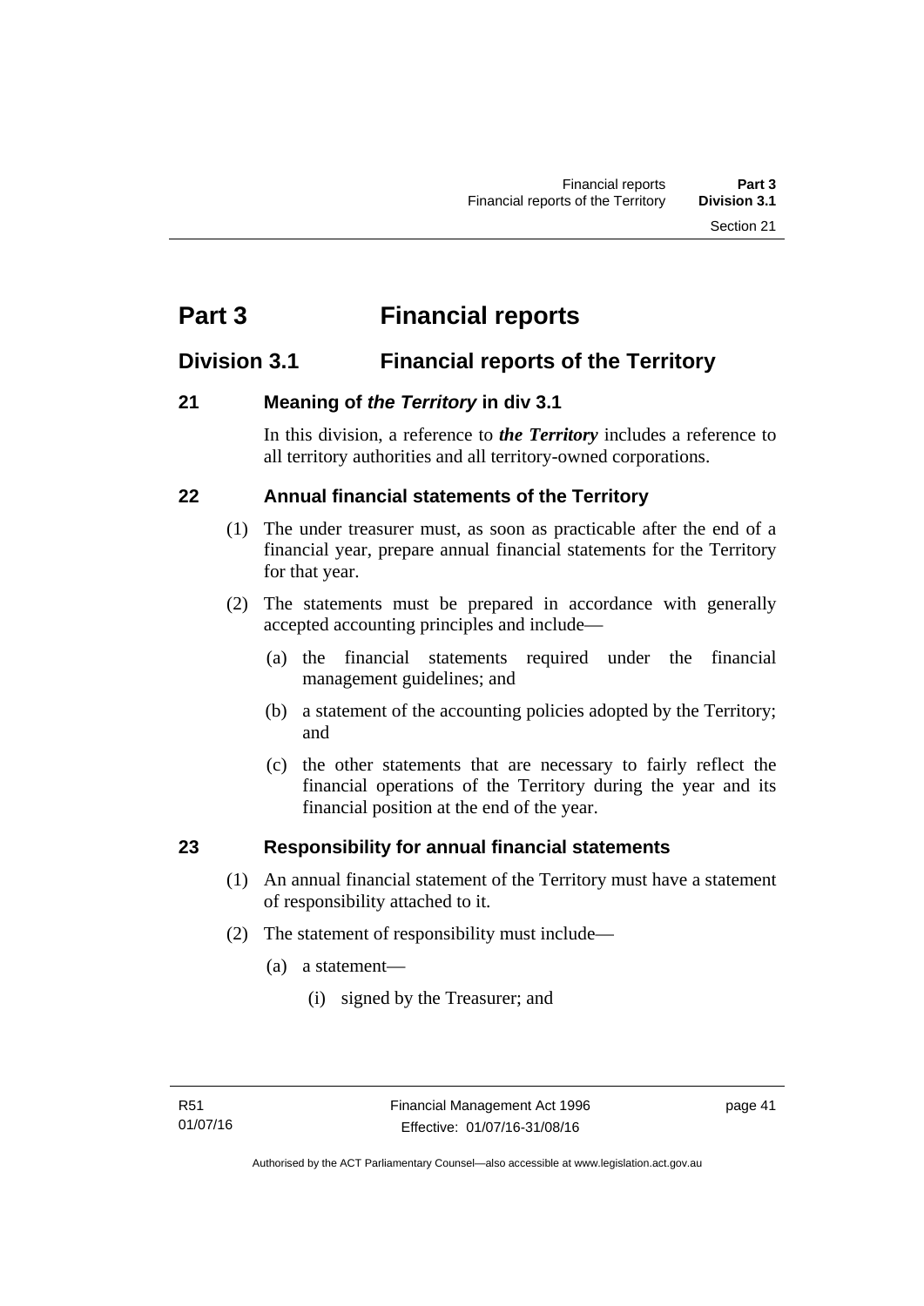# Part 3 Financial reports

## Division 3.1 Financial reports of the Territory

### 21 Meaning of *the Territory* in div 3.1

In this division, a reference to ***the Territory*** includes a reference to all territory authorities and all territory-owned corporations.

### 22 Annual financial statements of the Territory

(1) The under treasurer must, as soon as practicable after the end of a financial year, prepare annual financial statements for the Territory for that year.

(2) The statements must be prepared in accordance with generally accepted accounting principles and include—

- (a) the financial statements required under the financial management guidelines; and
- (b) a statement of the accounting policies adopted by the Territory; and
- (c) the other statements that are necessary to fairly reflect the financial operations of the Territory during the year and its financial position at the end of the year.

### 23 Responsibility for annual financial statements

(1) An annual financial statement of the Territory must have a statement of responsibility attached to it.

(2) The statement of responsibility must include—

- (a) a statement—
  - (i) signed by the Treasurer; and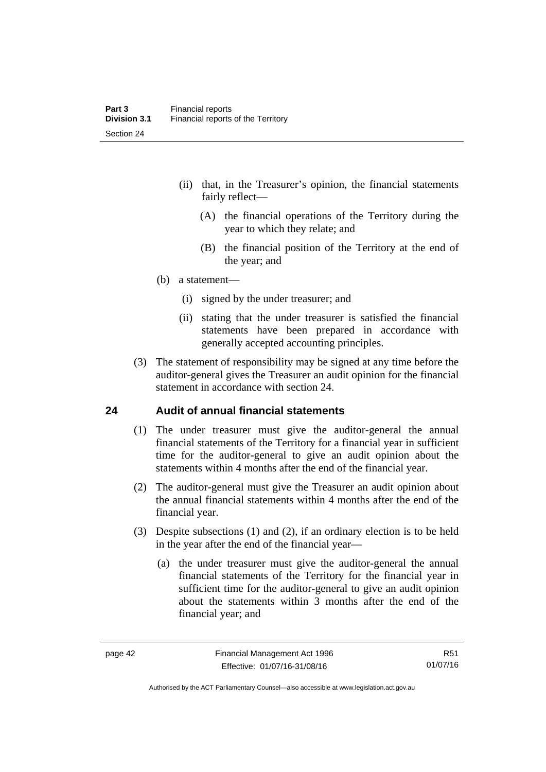(ii) that, in the Treasurer's opinion, the financial statements fairly reflect—

(A) the financial operations of the Territory during the year to which they relate; and

(B) the financial position of the Territory at the end of the year; and

(b) a statement—

(i) signed by the under treasurer; and

(ii) stating that the under treasurer is satisfied the financial statements have been prepared in accordance with generally accepted accounting principles.

(3) The statement of responsibility may be signed at any time before the auditor-general gives the Treasurer an audit opinion for the financial statement in accordance with section 24.

## 24 Audit of annual financial statements

(1) The under treasurer must give the auditor-general the annual financial statements of the Territory for a financial year in sufficient time for the auditor-general to give an audit opinion about the statements within 4 months after the end of the financial year.

(2) The auditor-general must give the Treasurer an audit opinion about the annual financial statements within 4 months after the end of the financial year.

(3) Despite subsections (1) and (2), if an ordinary election is to be held in the year after the end of the financial year—

(a) the under treasurer must give the auditor-general the annual financial statements of the Territory for the financial year in sufficient time for the auditor-general to give an audit opinion about the statements within 3 months after the end of the financial year; and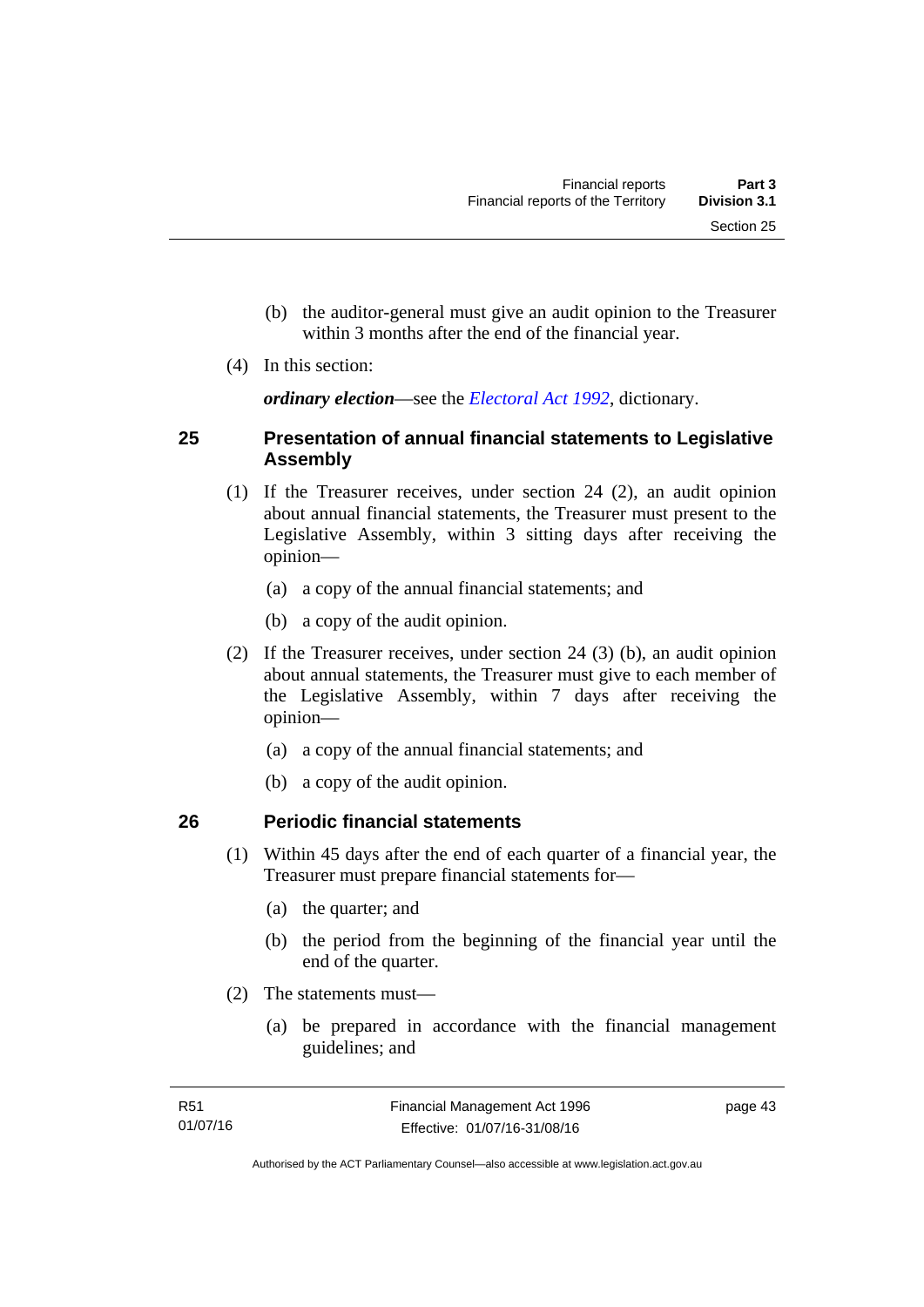(b) the auditor-general must give an audit opinion to the Treasurer within 3 months after the end of the financial year.

(4) In this section:

***ordinary election***—see the *Electoral Act 1992*, dictionary.

## 25 Presentation of annual financial statements to Legislative Assembly

(1) If the Treasurer receives, under section 24 (2), an audit opinion about annual financial statements, the Treasurer must present to the Legislative Assembly, within 3 sitting days after receiving the opinion—

(a) a copy of the annual financial statements; and

(b) a copy of the audit opinion.

(2) If the Treasurer receives, under section 24 (3) (b), an audit opinion about annual statements, the Treasurer must give to each member of the Legislative Assembly, within 7 days after receiving the opinion—

(a) a copy of the annual financial statements; and

(b) a copy of the audit opinion.

## 26 Periodic financial statements

(1) Within 45 days after the end of each quarter of a financial year, the Treasurer must prepare financial statements for—

(a) the quarter; and

(b) the period from the beginning of the financial year until the end of the quarter.

(2) The statements must—

(a) be prepared in accordance with the financial management guidelines; and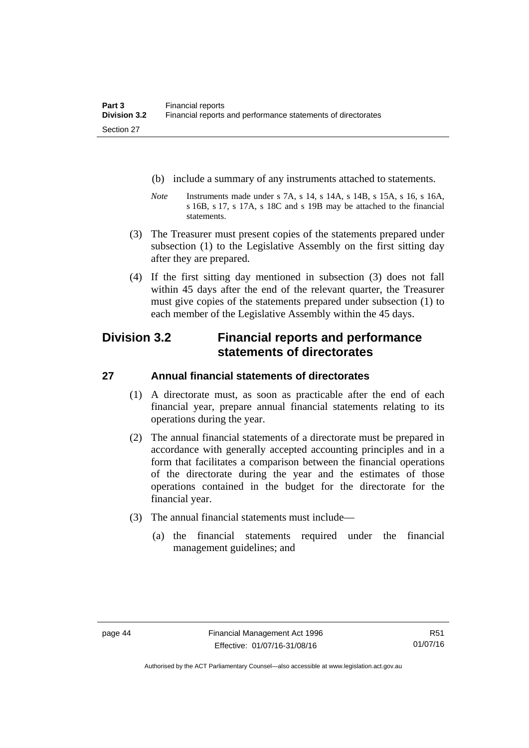(b) include a summary of any instruments attached to statements.

*Note* Instruments made under s 7A, s 14, s 14A, s 14B, s 15A, s 16, s 16A, s 16B, s 17, s 17A, s 18C and s 19B may be attached to the financial statements.

(3) The Treasurer must present copies of the statements prepared under subsection (1) to the Legislative Assembly on the first sitting day after they are prepared.

(4) If the first sitting day mentioned in subsection (3) does not fall within 45 days after the end of the relevant quarter, the Treasurer must give copies of the statements prepared under subsection (1) to each member of the Legislative Assembly within the 45 days.

## Division 3.2 Financial reports and performance statements of directorates

### 27 Annual financial statements of directorates

(1) A directorate must, as soon as practicable after the end of each financial year, prepare annual financial statements relating to its operations during the year.

(2) The annual financial statements of a directorate must be prepared in accordance with generally accepted accounting principles and in a form that facilitates a comparison between the financial operations of the directorate during the year and the estimates of those operations contained in the budget for the directorate for the financial year.

(3) The annual financial statements must include—

(a) the financial statements required under the financial management guidelines; and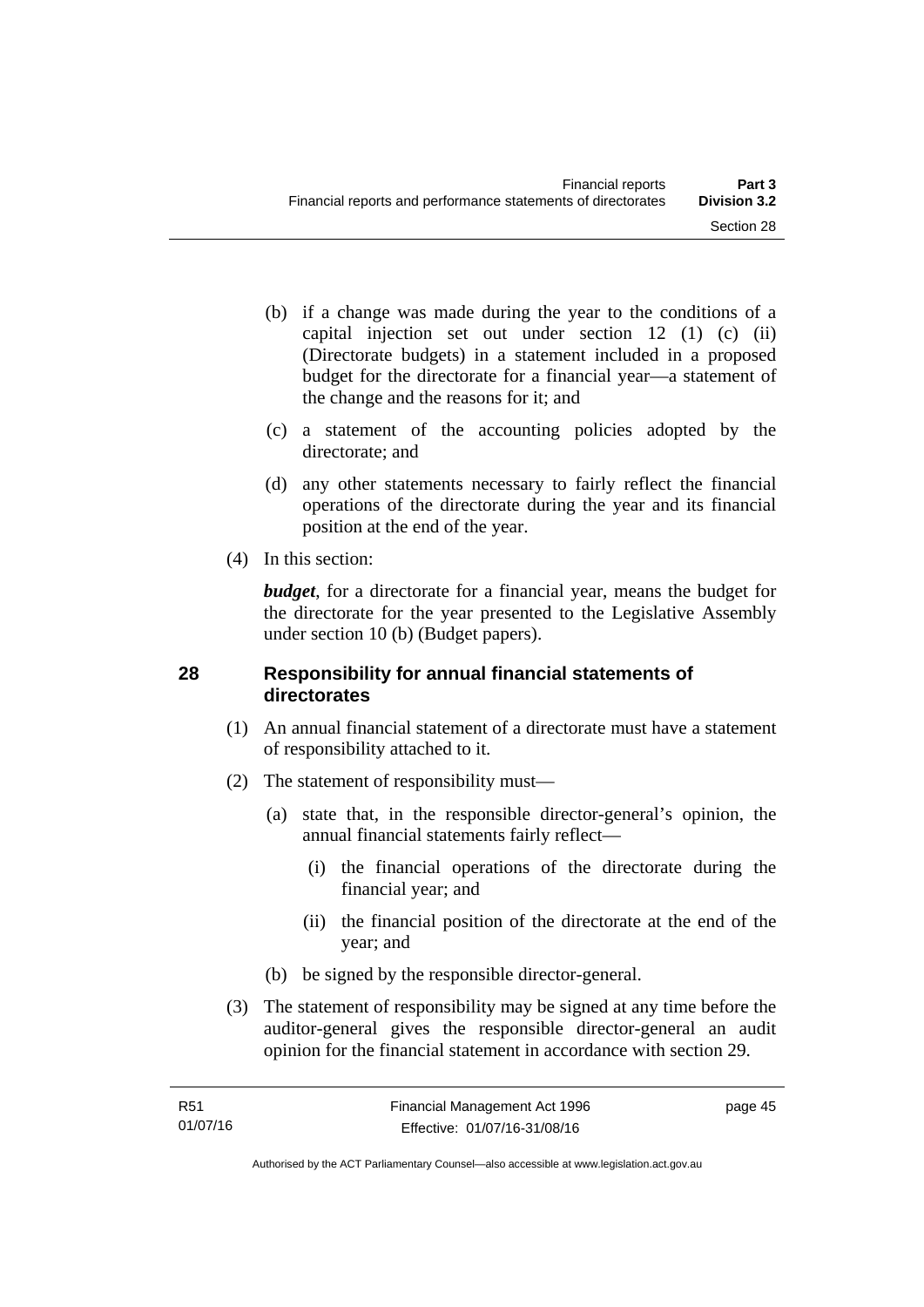(b) if a change was made during the year to the conditions of a capital injection set out under section 12 (1) (c) (ii) (Directorate budgets) in a statement included in a proposed budget for the directorate for a financial year—a statement of the change and the reasons for it; and

(c) a statement of the accounting policies adopted by the directorate; and

(d) any other statements necessary to fairly reflect the financial operations of the directorate during the year and its financial position at the end of the year.

(4) In this section:

***budget***, for a directorate for a financial year, means the budget for the directorate for the year presented to the Legislative Assembly under section 10 (b) (Budget papers).

## 28 Responsibility for annual financial statements of directorates

(1) An annual financial statement of a directorate must have a statement of responsibility attached to it.

(2) The statement of responsibility must—

(a) state that, in the responsible director-general's opinion, the annual financial statements fairly reflect—

(i) the financial operations of the directorate during the financial year; and

(ii) the financial position of the directorate at the end of the year; and

(b) be signed by the responsible director-general.

(3) The statement of responsibility may be signed at any time before the auditor-general gives the responsible director-general an audit opinion for the financial statement in accordance with section 29.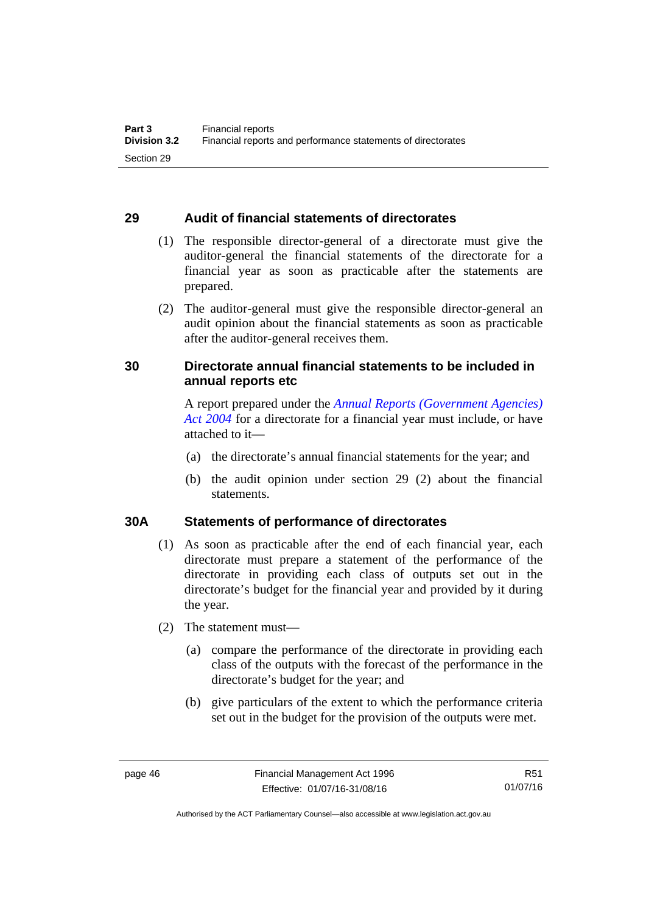## 29 Audit of financial statements of directorates

(1) The responsible director-general of a directorate must give the auditor-general the financial statements of the directorate for a financial year as soon as practicable after the statements are prepared.

(2) The auditor-general must give the responsible director-general an audit opinion about the financial statements as soon as practicable after the auditor-general receives them.

## 30 Directorate annual financial statements to be included in annual reports etc

A report prepared under the *Annual Reports (Government Agencies) Act 2004* for a directorate for a financial year must include, or have attached to it—

(a) the directorate's annual financial statements for the year; and

(b) the audit opinion under section 29 (2) about the financial statements.

## 30A Statements of performance of directorates

(1) As soon as practicable after the end of each financial year, each directorate must prepare a statement of the performance of the directorate in providing each class of outputs set out in the directorate's budget for the financial year and provided by it during the year.

(2) The statement must—

(a) compare the performance of the directorate in providing each class of the outputs with the forecast of the performance in the directorate's budget for the year; and

(b) give particulars of the extent to which the performance criteria set out in the budget for the provision of the outputs were met.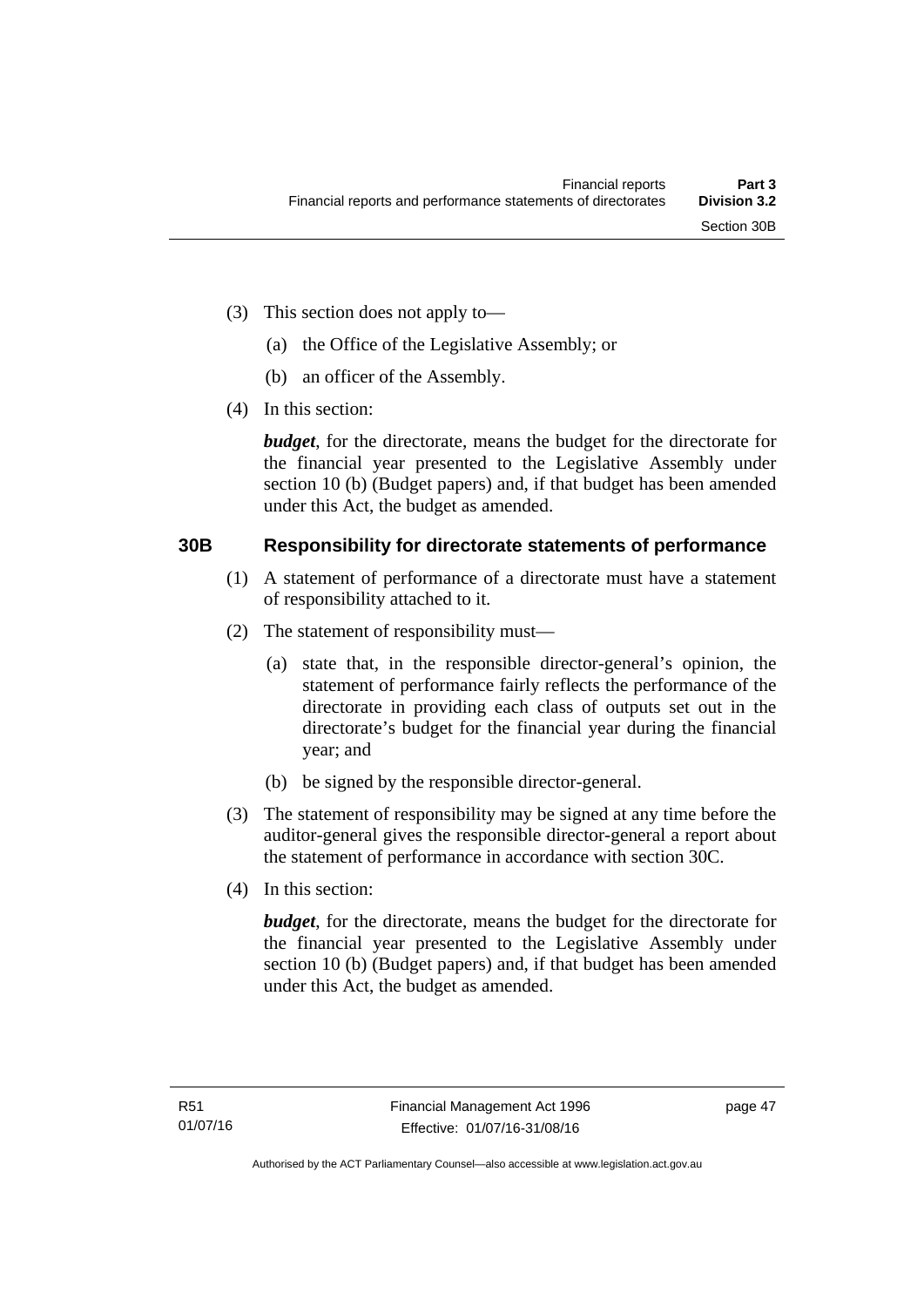(3) This section does not apply to—

  (a) the Office of the Legislative Assembly; or

  (b) an officer of the Assembly.

(4) In this section:

***budget***, for the directorate, means the budget for the directorate for the financial year presented to the Legislative Assembly under section 10 (b) (Budget papers) and, if that budget has been amended under this Act, the budget as amended.

## 30B Responsibility for directorate statements of performance

(1) A statement of performance of a directorate must have a statement of responsibility attached to it.

(2) The statement of responsibility must—

  (a) state that, in the responsible director-general's opinion, the statement of performance fairly reflects the performance of the directorate in providing each class of outputs set out in the directorate's budget for the financial year during the financial year; and

  (b) be signed by the responsible director-general.

(3) The statement of responsibility may be signed at any time before the auditor-general gives the responsible director-general a report about the statement of performance in accordance with section 30C.

(4) In this section:

***budget***, for the directorate, means the budget for the directorate for the financial year presented to the Legislative Assembly under section 10 (b) (Budget papers) and, if that budget has been amended under this Act, the budget as amended.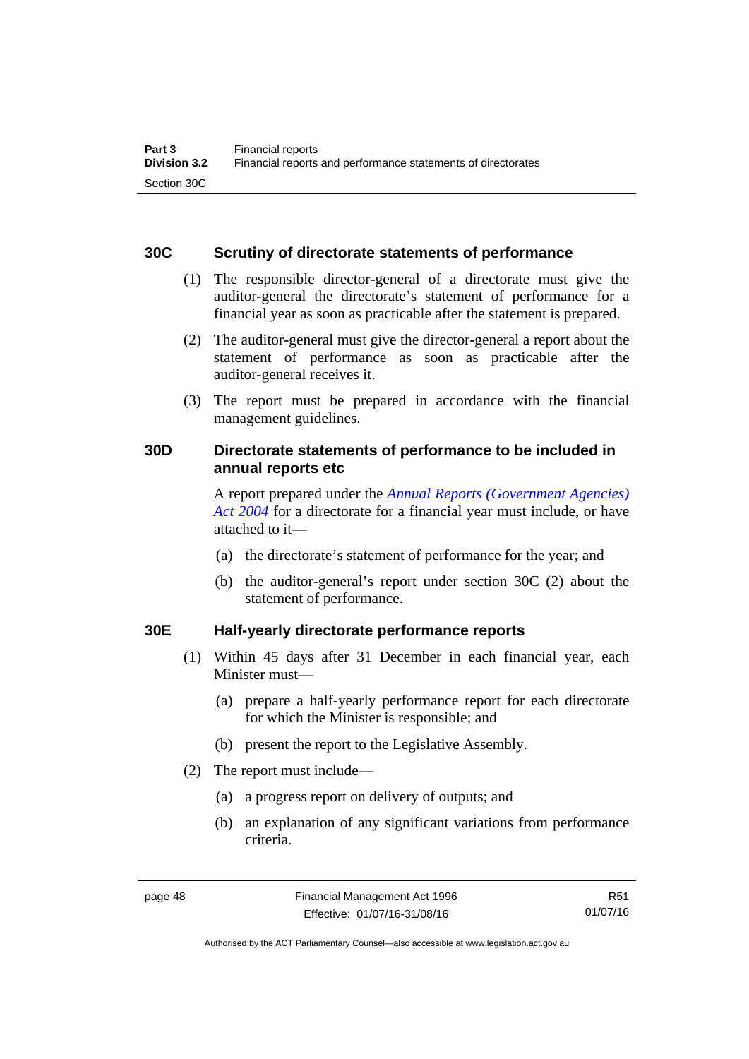## 30C Scrutiny of directorate statements of performance

(1) The responsible director-general of a directorate must give the auditor-general the directorate's statement of performance for a financial year as soon as practicable after the statement is prepared.

(2) The auditor-general must give the director-general a report about the statement of performance as soon as practicable after the auditor-general receives it.

(3) The report must be prepared in accordance with the financial management guidelines.

## 30D Directorate statements of performance to be included in annual reports etc

A report prepared under the *Annual Reports (Government Agencies) Act 2004* for a directorate for a financial year must include, or have attached to it—

(a) the directorate's statement of performance for the year; and

(b) the auditor-general's report under section 30C (2) about the statement of performance.

## 30E Half-yearly directorate performance reports

(1) Within 45 days after 31 December in each financial year, each Minister must—

(a) prepare a half-yearly performance report for each directorate for which the Minister is responsible; and

(b) present the report to the Legislative Assembly.

(2) The report must include—

(a) a progress report on delivery of outputs; and

(b) an explanation of any significant variations from performance criteria.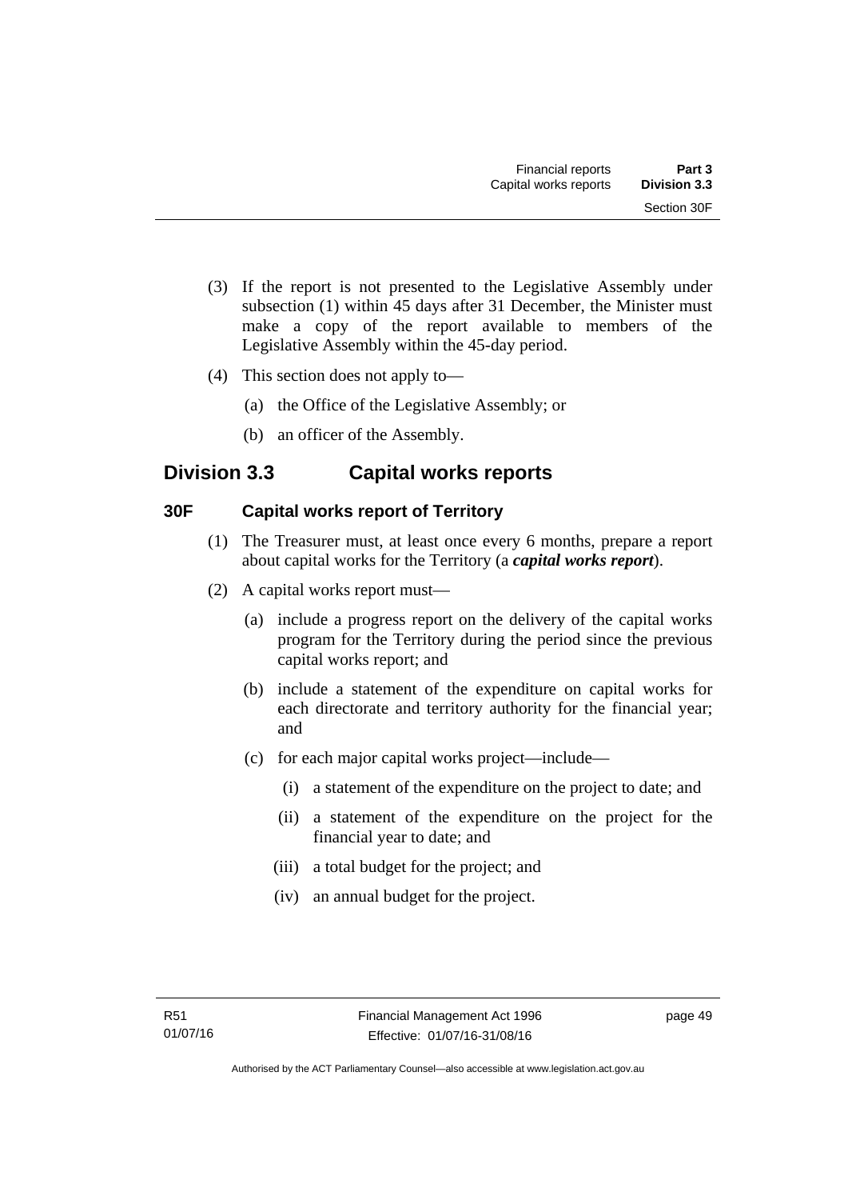(3) If the report is not presented to the Legislative Assembly under subsection (1) within 45 days after 31 December, the Minister must make a copy of the report available to members of the Legislative Assembly within the 45-day period.

(4) This section does not apply to—

(a) the Office of the Legislative Assembly; or

(b) an officer of the Assembly.

## Division 3.3 Capital works reports

### 30F Capital works report of Territory

(1) The Treasurer must, at least once every 6 months, prepare a report about capital works for the Territory (a ***capital works report***).

(2) A capital works report must—

(a) include a progress report on the delivery of the capital works program for the Territory during the period since the previous capital works report; and

(b) include a statement of the expenditure on capital works for each directorate and territory authority for the financial year; and

(c) for each major capital works project—include—

(i) a statement of the expenditure on the project to date; and

(ii) a statement of the expenditure on the project for the financial year to date; and

(iii) a total budget for the project; and

(iv) an annual budget for the project.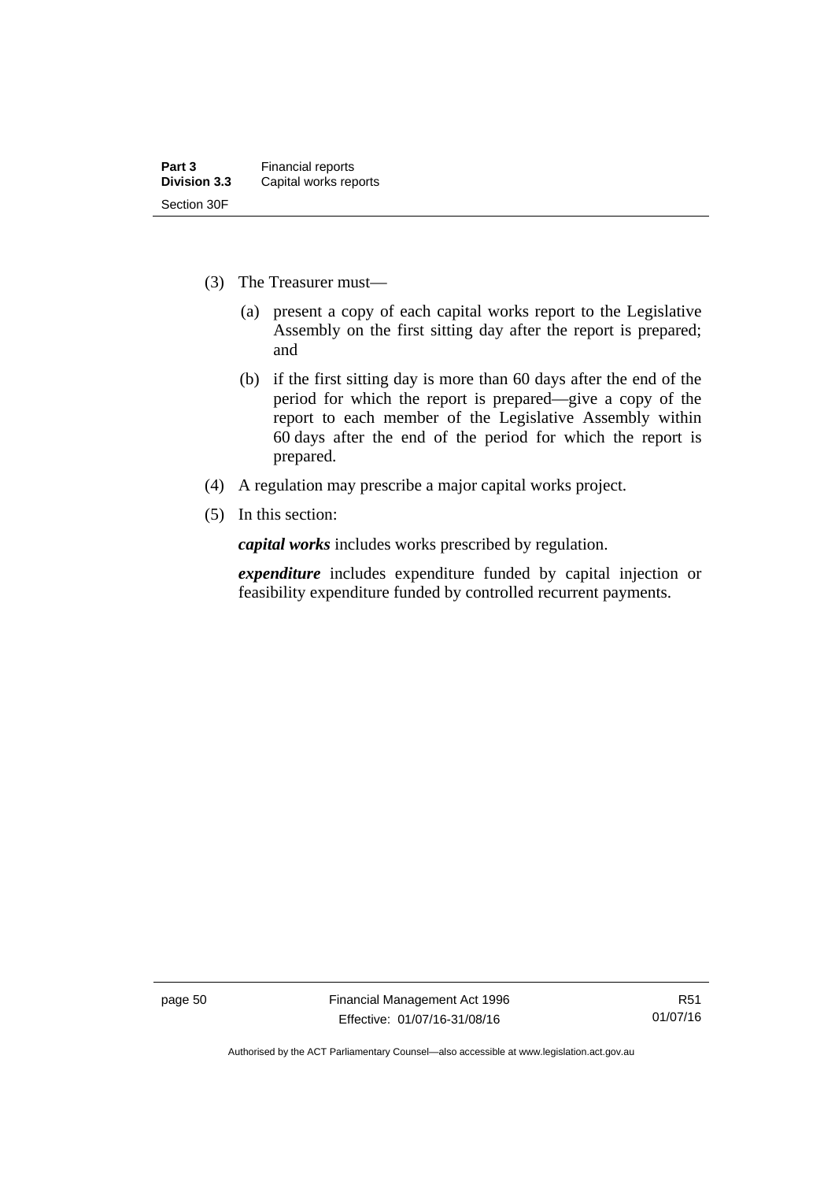(3) The Treasurer must—

(a) present a copy of each capital works report to the Legislative Assembly on the first sitting day after the report is prepared; and

(b) if the first sitting day is more than 60 days after the end of the period for which the report is prepared—give a copy of the report to each member of the Legislative Assembly within 60 days after the end of the period for which the report is prepared.

(4) A regulation may prescribe a major capital works project.

(5) In this section:

***capital works*** includes works prescribed by regulation.

***expenditure*** includes expenditure funded by capital injection or feasibility expenditure funded by controlled recurrent payments.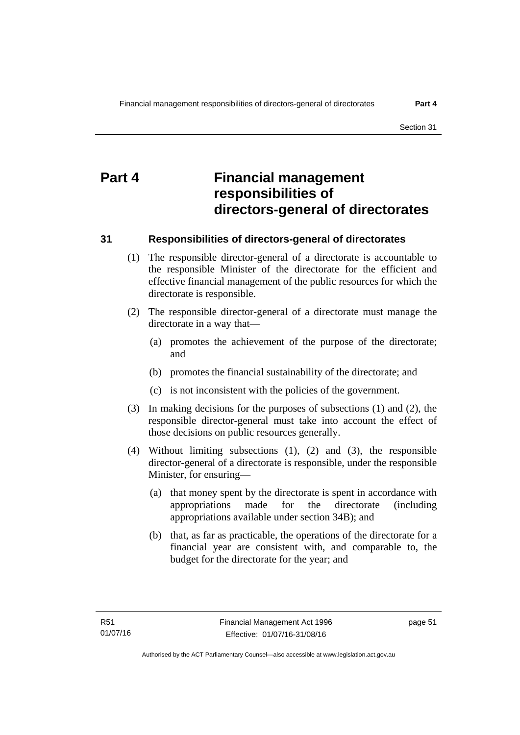# Part 4 Financial management responsibilities of directors-general of directorates

## 31 Responsibilities of directors-general of directorates

(1) The responsible director-general of a directorate is accountable to the responsible Minister of the directorate for the efficient and effective financial management of the public resources for which the directorate is responsible.

(2) The responsible director-general of a directorate must manage the directorate in a way that—

(a) promotes the achievement of the purpose of the directorate; and

(b) promotes the financial sustainability of the directorate; and

(c) is not inconsistent with the policies of the government.

(3) In making decisions for the purposes of subsections (1) and (2), the responsible director-general must take into account the effect of those decisions on public resources generally.

(4) Without limiting subsections (1), (2) and (3), the responsible director-general of a directorate is responsible, under the responsible Minister, for ensuring—

(a) that money spent by the directorate is spent in accordance with appropriations made for the directorate (including appropriations available under section 34B); and

(b) that, as far as practicable, the operations of the directorate for a financial year are consistent with, and comparable to, the budget for the directorate for the year; and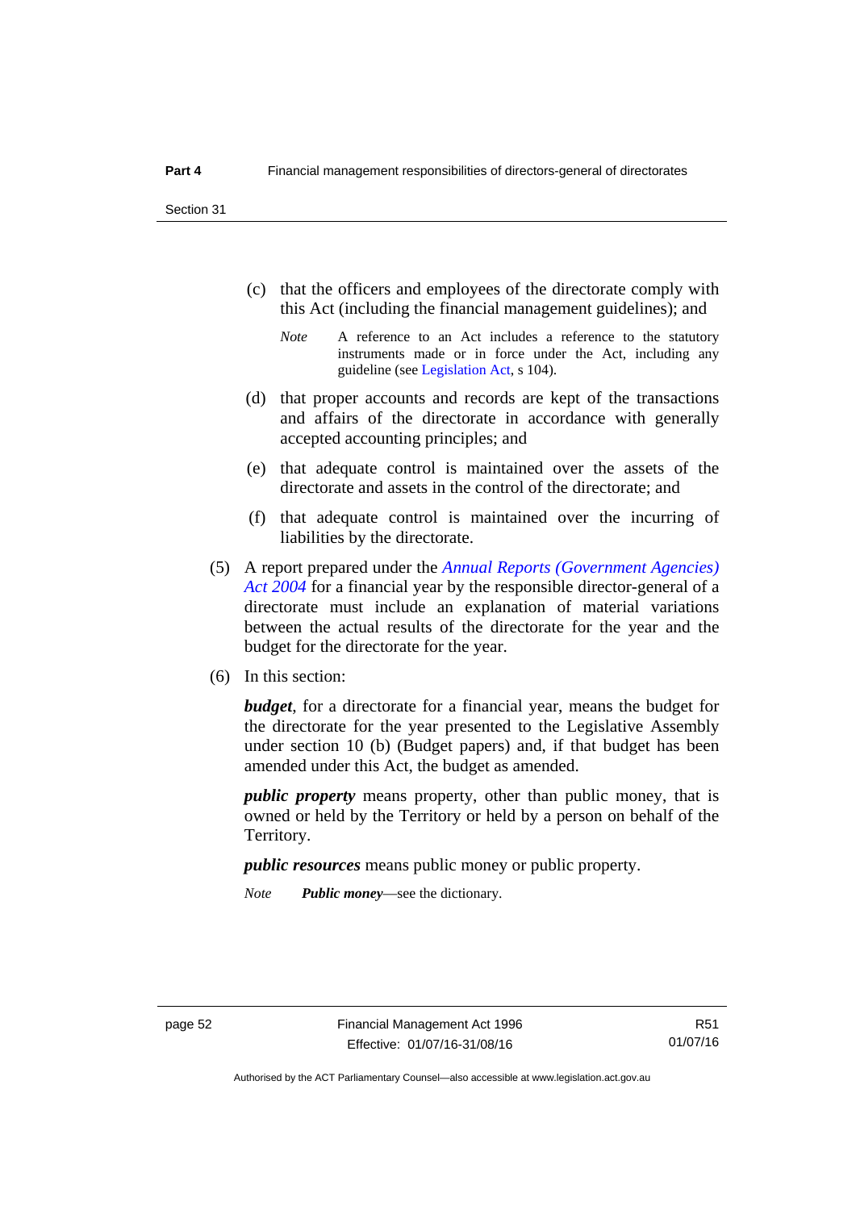(c) that the officers and employees of the directorate comply with this Act (including the financial management guidelines); and

*Note* A reference to an Act includes a reference to the statutory instruments made or in force under the Act, including any guideline (see Legislation Act, s 104).

(d) that proper accounts and records are kept of the transactions and affairs of the directorate in accordance with generally accepted accounting principles; and

(e) that adequate control is maintained over the assets of the directorate and assets in the control of the directorate; and

(f) that adequate control is maintained over the incurring of liabilities by the directorate.

(5) A report prepared under the *Annual Reports (Government Agencies) Act 2004* for a financial year by the responsible director-general of a directorate must include an explanation of material variations between the actual results of the directorate for the year and the budget for the directorate for the year.

(6) In this section:

***budget***, for a directorate for a financial year, means the budget for the directorate for the year presented to the Legislative Assembly under section 10 (b) (Budget papers) and, if that budget has been amended under this Act, the budget as amended.

***public property*** means property, other than public money, that is owned or held by the Territory or held by a person on behalf of the Territory.

***public resources*** means public money or public property.

*Note* ***Public money***—see the dictionary.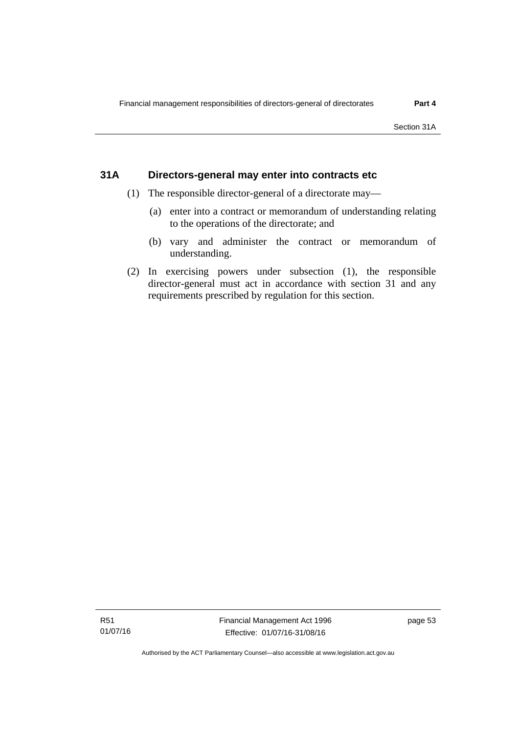## 31A Directors-general may enter into contracts etc

(1) The responsible director-general of a directorate may—

(a) enter into a contract or memorandum of understanding relating to the operations of the directorate; and

(b) vary and administer the contract or memorandum of understanding.

(2) In exercising powers under subsection (1), the responsible director-general must act in accordance with section 31 and any requirements prescribed by regulation for this section.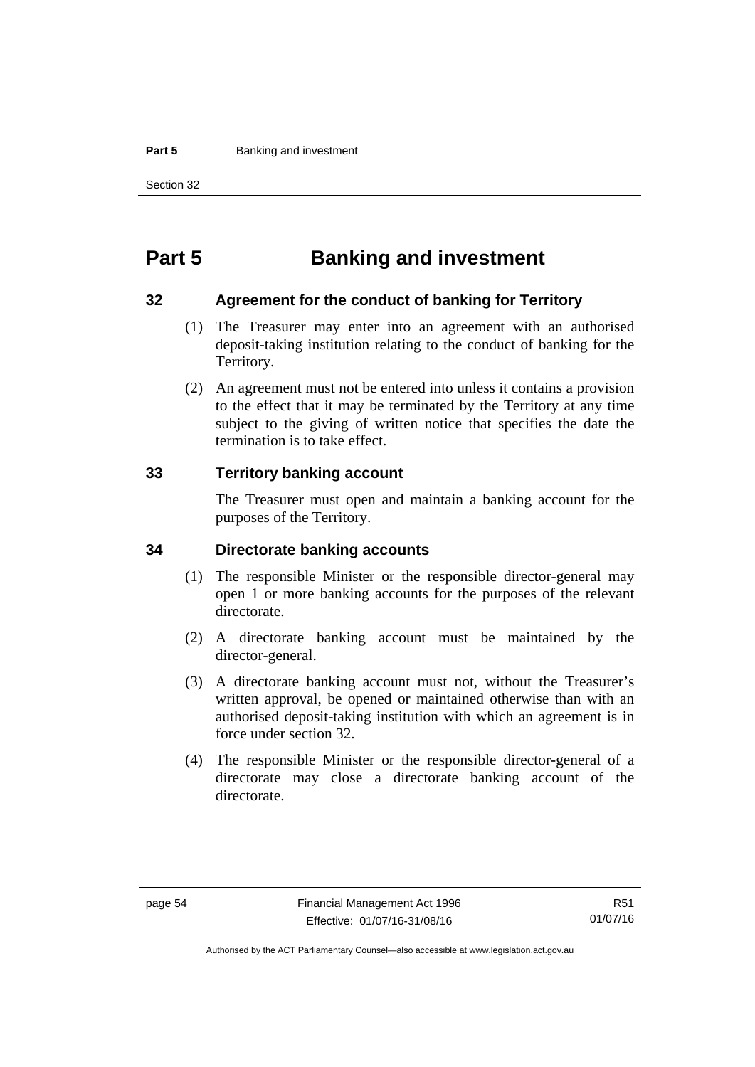# Part 5 Banking and investment

## 32 Agreement for the conduct of banking for Territory

(1) The Treasurer may enter into an agreement with an authorised deposit-taking institution relating to the conduct of banking for the Territory.

(2) An agreement must not be entered into unless it contains a provision to the effect that it may be terminated by the Territory at any time subject to the giving of written notice that specifies the date the termination is to take effect.

## 33 Territory banking account

The Treasurer must open and maintain a banking account for the purposes of the Territory.

## 34 Directorate banking accounts

(1) The responsible Minister or the responsible director-general may open 1 or more banking accounts for the purposes of the relevant directorate.

(2) A directorate banking account must be maintained by the director-general.

(3) A directorate banking account must not, without the Treasurer's written approval, be opened or maintained otherwise than with an authorised deposit-taking institution with which an agreement is in force under section 32.

(4) The responsible Minister or the responsible director-general of a directorate may close a directorate banking account of the directorate.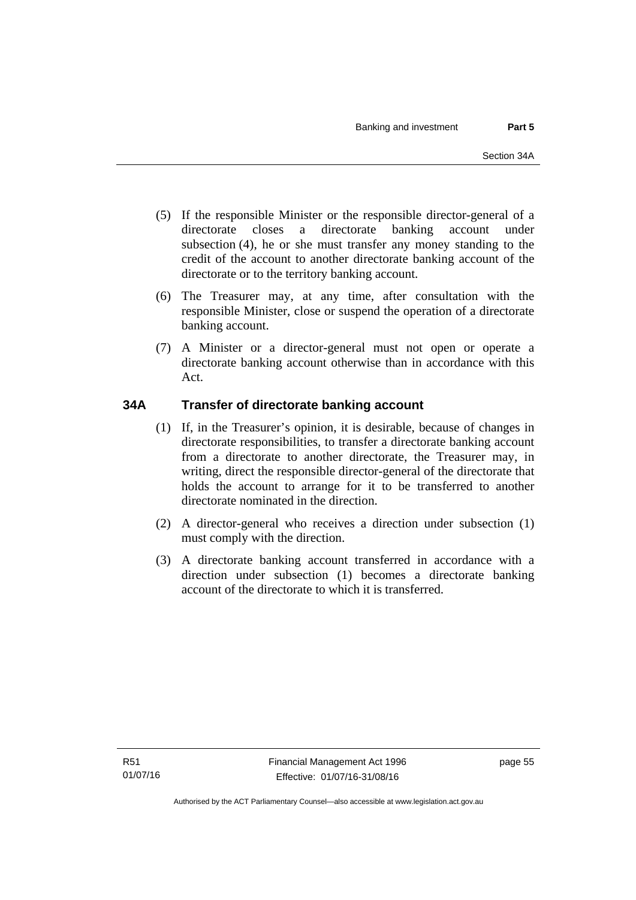(5) If the responsible Minister or the responsible director-general of a directorate closes a directorate banking account under subsection (4), he or she must transfer any money standing to the credit of the account to another directorate banking account of the directorate or to the territory banking account.

(6) The Treasurer may, at any time, after consultation with the responsible Minister, close or suspend the operation of a directorate banking account.

(7) A Minister or a director-general must not open or operate a directorate banking account otherwise than in accordance with this Act.

### 34A Transfer of directorate banking account

(1) If, in the Treasurer's opinion, it is desirable, because of changes in directorate responsibilities, to transfer a directorate banking account from a directorate to another directorate, the Treasurer may, in writing, direct the responsible director-general of the directorate that holds the account to arrange for it to be transferred to another directorate nominated in the direction.

(2) A director-general who receives a direction under subsection (1) must comply with the direction.

(3) A directorate banking account transferred in accordance with a direction under subsection (1) becomes a directorate banking account of the directorate to which it is transferred.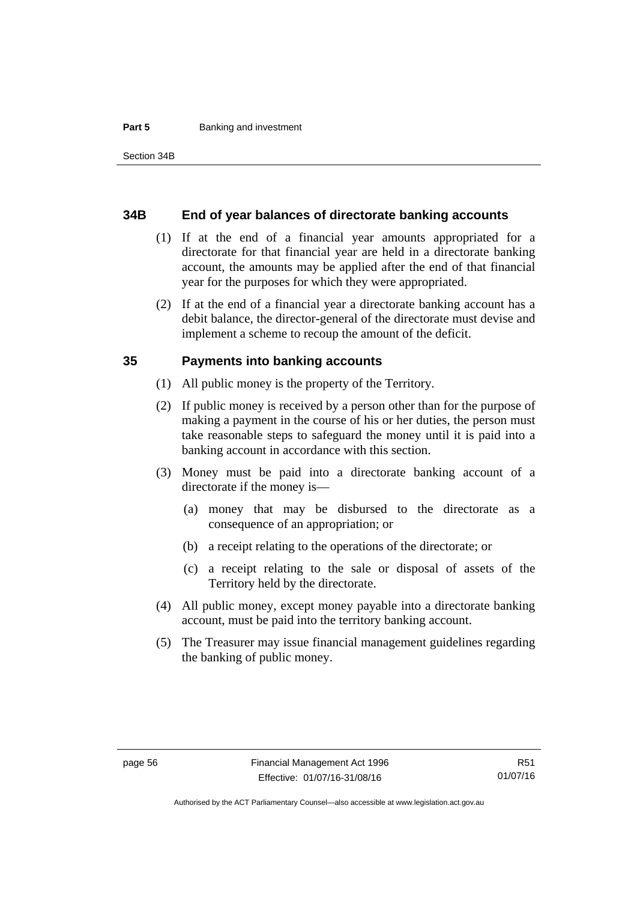### 34B End of year balances of directorate banking accounts

(1) If at the end of a financial year amounts appropriated for a directorate for that financial year are held in a directorate banking account, the amounts may be applied after the end of that financial year for the purposes for which they were appropriated.

(2) If at the end of a financial year a directorate banking account has a debit balance, the director-general of the directorate must devise and implement a scheme to recoup the amount of the deficit.

### 35 Payments into banking accounts

(1) All public money is the property of the Territory.

(2) If public money is received by a person other than for the purpose of making a payment in the course of his or her duties, the person must take reasonable steps to safeguard the money until it is paid into a banking account in accordance with this section.

(3) Money must be paid into a directorate banking account of a directorate if the money is—

(a) money that may be disbursed to the directorate as a consequence of an appropriation; or

(b) a receipt relating to the operations of the directorate; or

(c) a receipt relating to the sale or disposal of assets of the Territory held by the directorate.

(4) All public money, except money payable into a directorate banking account, must be paid into the territory banking account.

(5) The Treasurer may issue financial management guidelines regarding the banking of public money.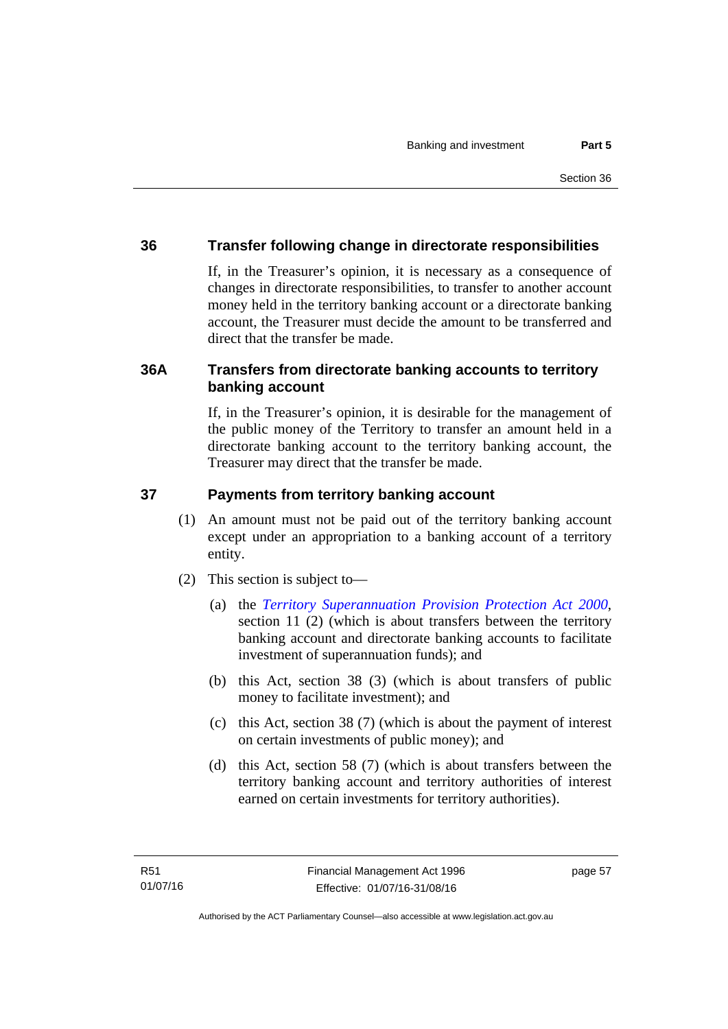## 36 Transfer following change in directorate responsibilities

If, in the Treasurer's opinion, it is necessary as a consequence of changes in directorate responsibilities, to transfer to another account money held in the territory banking account or a directorate banking account, the Treasurer must decide the amount to be transferred and direct that the transfer be made.

## 36A Transfers from directorate banking accounts to territory banking account

If, in the Treasurer's opinion, it is desirable for the management of the public money of the Territory to transfer an amount held in a directorate banking account to the territory banking account, the Treasurer may direct that the transfer be made.

## 37 Payments from territory banking account

(1) An amount must not be paid out of the territory banking account except under an appropriation to a banking account of a territory entity.

(2) This section is subject to—

(a) the *Territory Superannuation Provision Protection Act 2000*, section 11 (2) (which is about transfers between the territory banking account and directorate banking accounts to facilitate investment of superannuation funds); and

(b) this Act, section 38 (3) (which is about transfers of public money to facilitate investment); and

(c) this Act, section 38 (7) (which is about the payment of interest on certain investments of public money); and

(d) this Act, section 58 (7) (which is about transfers between the territory banking account and territory authorities of interest earned on certain investments for territory authorities).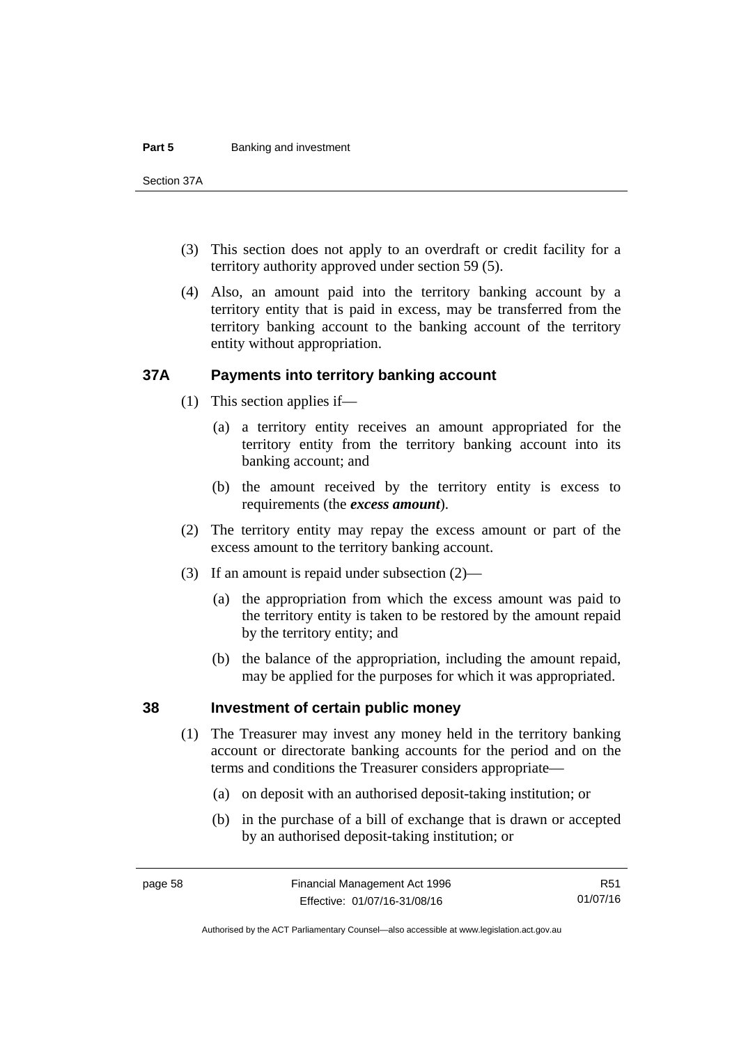(3) This section does not apply to an overdraft or credit facility for a territory authority approved under section 59 (5).

(4) Also, an amount paid into the territory banking account by a territory entity that is paid in excess, may be transferred from the territory banking account to the banking account of the territory entity without appropriation.

## 37A Payments into territory banking account

(1) This section applies if—

(a) a territory entity receives an amount appropriated for the territory entity from the territory banking account into its banking account; and

(b) the amount received by the territory entity is excess to requirements (the ***excess amount***).

(2) The territory entity may repay the excess amount or part of the excess amount to the territory banking account.

(3) If an amount is repaid under subsection (2)—

(a) the appropriation from which the excess amount was paid to the territory entity is taken to be restored by the amount repaid by the territory entity; and

(b) the balance of the appropriation, including the amount repaid, may be applied for the purposes for which it was appropriated.

## 38 Investment of certain public money

(1) The Treasurer may invest any money held in the territory banking account or directorate banking accounts for the period and on the terms and conditions the Treasurer considers appropriate—

(a) on deposit with an authorised deposit-taking institution; or

(b) in the purchase of a bill of exchange that is drawn or accepted by an authorised deposit-taking institution; or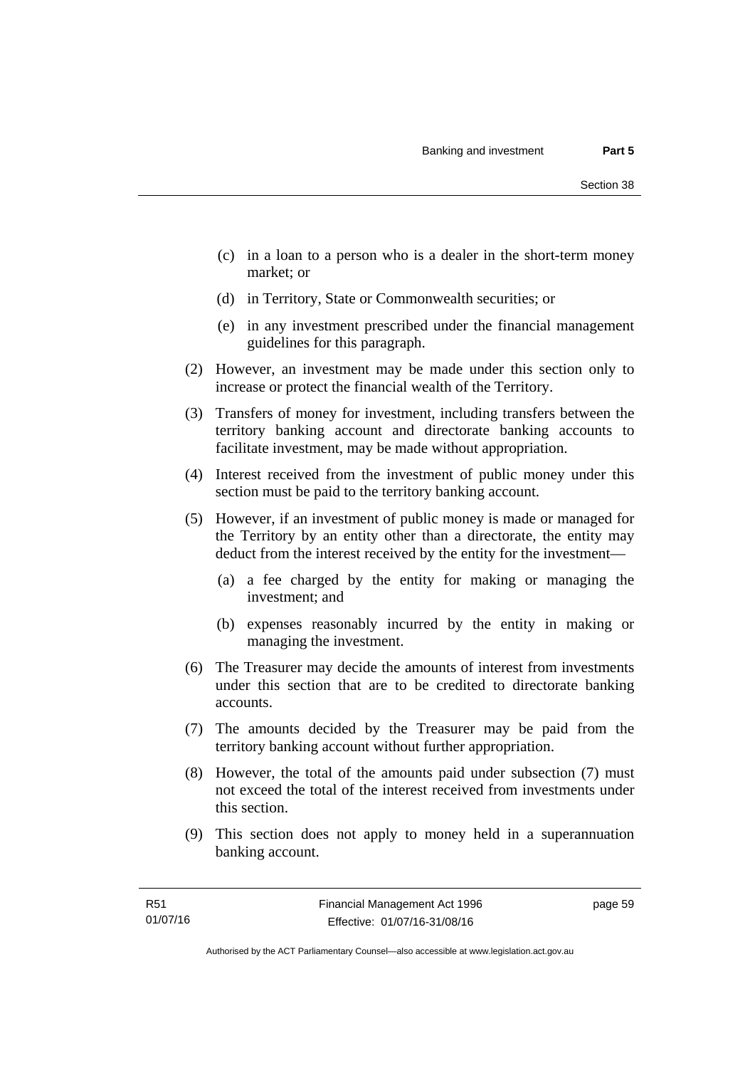(c) in a loan to a person who is a dealer in the short-term money market; or

(d) in Territory, State or Commonwealth securities; or

(e) in any investment prescribed under the financial management guidelines for this paragraph.

(2) However, an investment may be made under this section only to increase or protect the financial wealth of the Territory.

(3) Transfers of money for investment, including transfers between the territory banking account and directorate banking accounts to facilitate investment, may be made without appropriation.

(4) Interest received from the investment of public money under this section must be paid to the territory banking account.

(5) However, if an investment of public money is made or managed for the Territory by an entity other than a directorate, the entity may deduct from the interest received by the entity for the investment—

(a) a fee charged by the entity for making or managing the investment; and

(b) expenses reasonably incurred by the entity in making or managing the investment.

(6) The Treasurer may decide the amounts of interest from investments under this section that are to be credited to directorate banking accounts.

(7) The amounts decided by the Treasurer may be paid from the territory banking account without further appropriation.

(8) However, the total of the amounts paid under subsection (7) must not exceed the total of the interest received from investments under this section.

(9) This section does not apply to money held in a superannuation banking account.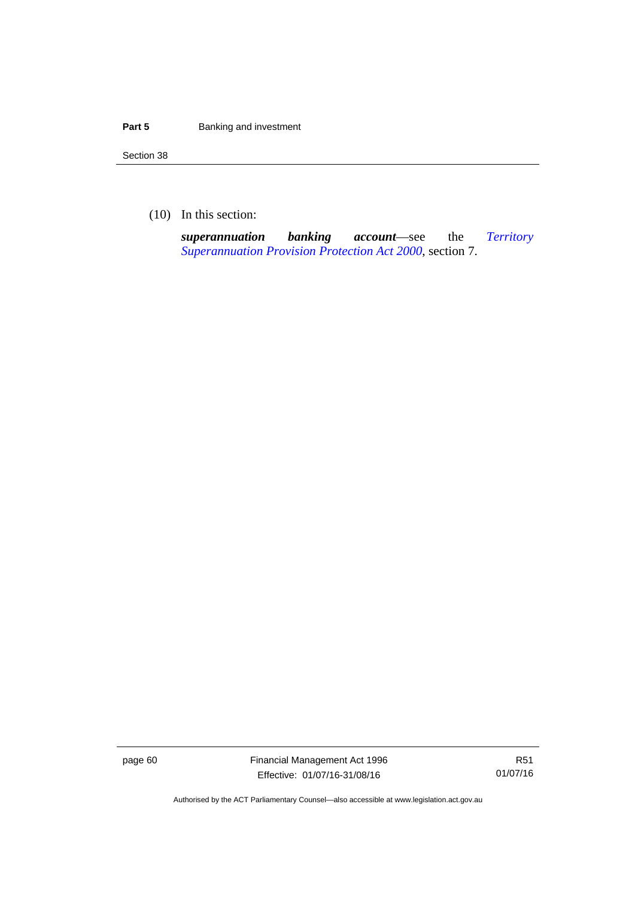(10) In this section:

***superannuation banking account***—see the *Territory Superannuation Provision Protection Act 2000*, section 7.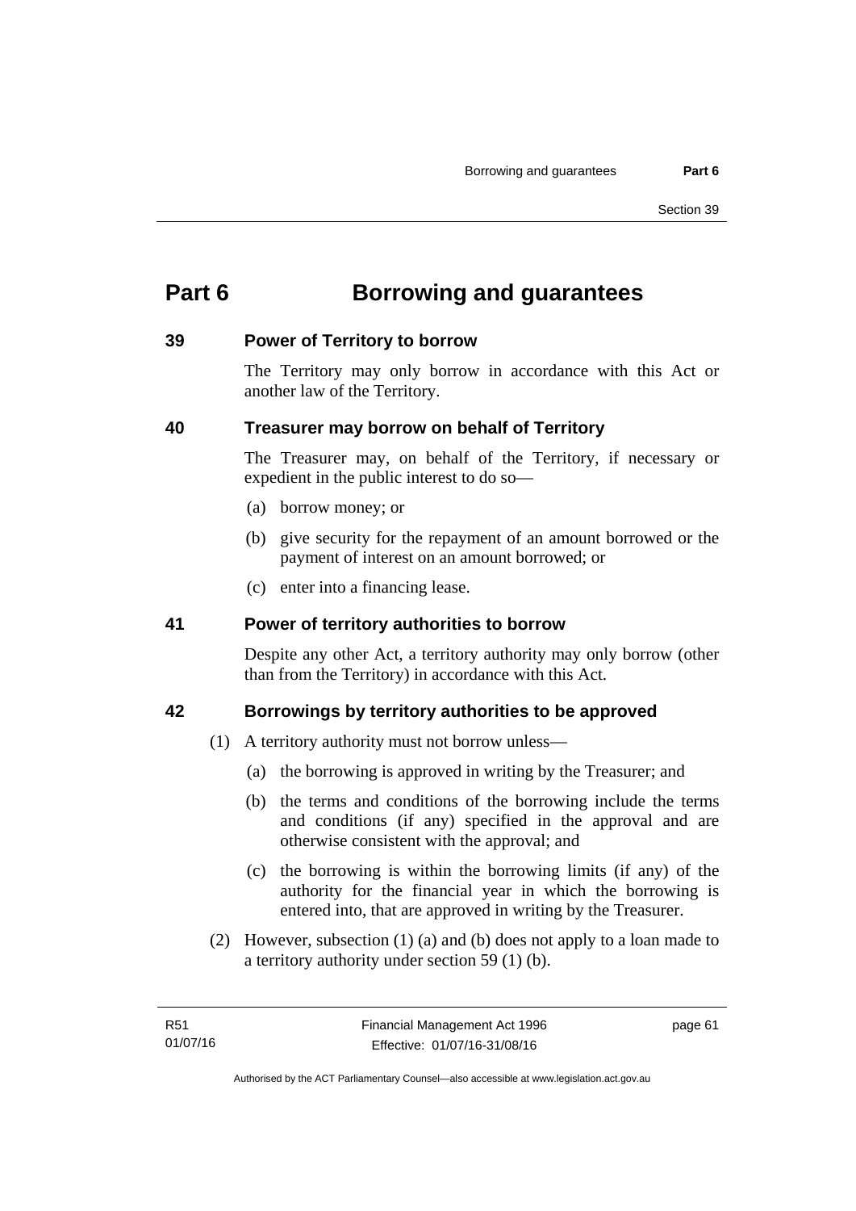# Part 6 Borrowing and guarantees

## 39 Power of Territory to borrow

The Territory may only borrow in accordance with this Act or another law of the Territory.

## 40 Treasurer may borrow on behalf of Territory

The Treasurer may, on behalf of the Territory, if necessary or expedient in the public interest to do so—

(a) borrow money; or

(b) give security for the repayment of an amount borrowed or the payment of interest on an amount borrowed; or

(c) enter into a financing lease.

## 41 Power of territory authorities to borrow

Despite any other Act, a territory authority may only borrow (other than from the Territory) in accordance with this Act.

## 42 Borrowings by territory authorities to be approved

(1) A territory authority must not borrow unless—

(a) the borrowing is approved in writing by the Treasurer; and

(b) the terms and conditions of the borrowing include the terms and conditions (if any) specified in the approval and are otherwise consistent with the approval; and

(c) the borrowing is within the borrowing limits (if any) of the authority for the financial year in which the borrowing is entered into, that are approved in writing by the Treasurer.

(2) However, subsection (1) (a) and (b) does not apply to a loan made to a territory authority under section 59 (1) (b).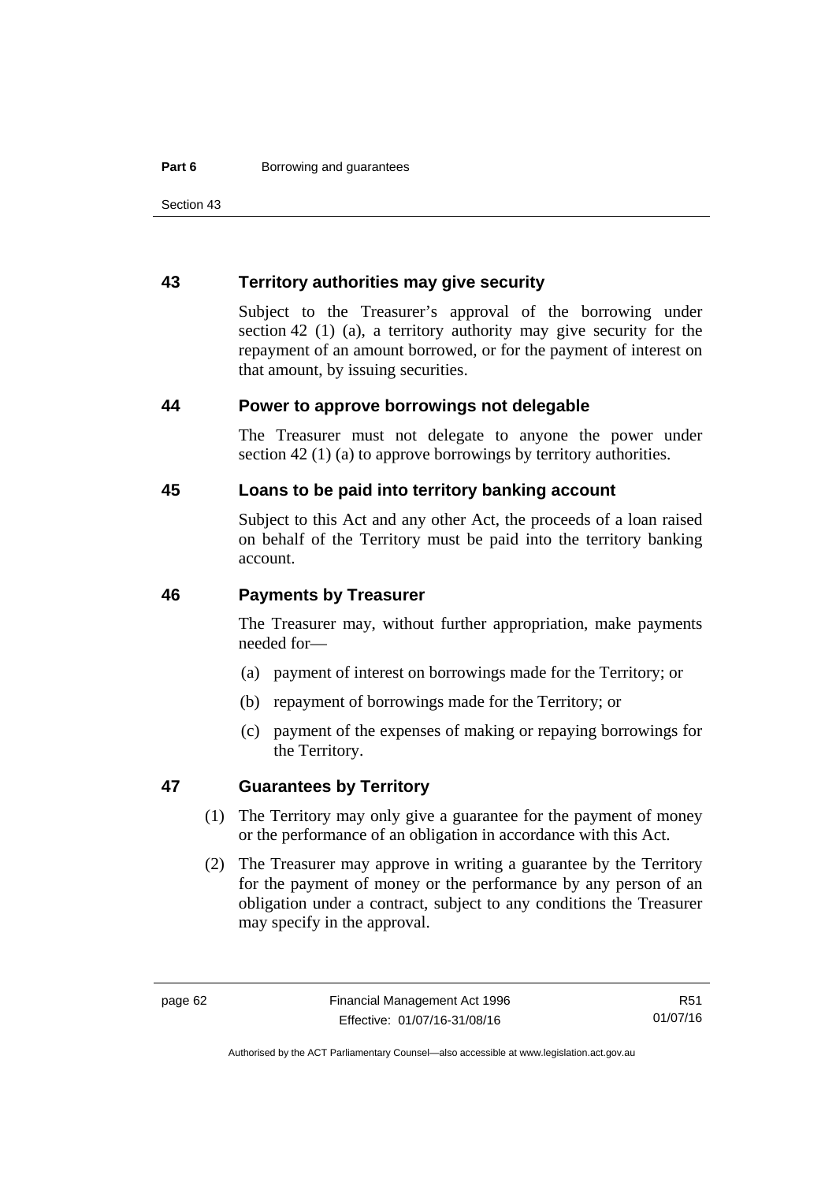## 43 Territory authorities may give security

Subject to the Treasurer's approval of the borrowing under section 42 (1) (a), a territory authority may give security for the repayment of an amount borrowed, or for the payment of interest on that amount, by issuing securities.

## 44 Power to approve borrowings not delegable

The Treasurer must not delegate to anyone the power under section 42 (1) (a) to approve borrowings by territory authorities.

## 45 Loans to be paid into territory banking account

Subject to this Act and any other Act, the proceeds of a loan raised on behalf of the Territory must be paid into the territory banking account.

## 46 Payments by Treasurer

The Treasurer may, without further appropriation, make payments needed for—

(a) payment of interest on borrowings made for the Territory; or

(b) repayment of borrowings made for the Territory; or

(c) payment of the expenses of making or repaying borrowings for the Territory.

## 47 Guarantees by Territory

(1) The Territory may only give a guarantee for the payment of money or the performance of an obligation in accordance with this Act.

(2) The Treasurer may approve in writing a guarantee by the Territory for the payment of money or the performance by any person of an obligation under a contract, subject to any conditions the Treasurer may specify in the approval.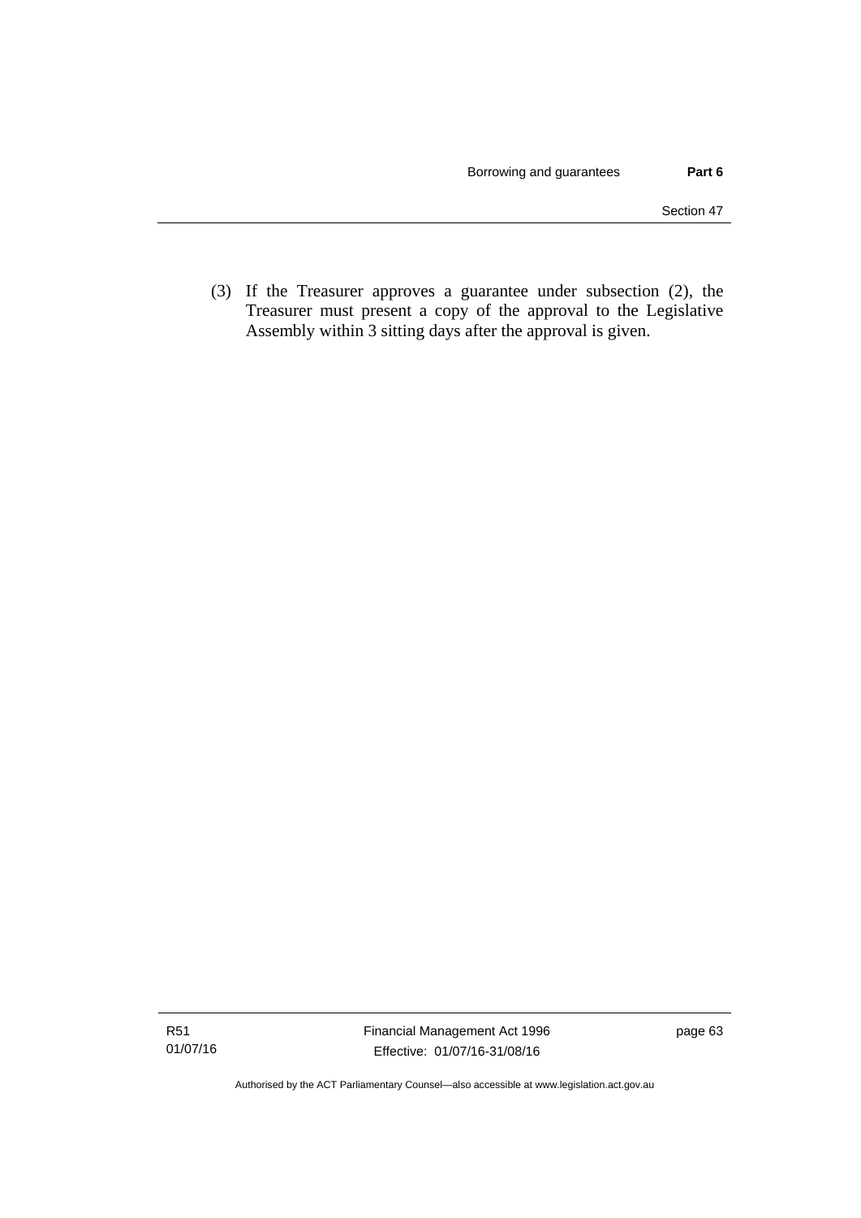(3) If the Treasurer approves a guarantee under subsection (2), the Treasurer must present a copy of the approval to the Legislative Assembly within 3 sitting days after the approval is given.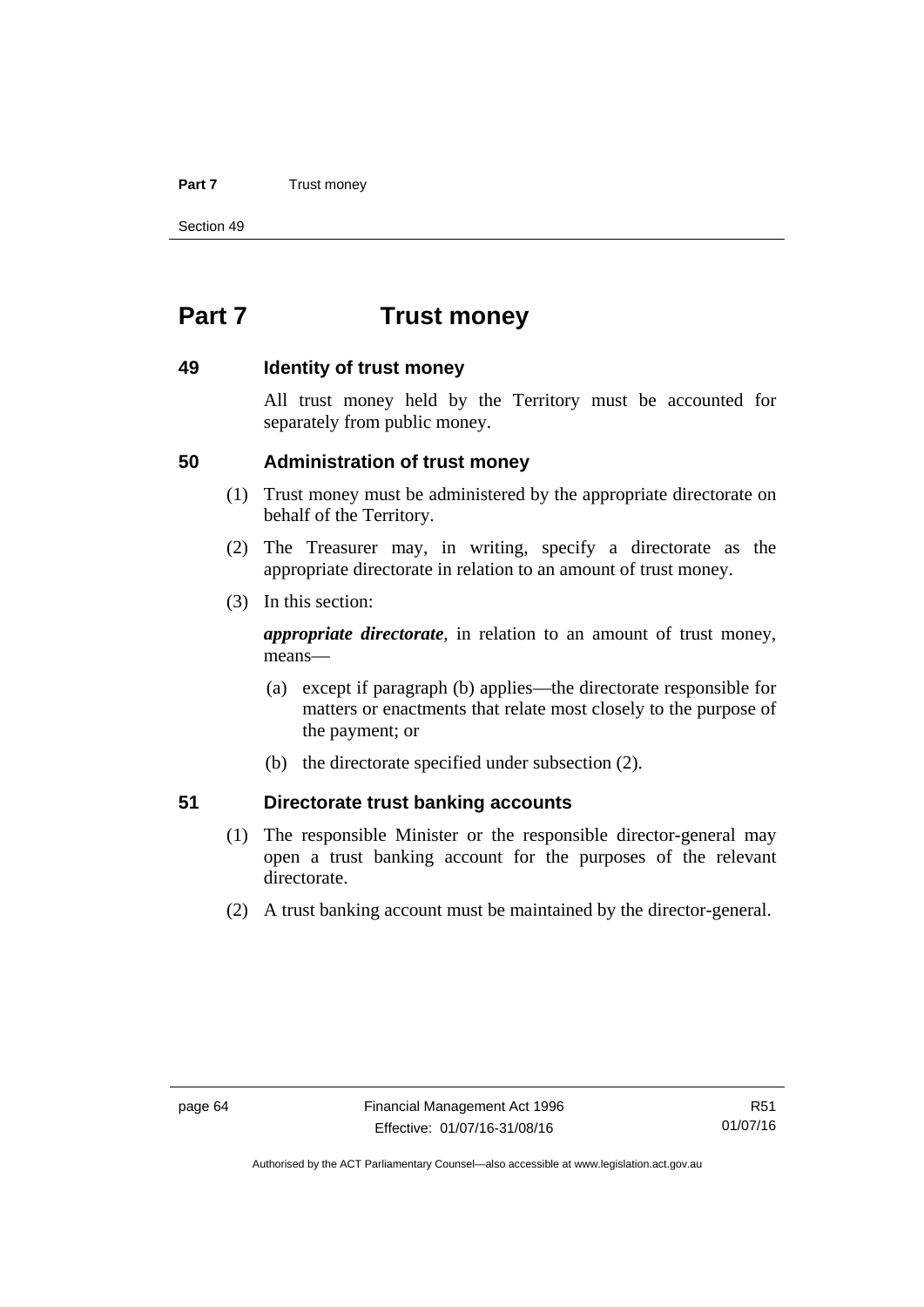# Part 7 Trust money

## 49 Identity of trust money

All trust money held by the Territory must be accounted for separately from public money.

## 50 Administration of trust money

(1) Trust money must be administered by the appropriate directorate on behalf of the Territory.

(2) The Treasurer may, in writing, specify a directorate as the appropriate directorate in relation to an amount of trust money.

(3) In this section:

***appropriate directorate***, in relation to an amount of trust money, means—

(a) except if paragraph (b) applies—the directorate responsible for matters or enactments that relate most closely to the purpose of the payment; or

(b) the directorate specified under subsection (2).

## 51 Directorate trust banking accounts

(1) The responsible Minister or the responsible director-general may open a trust banking account for the purposes of the relevant directorate.

(2) A trust banking account must be maintained by the director-general.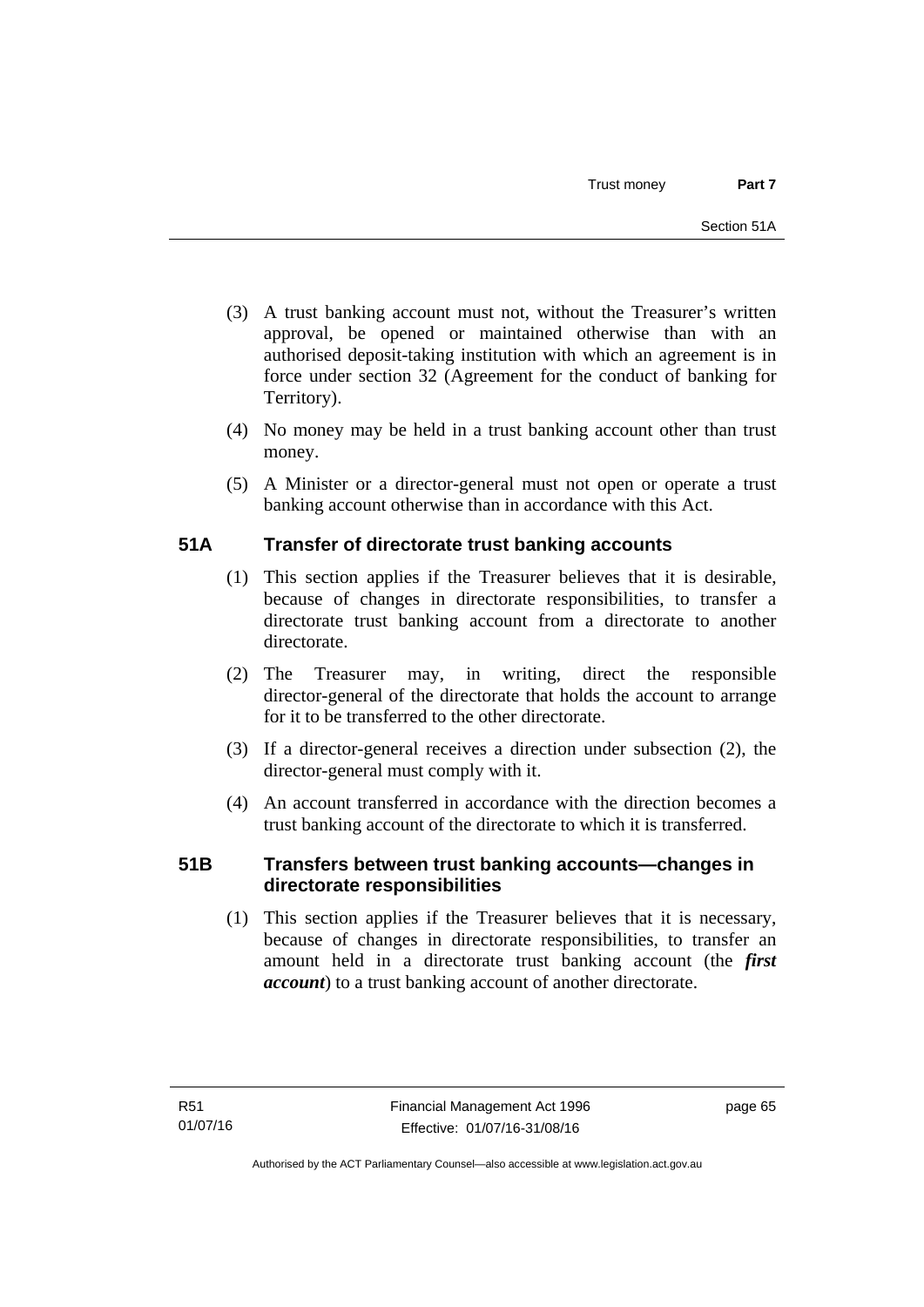(3) A trust banking account must not, without the Treasurer's written approval, be opened or maintained otherwise than with an authorised deposit-taking institution with which an agreement is in force under section 32 (Agreement for the conduct of banking for Territory).

(4) No money may be held in a trust banking account other than trust money.

(5) A Minister or a director-general must not open or operate a trust banking account otherwise than in accordance with this Act.

## 51A Transfer of directorate trust banking accounts

(1) This section applies if the Treasurer believes that it is desirable, because of changes in directorate responsibilities, to transfer a directorate trust banking account from a directorate to another directorate.

(2) The Treasurer may, in writing, direct the responsible director-general of the directorate that holds the account to arrange for it to be transferred to the other directorate.

(3) If a director-general receives a direction under subsection (2), the director-general must comply with it.

(4) An account transferred in accordance with the direction becomes a trust banking account of the directorate to which it is transferred.

## 51B Transfers between trust banking accounts—changes in directorate responsibilities

(1) This section applies if the Treasurer believes that it is necessary, because of changes in directorate responsibilities, to transfer an amount held in a directorate trust banking account (the ***first account***) to a trust banking account of another directorate.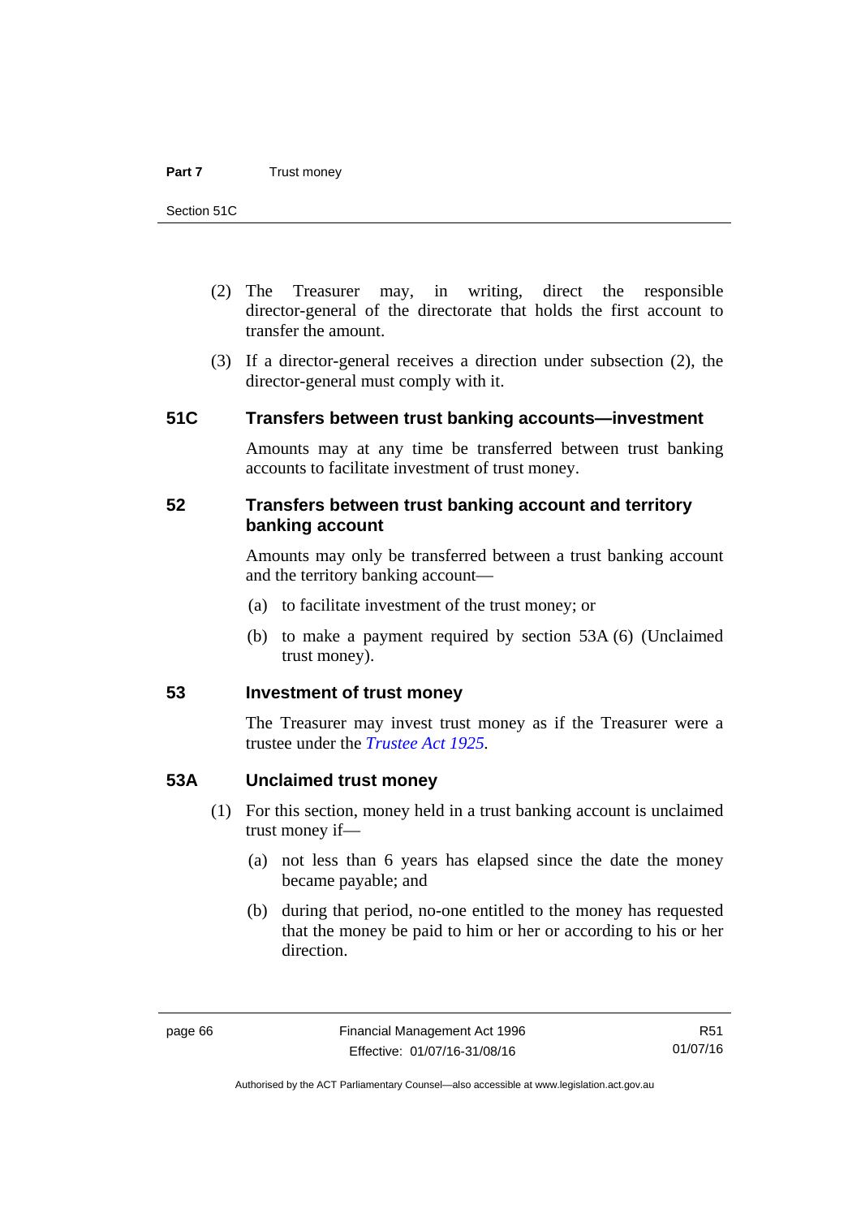(2) The Treasurer may, in writing, direct the responsible director-general of the directorate that holds the first account to transfer the amount.

(3) If a director-general receives a direction under subsection (2), the director-general must comply with it.

### 51C Transfers between trust banking accounts—investment

Amounts may at any time be transferred between trust banking accounts to facilitate investment of trust money.

### 52 Transfers between trust banking account and territory banking account

Amounts may only be transferred between a trust banking account and the territory banking account—

(a) to facilitate investment of the trust money; or

(b) to make a payment required by section 53A (6) (Unclaimed trust money).

### 53 Investment of trust money

The Treasurer may invest trust money as if the Treasurer were a trustee under the *Trustee Act 1925*.

### 53A Unclaimed trust money

(1) For this section, money held in a trust banking account is unclaimed trust money if—

(a) not less than 6 years has elapsed since the date the money became payable; and

(b) during that period, no-one entitled to the money has requested that the money be paid to him or her or according to his or her direction.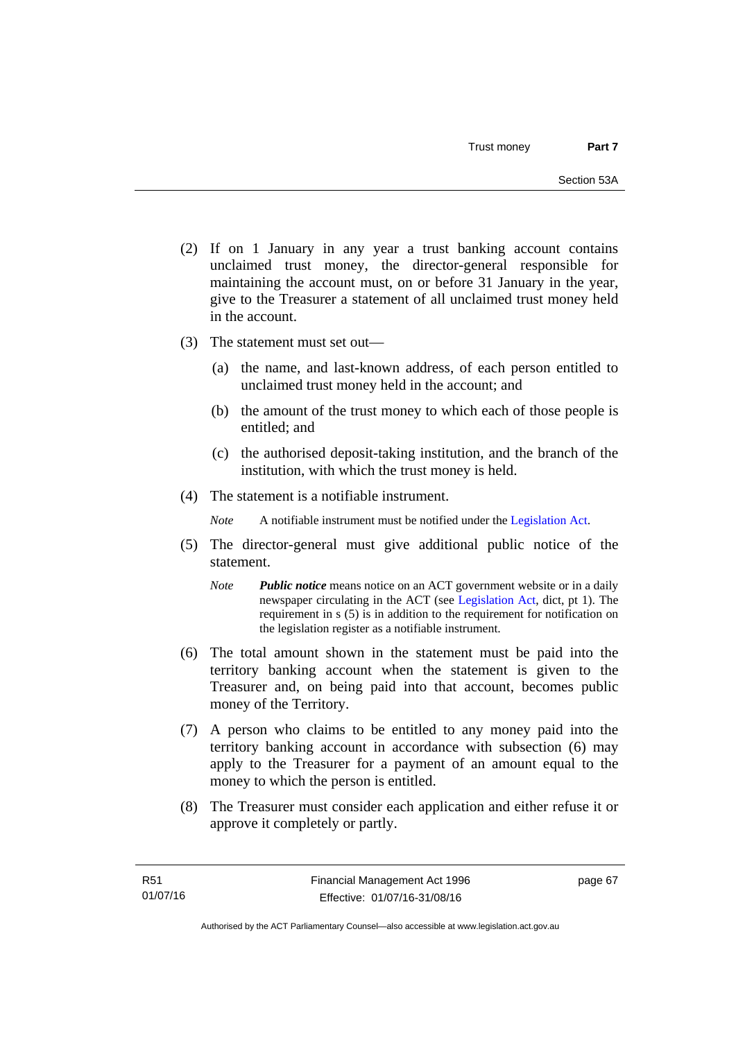(2) If on 1 January in any year a trust banking account contains unclaimed trust money, the director-general responsible for maintaining the account must, on or before 31 January in the year, give to the Treasurer a statement of all unclaimed trust money held in the account.

(3) The statement must set out—

(a) the name, and last-known address, of each person entitled to unclaimed trust money held in the account; and

(b) the amount of the trust money to which each of those people is entitled; and

(c) the authorised deposit-taking institution, and the branch of the institution, with which the trust money is held.

(4) The statement is a notifiable instrument.

*Note* A notifiable instrument must be notified under the Legislation Act.

(5) The director-general must give additional public notice of the statement.

*Note* ***Public notice*** means notice on an ACT government website or in a daily newspaper circulating in the ACT (see Legislation Act, dict, pt 1). The requirement in s (5) is in addition to the requirement for notification on the legislation register as a notifiable instrument.

(6) The total amount shown in the statement must be paid into the territory banking account when the statement is given to the Treasurer and, on being paid into that account, becomes public money of the Territory.

(7) A person who claims to be entitled to any money paid into the territory banking account in accordance with subsection (6) may apply to the Treasurer for a payment of an amount equal to the money to which the person is entitled.

(8) The Treasurer must consider each application and either refuse it or approve it completely or partly.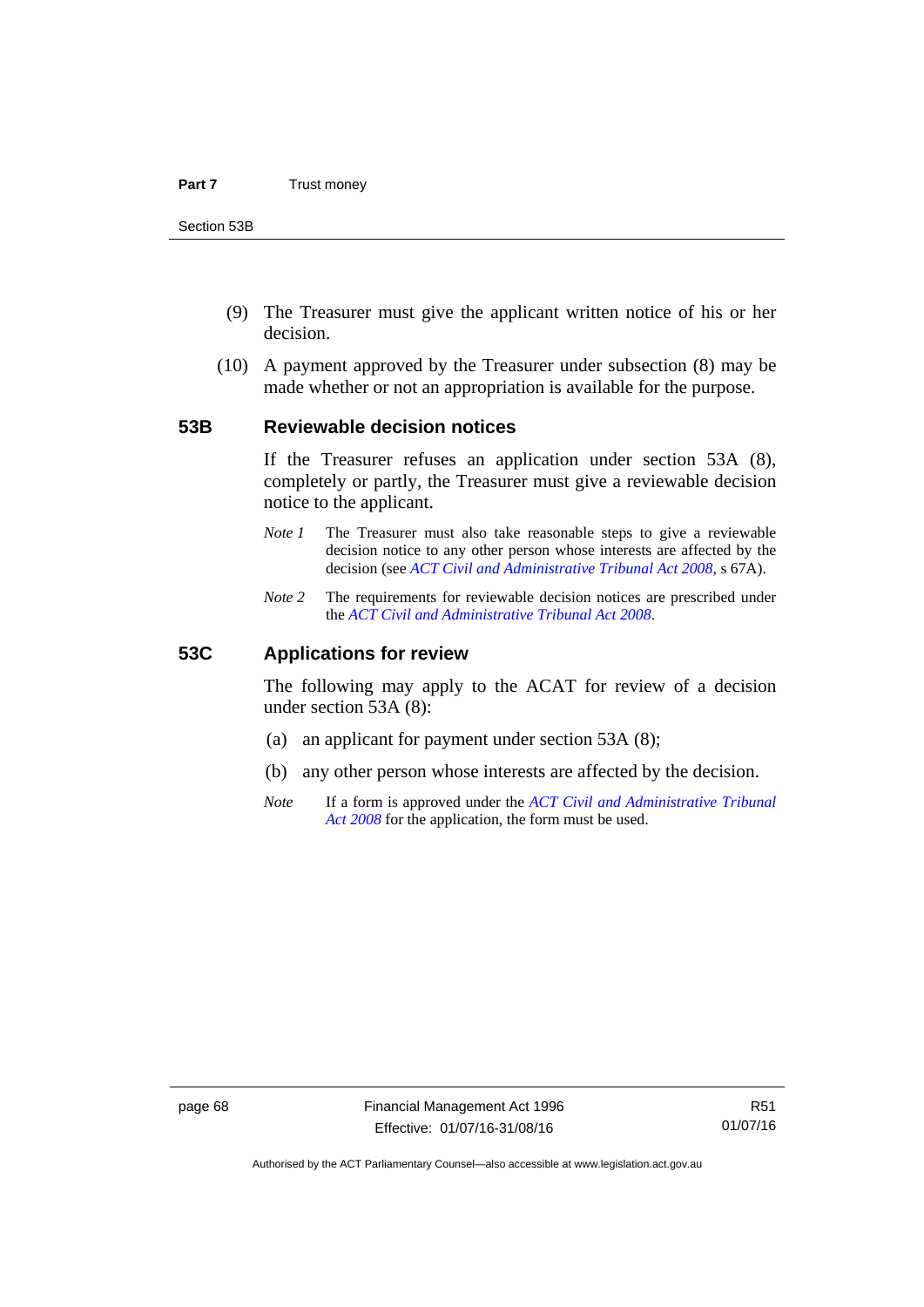(9) The Treasurer must give the applicant written notice of his or her decision.

(10) A payment approved by the Treasurer under subsection (8) may be made whether or not an appropriation is available for the purpose.

## 53B Reviewable decision notices

If the Treasurer refuses an application under section 53A (8), completely or partly, the Treasurer must give a reviewable decision notice to the applicant.

*Note 1* The Treasurer must also take reasonable steps to give a reviewable decision notice to any other person whose interests are affected by the decision (see *ACT Civil and Administrative Tribunal Act 2008*, s 67A).

*Note 2* The requirements for reviewable decision notices are prescribed under the *ACT Civil and Administrative Tribunal Act 2008*.

## 53C Applications for review

The following may apply to the ACAT for review of a decision under section 53A (8):

(a) an applicant for payment under section 53A (8);

(b) any other person whose interests are affected by the decision.

*Note* If a form is approved under the *ACT Civil and Administrative Tribunal Act 2008* for the application, the form must be used.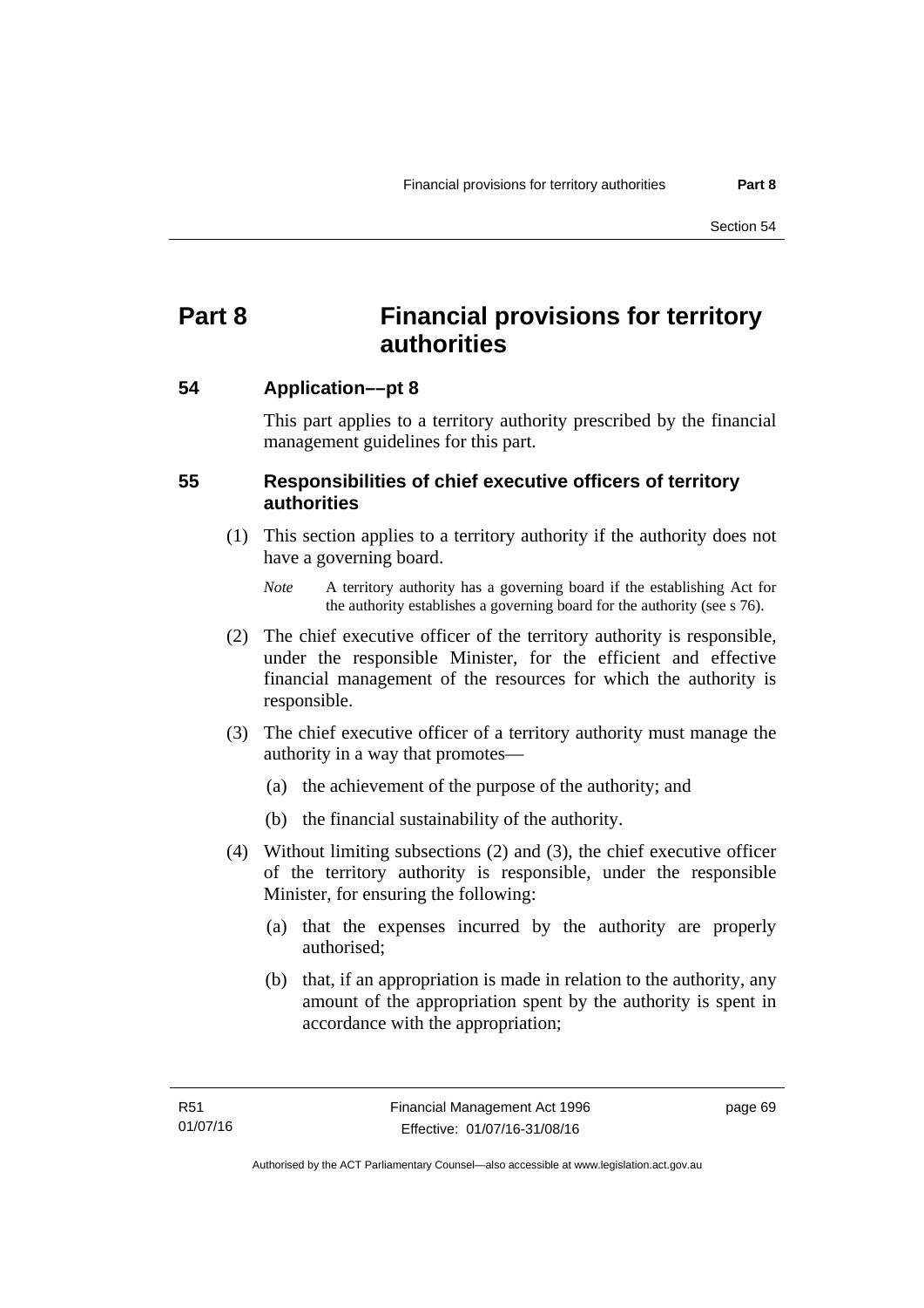# Part 8 Financial provisions for territory authorities

## 54 Application––pt 8

This part applies to a territory authority prescribed by the financial management guidelines for this part.

## 55 Responsibilities of chief executive officers of territory authorities

(1) This section applies to a territory authority if the authority does not have a governing board.

*Note* A territory authority has a governing board if the establishing Act for the authority establishes a governing board for the authority (see s 76).

(2) The chief executive officer of the territory authority is responsible, under the responsible Minister, for the efficient and effective financial management of the resources for which the authority is responsible.

(3) The chief executive officer of a territory authority must manage the authority in a way that promotes—

(a) the achievement of the purpose of the authority; and

(b) the financial sustainability of the authority.

(4) Without limiting subsections (2) and (3), the chief executive officer of the territory authority is responsible, under the responsible Minister, for ensuring the following:

(a) that the expenses incurred by the authority are properly authorised;

(b) that, if an appropriation is made in relation to the authority, any amount of the appropriation spent by the authority is spent in accordance with the appropriation;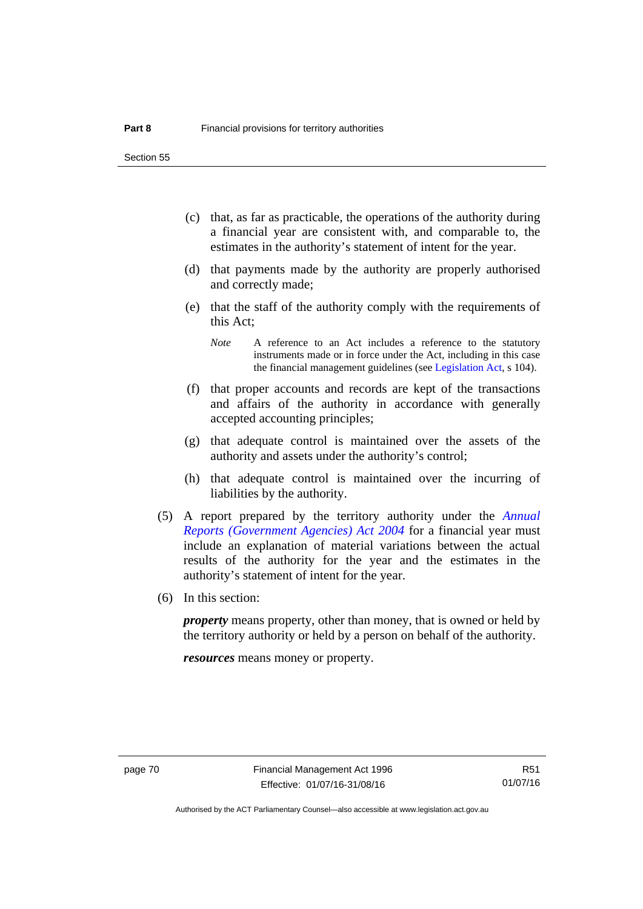(c) that, as far as practicable, the operations of the authority during a financial year are consistent with, and comparable to, the estimates in the authority's statement of intent for the year.

(d) that payments made by the authority are properly authorised and correctly made;

(e) that the staff of the authority comply with the requirements of this Act;

*Note* A reference to an Act includes a reference to the statutory instruments made or in force under the Act, including in this case the financial management guidelines (see Legislation Act, s 104).

(f) that proper accounts and records are kept of the transactions and affairs of the authority in accordance with generally accepted accounting principles;

(g) that adequate control is maintained over the assets of the authority and assets under the authority's control;

(h) that adequate control is maintained over the incurring of liabilities by the authority.

(5) A report prepared by the territory authority under the *Annual Reports (Government Agencies) Act 2004* for a financial year must include an explanation of material variations between the actual results of the authority for the year and the estimates in the authority's statement of intent for the year.

(6) In this section:

***property*** means property, other than money, that is owned or held by the territory authority or held by a person on behalf of the authority.

***resources*** means money or property.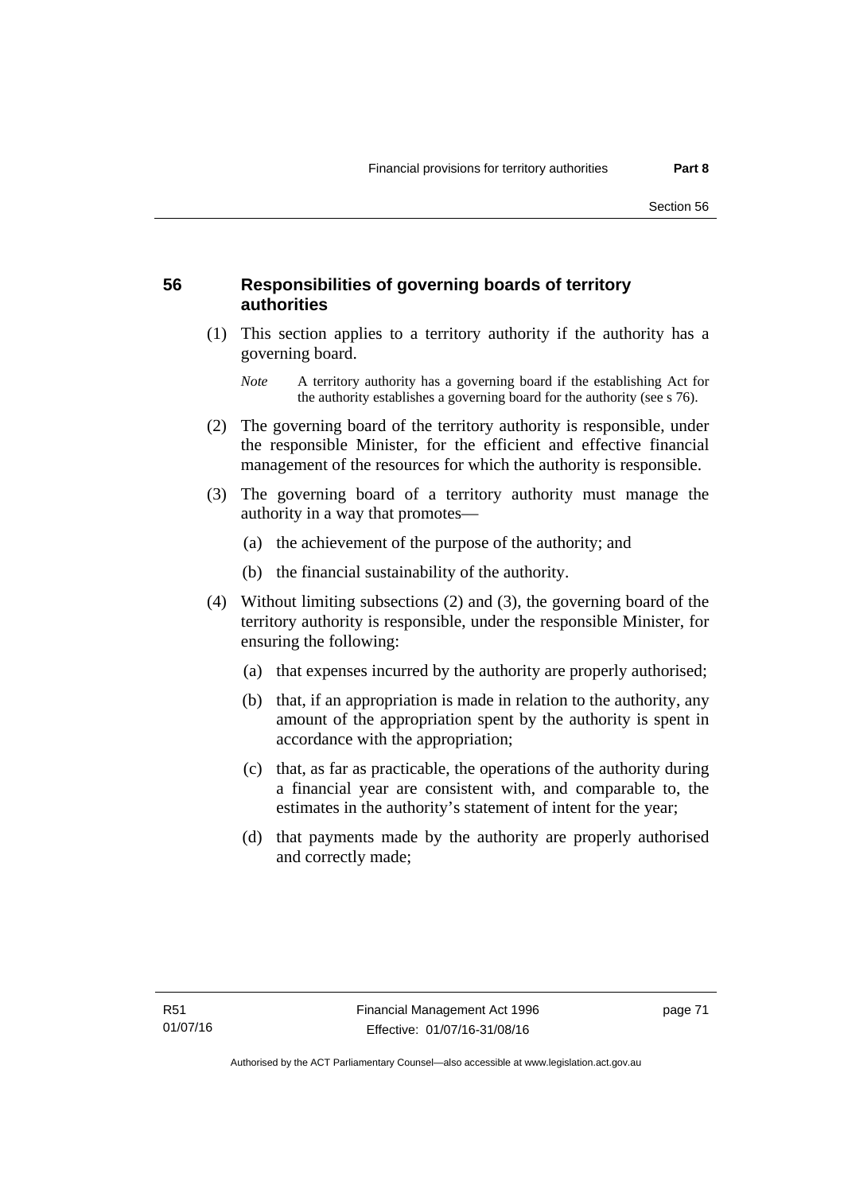## 56 Responsibilities of governing boards of territory authorities

(1) This section applies to a territory authority if the authority has a governing board.

*Note* A territory authority has a governing board if the establishing Act for the authority establishes a governing board for the authority (see s 76).

(2) The governing board of the territory authority is responsible, under the responsible Minister, for the efficient and effective financial management of the resources for which the authority is responsible.

(3) The governing board of a territory authority must manage the authority in a way that promotes—

(a) the achievement of the purpose of the authority; and

(b) the financial sustainability of the authority.

(4) Without limiting subsections (2) and (3), the governing board of the territory authority is responsible, under the responsible Minister, for ensuring the following:

(a) that expenses incurred by the authority are properly authorised;

(b) that, if an appropriation is made in relation to the authority, any amount of the appropriation spent by the authority is spent in accordance with the appropriation;

(c) that, as far as practicable, the operations of the authority during a financial year are consistent with, and comparable to, the estimates in the authority's statement of intent for the year;

(d) that payments made by the authority are properly authorised and correctly made;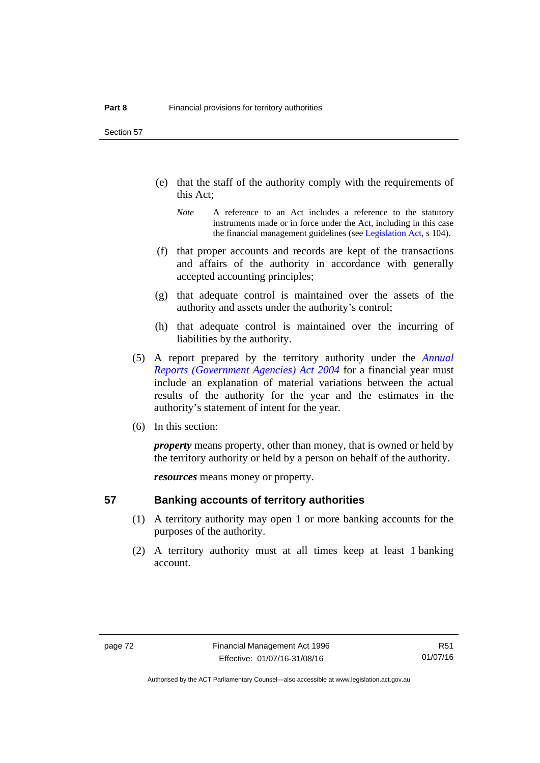(e) that the staff of the authority comply with the requirements of this Act;

*Note* A reference to an Act includes a reference to the statutory instruments made or in force under the Act, including in this case the financial management guidelines (see Legislation Act, s 104).

(f) that proper accounts and records are kept of the transactions and affairs of the authority in accordance with generally accepted accounting principles;

(g) that adequate control is maintained over the assets of the authority and assets under the authority's control;

(h) that adequate control is maintained over the incurring of liabilities by the authority.

(5) A report prepared by the territory authority under the *Annual Reports (Government Agencies) Act 2004* for a financial year must include an explanation of material variations between the actual results of the authority for the year and the estimates in the authority's statement of intent for the year.

(6) In this section:

***property*** means property, other than money, that is owned or held by the territory authority or held by a person on behalf of the authority.

***resources*** means money or property.

## 57 Banking accounts of territory authorities

(1) A territory authority may open 1 or more banking accounts for the purposes of the authority.

(2) A territory authority must at all times keep at least 1 banking account.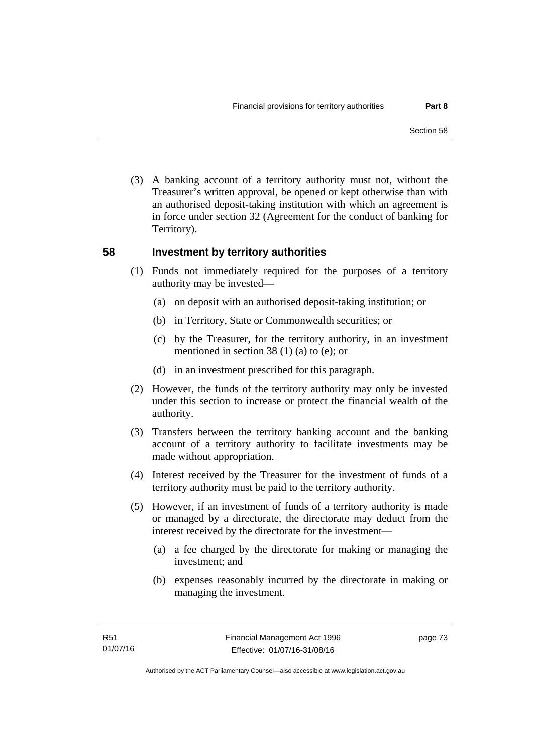(3) A banking account of a territory authority must not, without the Treasurer's written approval, be opened or kept otherwise than with an authorised deposit-taking institution with which an agreement is in force under section 32 (Agreement for the conduct of banking for Territory).

## 58 Investment by territory authorities

(1) Funds not immediately required for the purposes of a territory authority may be invested—

(a) on deposit with an authorised deposit-taking institution; or

(b) in Territory, State or Commonwealth securities; or

(c) by the Treasurer, for the territory authority, in an investment mentioned in section 38 (1) (a) to (e); or

(d) in an investment prescribed for this paragraph.

(2) However, the funds of the territory authority may only be invested under this section to increase or protect the financial wealth of the authority.

(3) Transfers between the territory banking account and the banking account of a territory authority to facilitate investments may be made without appropriation.

(4) Interest received by the Treasurer for the investment of funds of a territory authority must be paid to the territory authority.

(5) However, if an investment of funds of a territory authority is made or managed by a directorate, the directorate may deduct from the interest received by the directorate for the investment—

(a) a fee charged by the directorate for making or managing the investment; and

(b) expenses reasonably incurred by the directorate in making or managing the investment.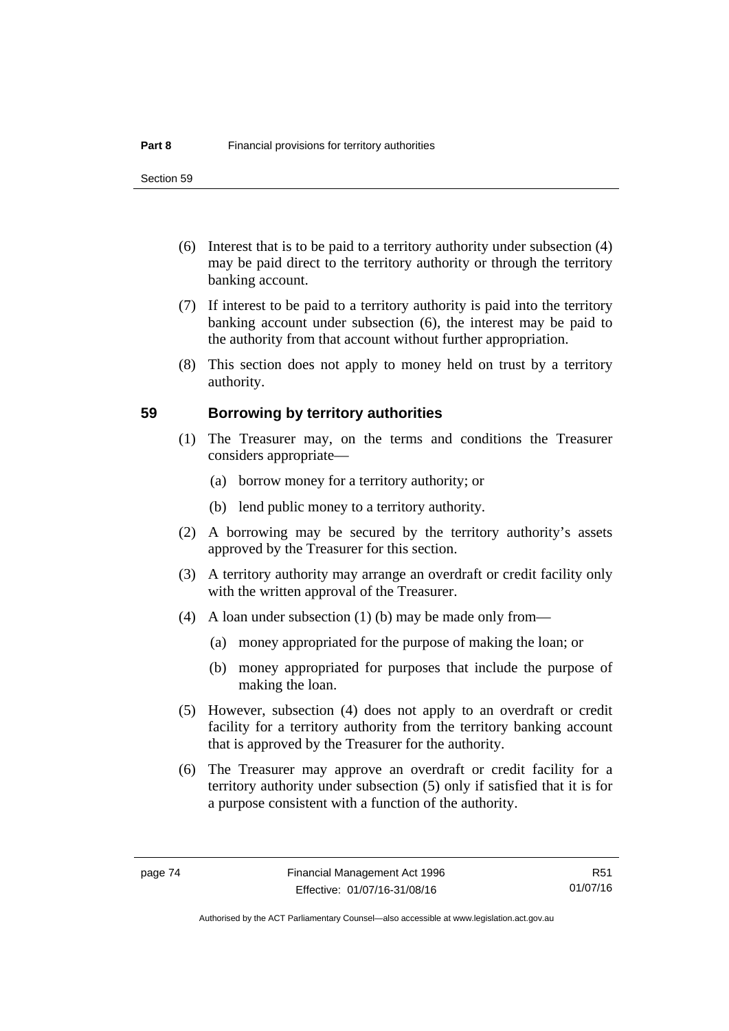(6) Interest that is to be paid to a territory authority under subsection (4) may be paid direct to the territory authority or through the territory banking account.

(7) If interest to be paid to a territory authority is paid into the territory banking account under subsection (6), the interest may be paid to the authority from that account without further appropriation.

(8) This section does not apply to money held on trust by a territory authority.

## 59 Borrowing by territory authorities

(1) The Treasurer may, on the terms and conditions the Treasurer considers appropriate—

(a) borrow money for a territory authority; or

(b) lend public money to a territory authority.

(2) A borrowing may be secured by the territory authority's assets approved by the Treasurer for this section.

(3) A territory authority may arrange an overdraft or credit facility only with the written approval of the Treasurer.

(4) A loan under subsection (1) (b) may be made only from—

(a) money appropriated for the purpose of making the loan; or

(b) money appropriated for purposes that include the purpose of making the loan.

(5) However, subsection (4) does not apply to an overdraft or credit facility for a territory authority from the territory banking account that is approved by the Treasurer for the authority.

(6) The Treasurer may approve an overdraft or credit facility for a territory authority under subsection (5) only if satisfied that it is for a purpose consistent with a function of the authority.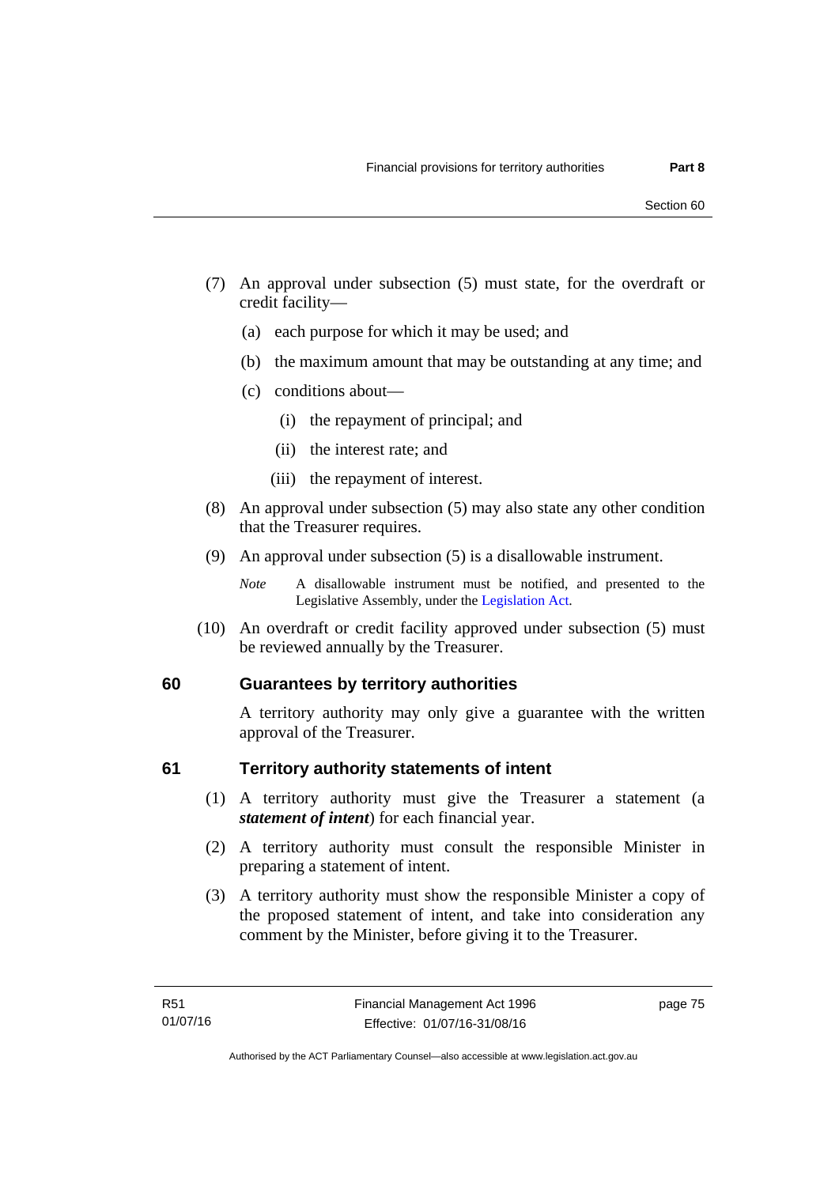(7) An approval under subsection (5) must state, for the overdraft or credit facility—

   (a) each purpose for which it may be used; and

   (b) the maximum amount that may be outstanding at any time; and

   (c) conditions about—

      (i) the repayment of principal; and

      (ii) the interest rate; and

      (iii) the repayment of interest.

(8) An approval under subsection (5) may also state any other condition that the Treasurer requires.

(9) An approval under subsection (5) is a disallowable instrument.

*Note* A disallowable instrument must be notified, and presented to the Legislative Assembly, under the Legislation Act.

(10) An overdraft or credit facility approved under subsection (5) must be reviewed annually by the Treasurer.

## 60 Guarantees by territory authorities

A territory authority may only give a guarantee with the written approval of the Treasurer.

## 61 Territory authority statements of intent

(1) A territory authority must give the Treasurer a statement (a ***statement of intent***) for each financial year.

(2) A territory authority must consult the responsible Minister in preparing a statement of intent.

(3) A territory authority must show the responsible Minister a copy of the proposed statement of intent, and take into consideration any comment by the Minister, before giving it to the Treasurer.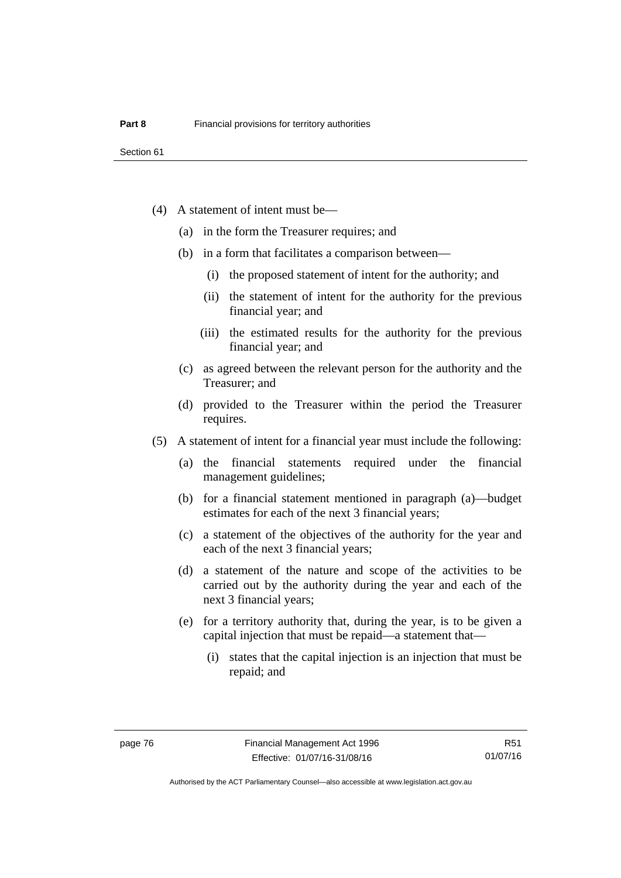(4) A statement of intent must be—

(a) in the form the Treasurer requires; and

(b) in a form that facilitates a comparison between—

(i) the proposed statement of intent for the authority; and

(ii) the statement of intent for the authority for the previous financial year; and

(iii) the estimated results for the authority for the previous financial year; and

(c) as agreed between the relevant person for the authority and the Treasurer; and

(d) provided to the Treasurer within the period the Treasurer requires.

(5) A statement of intent for a financial year must include the following:

(a) the financial statements required under the financial management guidelines;

(b) for a financial statement mentioned in paragraph (a)—budget estimates for each of the next 3 financial years;

(c) a statement of the objectives of the authority for the year and each of the next 3 financial years;

(d) a statement of the nature and scope of the activities to be carried out by the authority during the year and each of the next 3 financial years;

(e) for a territory authority that, during the year, is to be given a capital injection that must be repaid—a statement that—

(i) states that the capital injection is an injection that must be repaid; and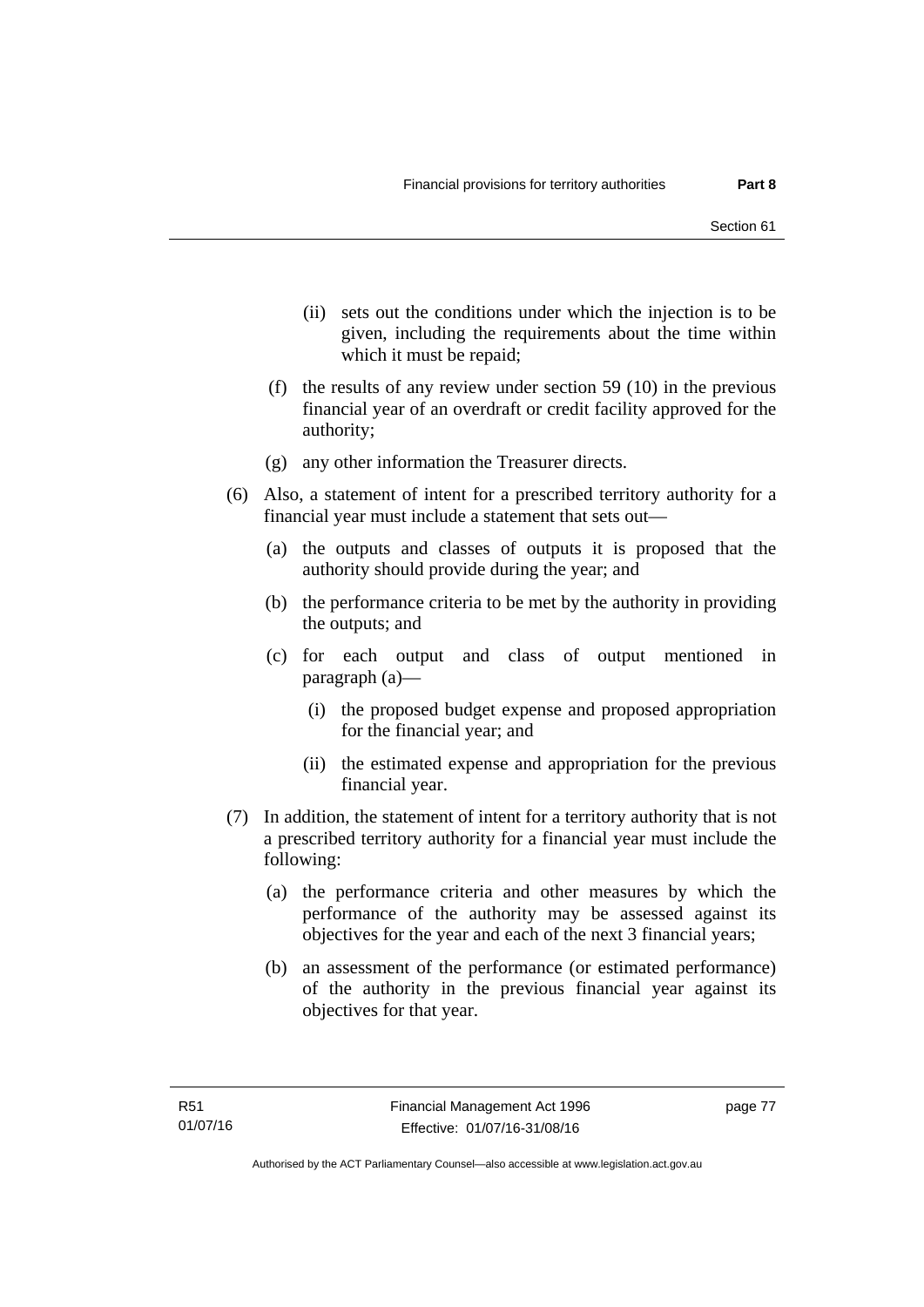(ii) sets out the conditions under which the injection is to be given, including the requirements about the time within which it must be repaid;

(f) the results of any review under section 59 (10) in the previous financial year of an overdraft or credit facility approved for the authority;

(g) any other information the Treasurer directs.

(6) Also, a statement of intent for a prescribed territory authority for a financial year must include a statement that sets out—

(a) the outputs and classes of outputs it is proposed that the authority should provide during the year; and

(b) the performance criteria to be met by the authority in providing the outputs; and

(c) for each output and class of output mentioned in paragraph (a)—

(i) the proposed budget expense and proposed appropriation for the financial year; and

(ii) the estimated expense and appropriation for the previous financial year.

(7) In addition, the statement of intent for a territory authority that is not a prescribed territory authority for a financial year must include the following:

(a) the performance criteria and other measures by which the performance of the authority may be assessed against its objectives for the year and each of the next 3 financial years;

(b) an assessment of the performance (or estimated performance) of the authority in the previous financial year against its objectives for that year.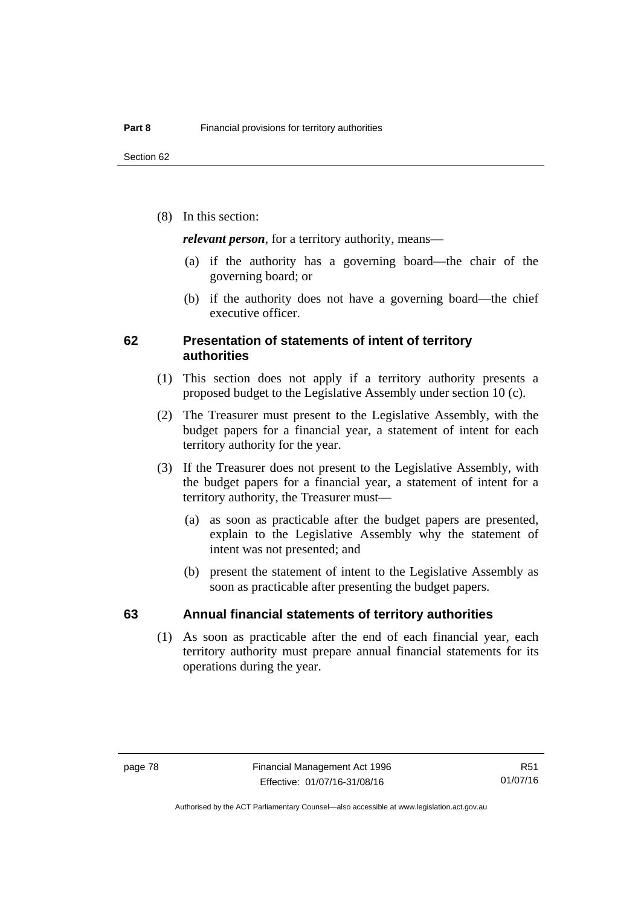(8) In this section:

***relevant person***, for a territory authority, means—

(a) if the authority has a governing board—the chair of the governing board; or

(b) if the authority does not have a governing board—the chief executive officer.

## 62 Presentation of statements of intent of territory authorities

(1) This section does not apply if a territory authority presents a proposed budget to the Legislative Assembly under section 10 (c).

(2) The Treasurer must present to the Legislative Assembly, with the budget papers for a financial year, a statement of intent for each territory authority for the year.

(3) If the Treasurer does not present to the Legislative Assembly, with the budget papers for a financial year, a statement of intent for a territory authority, the Treasurer must—

(a) as soon as practicable after the budget papers are presented, explain to the Legislative Assembly why the statement of intent was not presented; and

(b) present the statement of intent to the Legislative Assembly as soon as practicable after presenting the budget papers.

## 63 Annual financial statements of territory authorities

(1) As soon as practicable after the end of each financial year, each territory authority must prepare annual financial statements for its operations during the year.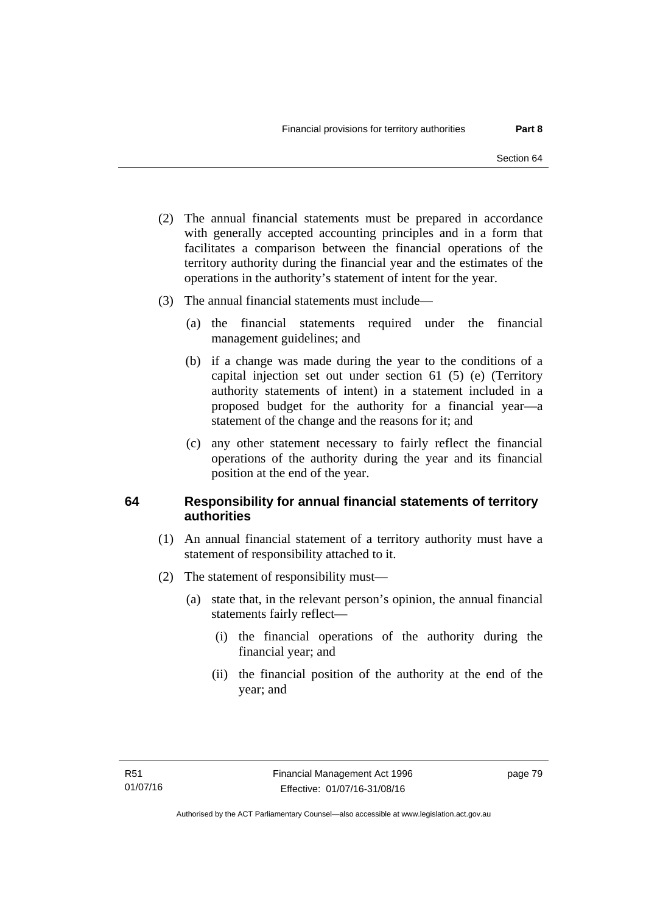(2) The annual financial statements must be prepared in accordance with generally accepted accounting principles and in a form that facilitates a comparison between the financial operations of the territory authority during the financial year and the estimates of the operations in the authority's statement of intent for the year.

(3) The annual financial statements must include—

(a) the financial statements required under the financial management guidelines; and

(b) if a change was made during the year to the conditions of a capital injection set out under section 61 (5) (e) (Territory authority statements of intent) in a statement included in a proposed budget for the authority for a financial year—a statement of the change and the reasons for it; and

(c) any other statement necessary to fairly reflect the financial operations of the authority during the year and its financial position at the end of the year.

## 64 Responsibility for annual financial statements of territory authorities

(1) An annual financial statement of a territory authority must have a statement of responsibility attached to it.

(2) The statement of responsibility must—

(a) state that, in the relevant person's opinion, the annual financial statements fairly reflect—

(i) the financial operations of the authority during the financial year; and

(ii) the financial position of the authority at the end of the year; and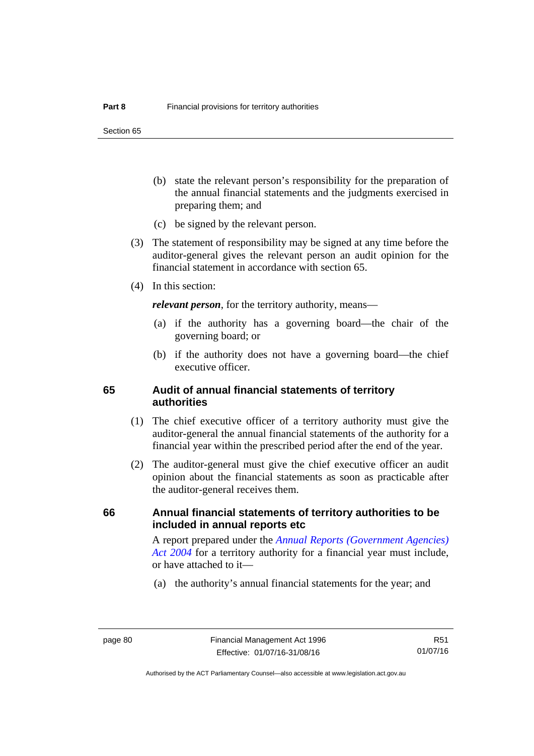(b) state the relevant person's responsibility for the preparation of the annual financial statements and the judgments exercised in preparing them; and

(c) be signed by the relevant person.

(3) The statement of responsibility may be signed at any time before the auditor-general gives the relevant person an audit opinion for the financial statement in accordance with section 65.

(4) In this section:

***relevant person***, for the territory authority, means—

(a) if the authority has a governing board—the chair of the governing board; or

(b) if the authority does not have a governing board—the chief executive officer.

## 65 Audit of annual financial statements of territory authorities

(1) The chief executive officer of a territory authority must give the auditor-general the annual financial statements of the authority for a financial year within the prescribed period after the end of the year.

(2) The auditor-general must give the chief executive officer an audit opinion about the financial statements as soon as practicable after the auditor-general receives them.

## 66 Annual financial statements of territory authorities to be included in annual reports etc

A report prepared under the *Annual Reports (Government Agencies) Act 2004* for a territory authority for a financial year must include, or have attached to it—

(a) the authority's annual financial statements for the year; and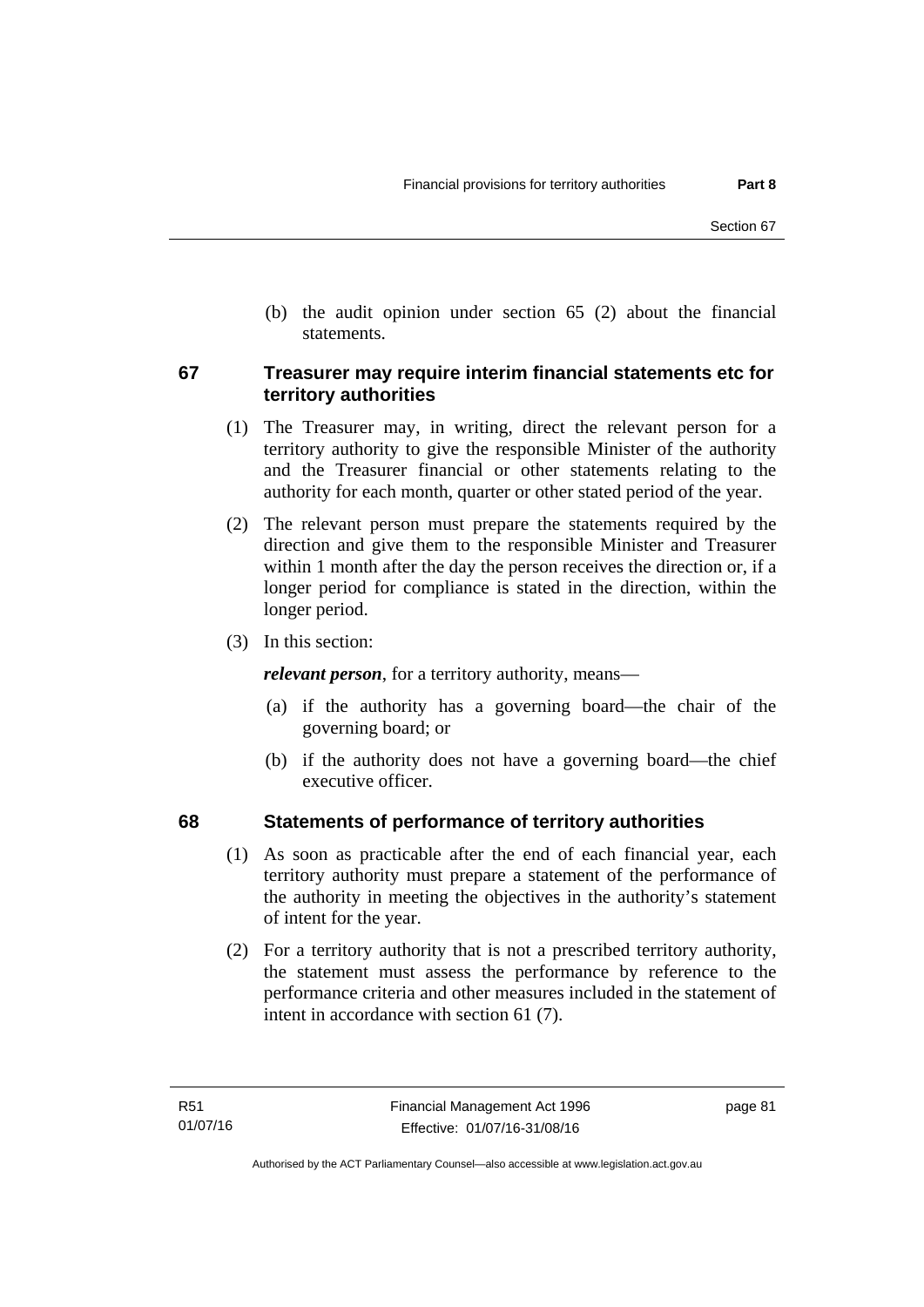(b) the audit opinion under section 65 (2) about the financial statements.

### 67 Treasurer may require interim financial statements etc for territory authorities

(1) The Treasurer may, in writing, direct the relevant person for a territory authority to give the responsible Minister of the authority and the Treasurer financial or other statements relating to the authority for each month, quarter or other stated period of the year.

(2) The relevant person must prepare the statements required by the direction and give them to the responsible Minister and Treasurer within 1 month after the day the person receives the direction or, if a longer period for compliance is stated in the direction, within the longer period.

(3) In this section:

***relevant person***, for a territory authority, means—

(a) if the authority has a governing board—the chair of the governing board; or

(b) if the authority does not have a governing board—the chief executive officer.

### 68 Statements of performance of territory authorities

(1) As soon as practicable after the end of each financial year, each territory authority must prepare a statement of the performance of the authority in meeting the objectives in the authority's statement of intent for the year.

(2) For a territory authority that is not a prescribed territory authority, the statement must assess the performance by reference to the performance criteria and other measures included in the statement of intent in accordance with section 61 (7).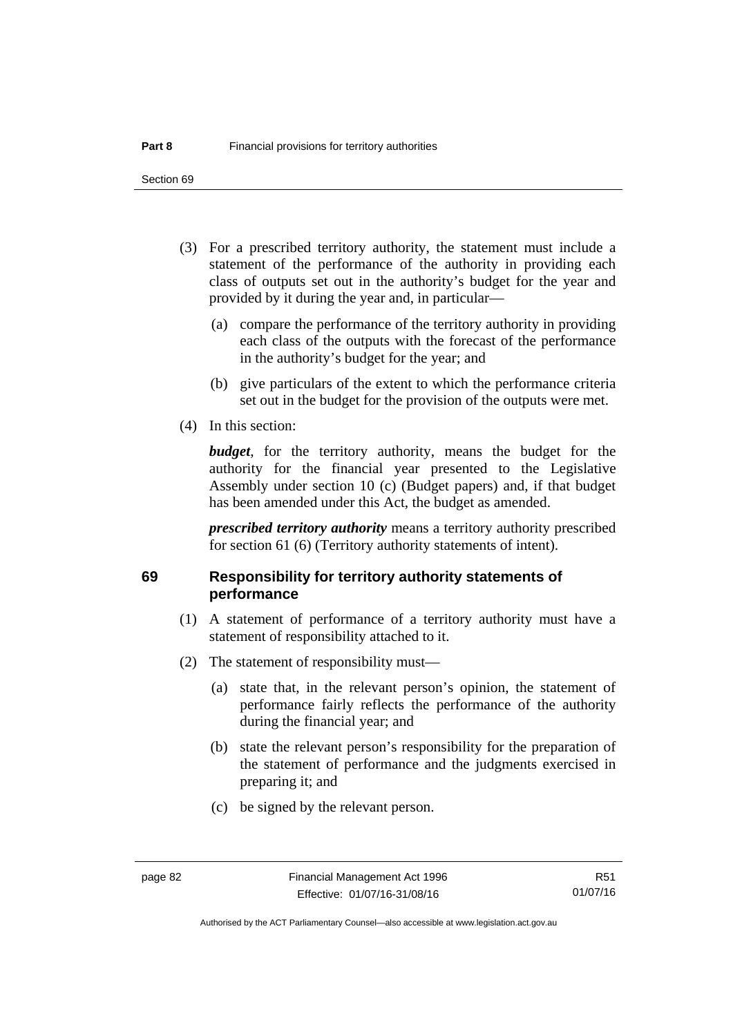(3) For a prescribed territory authority, the statement must include a statement of the performance of the authority in providing each class of outputs set out in the authority's budget for the year and provided by it during the year and, in particular—

   (a) compare the performance of the territory authority in providing each class of the outputs with the forecast of the performance in the authority's budget for the year; and

   (b) give particulars of the extent to which the performance criteria set out in the budget for the provision of the outputs were met.

(4) In this section:

***budget***, for the territory authority, means the budget for the authority for the financial year presented to the Legislative Assembly under section 10 (c) (Budget papers) and, if that budget has been amended under this Act, the budget as amended.

***prescribed territory authority*** means a territory authority prescribed for section 61 (6) (Territory authority statements of intent).

## 69 Responsibility for territory authority statements of performance

(1) A statement of performance of a territory authority must have a statement of responsibility attached to it.

(2) The statement of responsibility must—

   (a) state that, in the relevant person's opinion, the statement of performance fairly reflects the performance of the authority during the financial year; and

   (b) state the relevant person's responsibility for the preparation of the statement of performance and the judgments exercised in preparing it; and

   (c) be signed by the relevant person.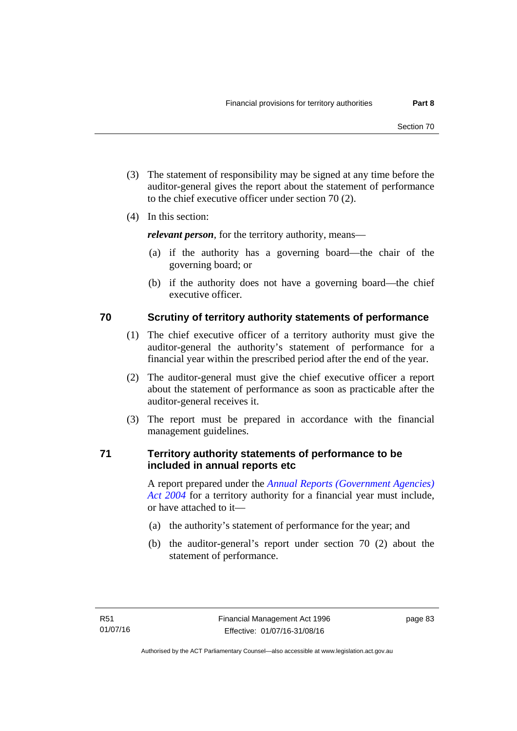(3) The statement of responsibility may be signed at any time before the auditor-general gives the report about the statement of performance to the chief executive officer under section 70 (2).

(4) In this section:

***relevant person***, for the territory authority, means—

(a) if the authority has a governing board—the chair of the governing board; or

(b) if the authority does not have a governing board—the chief executive officer.

## 70 Scrutiny of territory authority statements of performance

(1) The chief executive officer of a territory authority must give the auditor-general the authority's statement of performance for a financial year within the prescribed period after the end of the year.

(2) The auditor-general must give the chief executive officer a report about the statement of performance as soon as practicable after the auditor-general receives it.

(3) The report must be prepared in accordance with the financial management guidelines.

## 71 Territory authority statements of performance to be included in annual reports etc

A report prepared under the *Annual Reports (Government Agencies) Act 2004* for a territory authority for a financial year must include, or have attached to it—

(a) the authority's statement of performance for the year; and

(b) the auditor-general's report under section 70 (2) about the statement of performance.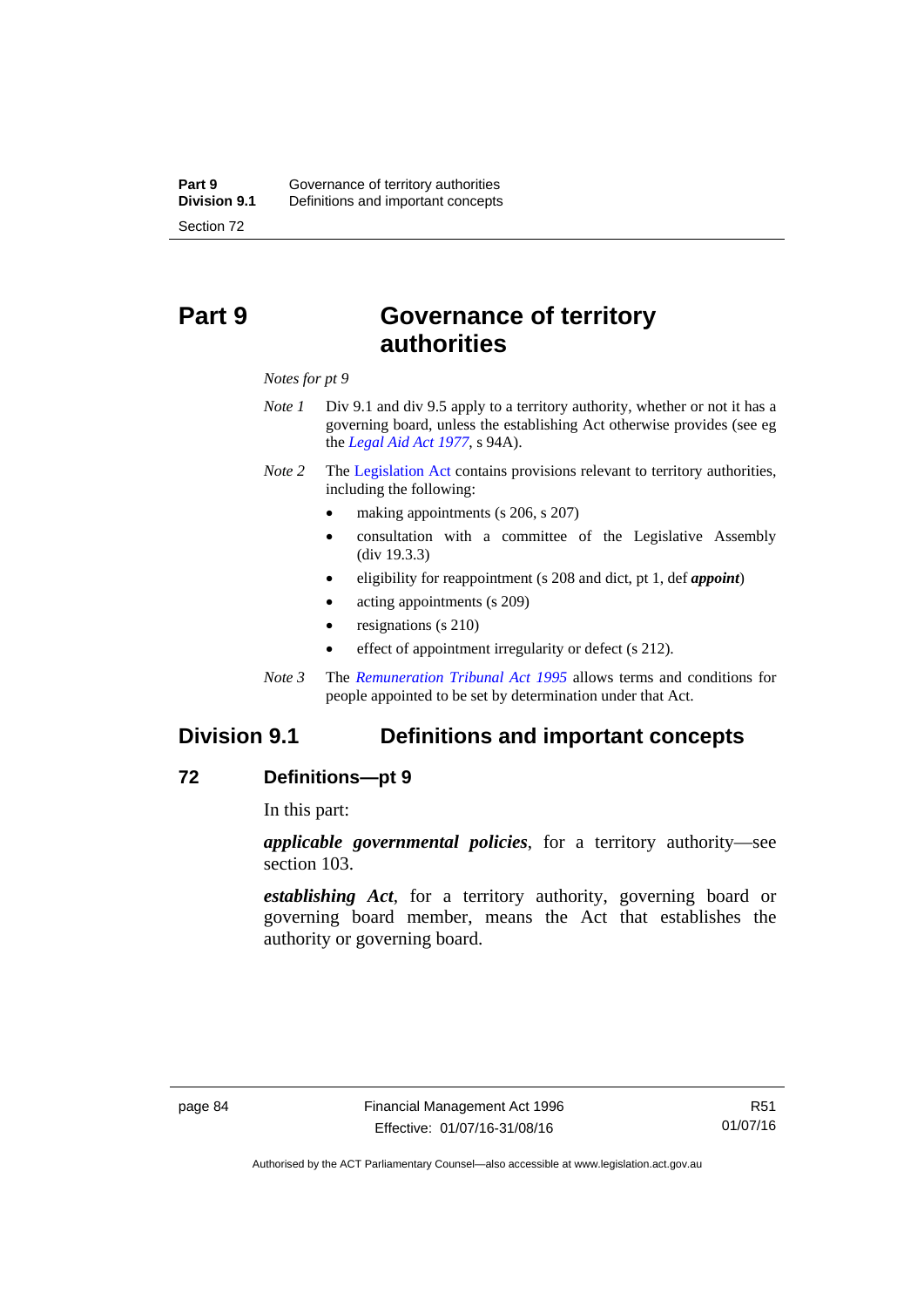# Part 9 Governance of territory authorities

*Notes for pt 9*

*Note 1* Div 9.1 and div 9.5 apply to a territory authority, whether or not it has a governing board, unless the establishing Act otherwise provides (see eg the *Legal Aid Act 1977*, s 94A).

*Note 2* The Legislation Act contains provisions relevant to territory authorities, including the following:

- making appointments (s 206, s 207)
- consultation with a committee of the Legislative Assembly (div 19.3.3)
- eligibility for reappointment (s 208 and dict, pt 1, def ***appoint***)
- acting appointments (s 209)
- resignations (s 210)
- effect of appointment irregularity or defect (s 212).

*Note 3* The *Remuneration Tribunal Act 1995* allows terms and conditions for people appointed to be set by determination under that Act.

## Division 9.1 Definitions and important concepts

### 72 Definitions—pt 9

In this part:

***applicable governmental policies***, for a territory authority—see section 103.

***establishing Act***, for a territory authority, governing board or governing board member, means the Act that establishes the authority or governing board.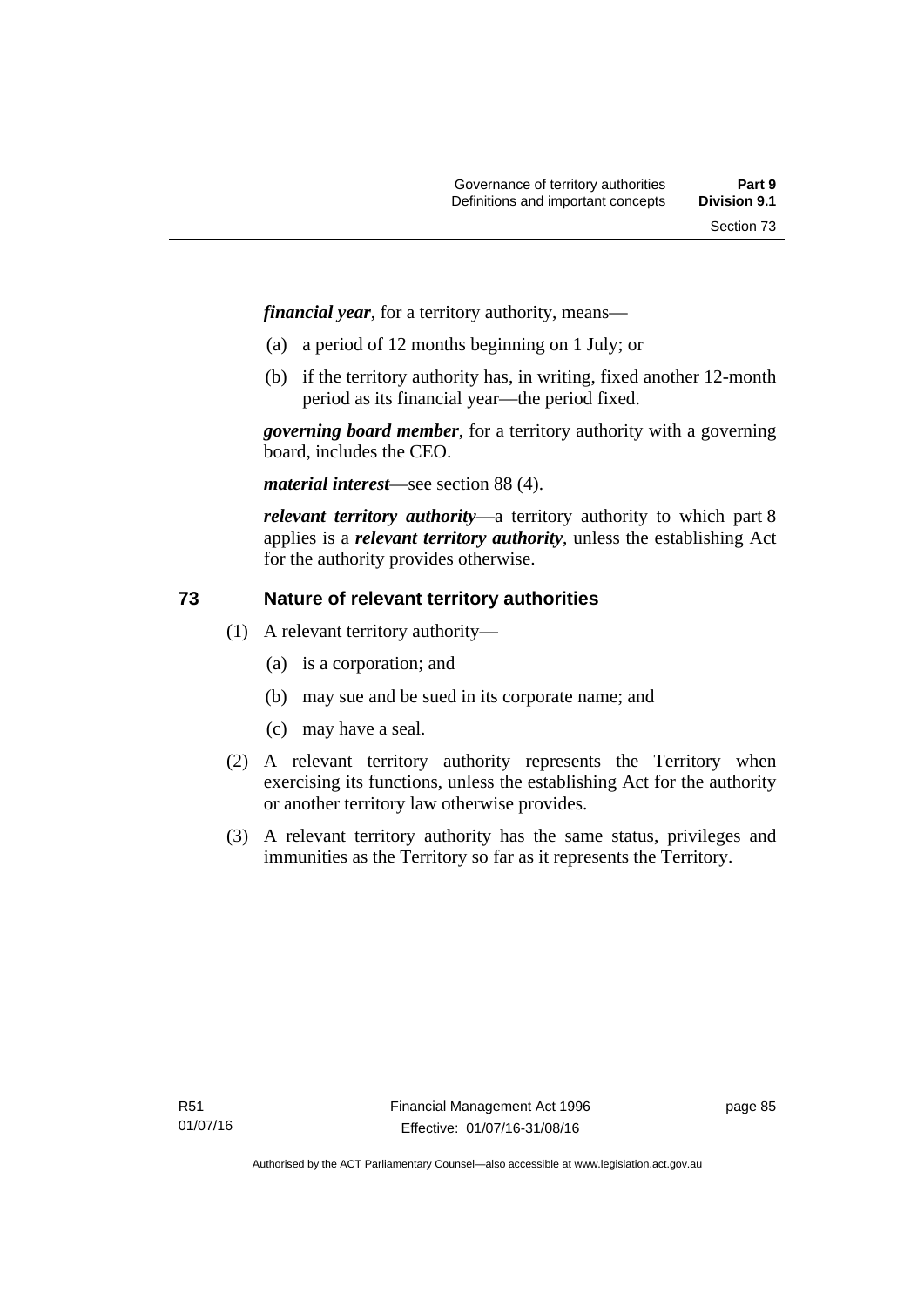***financial year***, for a territory authority, means—

(a) a period of 12 months beginning on 1 July; or

(b) if the territory authority has, in writing, fixed another 12-month period as its financial year—the period fixed.

***governing board member***, for a territory authority with a governing board, includes the CEO.

***material interest***—see section 88 (4).

***relevant territory authority***—a territory authority to which part 8 applies is a ***relevant territory authority***, unless the establishing Act for the authority provides otherwise.

## 73 Nature of relevant territory authorities

(1) A relevant territory authority—

(a) is a corporation; and

(b) may sue and be sued in its corporate name; and

(c) may have a seal.

(2) A relevant territory authority represents the Territory when exercising its functions, unless the establishing Act for the authority or another territory law otherwise provides.

(3) A relevant territory authority has the same status, privileges and immunities as the Territory so far as it represents the Territory.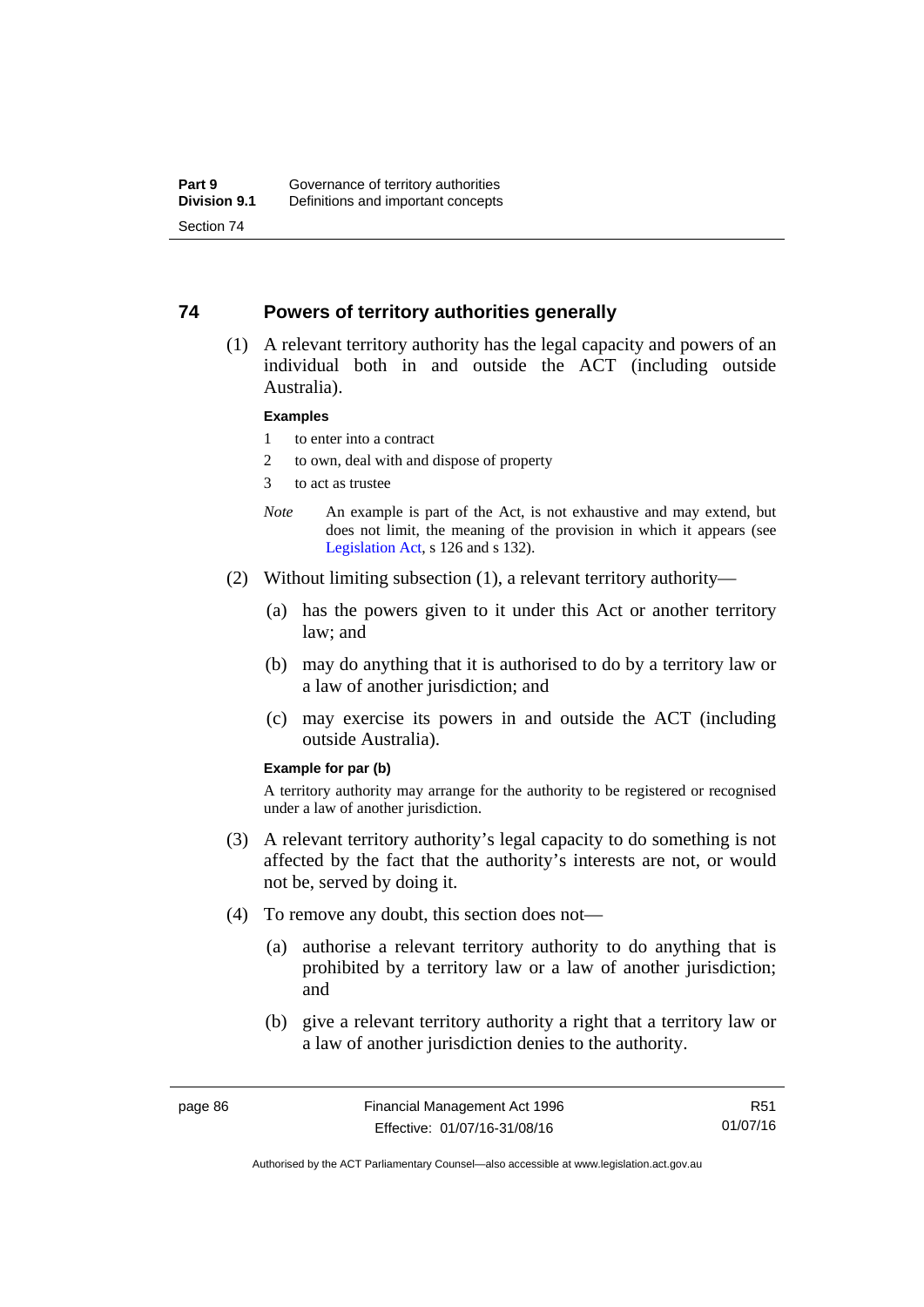## 74 Powers of territory authorities generally

(1) A relevant territory authority has the legal capacity and powers of an individual both in and outside the ACT (including outside Australia).

**Examples**

1 to enter into a contract

2 to own, deal with and dispose of property

3 to act as trustee

*Note* An example is part of the Act, is not exhaustive and may extend, but does not limit, the meaning of the provision in which it appears (see Legislation Act, s 126 and s 132).

(2) Without limiting subsection (1), a relevant territory authority—

(a) has the powers given to it under this Act or another territory law; and

(b) may do anything that it is authorised to do by a territory law or a law of another jurisdiction; and

(c) may exercise its powers in and outside the ACT (including outside Australia).

**Example for par (b)**

A territory authority may arrange for the authority to be registered or recognised under a law of another jurisdiction.

(3) A relevant territory authority's legal capacity to do something is not affected by the fact that the authority's interests are not, or would not be, served by doing it.

(4) To remove any doubt, this section does not—

(a) authorise a relevant territory authority to do anything that is prohibited by a territory law or a law of another jurisdiction; and

(b) give a relevant territory authority a right that a territory law or a law of another jurisdiction denies to the authority.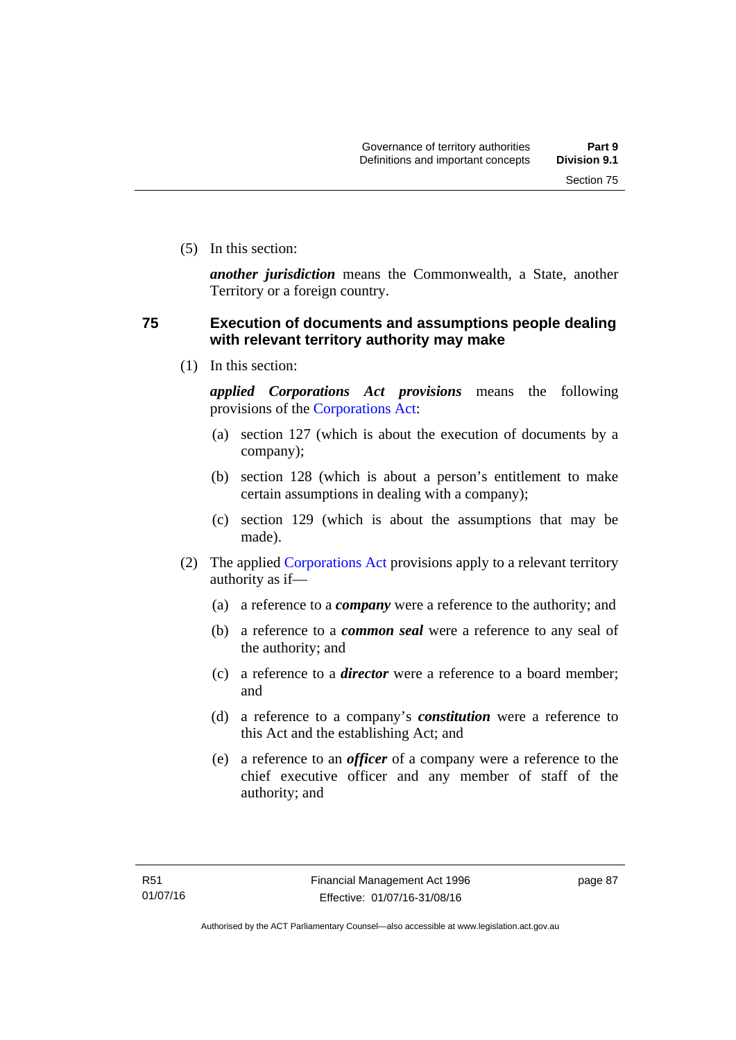(5) In this section:

***another jurisdiction*** means the Commonwealth, a State, another Territory or a foreign country.

## 75 Execution of documents and assumptions people dealing with relevant territory authority may make

(1) In this section:

***applied Corporations Act provisions*** means the following provisions of the Corporations Act:

(a) section 127 (which is about the execution of documents by a company);

(b) section 128 (which is about a person's entitlement to make certain assumptions in dealing with a company);

(c) section 129 (which is about the assumptions that may be made).

(2) The applied Corporations Act provisions apply to a relevant territory authority as if—

(a) a reference to a ***company*** were a reference to the authority; and

(b) a reference to a ***common seal*** were a reference to any seal of the authority; and

(c) a reference to a ***director*** were a reference to a board member; and

(d) a reference to a company's ***constitution*** were a reference to this Act and the establishing Act; and

(e) a reference to an ***officer*** of a company were a reference to the chief executive officer and any member of staff of the authority; and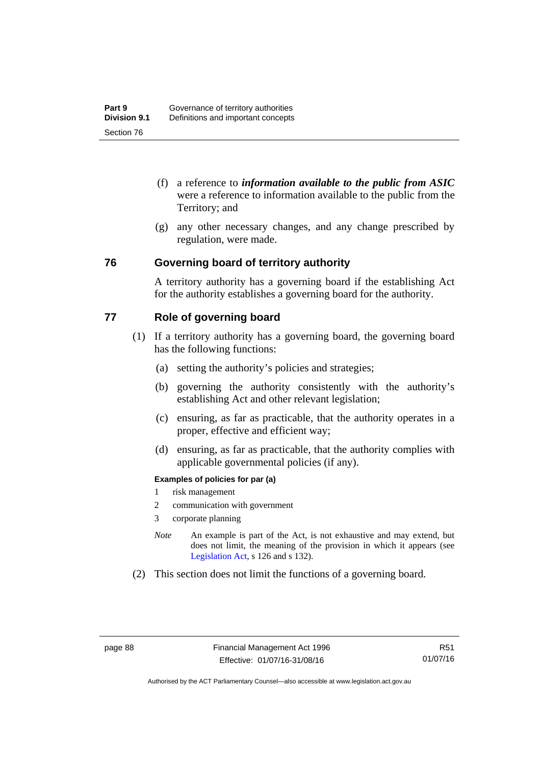(f) a reference to ***information available to the public from ASIC*** were a reference to information available to the public from the Territory; and

(g) any other necessary changes, and any change prescribed by regulation, were made.

## 76 Governing board of territory authority

A territory authority has a governing board if the establishing Act for the authority establishes a governing board for the authority.

## 77 Role of governing board

(1) If a territory authority has a governing board, the governing board has the following functions:

(a) setting the authority's policies and strategies;

(b) governing the authority consistently with the authority's establishing Act and other relevant legislation;

(c) ensuring, as far as practicable, that the authority operates in a proper, effective and efficient way;

(d) ensuring, as far as practicable, that the authority complies with applicable governmental policies (if any).

**Examples of policies for par (a)**

1 risk management

2 communication with government

3 corporate planning

*Note* An example is part of the Act, is not exhaustive and may extend, but does not limit, the meaning of the provision in which it appears (see Legislation Act, s 126 and s 132).

(2) This section does not limit the functions of a governing board.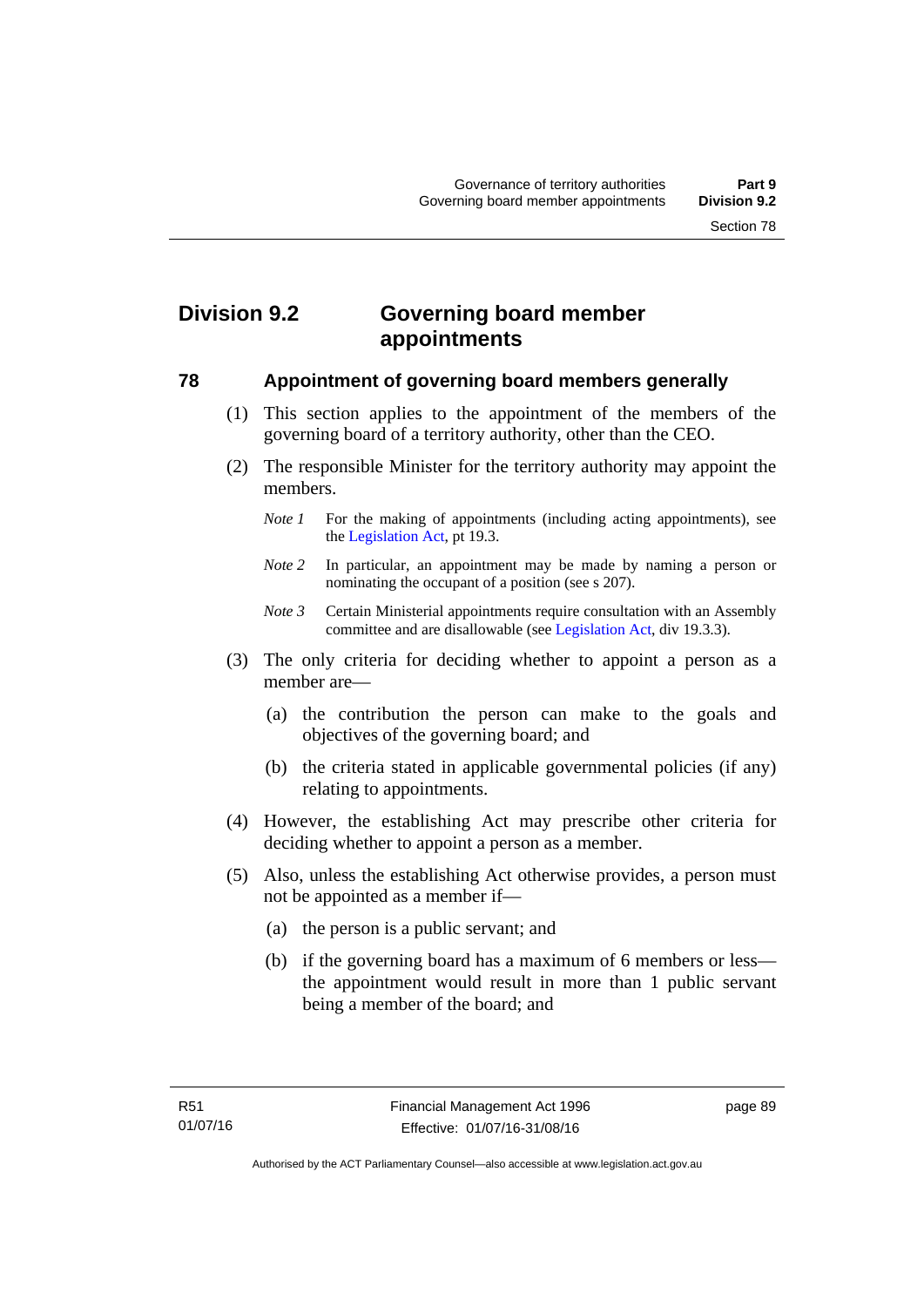## Division 9.2 Governing board member appointments

### 78 Appointment of governing board members generally

(1) This section applies to the appointment of the members of the governing board of a territory authority, other than the CEO.

(2) The responsible Minister for the territory authority may appoint the members.

*Note 1* For the making of appointments (including acting appointments), see the Legislation Act, pt 19.3.

*Note 2* In particular, an appointment may be made by naming a person or nominating the occupant of a position (see s 207).

*Note 3* Certain Ministerial appointments require consultation with an Assembly committee and are disallowable (see Legislation Act, div 19.3.3).

(3) The only criteria for deciding whether to appoint a person as a member are—

(a) the contribution the person can make to the goals and objectives of the governing board; and

(b) the criteria stated in applicable governmental policies (if any) relating to appointments.

(4) However, the establishing Act may prescribe other criteria for deciding whether to appoint a person as a member.

(5) Also, unless the establishing Act otherwise provides, a person must not be appointed as a member if—

(a) the person is a public servant; and

(b) if the governing board has a maximum of 6 members or less—the appointment would result in more than 1 public servant being a member of the board; and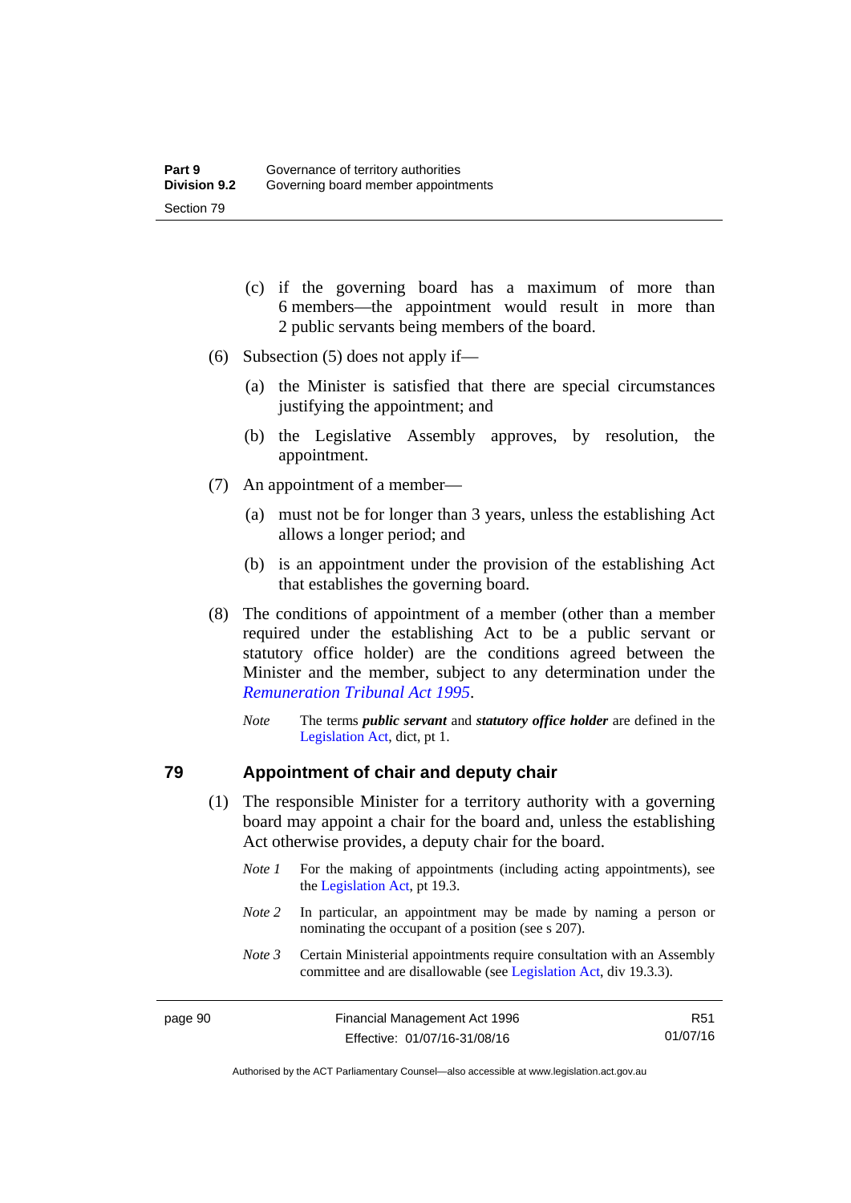(c) if the governing board has a maximum of more than 6 members—the appointment would result in more than 2 public servants being members of the board.

(6) Subsection (5) does not apply if—

(a) the Minister is satisfied that there are special circumstances justifying the appointment; and

(b) the Legislative Assembly approves, by resolution, the appointment.

(7) An appointment of a member—

(a) must not be for longer than 3 years, unless the establishing Act allows a longer period; and

(b) is an appointment under the provision of the establishing Act that establishes the governing board.

(8) The conditions of appointment of a member (other than a member required under the establishing Act to be a public servant or statutory office holder) are the conditions agreed between the Minister and the member, subject to any determination under the *Remuneration Tribunal Act 1995*.

*Note* The terms ***public servant*** and ***statutory office holder*** are defined in the Legislation Act, dict, pt 1.

## 79 Appointment of chair and deputy chair

(1) The responsible Minister for a territory authority with a governing board may appoint a chair for the board and, unless the establishing Act otherwise provides, a deputy chair for the board.

*Note 1* For the making of appointments (including acting appointments), see the Legislation Act, pt 19.3.

*Note 2* In particular, an appointment may be made by naming a person or nominating the occupant of a position (see s 207).

*Note 3* Certain Ministerial appointments require consultation with an Assembly committee and are disallowable (see Legislation Act, div 19.3.3).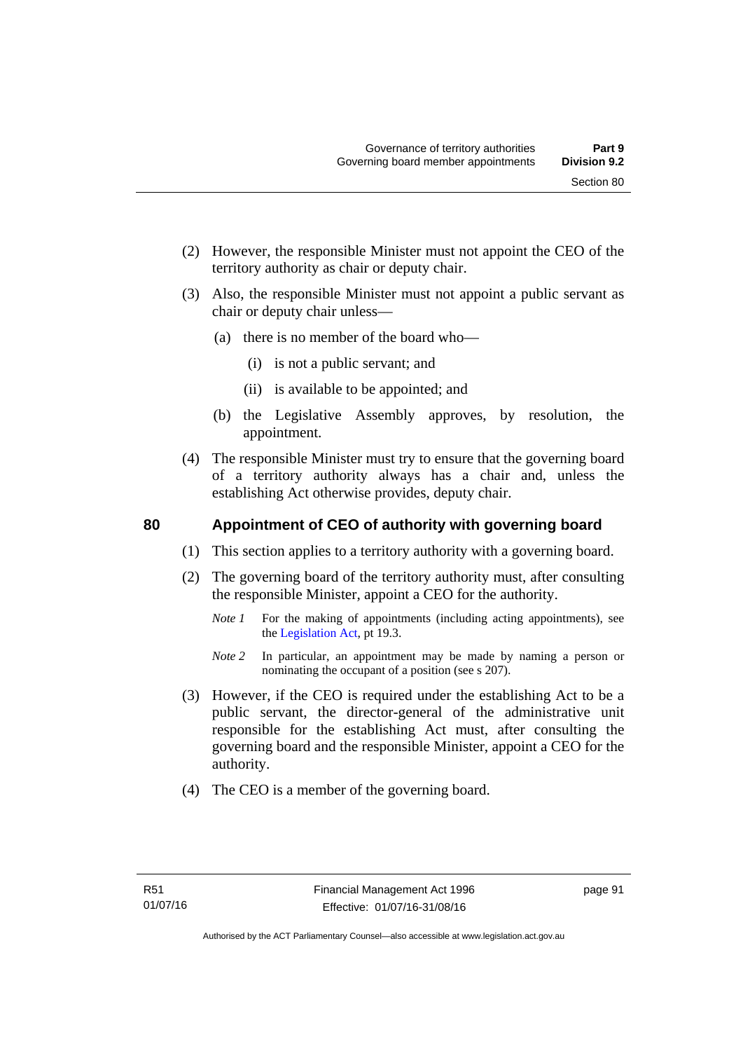(2) However, the responsible Minister must not appoint the CEO of the territory authority as chair or deputy chair.

(3) Also, the responsible Minister must not appoint a public servant as chair or deputy chair unless—

(a) there is no member of the board who—

(i) is not a public servant; and

(ii) is available to be appointed; and

(b) the Legislative Assembly approves, by resolution, the appointment.

(4) The responsible Minister must try to ensure that the governing board of a territory authority always has a chair and, unless the establishing Act otherwise provides, deputy chair.

## 80 Appointment of CEO of authority with governing board

(1) This section applies to a territory authority with a governing board.

(2) The governing board of the territory authority must, after consulting the responsible Minister, appoint a CEO for the authority.

*Note 1* For the making of appointments (including acting appointments), see the Legislation Act, pt 19.3.

*Note 2* In particular, an appointment may be made by naming a person or nominating the occupant of a position (see s 207).

(3) However, if the CEO is required under the establishing Act to be a public servant, the director-general of the administrative unit responsible for the establishing Act must, after consulting the governing board and the responsible Minister, appoint a CEO for the authority.

(4) The CEO is a member of the governing board.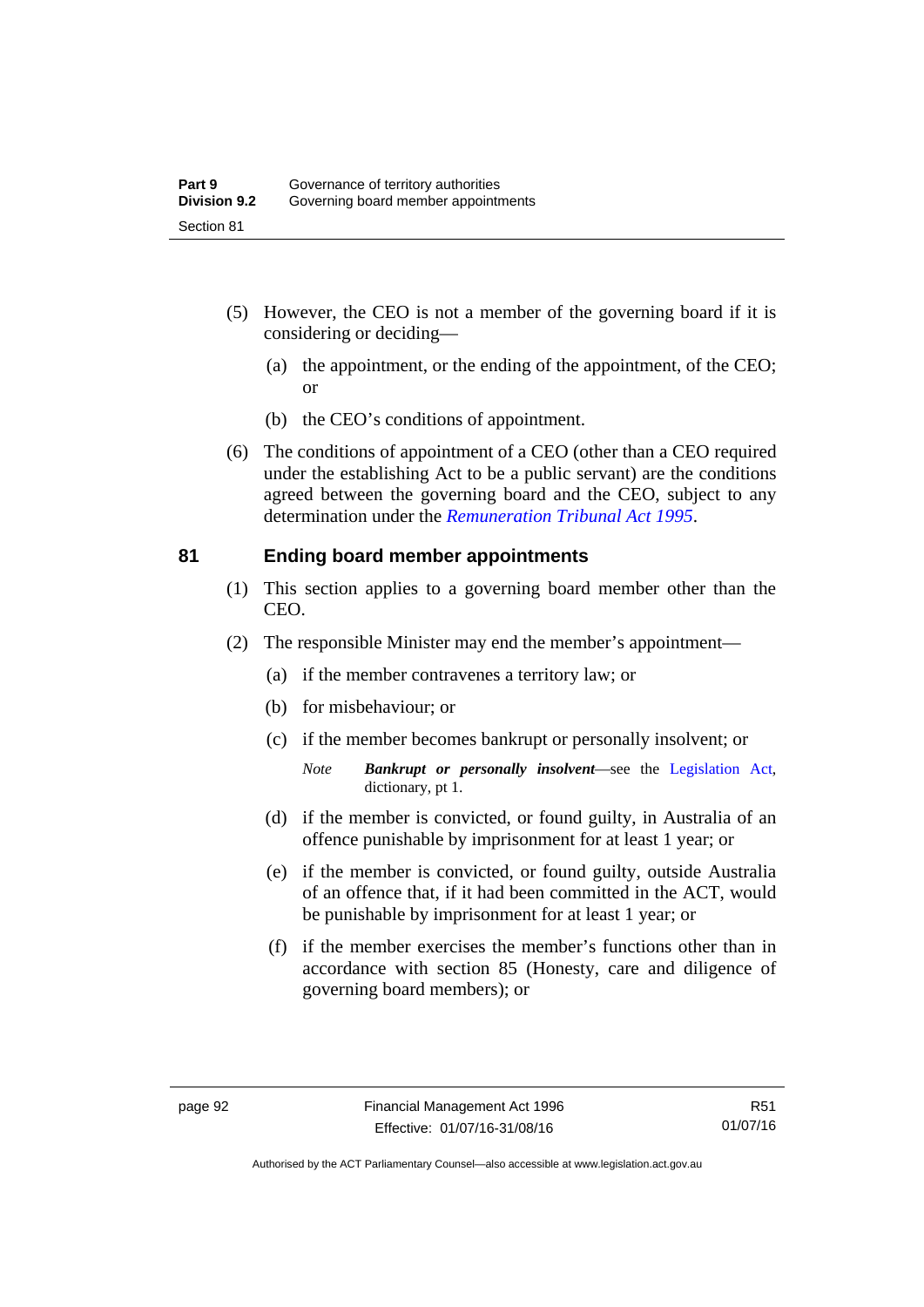(5) However, the CEO is not a member of the governing board if it is considering or deciding—

(a) the appointment, or the ending of the appointment, of the CEO; or

(b) the CEO's conditions of appointment.

(6) The conditions of appointment of a CEO (other than a CEO required under the establishing Act to be a public servant) are the conditions agreed between the governing board and the CEO, subject to any determination under the *Remuneration Tribunal Act 1995*.

## 81 Ending board member appointments

(1) This section applies to a governing board member other than the CEO.

(2) The responsible Minister may end the member's appointment—

(a) if the member contravenes a territory law; or

(b) for misbehaviour; or

(c) if the member becomes bankrupt or personally insolvent; or

*Note* ***Bankrupt or personally insolvent***—see the Legislation Act, dictionary, pt 1.

(d) if the member is convicted, or found guilty, in Australia of an offence punishable by imprisonment for at least 1 year; or

(e) if the member is convicted, or found guilty, outside Australia of an offence that, if it had been committed in the ACT, would be punishable by imprisonment for at least 1 year; or

(f) if the member exercises the member's functions other than in accordance with section 85 (Honesty, care and diligence of governing board members); or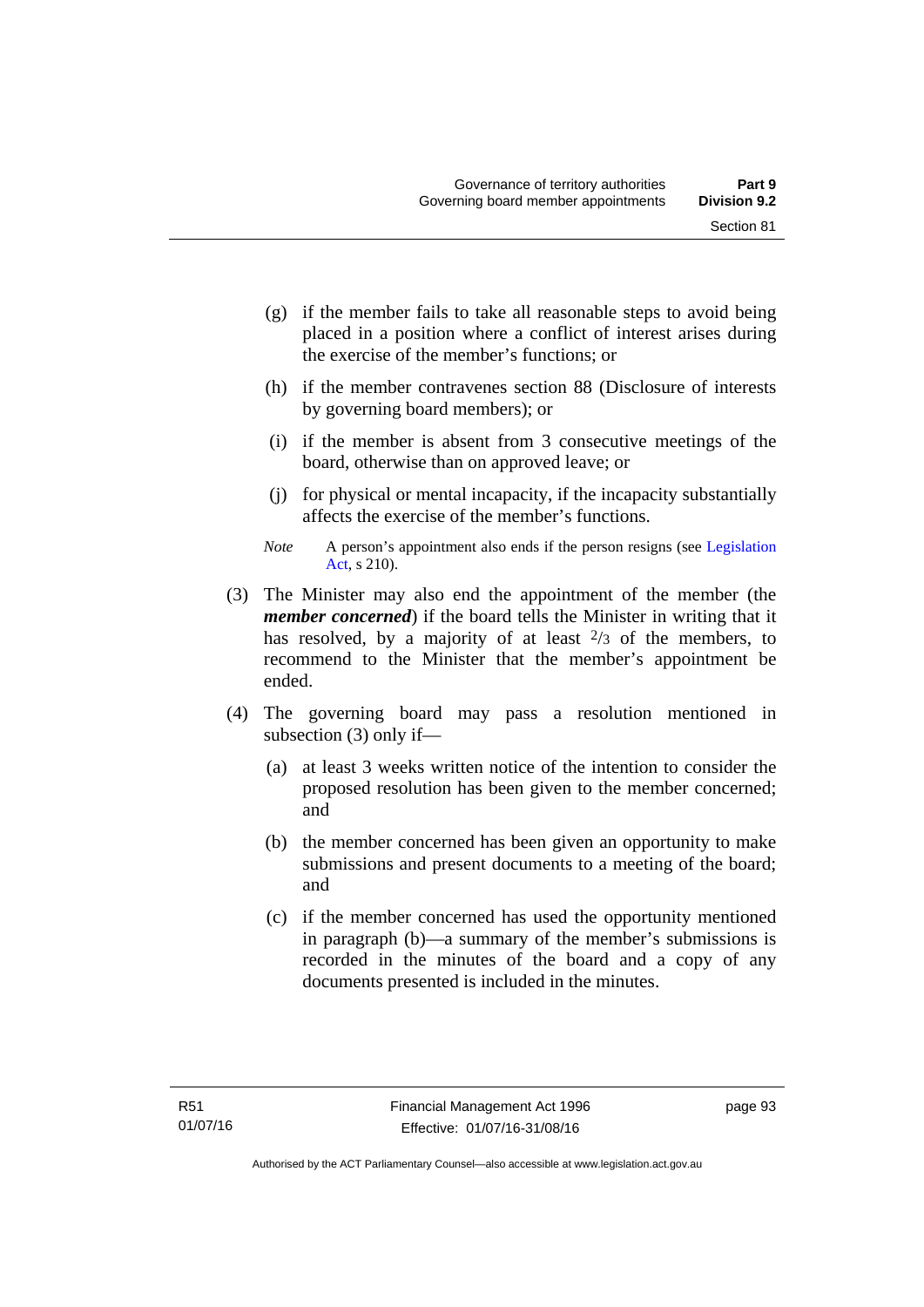(g) if the member fails to take all reasonable steps to avoid being placed in a position where a conflict of interest arises during the exercise of the member's functions; or

(h) if the member contravenes section 88 (Disclosure of interests by governing board members); or

(i) if the member is absent from 3 consecutive meetings of the board, otherwise than on approved leave; or

(j) for physical or mental incapacity, if the incapacity substantially affects the exercise of the member's functions.

*Note* A person's appointment also ends if the person resigns (see Legislation Act, s 210).

(3) The Minister may also end the appointment of the member (the ***member concerned***) if the board tells the Minister in writing that it has resolved, by a majority of at least $^{2}/_{3}$ of the members, to recommend to the Minister that the member's appointment be ended.

(4) The governing board may pass a resolution mentioned in subsection (3) only if—

(a) at least 3 weeks written notice of the intention to consider the proposed resolution has been given to the member concerned; and

(b) the member concerned has been given an opportunity to make submissions and present documents to a meeting of the board; and

(c) if the member concerned has used the opportunity mentioned in paragraph (b)—a summary of the member's submissions is recorded in the minutes of the board and a copy of any documents presented is included in the minutes.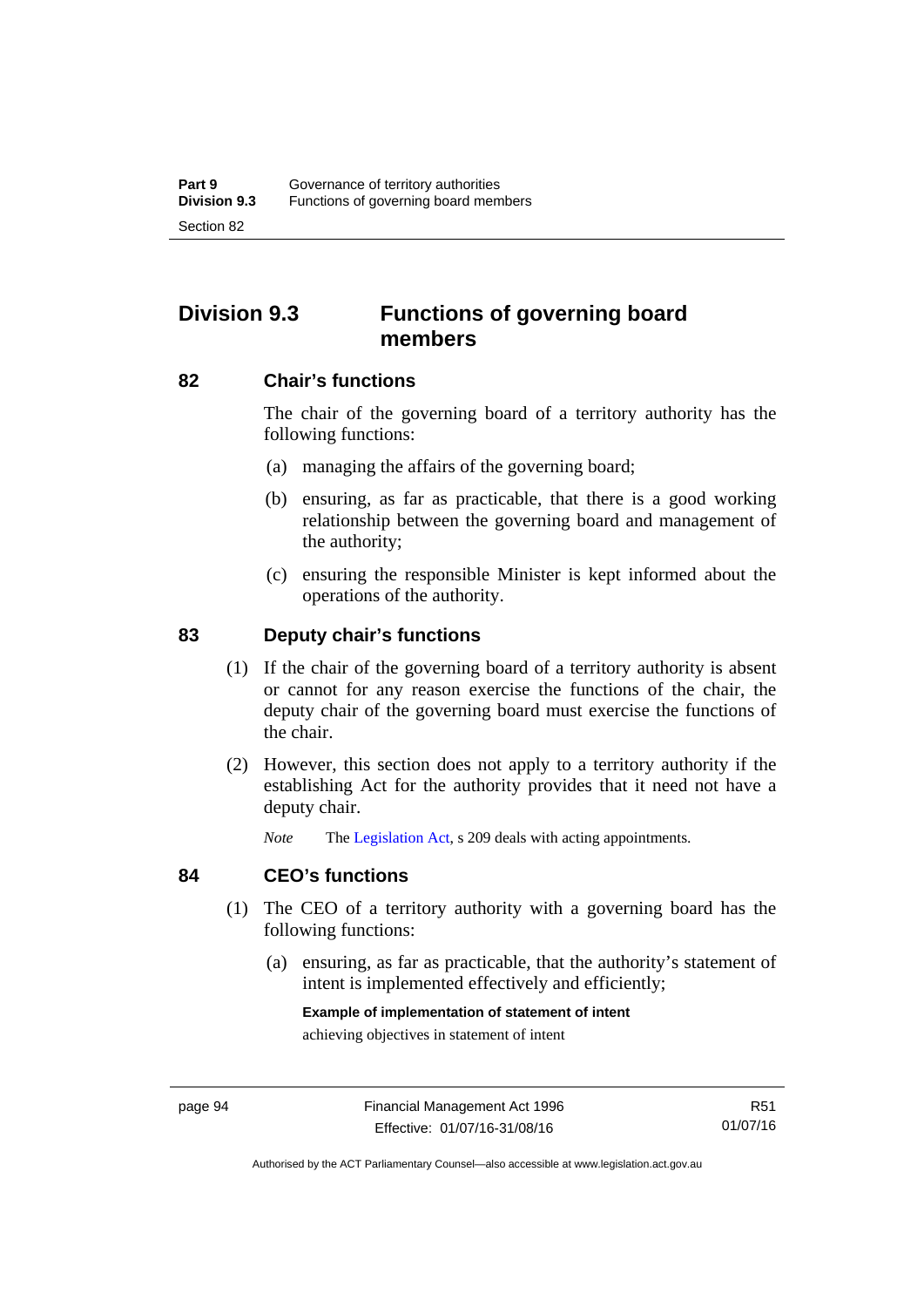## Division 9.3 Functions of governing board members

### 82 Chair's functions

The chair of the governing board of a territory authority has the following functions:

(a) managing the affairs of the governing board;

(b) ensuring, as far as practicable, that there is a good working relationship between the governing board and management of the authority;

(c) ensuring the responsible Minister is kept informed about the operations of the authority.

### 83 Deputy chair's functions

(1) If the chair of the governing board of a territory authority is absent or cannot for any reason exercise the functions of the chair, the deputy chair of the governing board must exercise the functions of the chair.

(2) However, this section does not apply to a territory authority if the establishing Act for the authority provides that it need not have a deputy chair.

*Note* The Legislation Act, s 209 deals with acting appointments.

### 84 CEO's functions

(1) The CEO of a territory authority with a governing board has the following functions:

(a) ensuring, as far as practicable, that the authority's statement of intent is implemented effectively and efficiently;

**Example of implementation of statement of intent**

achieving objectives in statement of intent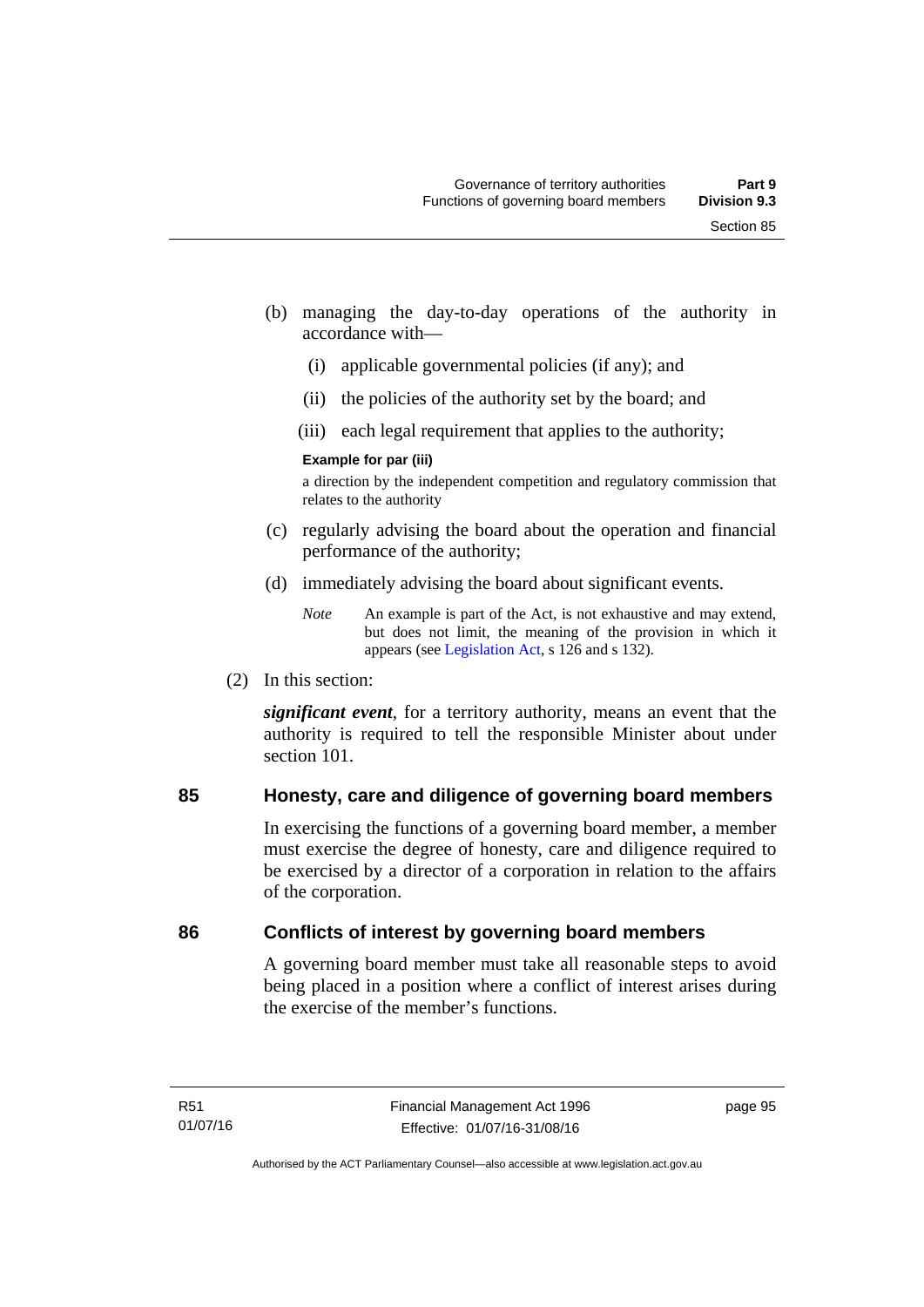(b) managing the day-to-day operations of the authority in accordance with—

  (i) applicable governmental policies (if any); and

  (ii) the policies of the authority set by the board; and

  (iii) each legal requirement that applies to the authority;

**Example for par (iii)**

a direction by the independent competition and regulatory commission that relates to the authority

(c) regularly advising the board about the operation and financial performance of the authority;

(d) immediately advising the board about significant events.

*Note* An example is part of the Act, is not exhaustive and may extend, but does not limit, the meaning of the provision in which it appears (see Legislation Act, s 126 and s 132).

(2) In this section:

***significant event***, for a territory authority, means an event that the authority is required to tell the responsible Minister about under section 101.

## 85 Honesty, care and diligence of governing board members

In exercising the functions of a governing board member, a member must exercise the degree of honesty, care and diligence required to be exercised by a director of a corporation in relation to the affairs of the corporation.

## 86 Conflicts of interest by governing board members

A governing board member must take all reasonable steps to avoid being placed in a position where a conflict of interest arises during the exercise of the member's functions.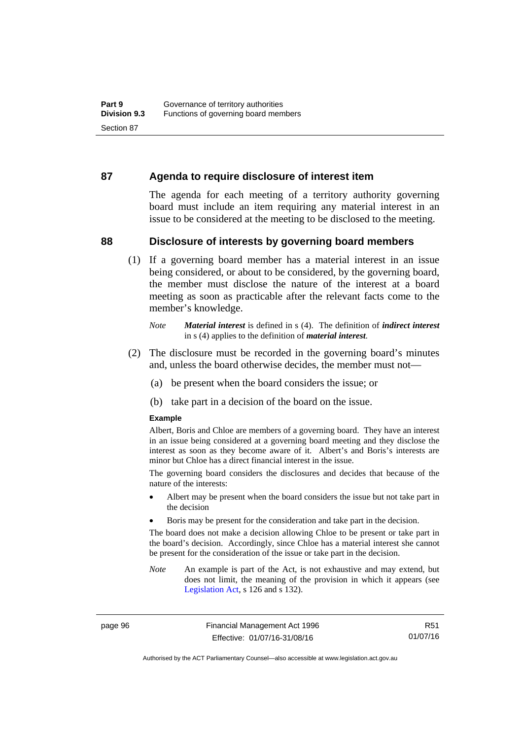## 87 Agenda to require disclosure of interest item

The agenda for each meeting of a territory authority governing board must include an item requiring any material interest in an issue to be considered at the meeting to be disclosed to the meeting.

## 88 Disclosure of interests by governing board members

(1) If a governing board member has a material interest in an issue being considered, or about to be considered, by the governing board, the member must disclose the nature of the interest at a board meeting as soon as practicable after the relevant facts come to the member's knowledge.

*Note* ***Material interest*** is defined in s (4). The definition of ***indirect interest*** in s (4) applies to the definition of ***material interest***.

(2) The disclosure must be recorded in the governing board's minutes and, unless the board otherwise decides, the member must not—

(a) be present when the board considers the issue; or

(b) take part in a decision of the board on the issue.

**Example**

Albert, Boris and Chloe are members of a governing board. They have an interest in an issue being considered at a governing board meeting and they disclose the interest as soon as they become aware of it. Albert's and Boris's interests are minor but Chloe has a direct financial interest in the issue.

The governing board considers the disclosures and decides that because of the nature of the interests:

- Albert may be present when the board considers the issue but not take part in the decision
- Boris may be present for the consideration and take part in the decision.

The board does not make a decision allowing Chloe to be present or take part in the board's decision. Accordingly, since Chloe has a material interest she cannot be present for the consideration of the issue or take part in the decision.

*Note* An example is part of the Act, is not exhaustive and may extend, but does not limit, the meaning of the provision in which it appears (see Legislation Act, s 126 and s 132).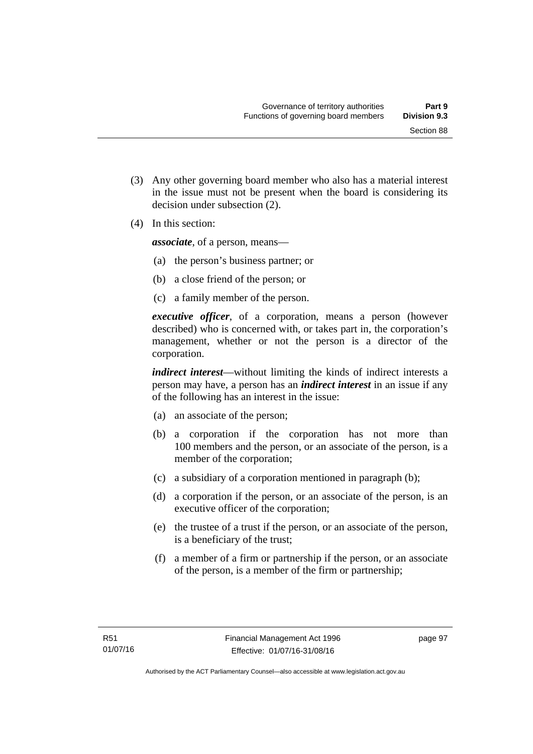(3) Any other governing board member who also has a material interest in the issue must not be present when the board is considering its decision under subsection (2).

(4) In this section:

***associate***, of a person, means—

(a) the person's business partner; or

(b) a close friend of the person; or

(c) a family member of the person.

***executive officer***, of a corporation, means a person (however described) who is concerned with, or takes part in, the corporation's management, whether or not the person is a director of the corporation.

***indirect interest***—without limiting the kinds of indirect interests a person may have, a person has an ***indirect interest*** in an issue if any of the following has an interest in the issue:

(a) an associate of the person;

(b) a corporation if the corporation has not more than 100 members and the person, or an associate of the person, is a member of the corporation;

(c) a subsidiary of a corporation mentioned in paragraph (b);

(d) a corporation if the person, or an associate of the person, is an executive officer of the corporation;

(e) the trustee of a trust if the person, or an associate of the person, is a beneficiary of the trust;

(f) a member of a firm or partnership if the person, or an associate of the person, is a member of the firm or partnership;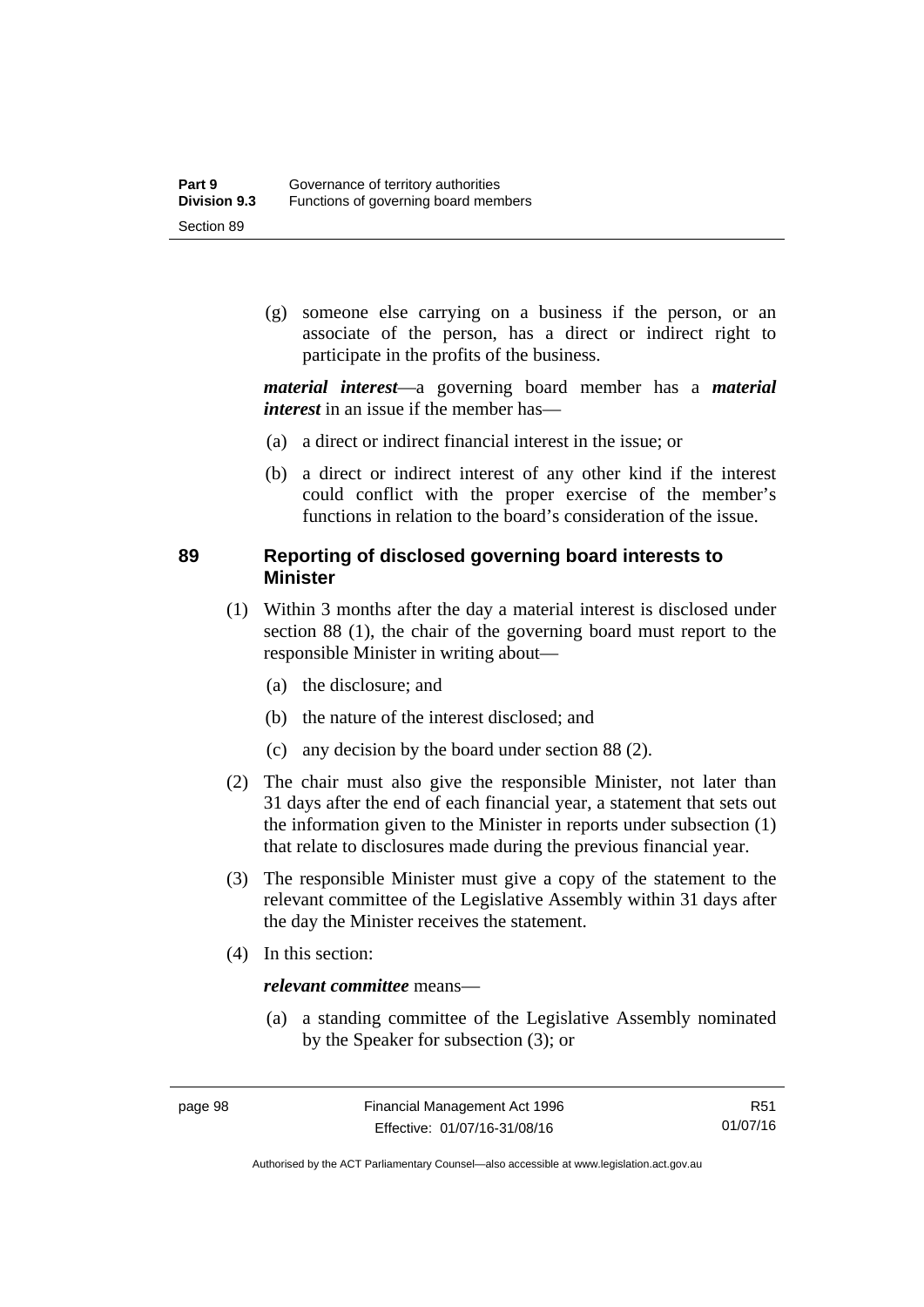(g) someone else carrying on a business if the person, or an associate of the person, has a direct or indirect right to participate in the profits of the business.

***material interest***—a governing board member has a ***material interest*** in an issue if the member has—

(a) a direct or indirect financial interest in the issue; or

(b) a direct or indirect interest of any other kind if the interest could conflict with the proper exercise of the member's functions in relation to the board's consideration of the issue.

## 89 Reporting of disclosed governing board interests to Minister

(1) Within 3 months after the day a material interest is disclosed under section 88 (1), the chair of the governing board must report to the responsible Minister in writing about—

(a) the disclosure; and

(b) the nature of the interest disclosed; and

(c) any decision by the board under section 88 (2).

(2) The chair must also give the responsible Minister, not later than 31 days after the end of each financial year, a statement that sets out the information given to the Minister in reports under subsection (1) that relate to disclosures made during the previous financial year.

(3) The responsible Minister must give a copy of the statement to the relevant committee of the Legislative Assembly within 31 days after the day the Minister receives the statement.

(4) In this section:

***relevant committee*** means—

(a) a standing committee of the Legislative Assembly nominated by the Speaker for subsection (3); or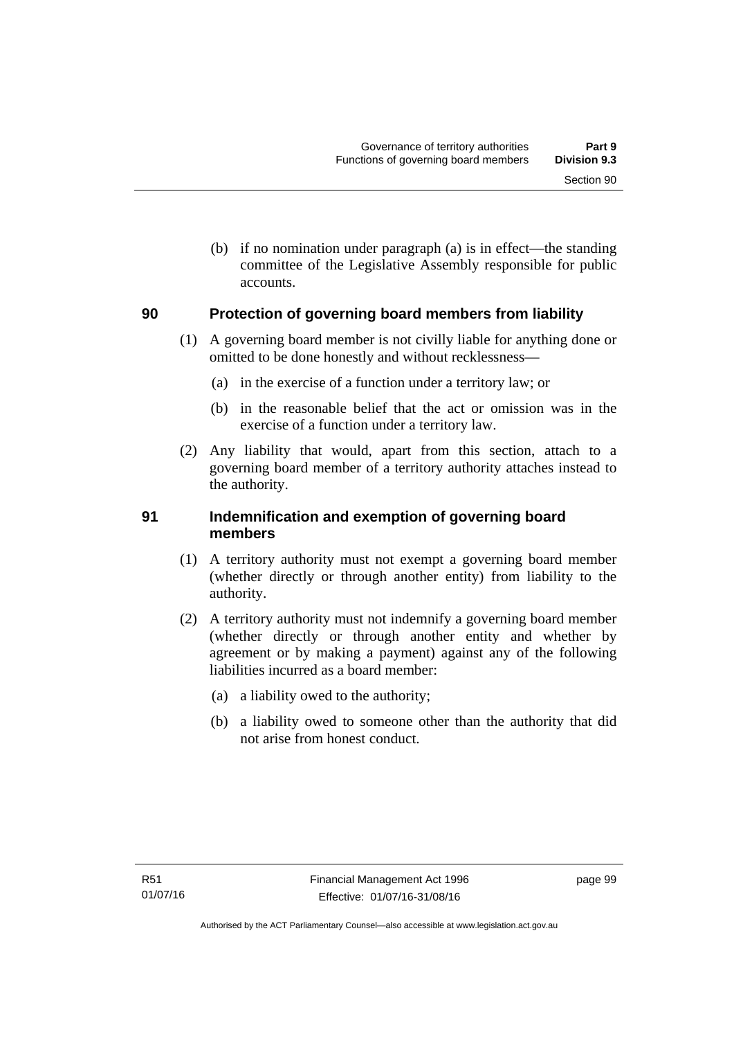(b) if no nomination under paragraph (a) is in effect—the standing committee of the Legislative Assembly responsible for public accounts.

## 90 Protection of governing board members from liability

(1) A governing board member is not civilly liable for anything done or omitted to be done honestly and without recklessness—

(a) in the exercise of a function under a territory law; or

(b) in the reasonable belief that the act or omission was in the exercise of a function under a territory law.

(2) Any liability that would, apart from this section, attach to a governing board member of a territory authority attaches instead to the authority.

## 91 Indemnification and exemption of governing board members

(1) A territory authority must not exempt a governing board member (whether directly or through another entity) from liability to the authority.

(2) A territory authority must not indemnify a governing board member (whether directly or through another entity and whether by agreement or by making a payment) against any of the following liabilities incurred as a board member:

(a) a liability owed to the authority;

(b) a liability owed to someone other than the authority that did not arise from honest conduct.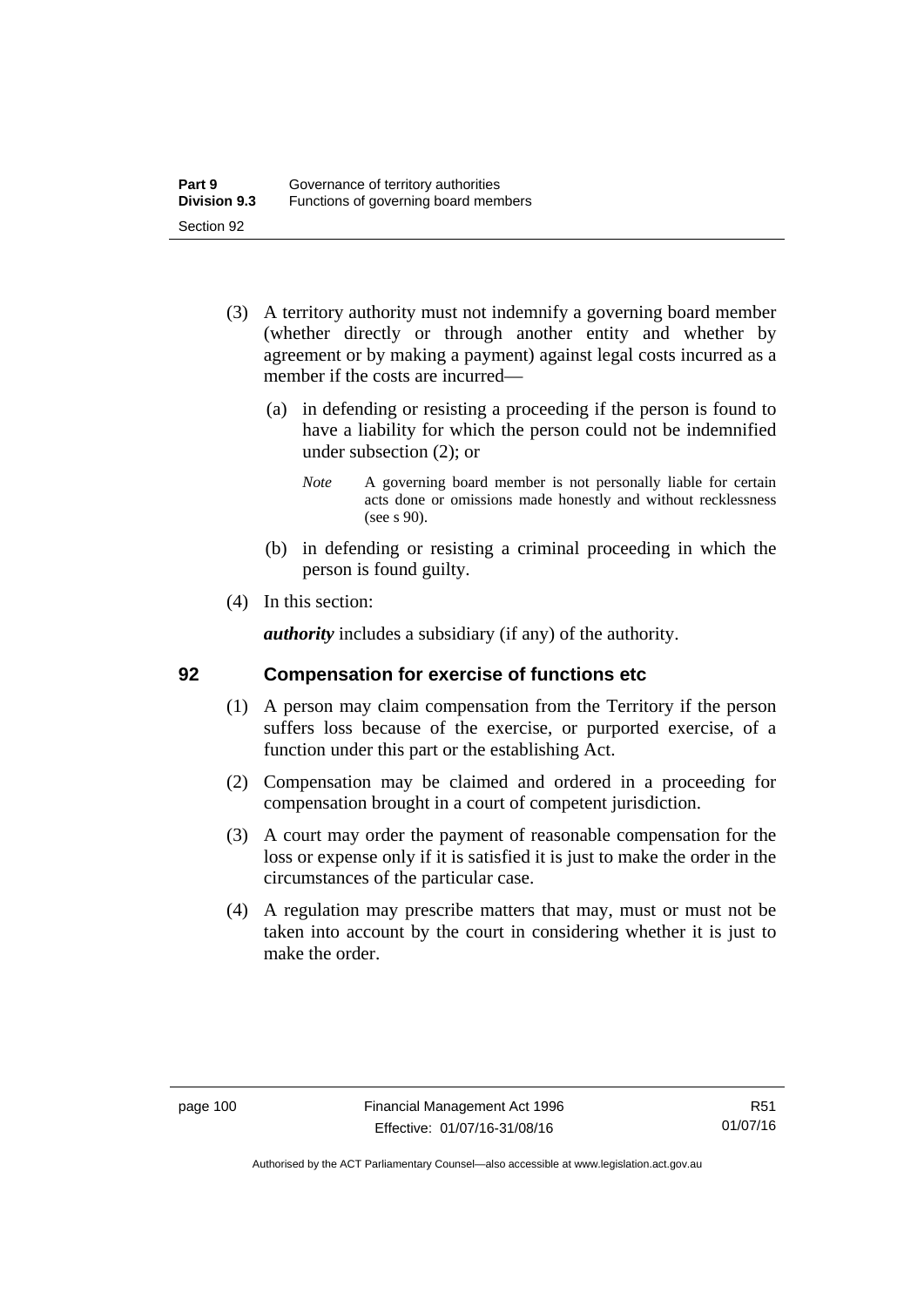(3) A territory authority must not indemnify a governing board member (whether directly or through another entity and whether by agreement or by making a payment) against legal costs incurred as a member if the costs are incurred—

(a) in defending or resisting a proceeding if the person is found to have a liability for which the person could not be indemnified under subsection (2); or

*Note* A governing board member is not personally liable for certain acts done or omissions made honestly and without recklessness (see s 90).

(b) in defending or resisting a criminal proceeding in which the person is found guilty.

(4) In this section:

***authority*** includes a subsidiary (if any) of the authority.

## 92 Compensation for exercise of functions etc

(1) A person may claim compensation from the Territory if the person suffers loss because of the exercise, or purported exercise, of a function under this part or the establishing Act.

(2) Compensation may be claimed and ordered in a proceeding for compensation brought in a court of competent jurisdiction.

(3) A court may order the payment of reasonable compensation for the loss or expense only if it is satisfied it is just to make the order in the circumstances of the particular case.

(4) A regulation may prescribe matters that may, must or must not be taken into account by the court in considering whether it is just to make the order.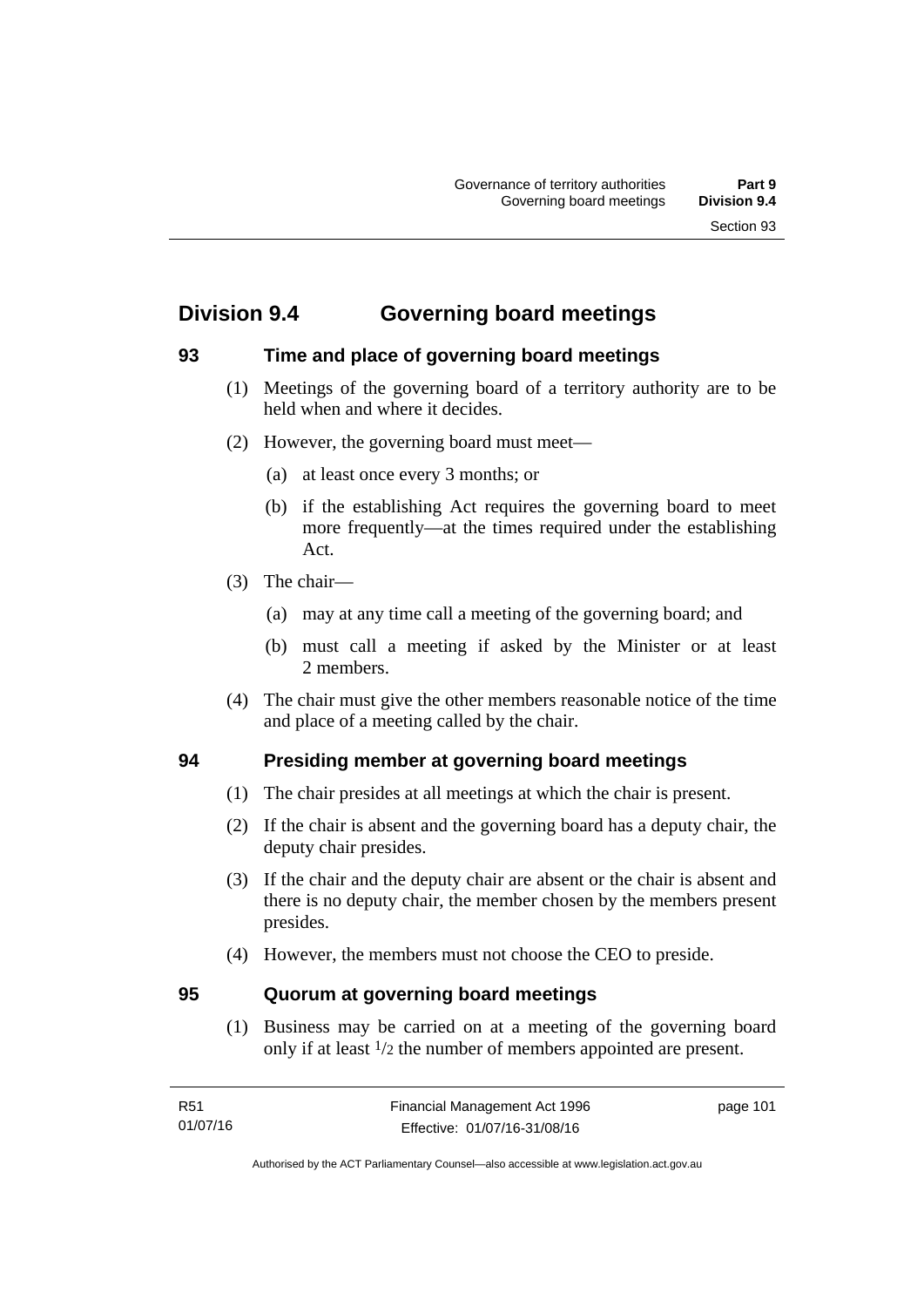## Division 9.4 Governing board meetings

### 93 Time and place of governing board meetings

(1) Meetings of the governing board of a territory authority are to be held when and where it decides.

(2) However, the governing board must meet—

(a) at least once every 3 months; or

(b) if the establishing Act requires the governing board to meet more frequently—at the times required under the establishing Act.

(3) The chair—

(a) may at any time call a meeting of the governing board; and

(b) must call a meeting if asked by the Minister or at least 2 members.

(4) The chair must give the other members reasonable notice of the time and place of a meeting called by the chair.

### 94 Presiding member at governing board meetings

(1) The chair presides at all meetings at which the chair is present.

(2) If the chair is absent and the governing board has a deputy chair, the deputy chair presides.

(3) If the chair and the deputy chair are absent or the chair is absent and there is no deputy chair, the member chosen by the members present presides.

(4) However, the members must not choose the CEO to preside.

### 95 Quorum at governing board meetings

(1) Business may be carried on at a meeting of the governing board only if at least $^1/_2$ the number of members appointed are present.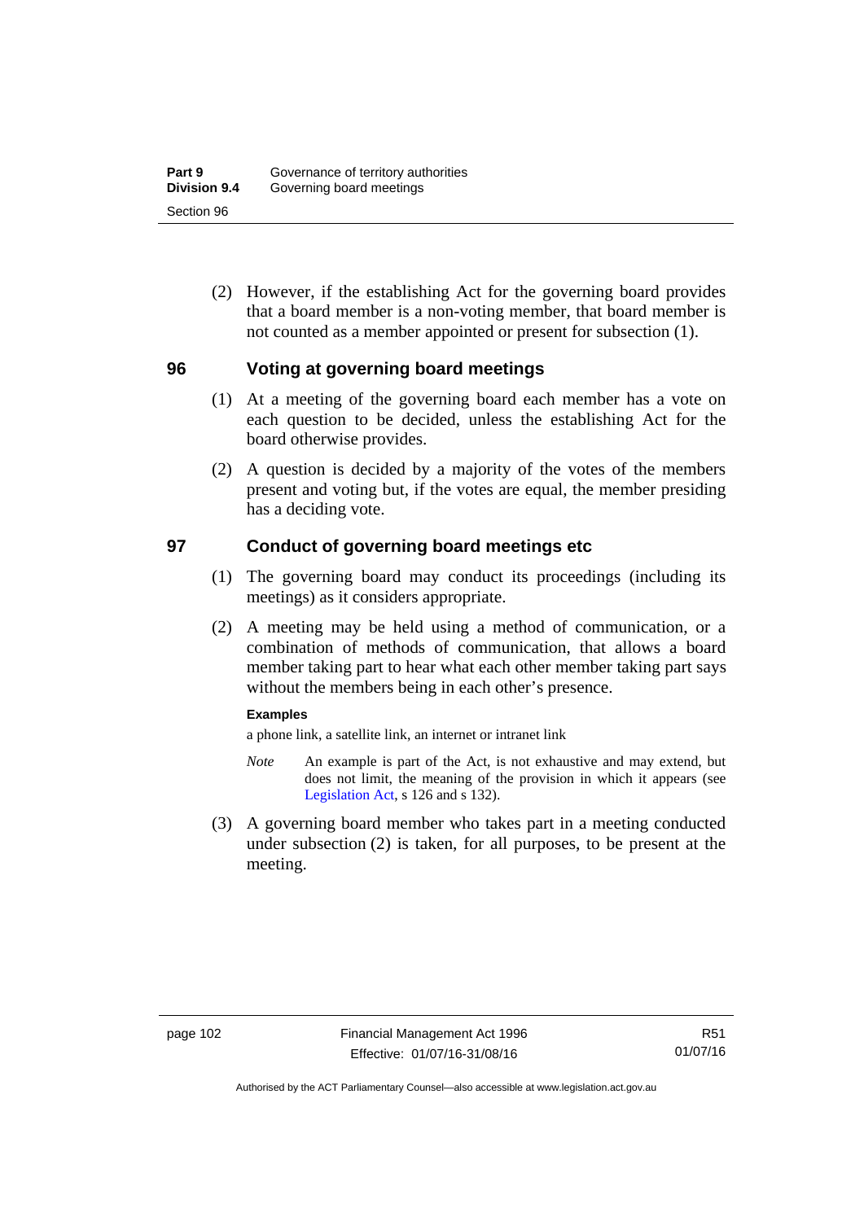(2) However, if the establishing Act for the governing board provides that a board member is a non-voting member, that board member is not counted as a member appointed or present for subsection (1).

## 96 Voting at governing board meetings

(1) At a meeting of the governing board each member has a vote on each question to be decided, unless the establishing Act for the board otherwise provides.

(2) A question is decided by a majority of the votes of the members present and voting but, if the votes are equal, the member presiding has a deciding vote.

## 97 Conduct of governing board meetings etc

(1) The governing board may conduct its proceedings (including its meetings) as it considers appropriate.

(2) A meeting may be held using a method of communication, or a combination of methods of communication, that allows a board member taking part to hear what each other member taking part says without the members being in each other's presence.

**Examples**

a phone link, a satellite link, an internet or intranet link

*Note* An example is part of the Act, is not exhaustive and may extend, but does not limit, the meaning of the provision in which it appears (see Legislation Act, s 126 and s 132).

(3) A governing board member who takes part in a meeting conducted under subsection (2) is taken, for all purposes, to be present at the meeting.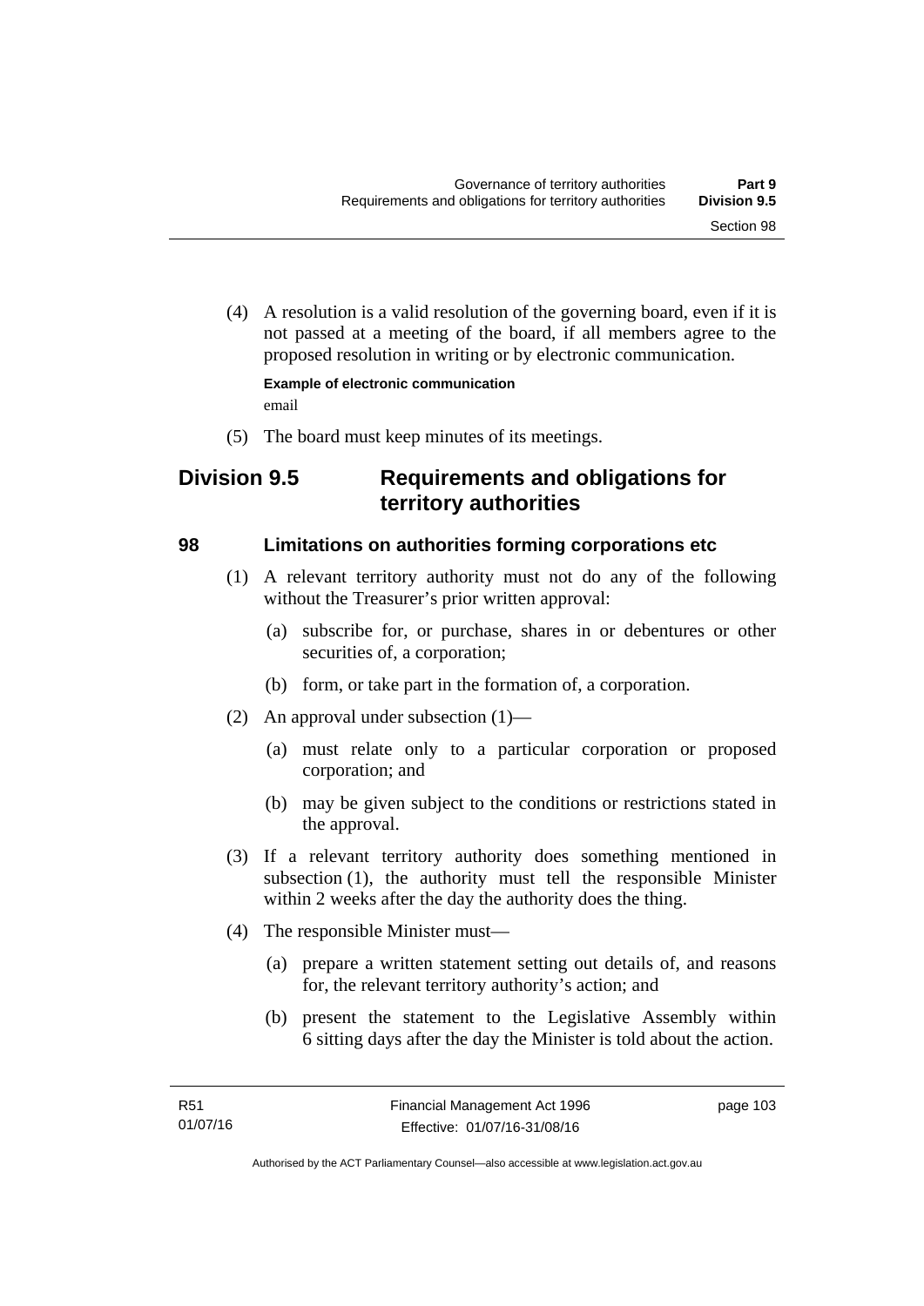(4) A resolution is a valid resolution of the governing board, even if it is not passed at a meeting of the board, if all members agree to the proposed resolution in writing or by electronic communication.

**Example of electronic communication**

email

(5) The board must keep minutes of its meetings.

## Division 9.5 Requirements and obligations for territory authorities

### 98 Limitations on authorities forming corporations etc

(1) A relevant territory authority must not do any of the following without the Treasurer's prior written approval:

(a) subscribe for, or purchase, shares in or debentures or other securities of, a corporation;

(b) form, or take part in the formation of, a corporation.

(2) An approval under subsection (1)—

(a) must relate only to a particular corporation or proposed corporation; and

(b) may be given subject to the conditions or restrictions stated in the approval.

(3) If a relevant territory authority does something mentioned in subsection (1), the authority must tell the responsible Minister within 2 weeks after the day the authority does the thing.

(4) The responsible Minister must—

(a) prepare a written statement setting out details of, and reasons for, the relevant territory authority's action; and

(b) present the statement to the Legislative Assembly within 6 sitting days after the day the Minister is told about the action.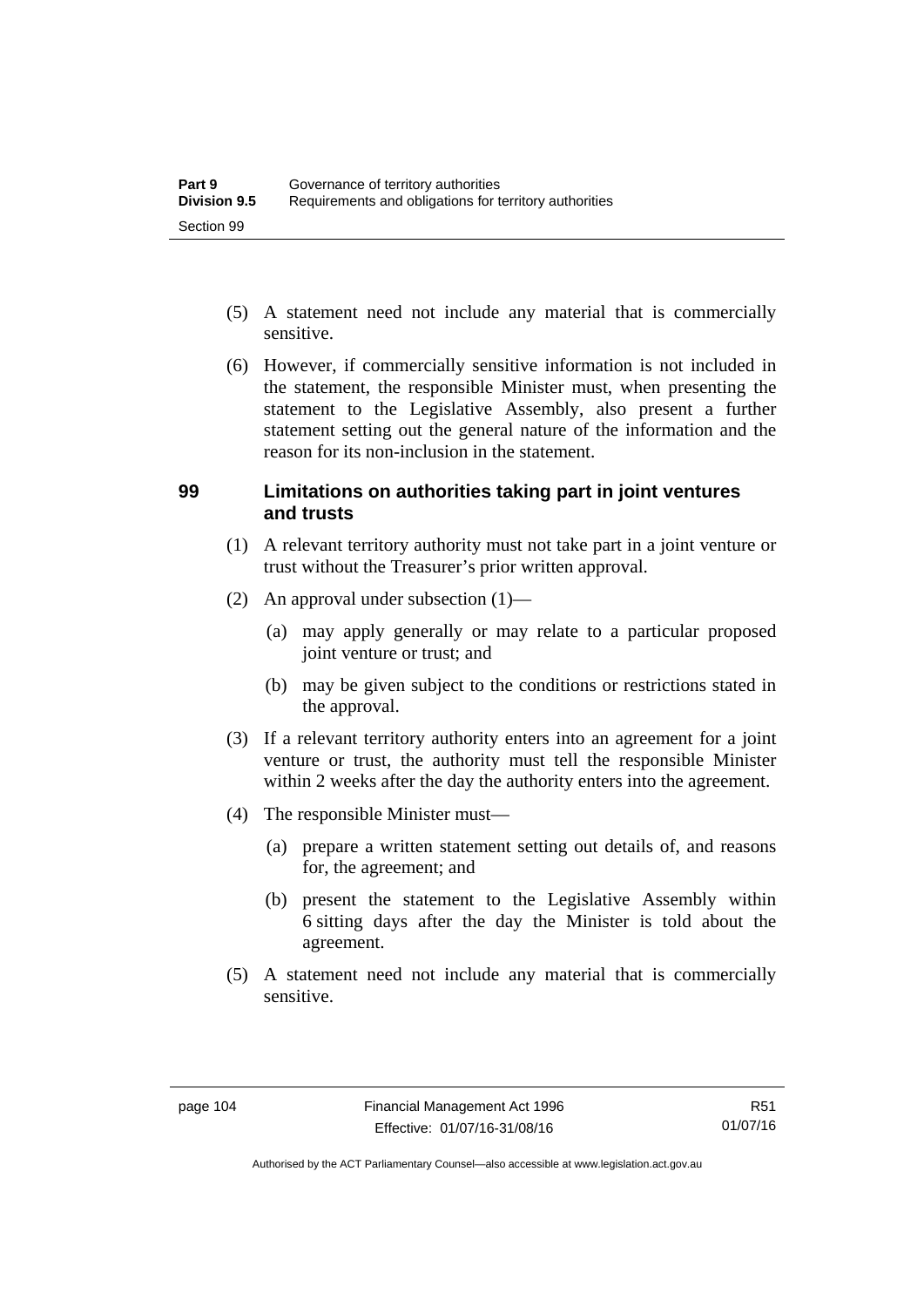(5) A statement need not include any material that is commercially sensitive.

(6) However, if commercially sensitive information is not included in the statement, the responsible Minister must, when presenting the statement to the Legislative Assembly, also present a further statement setting out the general nature of the information and the reason for its non-inclusion in the statement.

## 99 Limitations on authorities taking part in joint ventures and trusts

(1) A relevant territory authority must not take part in a joint venture or trust without the Treasurer's prior written approval.

(2) An approval under subsection (1)—

- (a) may apply generally or may relate to a particular proposed joint venture or trust; and
- (b) may be given subject to the conditions or restrictions stated in the approval.

(3) If a relevant territory authority enters into an agreement for a joint venture or trust, the authority must tell the responsible Minister within 2 weeks after the day the authority enters into the agreement.

(4) The responsible Minister must—

- (a) prepare a written statement setting out details of, and reasons for, the agreement; and
- (b) present the statement to the Legislative Assembly within 6 sitting days after the day the Minister is told about the agreement.

(5) A statement need not include any material that is commercially sensitive.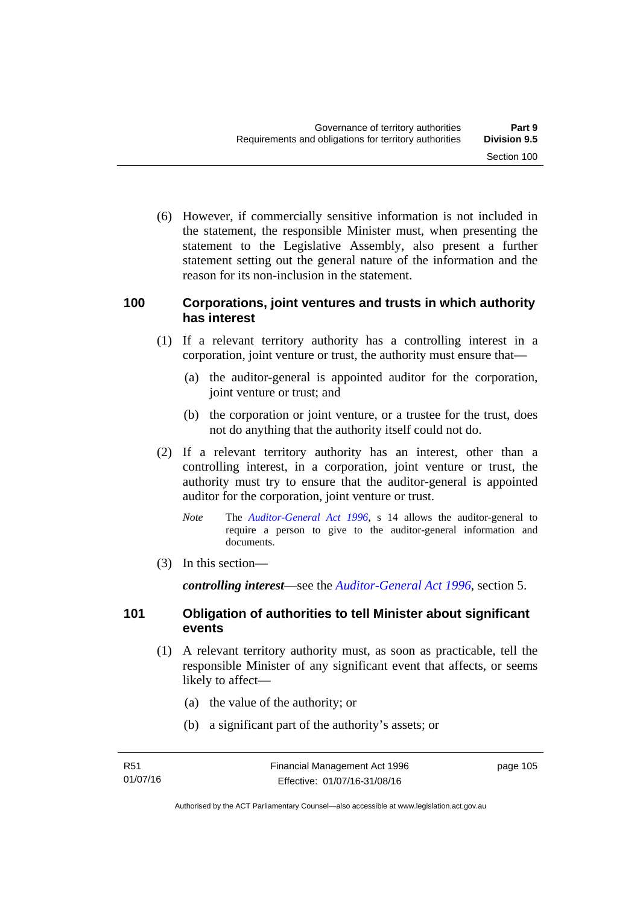(6) However, if commercially sensitive information is not included in the statement, the responsible Minister must, when presenting the statement to the Legislative Assembly, also present a further statement setting out the general nature of the information and the reason for its non-inclusion in the statement.

### 100 Corporations, joint ventures and trusts in which authority has interest

(1) If a relevant territory authority has a controlling interest in a corporation, joint venture or trust, the authority must ensure that—

(a) the auditor-general is appointed auditor for the corporation, joint venture or trust; and

(b) the corporation or joint venture, or a trustee for the trust, does not do anything that the authority itself could not do.

(2) If a relevant territory authority has an interest, other than a controlling interest, in a corporation, joint venture or trust, the authority must try to ensure that the auditor-general is appointed auditor for the corporation, joint venture or trust.

*Note* The *Auditor-General Act 1996*, s 14 allows the auditor-general to require a person to give to the auditor-general information and documents.

(3) In this section—

***controlling interest***—see the *Auditor-General Act 1996*, section 5.

### 101 Obligation of authorities to tell Minister about significant events

(1) A relevant territory authority must, as soon as practicable, tell the responsible Minister of any significant event that affects, or seems likely to affect—

(a) the value of the authority; or

(b) a significant part of the authority's assets; or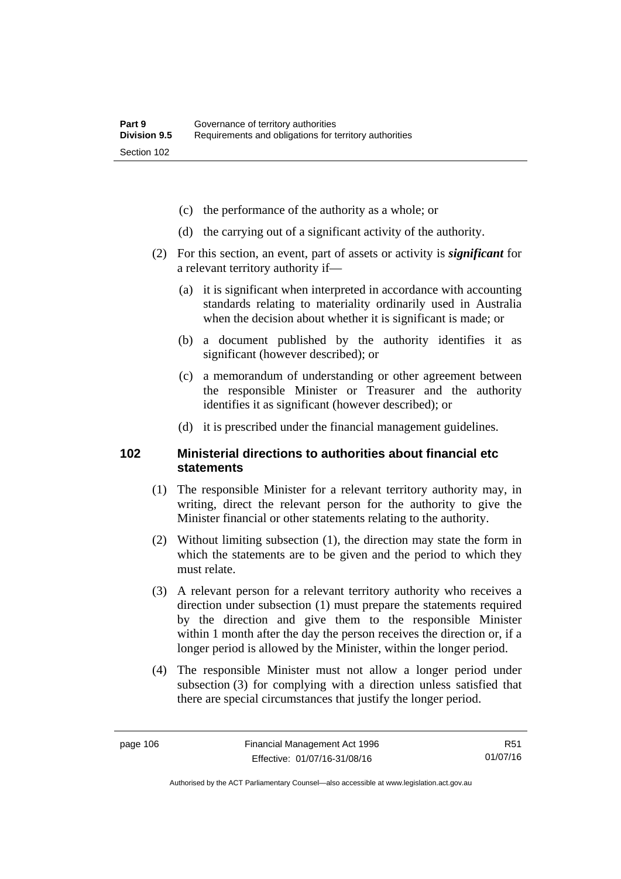(c) the performance of the authority as a whole; or

(d) the carrying out of a significant activity of the authority.

(2) For this section, an event, part of assets or activity is ***significant*** for a relevant territory authority if—

(a) it is significant when interpreted in accordance with accounting standards relating to materiality ordinarily used in Australia when the decision about whether it is significant is made; or

(b) a document published by the authority identifies it as significant (however described); or

(c) a memorandum of understanding or other agreement between the responsible Minister or Treasurer and the authority identifies it as significant (however described); or

(d) it is prescribed under the financial management guidelines.

### 102 Ministerial directions to authorities about financial etc statements

(1) The responsible Minister for a relevant territory authority may, in writing, direct the relevant person for the authority to give the Minister financial or other statements relating to the authority.

(2) Without limiting subsection (1), the direction may state the form in which the statements are to be given and the period to which they must relate.

(3) A relevant person for a relevant territory authority who receives a direction under subsection (1) must prepare the statements required by the direction and give them to the responsible Minister within 1 month after the day the person receives the direction or, if a longer period is allowed by the Minister, within the longer period.

(4) The responsible Minister must not allow a longer period under subsection (3) for complying with a direction unless satisfied that there are special circumstances that justify the longer period.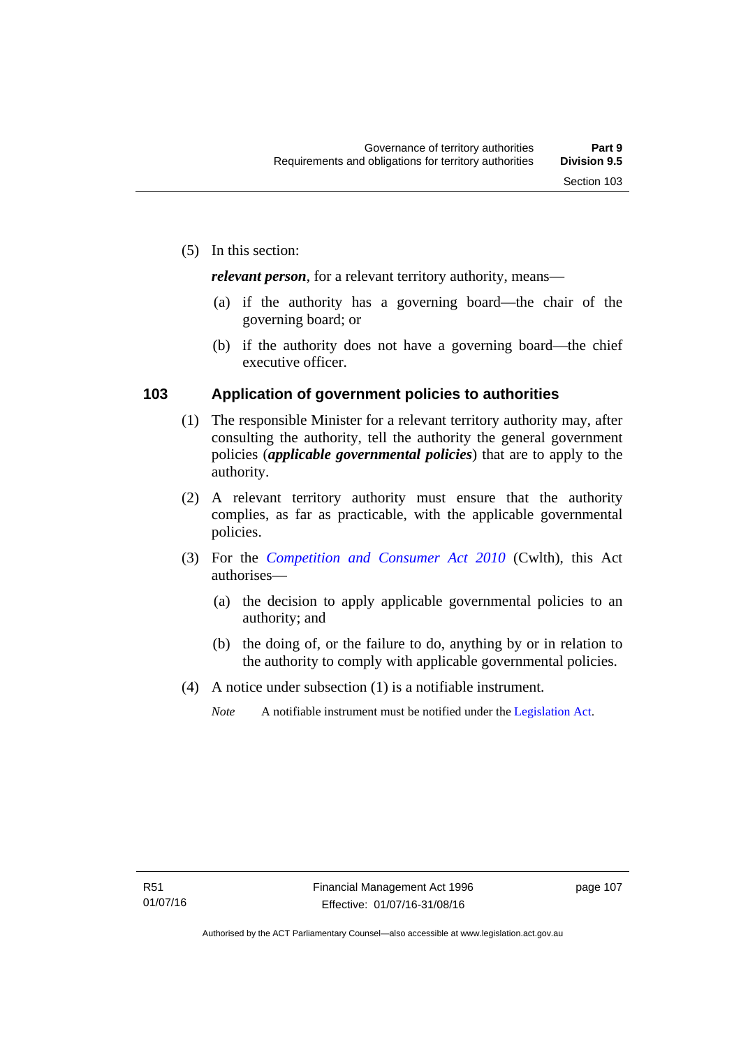(5) In this section:

***relevant person***, for a relevant territory authority, means—

(a) if the authority has a governing board—the chair of the governing board; or

(b) if the authority does not have a governing board—the chief executive officer.

## 103 Application of government policies to authorities

(1) The responsible Minister for a relevant territory authority may, after consulting the authority, tell the authority the general government policies (***applicable governmental policies***) that are to apply to the authority.

(2) A relevant territory authority must ensure that the authority complies, as far as practicable, with the applicable governmental policies.

(3) For the *Competition and Consumer Act 2010* (Cwlth), this Act authorises—

(a) the decision to apply applicable governmental policies to an authority; and

(b) the doing of, or the failure to do, anything by or in relation to the authority to comply with applicable governmental policies.

(4) A notice under subsection (1) is a notifiable instrument.

*Note* A notifiable instrument must be notified under the Legislation Act.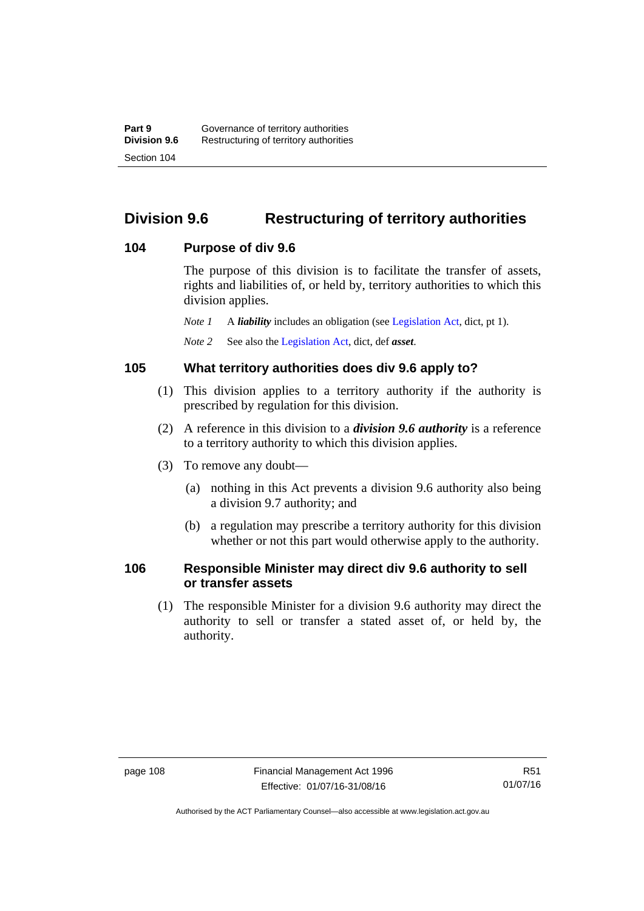## Division 9.6 Restructuring of territory authorities

### 104 Purpose of div 9.6

The purpose of this division is to facilitate the transfer of assets, rights and liabilities of, or held by, territory authorities to which this division applies.

*Note 1* A ***liability*** includes an obligation (see Legislation Act, dict, pt 1).

*Note 2* See also the Legislation Act, dict, def ***asset***.

### 105 What territory authorities does div 9.6 apply to?

(1) This division applies to a territory authority if the authority is prescribed by regulation for this division.

(2) A reference in this division to a ***division 9.6 authority*** is a reference to a territory authority to which this division applies.

(3) To remove any doubt—

(a) nothing in this Act prevents a division 9.6 authority also being a division 9.7 authority; and

(b) a regulation may prescribe a territory authority for this division whether or not this part would otherwise apply to the authority.

### 106 Responsible Minister may direct div 9.6 authority to sell or transfer assets

(1) The responsible Minister for a division 9.6 authority may direct the authority to sell or transfer a stated asset of, or held by, the authority.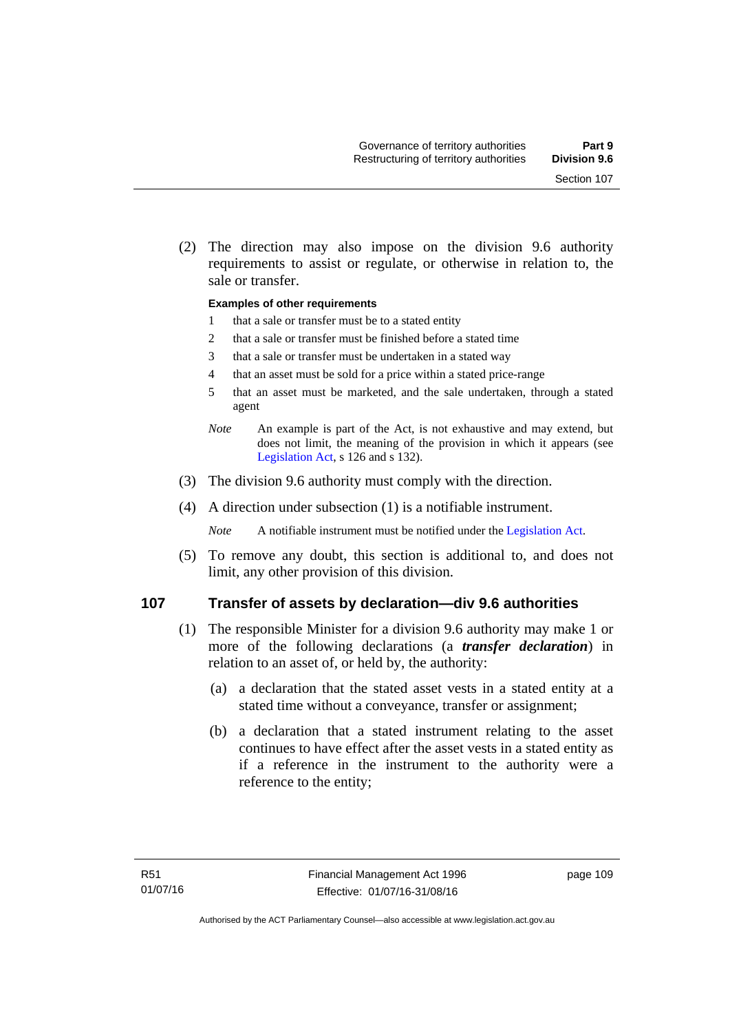(2) The direction may also impose on the division 9.6 authority requirements to assist or regulate, or otherwise in relation to, the sale or transfer.

**Examples of other requirements**

1. that a sale or transfer must be to a stated entity
2. that a sale or transfer must be finished before a stated time
3. that a sale or transfer must be undertaken in a stated way
4. that an asset must be sold for a price within a stated price-range
5. that an asset must be marketed, and the sale undertaken, through a stated agent

*Note* An example is part of the Act, is not exhaustive and may extend, but does not limit, the meaning of the provision in which it appears (see Legislation Act, s 126 and s 132).

(3) The division 9.6 authority must comply with the direction.

(4) A direction under subsection (1) is a notifiable instrument.

*Note* A notifiable instrument must be notified under the Legislation Act.

(5) To remove any doubt, this section is additional to, and does not limit, any other provision of this division.

## 107 Transfer of assets by declaration—div 9.6 authorities

(1) The responsible Minister for a division 9.6 authority may make 1 or more of the following declarations (a ***transfer declaration***) in relation to an asset of, or held by, the authority:

(a) a declaration that the stated asset vests in a stated entity at a stated time without a conveyance, transfer or assignment;

(b) a declaration that a stated instrument relating to the asset continues to have effect after the asset vests in a stated entity as if a reference in the instrument to the authority were a reference to the entity;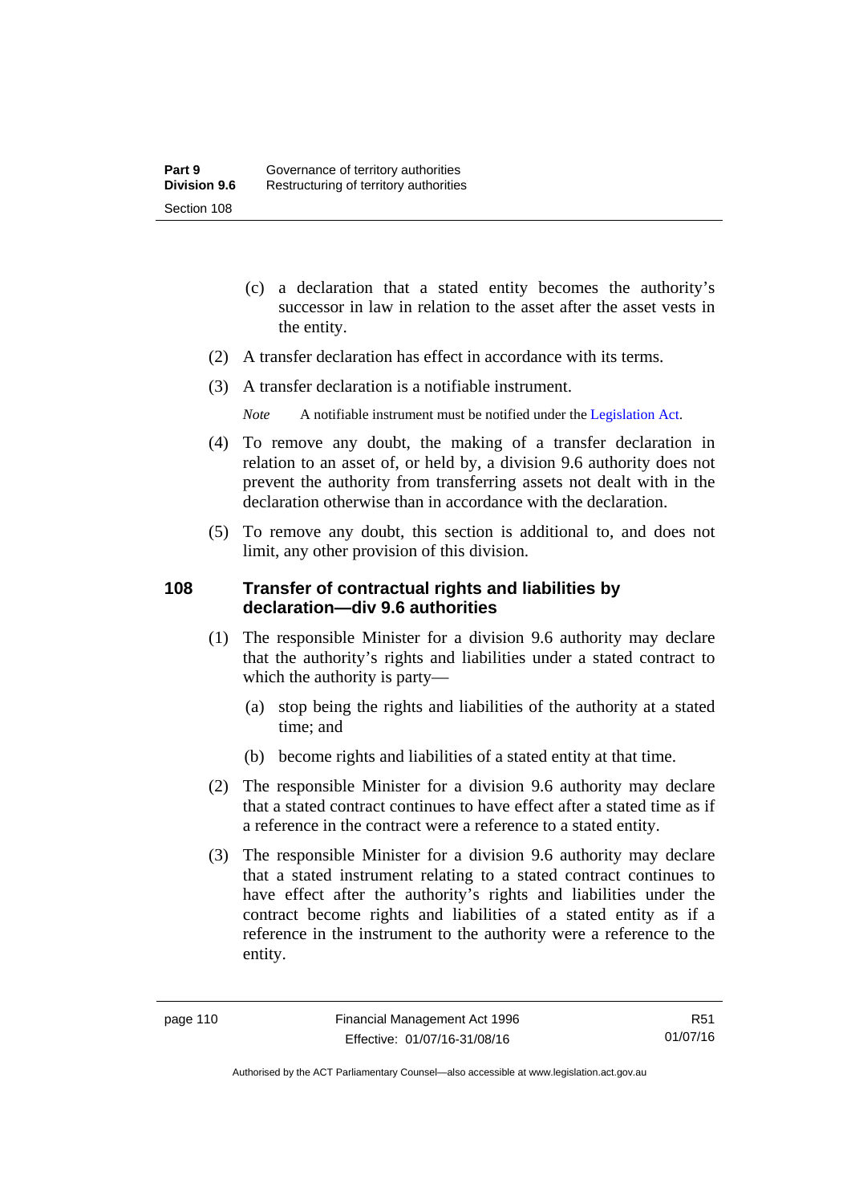(c) a declaration that a stated entity becomes the authority's successor in law in relation to the asset after the asset vests in the entity.

(2) A transfer declaration has effect in accordance with its terms.

(3) A transfer declaration is a notifiable instrument.

*Note* A notifiable instrument must be notified under the Legislation Act.

(4) To remove any doubt, the making of a transfer declaration in relation to an asset of, or held by, a division 9.6 authority does not prevent the authority from transferring assets not dealt with in the declaration otherwise than in accordance with the declaration.

(5) To remove any doubt, this section is additional to, and does not limit, any other provision of this division.

## 108 Transfer of contractual rights and liabilities by declaration—div 9.6 authorities

(1) The responsible Minister for a division 9.6 authority may declare that the authority's rights and liabilities under a stated contract to which the authority is party—

(a) stop being the rights and liabilities of the authority at a stated time; and

(b) become rights and liabilities of a stated entity at that time.

(2) The responsible Minister for a division 9.6 authority may declare that a stated contract continues to have effect after a stated time as if a reference in the contract were a reference to a stated entity.

(3) The responsible Minister for a division 9.6 authority may declare that a stated instrument relating to a stated contract continues to have effect after the authority's rights and liabilities under the contract become rights and liabilities of a stated entity as if a reference in the instrument to the authority were a reference to the entity.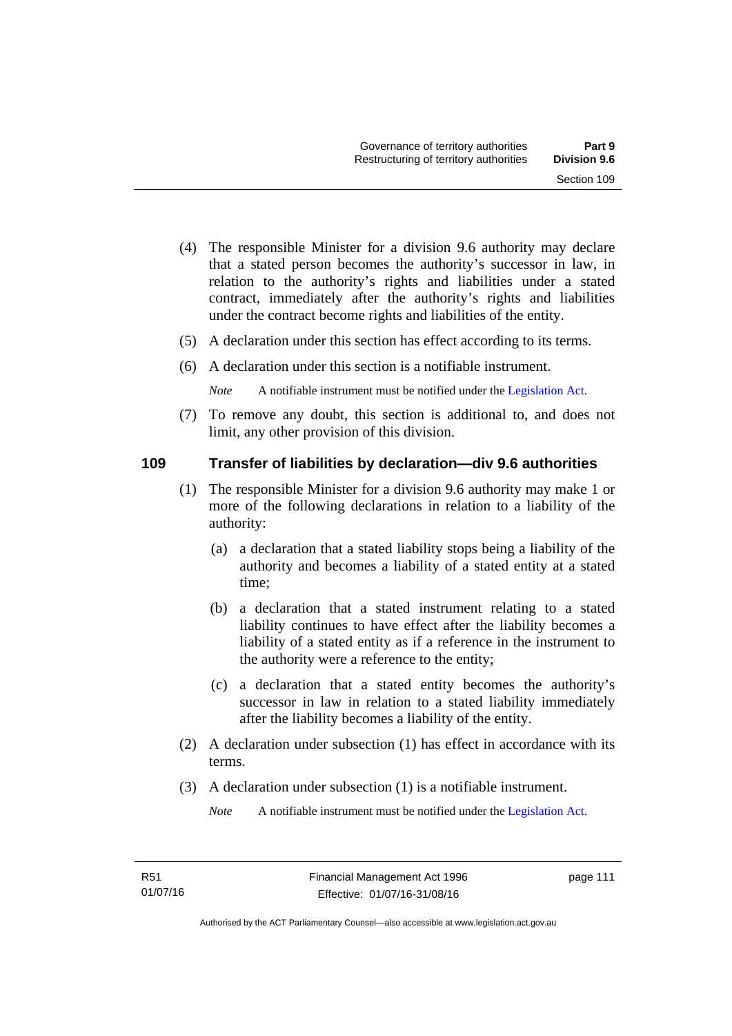(4) The responsible Minister for a division 9.6 authority may declare that a stated person becomes the authority's successor in law, in relation to the authority's rights and liabilities under a stated contract, immediately after the authority's rights and liabilities under the contract become rights and liabilities of the entity.

(5) A declaration under this section has effect according to its terms.

(6) A declaration under this section is a notifiable instrument.

*Note* A notifiable instrument must be notified under the Legislation Act.

(7) To remove any doubt, this section is additional to, and does not limit, any other provision of this division.

## 109 Transfer of liabilities by declaration—div 9.6 authorities

(1) The responsible Minister for a division 9.6 authority may make 1 or more of the following declarations in relation to a liability of the authority:

(a) a declaration that a stated liability stops being a liability of the authority and becomes a liability of a stated entity at a stated time;

(b) a declaration that a stated instrument relating to a stated liability continues to have effect after the liability becomes a liability of a stated entity as if a reference in the instrument to the authority were a reference to the entity;

(c) a declaration that a stated entity becomes the authority's successor in law in relation to a stated liability immediately after the liability becomes a liability of the entity.

(2) A declaration under subsection (1) has effect in accordance with its terms.

(3) A declaration under subsection (1) is a notifiable instrument.

*Note* A notifiable instrument must be notified under the Legislation Act.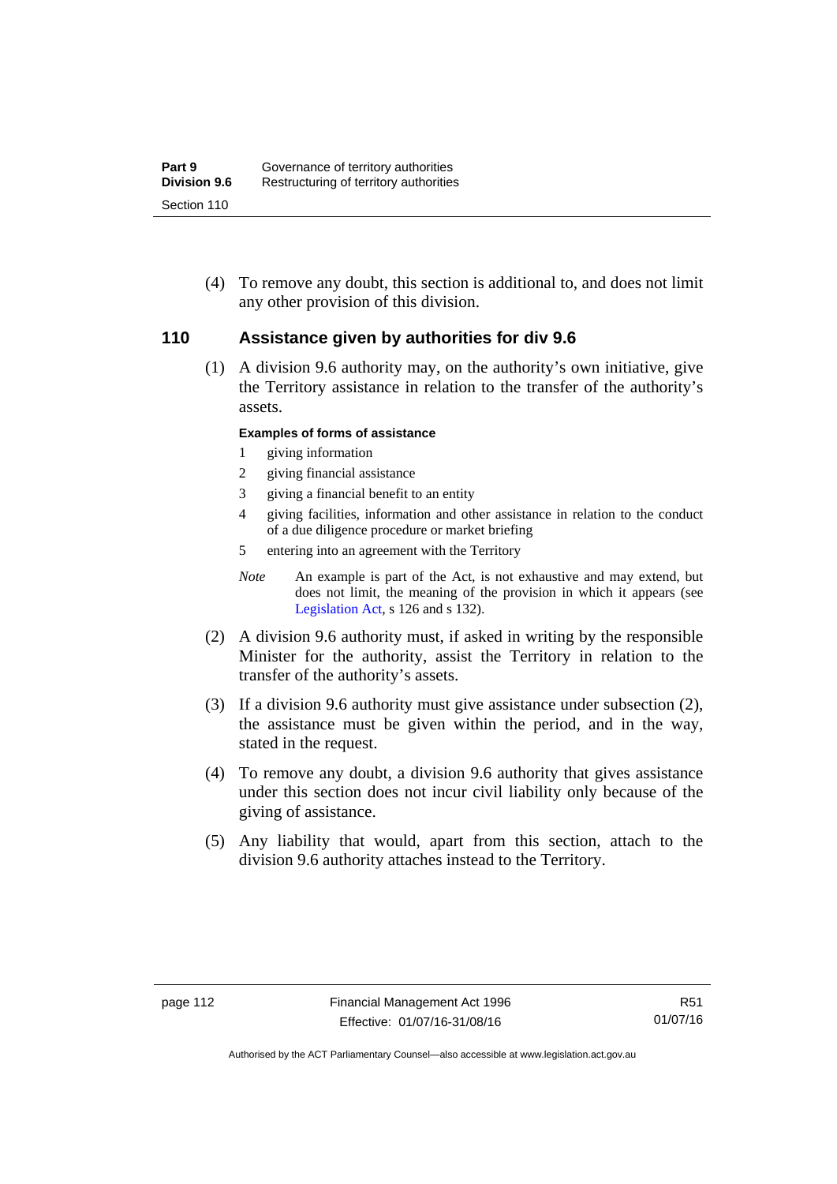(4) To remove any doubt, this section is additional to, and does not limit any other provision of this division.

## 110 Assistance given by authorities for div 9.6

(1) A division 9.6 authority may, on the authority's own initiative, give the Territory assistance in relation to the transfer of the authority's assets.

**Examples of forms of assistance**

1 giving information

2 giving financial assistance

3 giving a financial benefit to an entity

4 giving facilities, information and other assistance in relation to the conduct of a due diligence procedure or market briefing

5 entering into an agreement with the Territory

*Note* An example is part of the Act, is not exhaustive and may extend, but does not limit, the meaning of the provision in which it appears (see Legislation Act, s 126 and s 132).

(2) A division 9.6 authority must, if asked in writing by the responsible Minister for the authority, assist the Territory in relation to the transfer of the authority's assets.

(3) If a division 9.6 authority must give assistance under subsection (2), the assistance must be given within the period, and in the way, stated in the request.

(4) To remove any doubt, a division 9.6 authority that gives assistance under this section does not incur civil liability only because of the giving of assistance.

(5) Any liability that would, apart from this section, attach to the division 9.6 authority attaches instead to the Territory.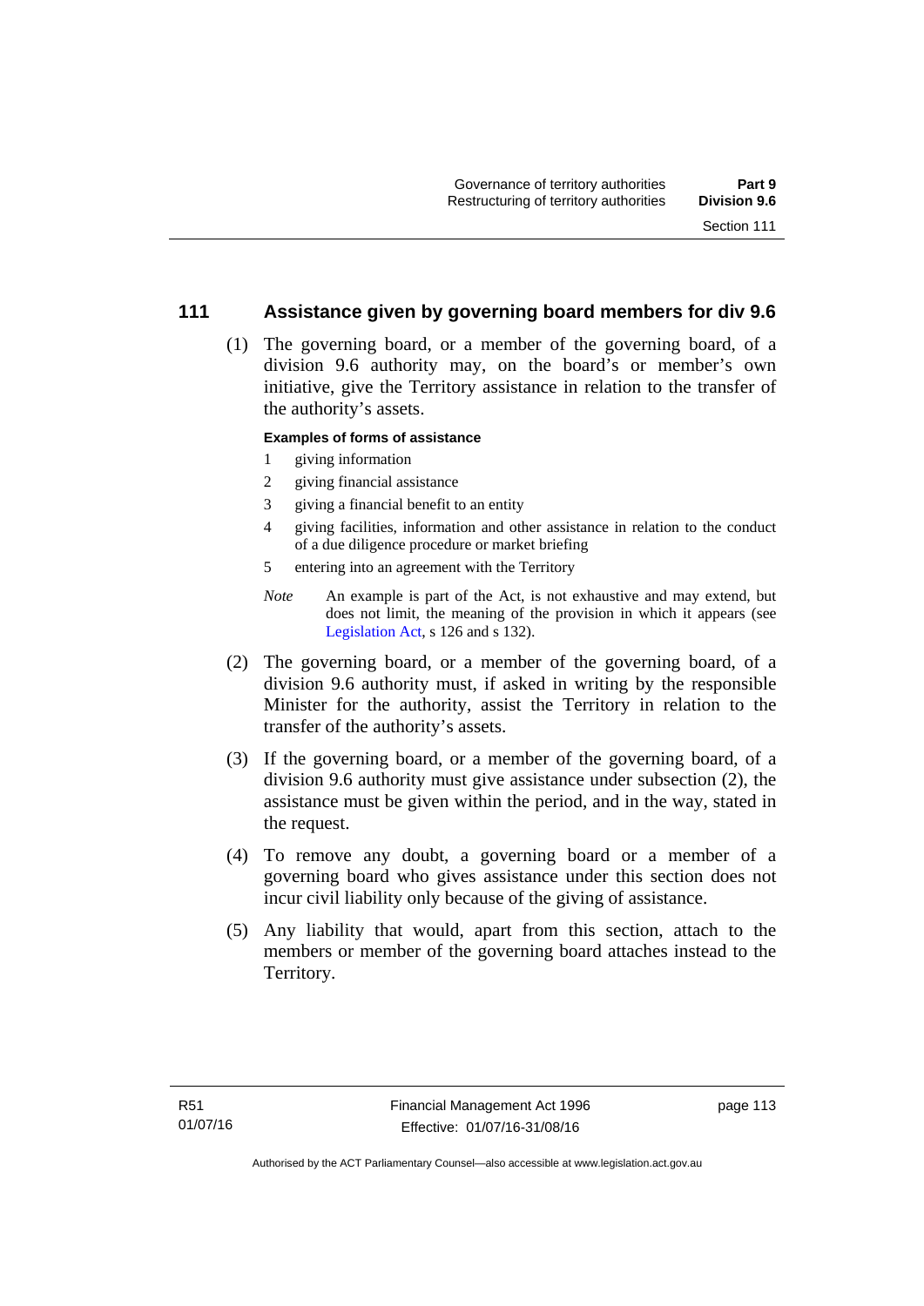## 111 Assistance given by governing board members for div 9.6

(1) The governing board, or a member of the governing board, of a division 9.6 authority may, on the board's or member's own initiative, give the Territory assistance in relation to the transfer of the authority's assets.

**Examples of forms of assistance**

1 giving information

2 giving financial assistance

3 giving a financial benefit to an entity

4 giving facilities, information and other assistance in relation to the conduct of a due diligence procedure or market briefing

5 entering into an agreement with the Territory

*Note* An example is part of the Act, is not exhaustive and may extend, but does not limit, the meaning of the provision in which it appears (see Legislation Act, s 126 and s 132).

(2) The governing board, or a member of the governing board, of a division 9.6 authority must, if asked in writing by the responsible Minister for the authority, assist the Territory in relation to the transfer of the authority's assets.

(3) If the governing board, or a member of the governing board, of a division 9.6 authority must give assistance under subsection (2), the assistance must be given within the period, and in the way, stated in the request.

(4) To remove any doubt, a governing board or a member of a governing board who gives assistance under this section does not incur civil liability only because of the giving of assistance.

(5) Any liability that would, apart from this section, attach to the members or member of the governing board attaches instead to the Territory.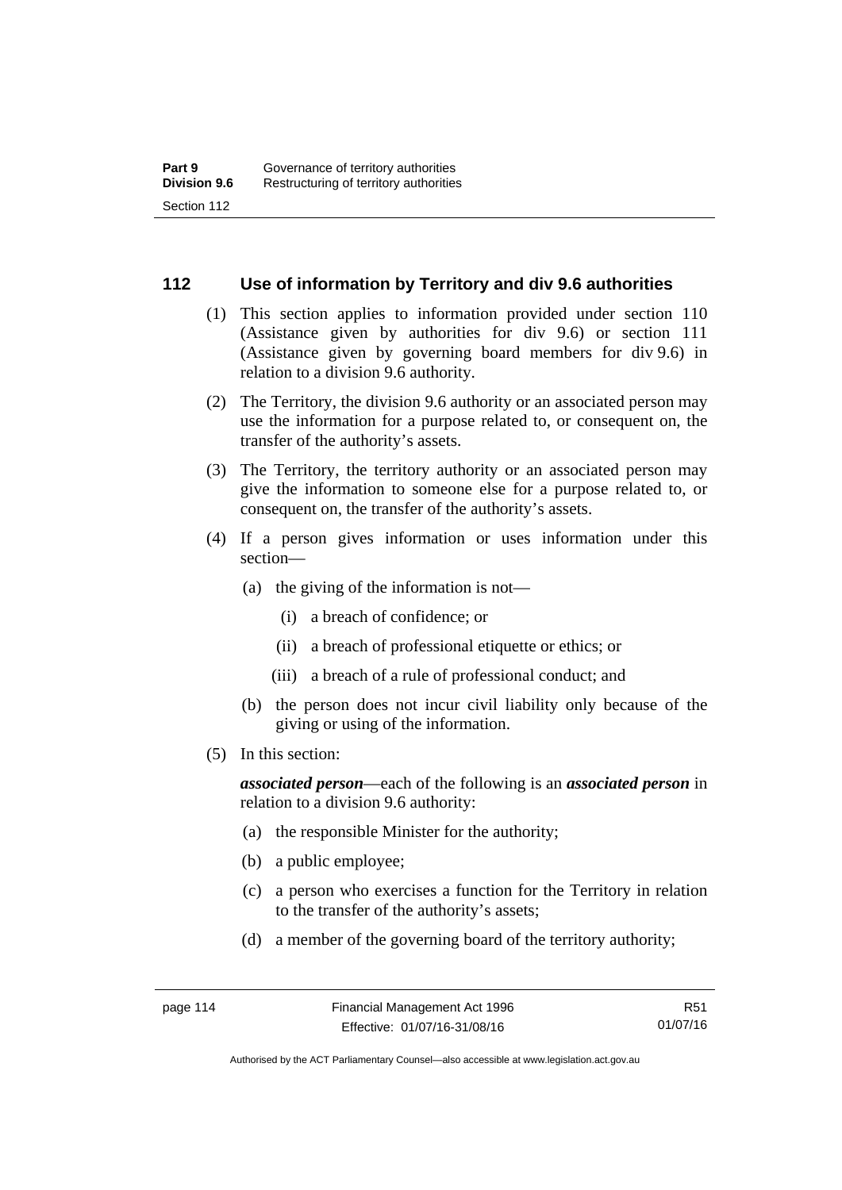## 112 Use of information by Territory and div 9.6 authorities

(1) This section applies to information provided under section 110 (Assistance given by authorities for div 9.6) or section 111 (Assistance given by governing board members for div 9.6) in relation to a division 9.6 authority.

(2) The Territory, the division 9.6 authority or an associated person may use the information for a purpose related to, or consequent on, the transfer of the authority's assets.

(3) The Territory, the territory authority or an associated person may give the information to someone else for a purpose related to, or consequent on, the transfer of the authority's assets.

(4) If a person gives information or uses information under this section—

(a) the giving of the information is not—

(i) a breach of confidence; or

(ii) a breach of professional etiquette or ethics; or

(iii) a breach of a rule of professional conduct; and

(b) the person does not incur civil liability only because of the giving or using of the information.

(5) In this section:

***associated person***—each of the following is an ***associated person*** in relation to a division 9.6 authority:

(a) the responsible Minister for the authority;

(b) a public employee;

(c) a person who exercises a function for the Territory in relation to the transfer of the authority's assets;

(d) a member of the governing board of the territory authority;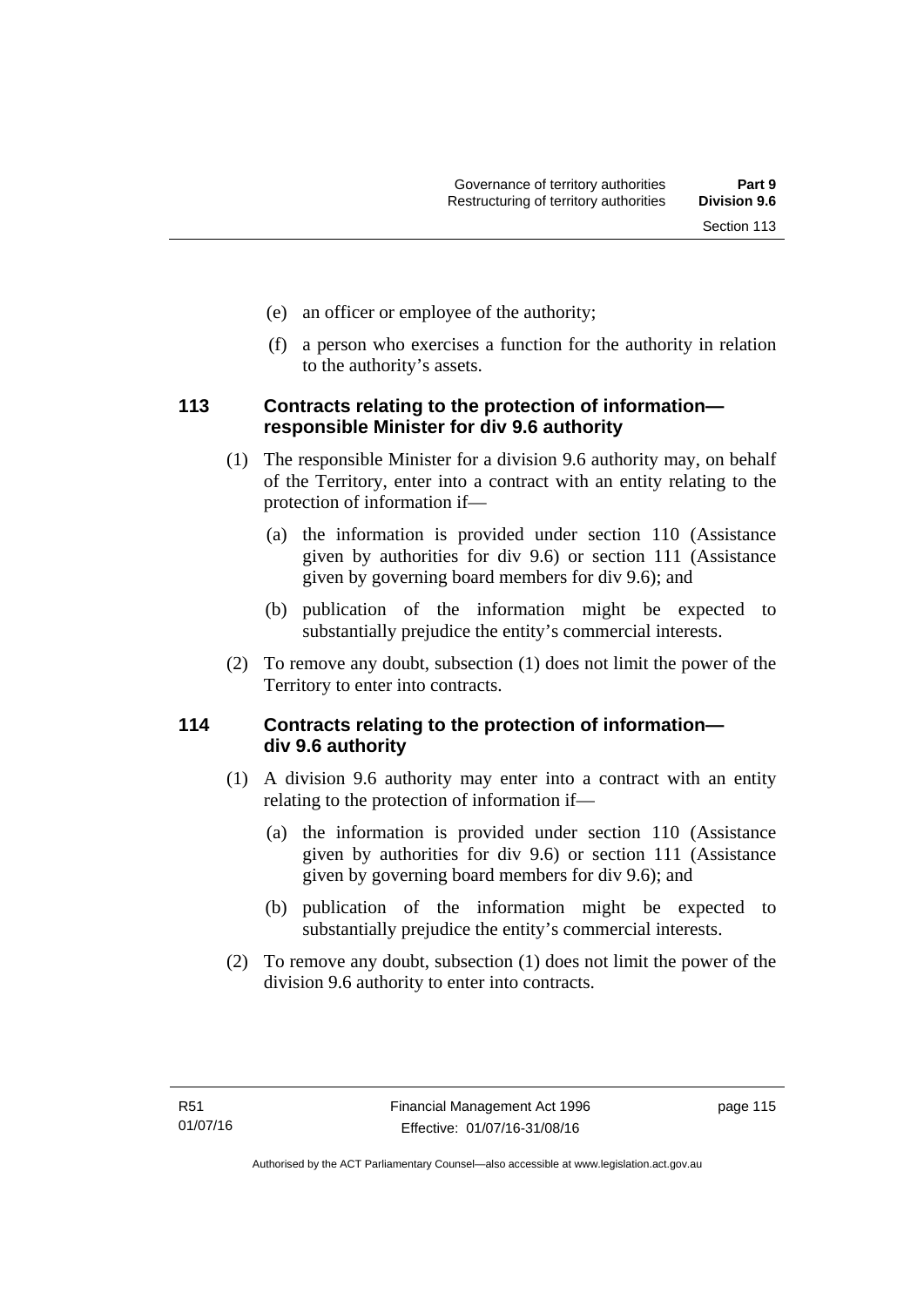(e) an officer or employee of the authority;

(f) a person who exercises a function for the authority in relation to the authority's assets.

### 113 Contracts relating to the protection of information—responsible Minister for div 9.6 authority

(1) The responsible Minister for a division 9.6 authority may, on behalf of the Territory, enter into a contract with an entity relating to the protection of information if—

(a) the information is provided under section 110 (Assistance given by authorities for div 9.6) or section 111 (Assistance given by governing board members for div 9.6); and

(b) publication of the information might be expected to substantially prejudice the entity's commercial interests.

(2) To remove any doubt, subsection (1) does not limit the power of the Territory to enter into contracts.

### 114 Contracts relating to the protection of information—div 9.6 authority

(1) A division 9.6 authority may enter into a contract with an entity relating to the protection of information if—

(a) the information is provided under section 110 (Assistance given by authorities for div 9.6) or section 111 (Assistance given by governing board members for div 9.6); and

(b) publication of the information might be expected to substantially prejudice the entity's commercial interests.

(2) To remove any doubt, subsection (1) does not limit the power of the division 9.6 authority to enter into contracts.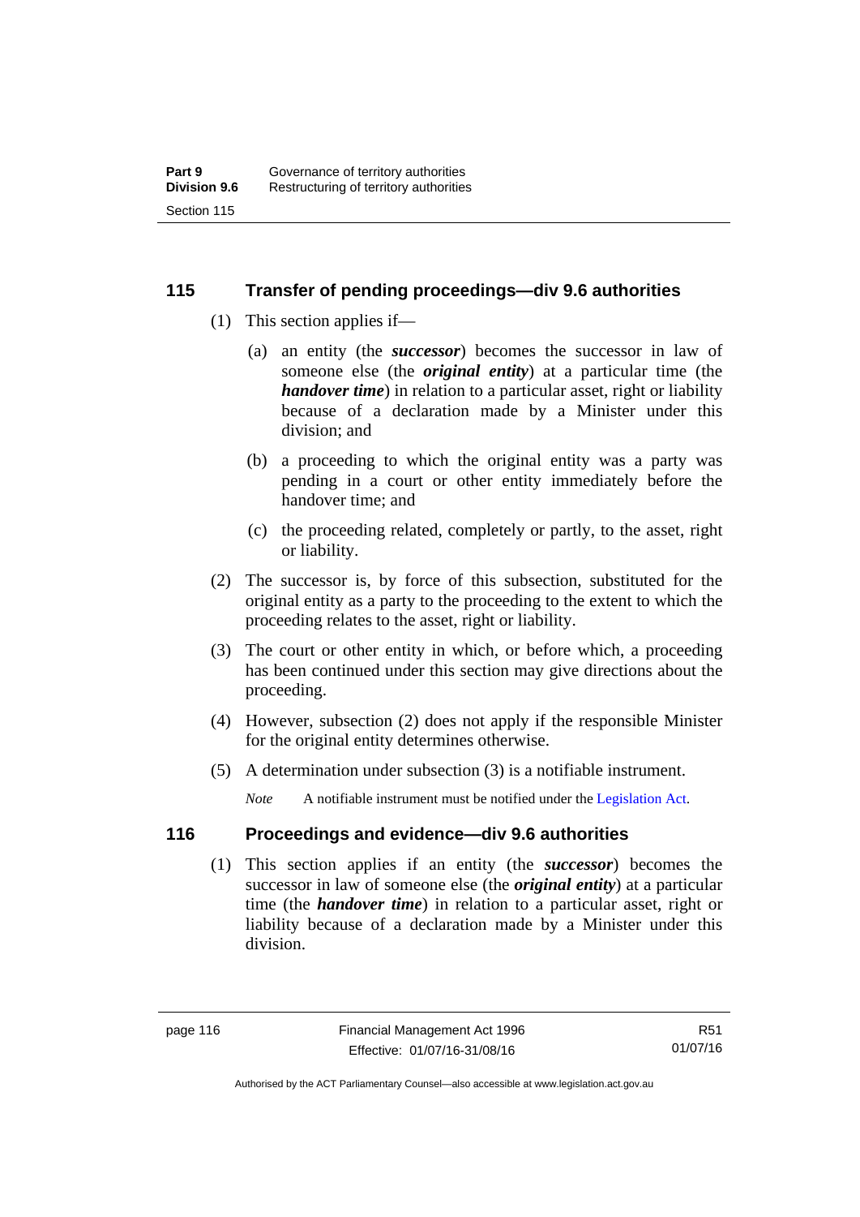## 115 Transfer of pending proceedings—div 9.6 authorities

(1) This section applies if—

(a) an entity (the ***successor***) becomes the successor in law of someone else (the ***original entity***) at a particular time (the ***handover time***) in relation to a particular asset, right or liability because of a declaration made by a Minister under this division; and

(b) a proceeding to which the original entity was a party was pending in a court or other entity immediately before the handover time; and

(c) the proceeding related, completely or partly, to the asset, right or liability.

(2) The successor is, by force of this subsection, substituted for the original entity as a party to the proceeding to the extent to which the proceeding relates to the asset, right or liability.

(3) The court or other entity in which, or before which, a proceeding has been continued under this section may give directions about the proceeding.

(4) However, subsection (2) does not apply if the responsible Minister for the original entity determines otherwise.

(5) A determination under subsection (3) is a notifiable instrument.

*Note* A notifiable instrument must be notified under the Legislation Act.

## 116 Proceedings and evidence—div 9.6 authorities

(1) This section applies if an entity (the ***successor***) becomes the successor in law of someone else (the ***original entity***) at a particular time (the ***handover time***) in relation to a particular asset, right or liability because of a declaration made by a Minister under this division.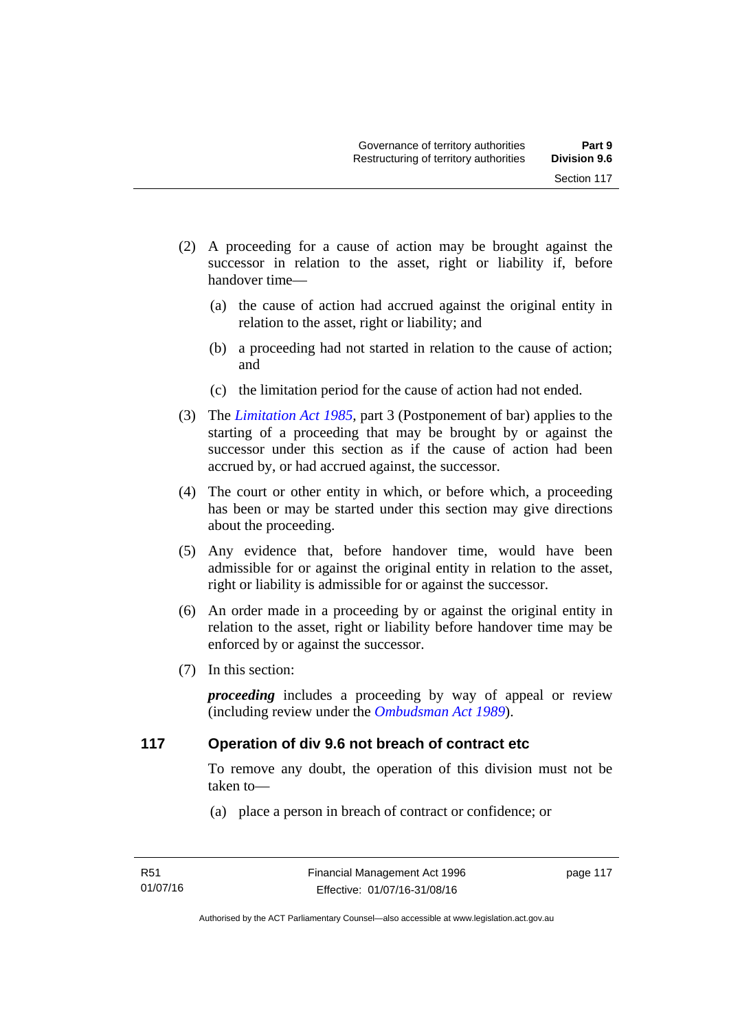(2) A proceeding for a cause of action may be brought against the successor in relation to the asset, right or liability if, before handover time—

(a) the cause of action had accrued against the original entity in relation to the asset, right or liability; and

(b) a proceeding had not started in relation to the cause of action; and

(c) the limitation period for the cause of action had not ended.

(3) The *Limitation Act 1985*, part 3 (Postponement of bar) applies to the starting of a proceeding that may be brought by or against the successor under this section as if the cause of action had been accrued by, or had accrued against, the successor.

(4) The court or other entity in which, or before which, a proceeding has been or may be started under this section may give directions about the proceeding.

(5) Any evidence that, before handover time, would have been admissible for or against the original entity in relation to the asset, right or liability is admissible for or against the successor.

(6) An order made in a proceeding by or against the original entity in relation to the asset, right or liability before handover time may be enforced by or against the successor.

(7) In this section:

***proceeding*** includes a proceeding by way of appeal or review (including review under the *Ombudsman Act 1989*).

## 117 Operation of div 9.6 not breach of contract etc

To remove any doubt, the operation of this division must not be taken to—

(a) place a person in breach of contract or confidence; or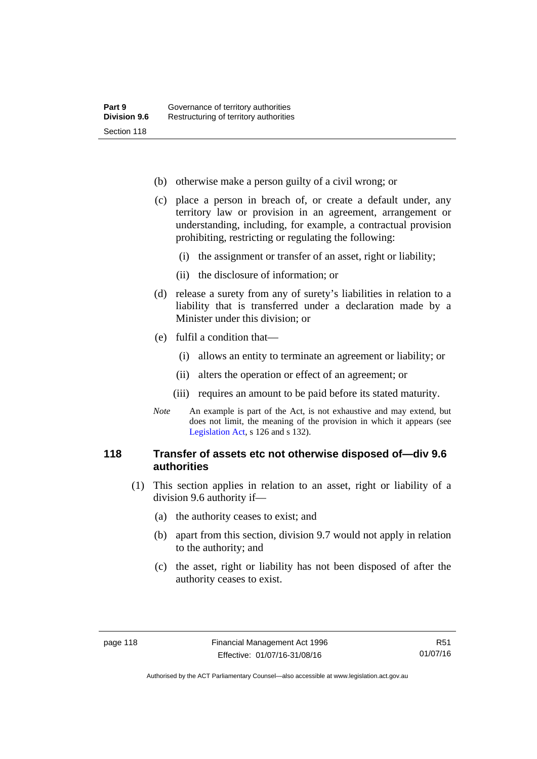(b) otherwise make a person guilty of a civil wrong; or

(c) place a person in breach of, or create a default under, any territory law or provision in an agreement, arrangement or understanding, including, for example, a contractual provision prohibiting, restricting or regulating the following:

  (i) the assignment or transfer of an asset, right or liability;

  (ii) the disclosure of information; or

(d) release a surety from any of surety's liabilities in relation to a liability that is transferred under a declaration made by a Minister under this division; or

(e) fulfil a condition that—

  (i) allows an entity to terminate an agreement or liability; or

  (ii) alters the operation or effect of an agreement; or

  (iii) requires an amount to be paid before its stated maturity.

*Note* An example is part of the Act, is not exhaustive and may extend, but does not limit, the meaning of the provision in which it appears (see Legislation Act, s 126 and s 132).

### 118 Transfer of assets etc not otherwise disposed of—div 9.6 authorities

(1) This section applies in relation to an asset, right or liability of a division 9.6 authority if—

(a) the authority ceases to exist; and

(b) apart from this section, division 9.7 would not apply in relation to the authority; and

(c) the asset, right or liability has not been disposed of after the authority ceases to exist.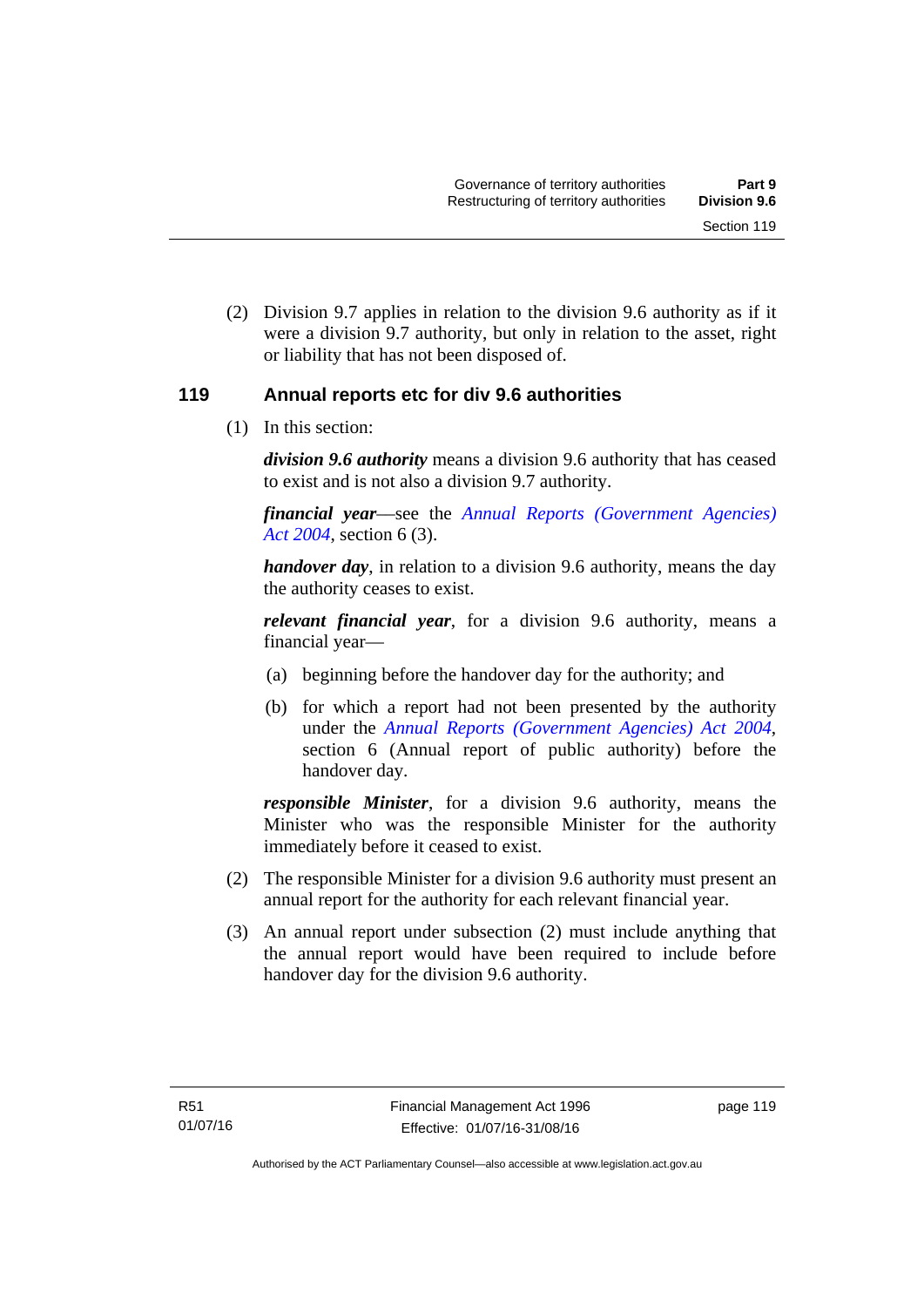(2) Division 9.7 applies in relation to the division 9.6 authority as if it were a division 9.7 authority, but only in relation to the asset, right or liability that has not been disposed of.

### 119 Annual reports etc for div 9.6 authorities

(1) In this section:

***division 9.6 authority*** means a division 9.6 authority that has ceased to exist and is not also a division 9.7 authority.

***financial year***—see the *Annual Reports (Government Agencies) Act 2004*, section 6 (3).

***handover day***, in relation to a division 9.6 authority, means the day the authority ceases to exist.

***relevant financial year***, for a division 9.6 authority, means a financial year—

(a) beginning before the handover day for the authority; and

(b) for which a report had not been presented by the authority under the *Annual Reports (Government Agencies) Act 2004*, section 6 (Annual report of public authority) before the handover day.

***responsible Minister***, for a division 9.6 authority, means the Minister who was the responsible Minister for the authority immediately before it ceased to exist.

(2) The responsible Minister for a division 9.6 authority must present an annual report for the authority for each relevant financial year.

(3) An annual report under subsection (2) must include anything that the annual report would have been required to include before handover day for the division 9.6 authority.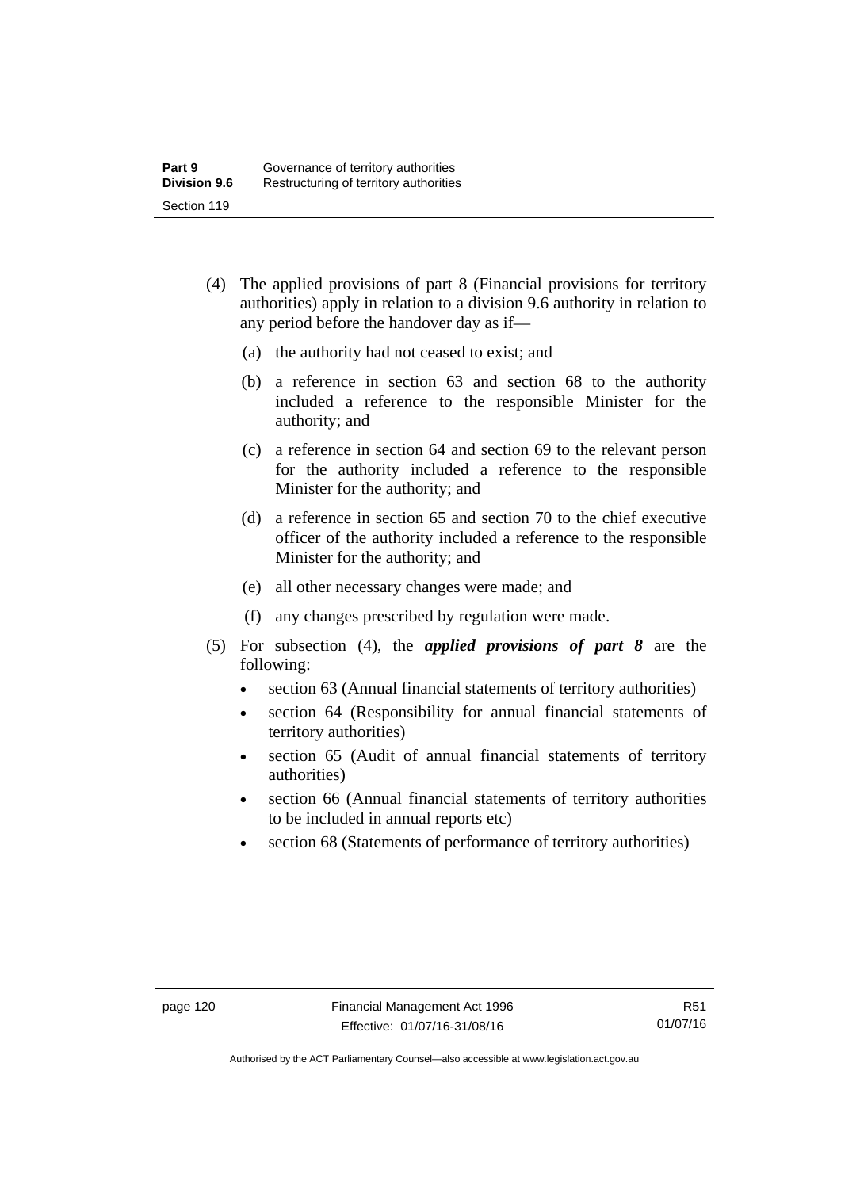(4) The applied provisions of part 8 (Financial provisions for territory authorities) apply in relation to a division 9.6 authority in relation to any period before the handover day as if—

  (a) the authority had not ceased to exist; and

  (b) a reference in section 63 and section 68 to the authority included a reference to the responsible Minister for the authority; and

  (c) a reference in section 64 and section 69 to the relevant person for the authority included a reference to the responsible Minister for the authority; and

  (d) a reference in section 65 and section 70 to the chief executive officer of the authority included a reference to the responsible Minister for the authority; and

  (e) all other necessary changes were made; and

  (f) any changes prescribed by regulation were made.

(5) For subsection (4), the ***applied provisions of part 8*** are the following:

- section 63 (Annual financial statements of territory authorities)
- section 64 (Responsibility for annual financial statements of territory authorities)
- section 65 (Audit of annual financial statements of territory authorities)
- section 66 (Annual financial statements of territory authorities to be included in annual reports etc)
- section 68 (Statements of performance of territory authorities)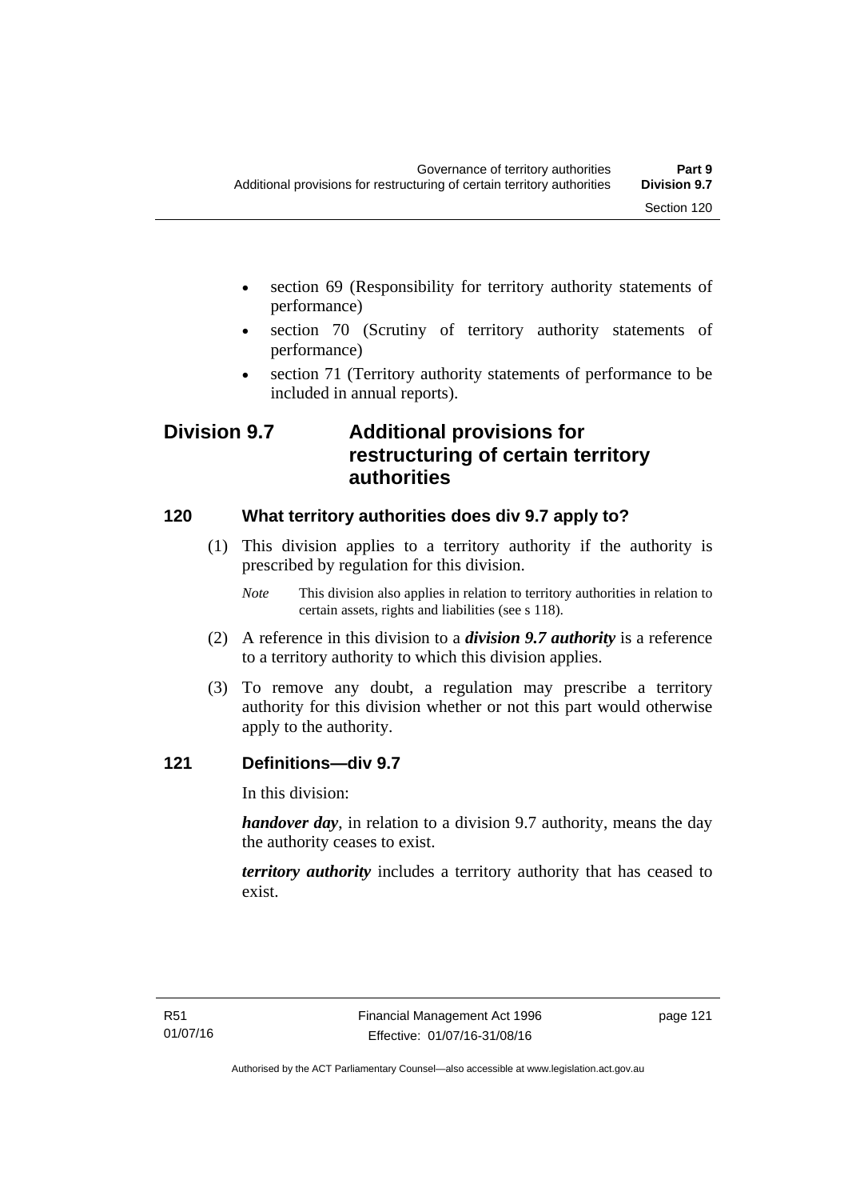- section 69 (Responsibility for territory authority statements of performance)
- section 70 (Scrutiny of territory authority statements of performance)
- section 71 (Territory authority statements of performance to be included in annual reports).

## Division 9.7 Additional provisions for restructuring of certain territory authorities

### 120 What territory authorities does div 9.7 apply to?

(1) This division applies to a territory authority if the authority is prescribed by regulation for this division.

*Note* This division also applies in relation to territory authorities in relation to certain assets, rights and liabilities (see s 118).

(2) A reference in this division to a ***division 9.7 authority*** is a reference to a territory authority to which this division applies.

(3) To remove any doubt, a regulation may prescribe a territory authority for this division whether or not this part would otherwise apply to the authority.

### 121 Definitions—div 9.7

In this division:

***handover day***, in relation to a division 9.7 authority, means the day the authority ceases to exist.

***territory authority*** includes a territory authority that has ceased to exist.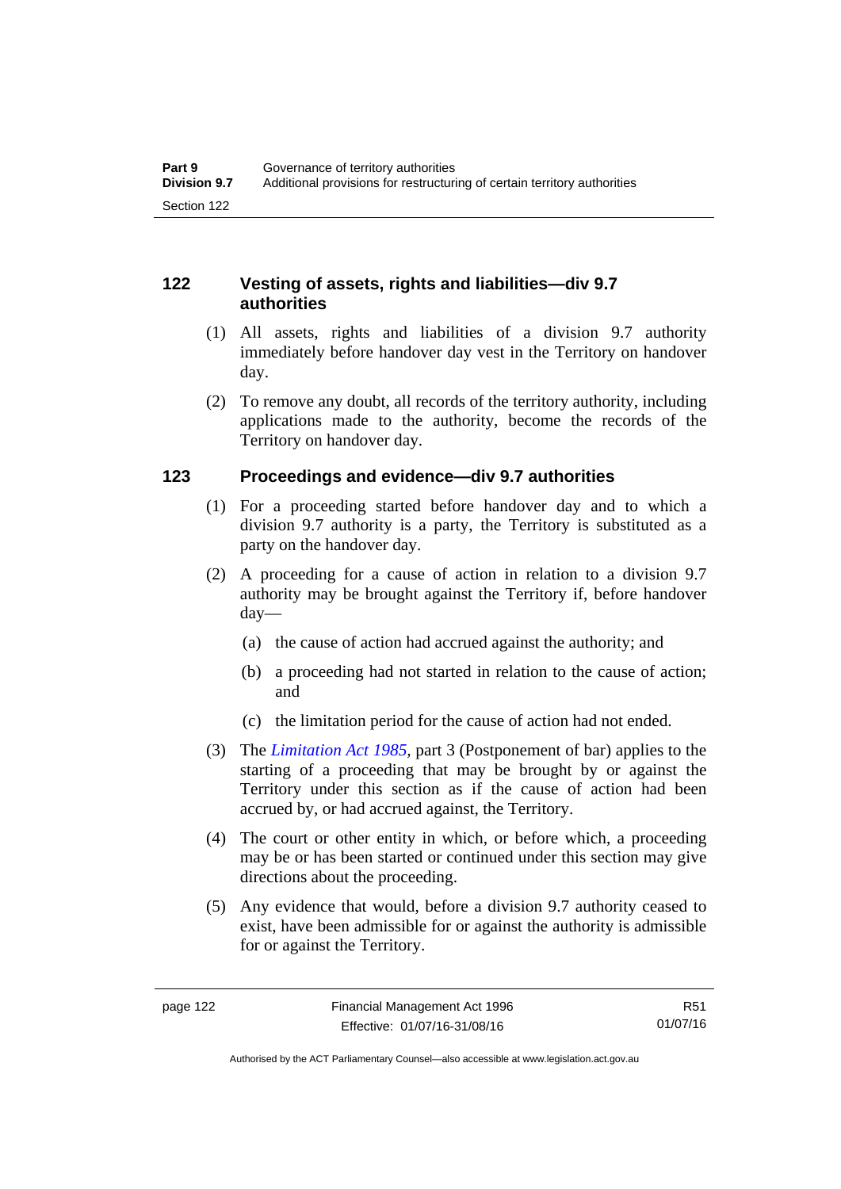## 122 Vesting of assets, rights and liabilities—div 9.7 authorities

(1) All assets, rights and liabilities of a division 9.7 authority immediately before handover day vest in the Territory on handover day.

(2) To remove any doubt, all records of the territory authority, including applications made to the authority, become the records of the Territory on handover day.

## 123 Proceedings and evidence—div 9.7 authorities

(1) For a proceeding started before handover day and to which a division 9.7 authority is a party, the Territory is substituted as a party on the handover day.

(2) A proceeding for a cause of action in relation to a division 9.7 authority may be brought against the Territory if, before handover day—

(a) the cause of action had accrued against the authority; and

(b) a proceeding had not started in relation to the cause of action; and

(c) the limitation period for the cause of action had not ended.

(3) The *Limitation Act 1985*, part 3 (Postponement of bar) applies to the starting of a proceeding that may be brought by or against the Territory under this section as if the cause of action had been accrued by, or had accrued against, the Territory.

(4) The court or other entity in which, or before which, a proceeding may be or has been started or continued under this section may give directions about the proceeding.

(5) Any evidence that would, before a division 9.7 authority ceased to exist, have been admissible for or against the authority is admissible for or against the Territory.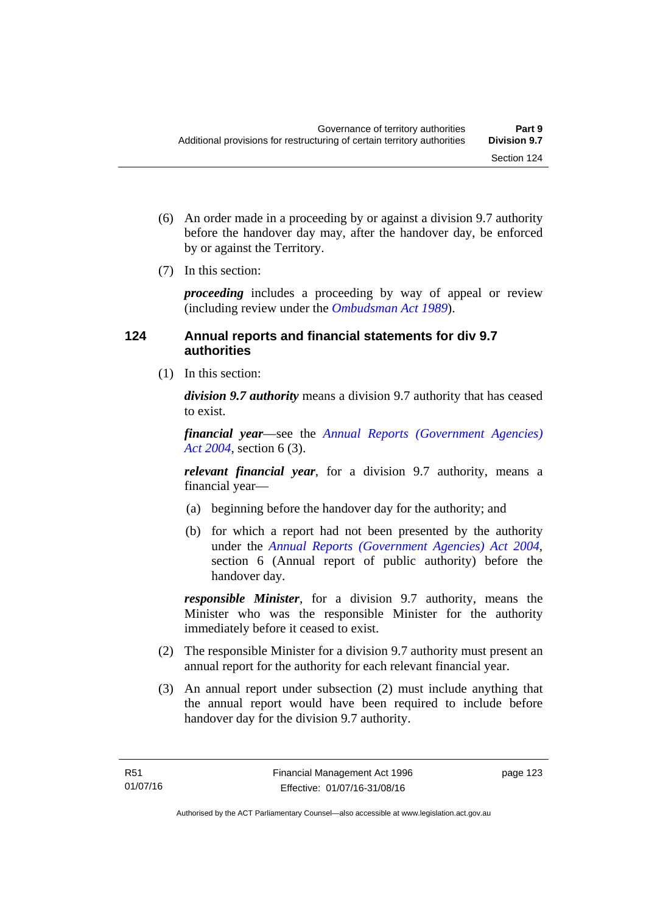(6) An order made in a proceeding by or against a division 9.7 authority before the handover day may, after the handover day, be enforced by or against the Territory.

(7) In this section:

***proceeding*** includes a proceeding by way of appeal or review (including review under the *Ombudsman Act 1989*).

### 124 Annual reports and financial statements for div 9.7 authorities

(1) In this section:

***division 9.7 authority*** means a division 9.7 authority that has ceased to exist.

***financial year***—see the *Annual Reports (Government Agencies) Act 2004*, section 6 (3).

***relevant financial year***, for a division 9.7 authority, means a financial year—

(a) beginning before the handover day for the authority; and

(b) for which a report had not been presented by the authority under the *Annual Reports (Government Agencies) Act 2004*, section 6 (Annual report of public authority) before the handover day.

***responsible Minister***, for a division 9.7 authority, means the Minister who was the responsible Minister for the authority immediately before it ceased to exist.

(2) The responsible Minister for a division 9.7 authority must present an annual report for the authority for each relevant financial year.

(3) An annual report under subsection (2) must include anything that the annual report would have been required to include before handover day for the division 9.7 authority.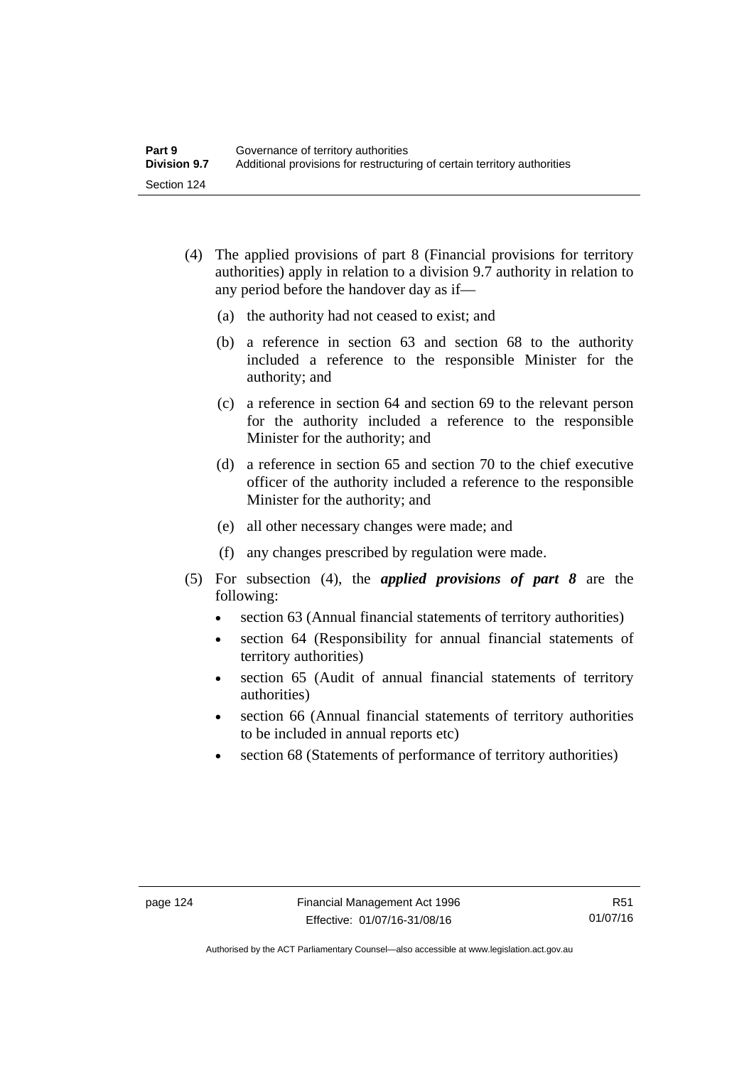(4) The applied provisions of part 8 (Financial provisions for territory authorities) apply in relation to a division 9.7 authority in relation to any period before the handover day as if—

  (a) the authority had not ceased to exist; and

  (b) a reference in section 63 and section 68 to the authority included a reference to the responsible Minister for the authority; and

  (c) a reference in section 64 and section 69 to the relevant person for the authority included a reference to the responsible Minister for the authority; and

  (d) a reference in section 65 and section 70 to the chief executive officer of the authority included a reference to the responsible Minister for the authority; and

  (e) all other necessary changes were made; and

  (f) any changes prescribed by regulation were made.

(5) For subsection (4), the ***applied provisions of part 8*** are the following:

- section 63 (Annual financial statements of territory authorities)
- section 64 (Responsibility for annual financial statements of territory authorities)
- section 65 (Audit of annual financial statements of territory authorities)
- section 66 (Annual financial statements of territory authorities to be included in annual reports etc)
- section 68 (Statements of performance of territory authorities)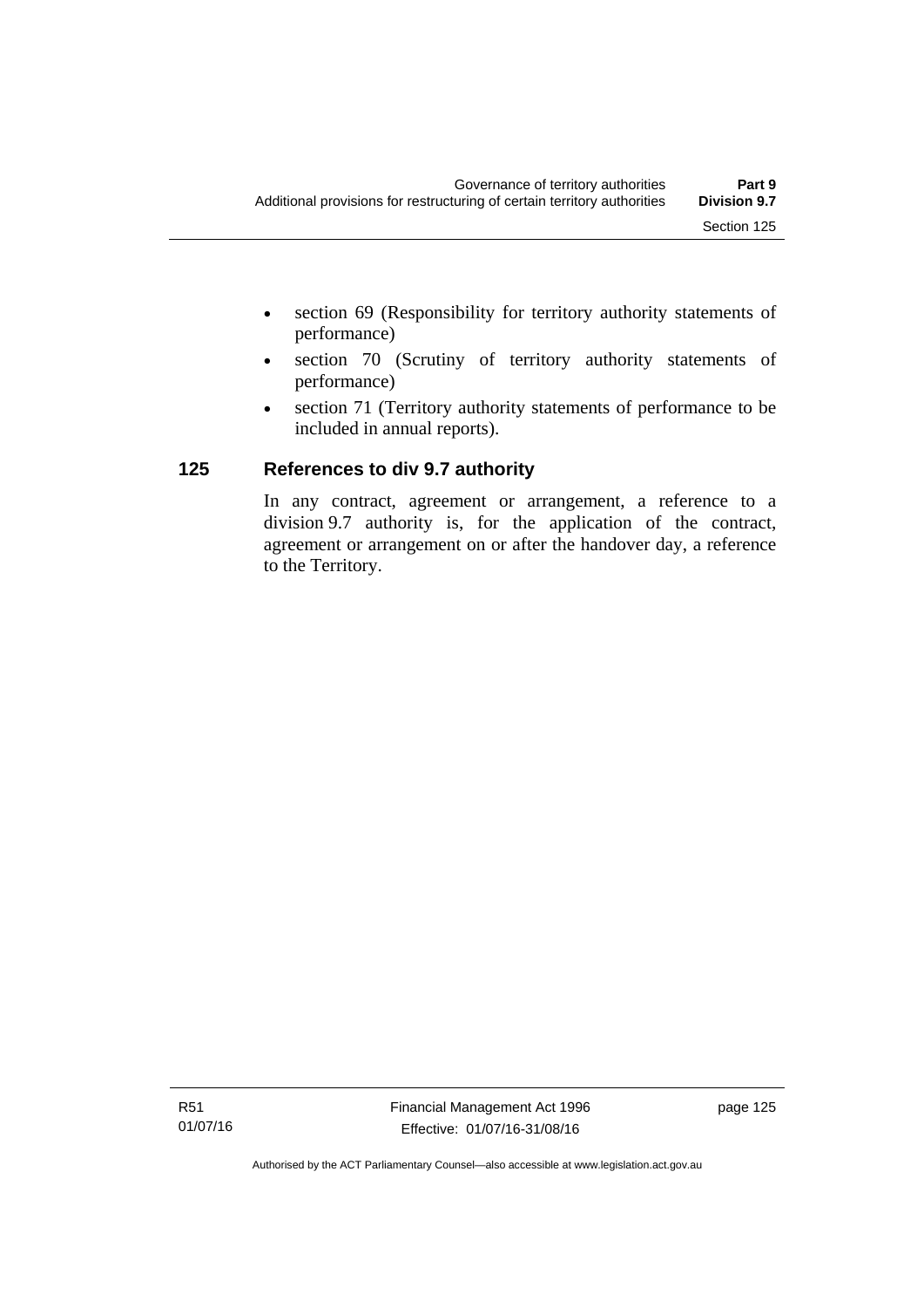- section 69 (Responsibility for territory authority statements of performance)
- section 70 (Scrutiny of territory authority statements of performance)
- section 71 (Territory authority statements of performance to be included in annual reports).

## 125 References to div 9.7 authority

In any contract, agreement or arrangement, a reference to a division 9.7 authority is, for the application of the contract, agreement or arrangement on or after the handover day, a reference to the Territory.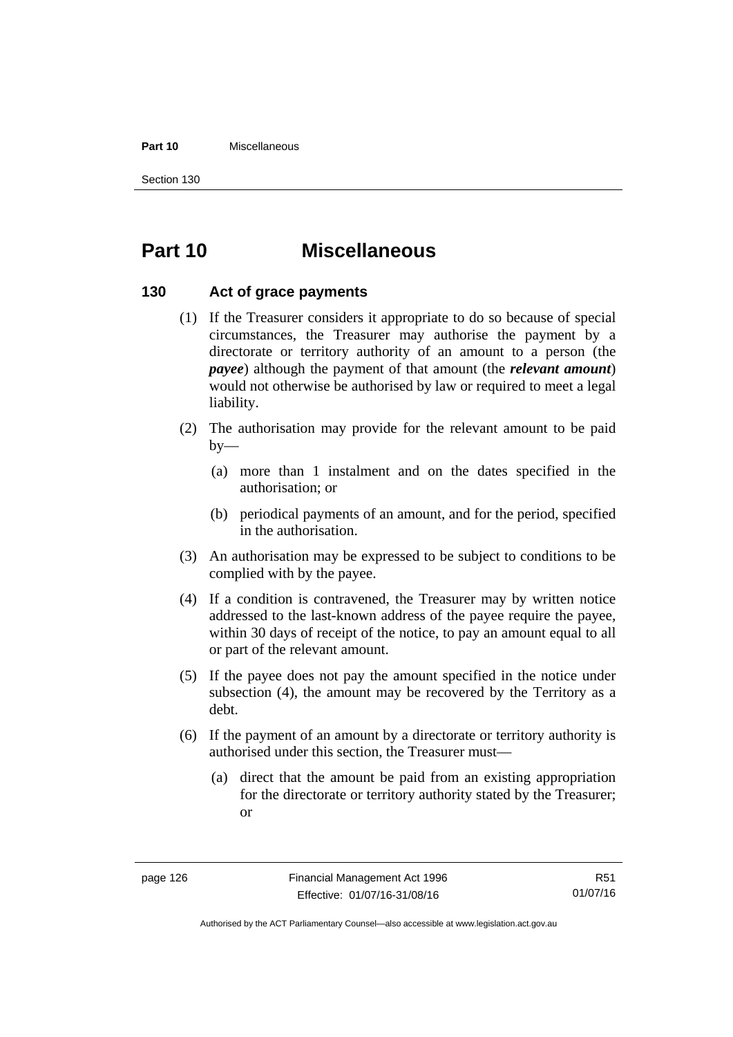# Part 10 Miscellaneous

### 130 Act of grace payments

(1) If the Treasurer considers it appropriate to do so because of special circumstances, the Treasurer may authorise the payment by a directorate or territory authority of an amount to a person (the ***payee***) although the payment of that amount (the ***relevant amount***) would not otherwise be authorised by law or required to meet a legal liability.

(2) The authorisation may provide for the relevant amount to be paid by—

(a) more than 1 instalment and on the dates specified in the authorisation; or

(b) periodical payments of an amount, and for the period, specified in the authorisation.

(3) An authorisation may be expressed to be subject to conditions to be complied with by the payee.

(4) If a condition is contravened, the Treasurer may by written notice addressed to the last-known address of the payee require the payee, within 30 days of receipt of the notice, to pay an amount equal to all or part of the relevant amount.

(5) If the payee does not pay the amount specified in the notice under subsection (4), the amount may be recovered by the Territory as a debt.

(6) If the payment of an amount by a directorate or territory authority is authorised under this section, the Treasurer must—

(a) direct that the amount be paid from an existing appropriation for the directorate or territory authority stated by the Treasurer; or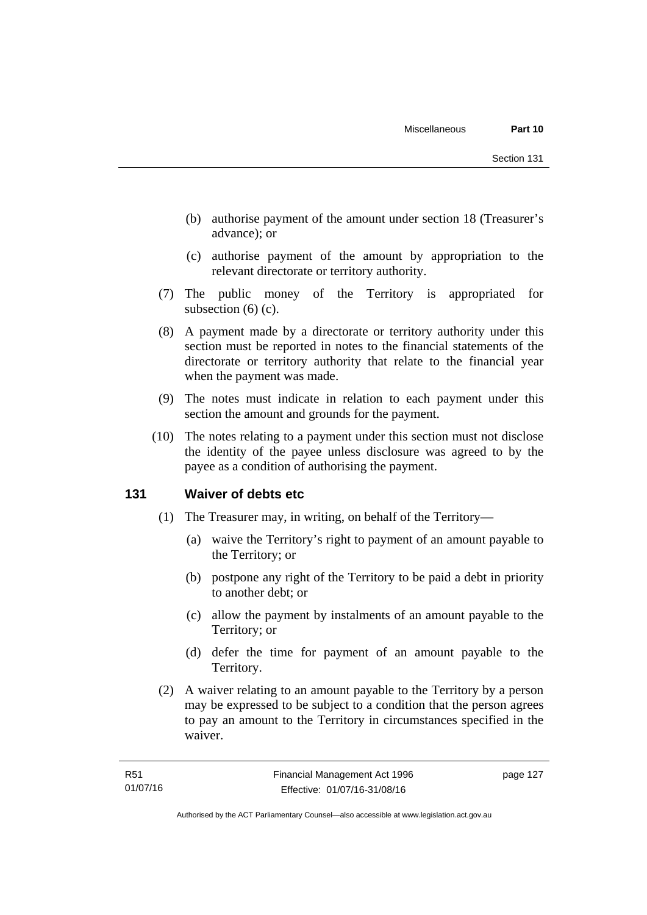(b) authorise payment of the amount under section 18 (Treasurer's advance); or

(c) authorise payment of the amount by appropriation to the relevant directorate or territory authority.

(7) The public money of the Territory is appropriated for subsection (6) (c).

(8) A payment made by a directorate or territory authority under this section must be reported in notes to the financial statements of the directorate or territory authority that relate to the financial year when the payment was made.

(9) The notes must indicate in relation to each payment under this section the amount and grounds for the payment.

(10) The notes relating to a payment under this section must not disclose the identity of the payee unless disclosure was agreed to by the payee as a condition of authorising the payment.

## 131 Waiver of debts etc

(1) The Treasurer may, in writing, on behalf of the Territory—

(a) waive the Territory's right to payment of an amount payable to the Territory; or

(b) postpone any right of the Territory to be paid a debt in priority to another debt; or

(c) allow the payment by instalments of an amount payable to the Territory; or

(d) defer the time for payment of an amount payable to the Territory.

(2) A waiver relating to an amount payable to the Territory by a person may be expressed to be subject to a condition that the person agrees to pay an amount to the Territory in circumstances specified in the waiver.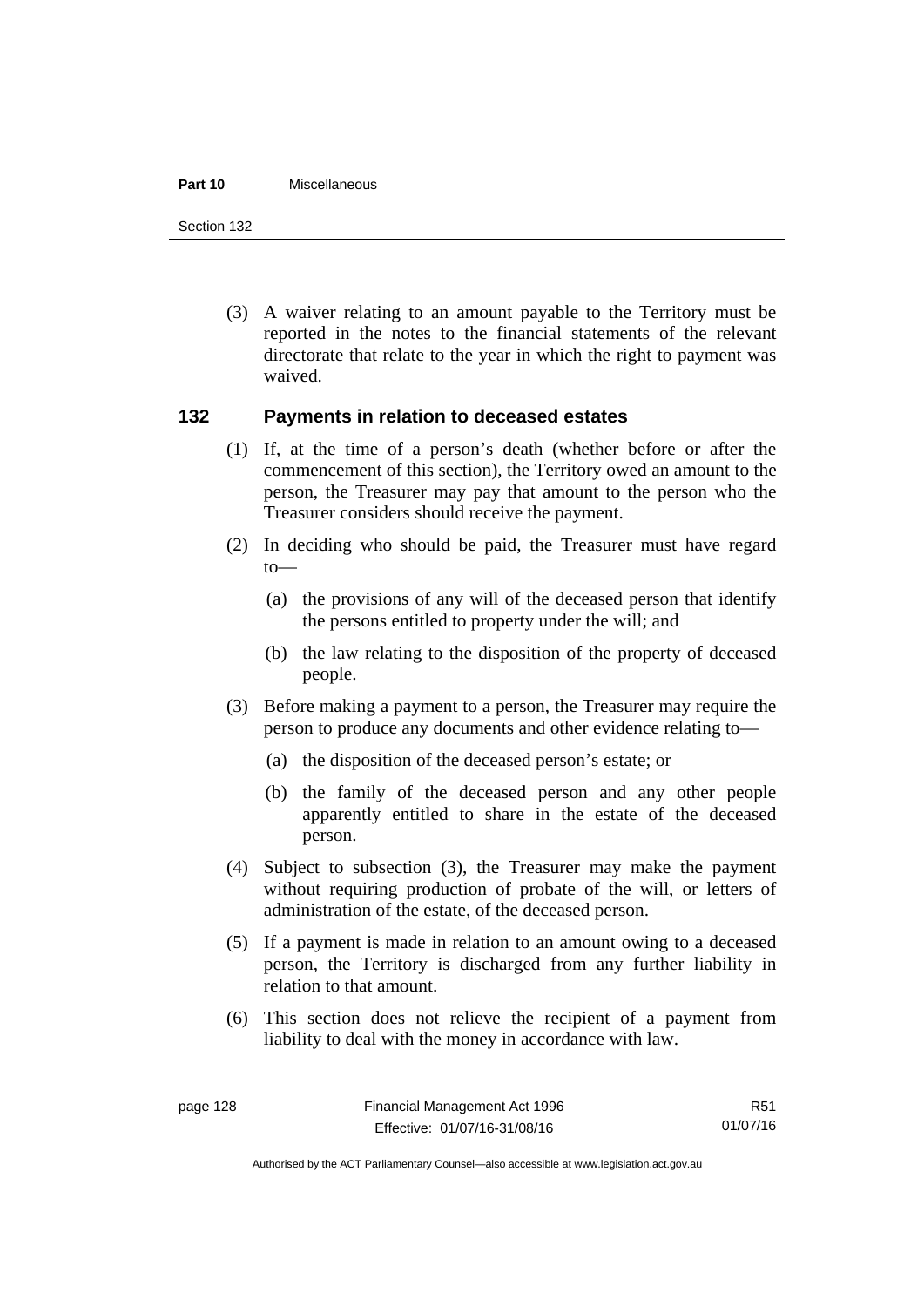(3) A waiver relating to an amount payable to the Territory must be reported in the notes to the financial statements of the relevant directorate that relate to the year in which the right to payment was waived.

### 132 Payments in relation to deceased estates

(1) If, at the time of a person's death (whether before or after the commencement of this section), the Territory owed an amount to the person, the Treasurer may pay that amount to the person who the Treasurer considers should receive the payment.

(2) In deciding who should be paid, the Treasurer must have regard to—

(a) the provisions of any will of the deceased person that identify the persons entitled to property under the will; and

(b) the law relating to the disposition of the property of deceased people.

(3) Before making a payment to a person, the Treasurer may require the person to produce any documents and other evidence relating to—

(a) the disposition of the deceased person's estate; or

(b) the family of the deceased person and any other people apparently entitled to share in the estate of the deceased person.

(4) Subject to subsection (3), the Treasurer may make the payment without requiring production of probate of the will, or letters of administration of the estate, of the deceased person.

(5) If a payment is made in relation to an amount owing to a deceased person, the Territory is discharged from any further liability in relation to that amount.

(6) This section does not relieve the recipient of a payment from liability to deal with the money in accordance with law.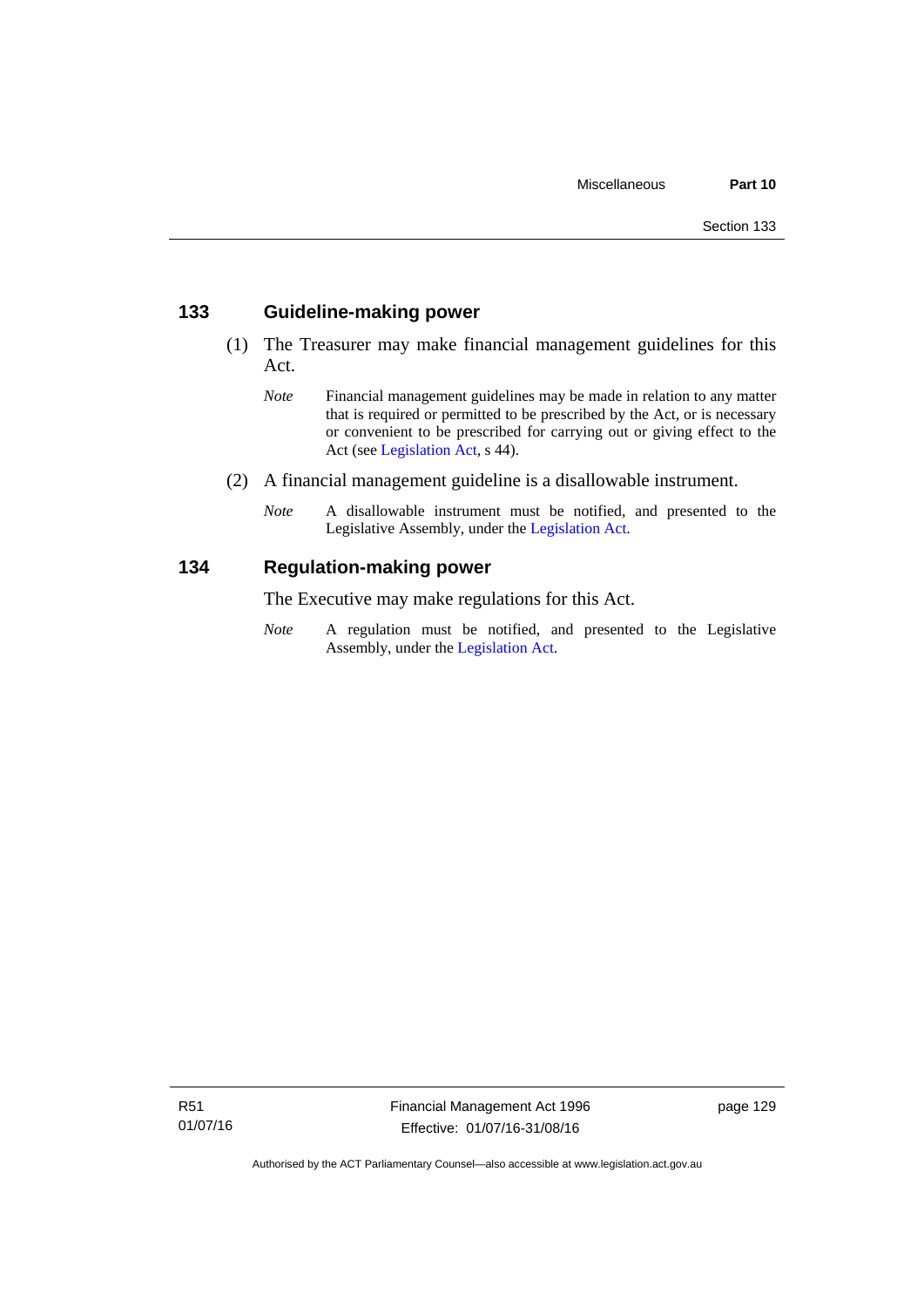## 133 Guideline-making power

(1) The Treasurer may make financial management guidelines for this Act.

*Note* Financial management guidelines may be made in relation to any matter that is required or permitted to be prescribed by the Act, or is necessary or convenient to be prescribed for carrying out or giving effect to the Act (see Legislation Act, s 44).

(2) A financial management guideline is a disallowable instrument.

*Note* A disallowable instrument must be notified, and presented to the Legislative Assembly, under the Legislation Act.

## 134 Regulation-making power

The Executive may make regulations for this Act.

*Note* A regulation must be notified, and presented to the Legislative Assembly, under the Legislation Act.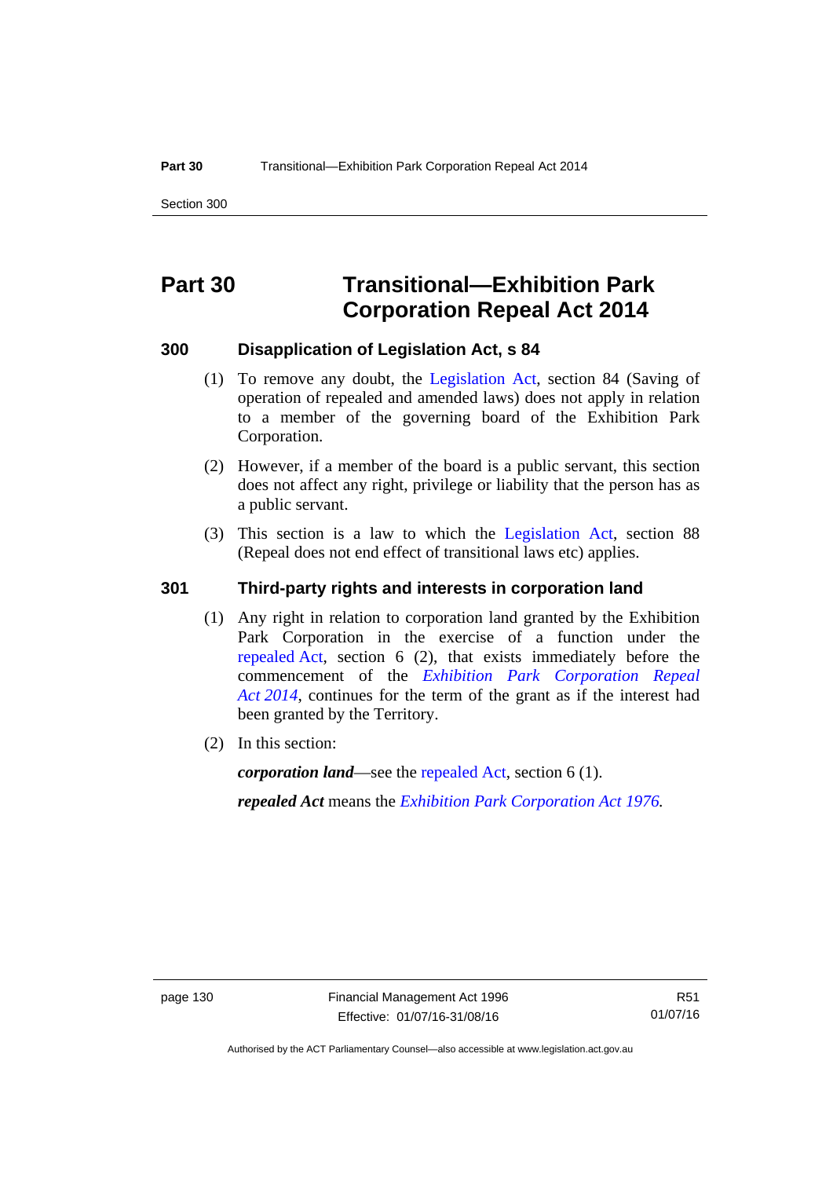# Part 30 Transitional—Exhibition Park Corporation Repeal Act 2014

### 300 Disapplication of Legislation Act, s 84

(1) To remove any doubt, the Legislation Act, section 84 (Saving of operation of repealed and amended laws) does not apply in relation to a member of the governing board of the Exhibition Park Corporation.

(2) However, if a member of the board is a public servant, this section does not affect any right, privilege or liability that the person has as a public servant.

(3) This section is a law to which the Legislation Act, section 88 (Repeal does not end effect of transitional laws etc) applies.

### 301 Third-party rights and interests in corporation land

(1) Any right in relation to corporation land granted by the Exhibition Park Corporation in the exercise of a function under the repealed Act, section 6 (2), that exists immediately before the commencement of the *Exhibition Park Corporation Repeal Act 2014*, continues for the term of the grant as if the interest had been granted by the Territory.

(2) In this section:

***corporation land***—see the repealed Act, section 6 (1).

***repealed Act*** means the *Exhibition Park Corporation Act 1976.*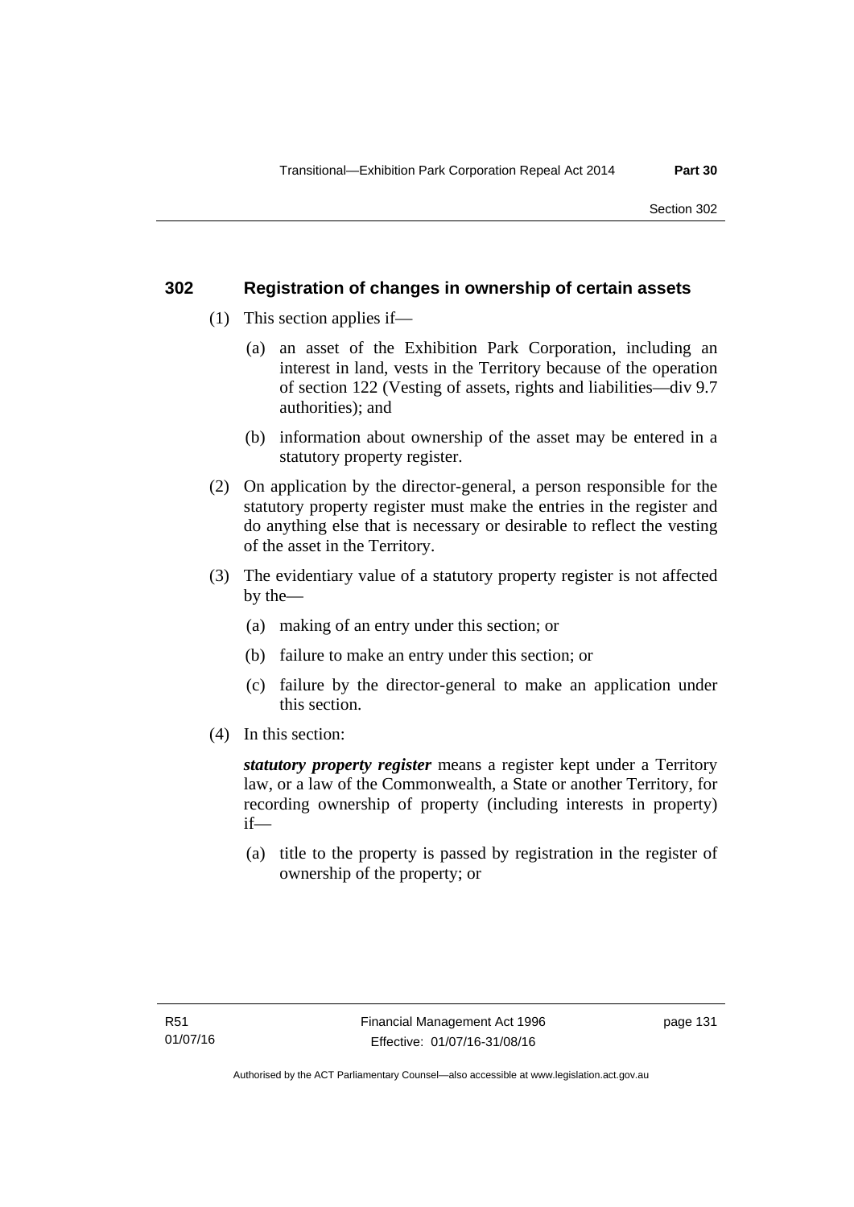## 302 Registration of changes in ownership of certain assets

(1) This section applies if—

(a) an asset of the Exhibition Park Corporation, including an interest in land, vests in the Territory because of the operation of section 122 (Vesting of assets, rights and liabilities—div 9.7 authorities); and

(b) information about ownership of the asset may be entered in a statutory property register.

(2) On application by the director-general, a person responsible for the statutory property register must make the entries in the register and do anything else that is necessary or desirable to reflect the vesting of the asset in the Territory.

(3) The evidentiary value of a statutory property register is not affected by the—

(a) making of an entry under this section; or

(b) failure to make an entry under this section; or

(c) failure by the director-general to make an application under this section.

(4) In this section:

***statutory property register*** means a register kept under a Territory law, or a law of the Commonwealth, a State or another Territory, for recording ownership of property (including interests in property) if—

(a) title to the property is passed by registration in the register of ownership of the property; or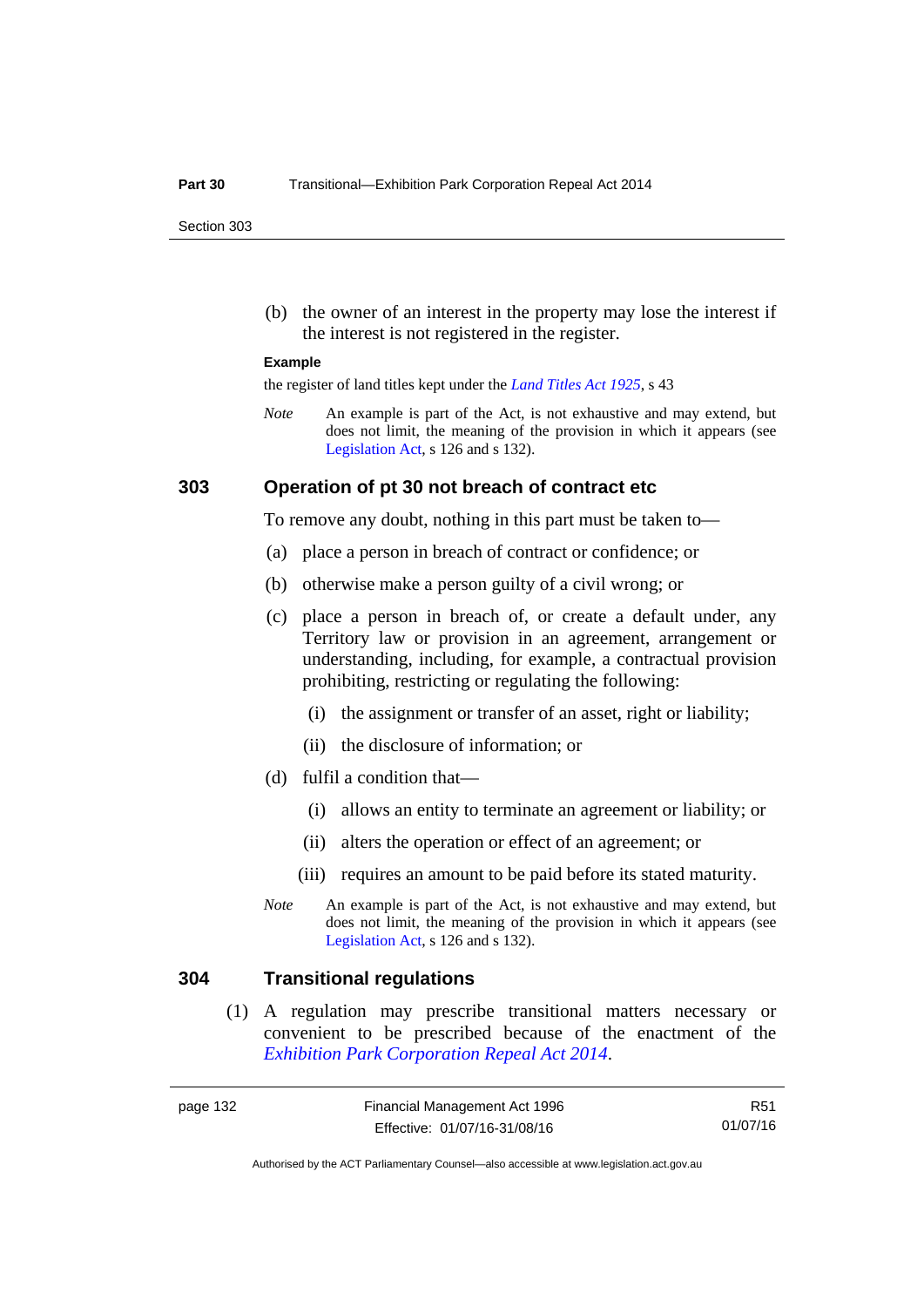(b) the owner of an interest in the property may lose the interest if the interest is not registered in the register.

**Example**

the register of land titles kept under the *Land Titles Act 1925*, s 43

*Note* An example is part of the Act, is not exhaustive and may extend, but does not limit, the meaning of the provision in which it appears (see Legislation Act, s 126 and s 132).

### 303 Operation of pt 30 not breach of contract etc

To remove any doubt, nothing in this part must be taken to—

(a) place a person in breach of contract or confidence; or

(b) otherwise make a person guilty of a civil wrong; or

(c) place a person in breach of, or create a default under, any Territory law or provision in an agreement, arrangement or understanding, including, for example, a contractual provision prohibiting, restricting or regulating the following:

(i) the assignment or transfer of an asset, right or liability;

(ii) the disclosure of information; or

(d) fulfil a condition that—

(i) allows an entity to terminate an agreement or liability; or

(ii) alters the operation or effect of an agreement; or

(iii) requires an amount to be paid before its stated maturity.

*Note* An example is part of the Act, is not exhaustive and may extend, but does not limit, the meaning of the provision in which it appears (see Legislation Act, s 126 and s 132).

### 304 Transitional regulations

(1) A regulation may prescribe transitional matters necessary or convenient to be prescribed because of the enactment of the *Exhibition Park Corporation Repeal Act 2014*.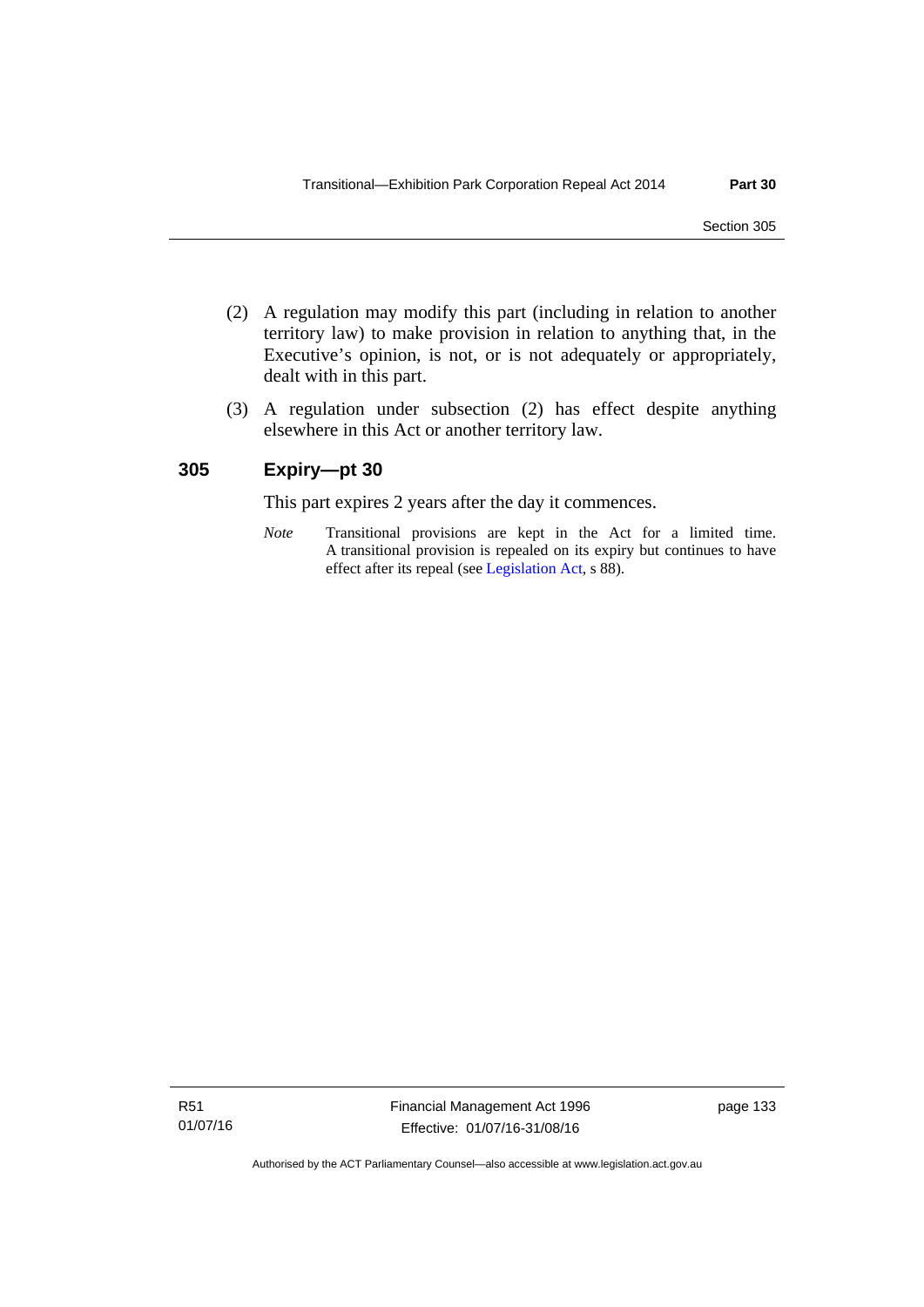(2) A regulation may modify this part (including in relation to another territory law) to make provision in relation to anything that, in the Executive's opinion, is not, or is not adequately or appropriately, dealt with in this part.

(3) A regulation under subsection (2) has effect despite anything elsewhere in this Act or another territory law.

### 305 Expiry—pt 30

This part expires 2 years after the day it commences.

*Note* Transitional provisions are kept in the Act for a limited time. A transitional provision is repealed on its expiry but continues to have effect after its repeal (see Legislation Act, s 88).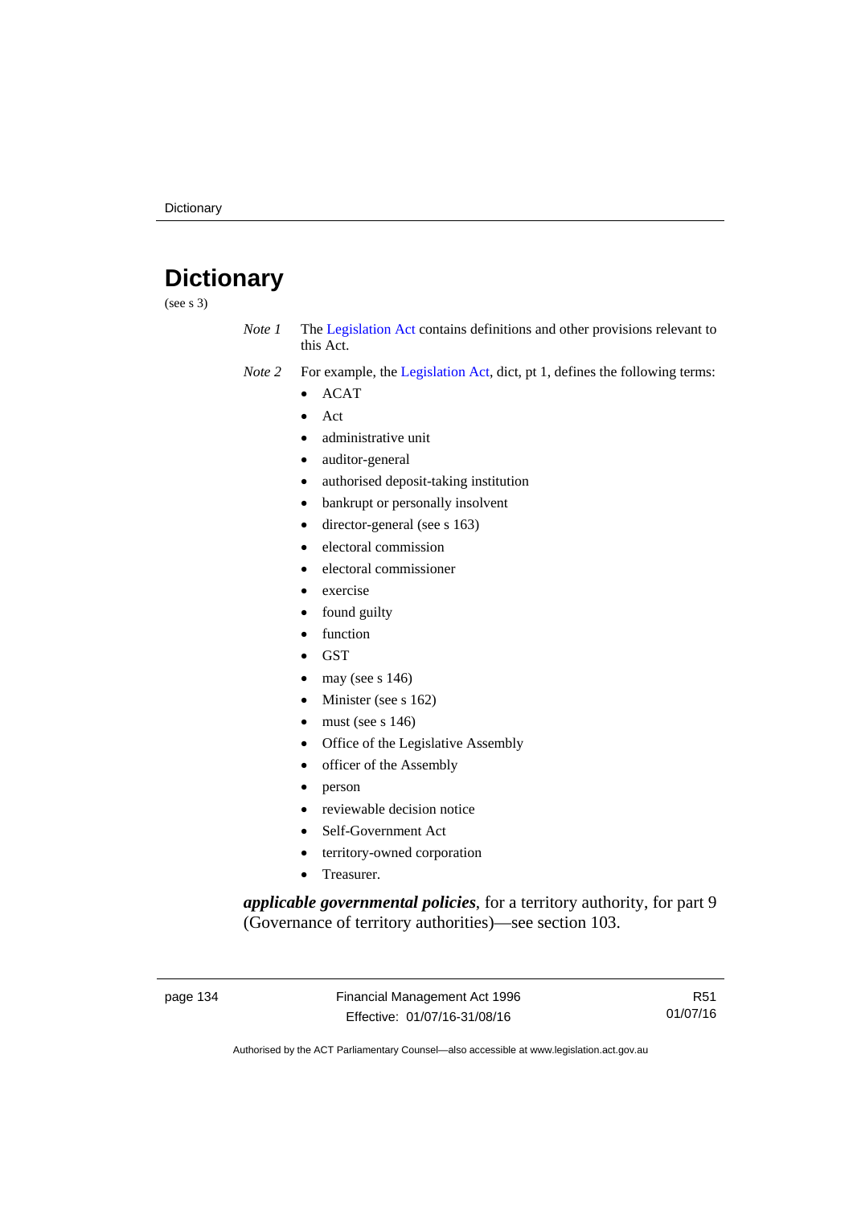# Dictionary

(see s 3)

*Note 1* The Legislation Act contains definitions and other provisions relevant to this Act.

*Note 2* For example, the Legislation Act, dict, pt 1, defines the following terms:

- ACAT
- Act
- administrative unit
- auditor-general
- authorised deposit-taking institution
- bankrupt or personally insolvent
- director-general (see s 163)
- electoral commission
- electoral commissioner
- exercise
- found guilty
- function
- GST
- may (see s 146)
- Minister (see s 162)
- must (see s 146)
- Office of the Legislative Assembly
- officer of the Assembly
- person
- reviewable decision notice
- Self-Government Act
- territory-owned corporation
- Treasurer.

***applicable governmental policies***, for a territory authority, for part 9 (Governance of territory authorities)—see section 103.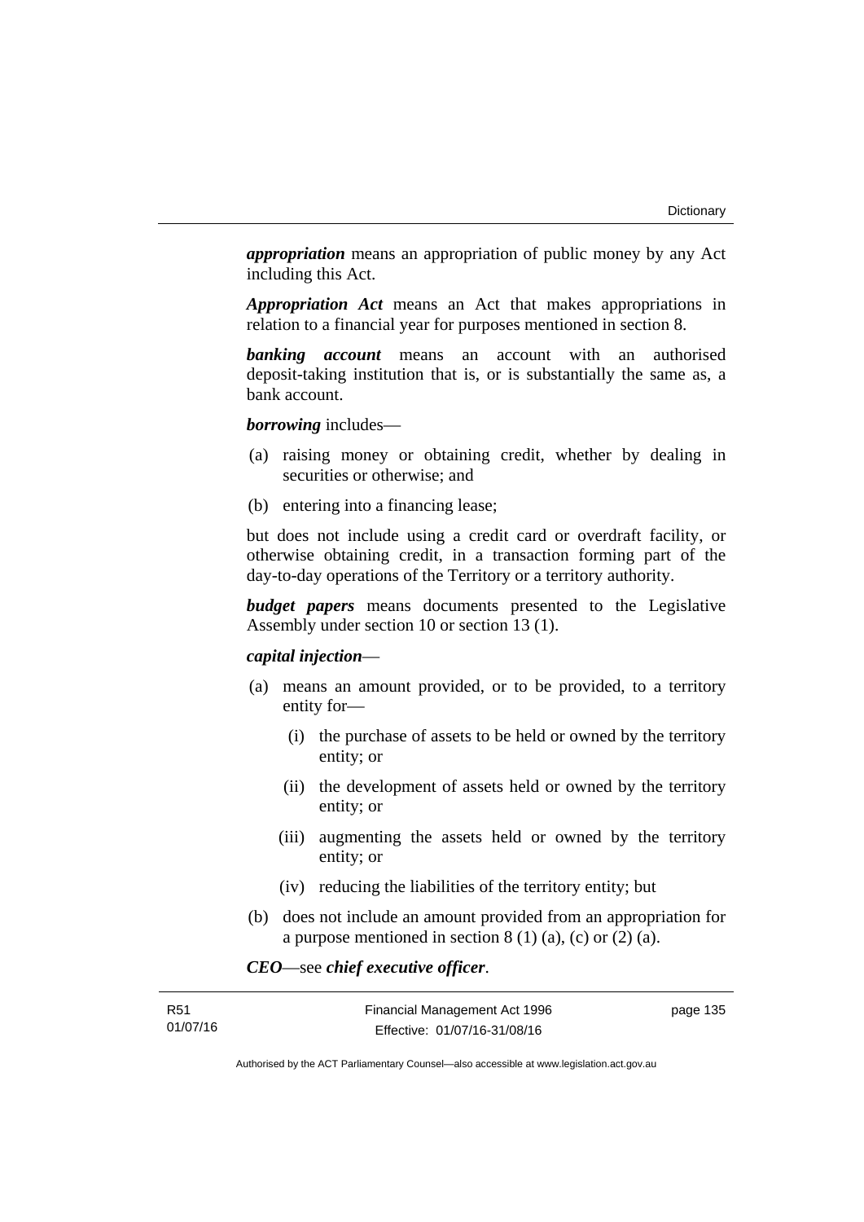***appropriation*** means an appropriation of public money by any Act including this Act.

***Appropriation Act*** means an Act that makes appropriations in relation to a financial year for purposes mentioned in section 8.

***banking account*** means an account with an authorised deposit-taking institution that is, or is substantially the same as, a bank account.

***borrowing*** includes—

(a) raising money or obtaining credit, whether by dealing in securities or otherwise; and

(b) entering into a financing lease;

but does not include using a credit card or overdraft facility, or otherwise obtaining credit, in a transaction forming part of the day-to-day operations of the Territory or a territory authority.

***budget papers*** means documents presented to the Legislative Assembly under section 10 or section 13 (1).

***capital injection***—

(a) means an amount provided, or to be provided, to a territory entity for—

   (i) the purchase of assets to be held or owned by the territory entity; or

   (ii) the development of assets held or owned by the territory entity; or

   (iii) augmenting the assets held or owned by the territory entity; or

   (iv) reducing the liabilities of the territory entity; but

(b) does not include an amount provided from an appropriation for a purpose mentioned in section 8 (1) (a), (c) or (2) (a).

***CEO***—see ***chief executive officer***.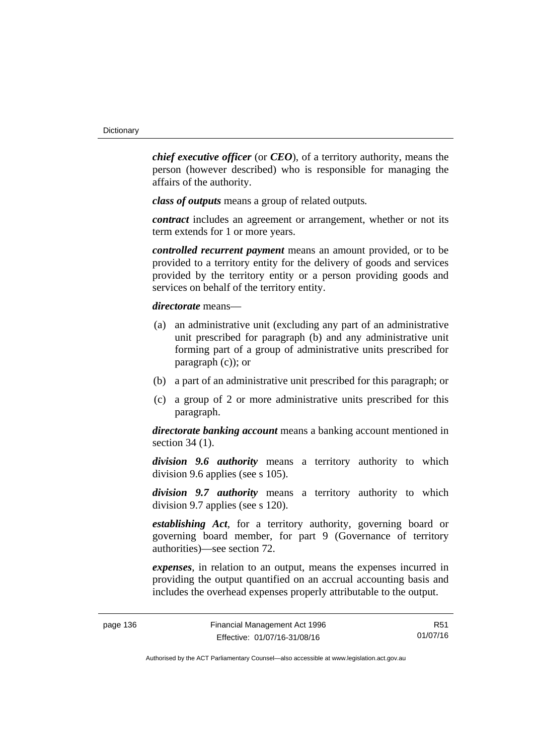***chief executive officer*** (or ***CEO***), of a territory authority, means the person (however described) who is responsible for managing the affairs of the authority.

***class of outputs*** means a group of related outputs*.*

***contract*** includes an agreement or arrangement, whether or not its term extends for 1 or more years.

***controlled recurrent payment*** means an amount provided, or to be provided to a territory entity for the delivery of goods and services provided by the territory entity or a person providing goods and services on behalf of the territory entity.

***directorate*** means—

(a) an administrative unit (excluding any part of an administrative unit prescribed for paragraph (b) and any administrative unit forming part of a group of administrative units prescribed for paragraph (c)); or

(b) a part of an administrative unit prescribed for this paragraph; or

(c) a group of 2 or more administrative units prescribed for this paragraph.

***directorate banking account*** means a banking account mentioned in section 34 (1).

***division 9.6 authority*** means a territory authority to which division 9.6 applies (see s 105).

***division 9.7 authority*** means a territory authority to which division 9.7 applies (see s 120).

***establishing Act***, for a territory authority, governing board or governing board member, for part 9 (Governance of territory authorities)—see section 72.

***expenses***, in relation to an output, means the expenses incurred in providing the output quantified on an accrual accounting basis and includes the overhead expenses properly attributable to the output.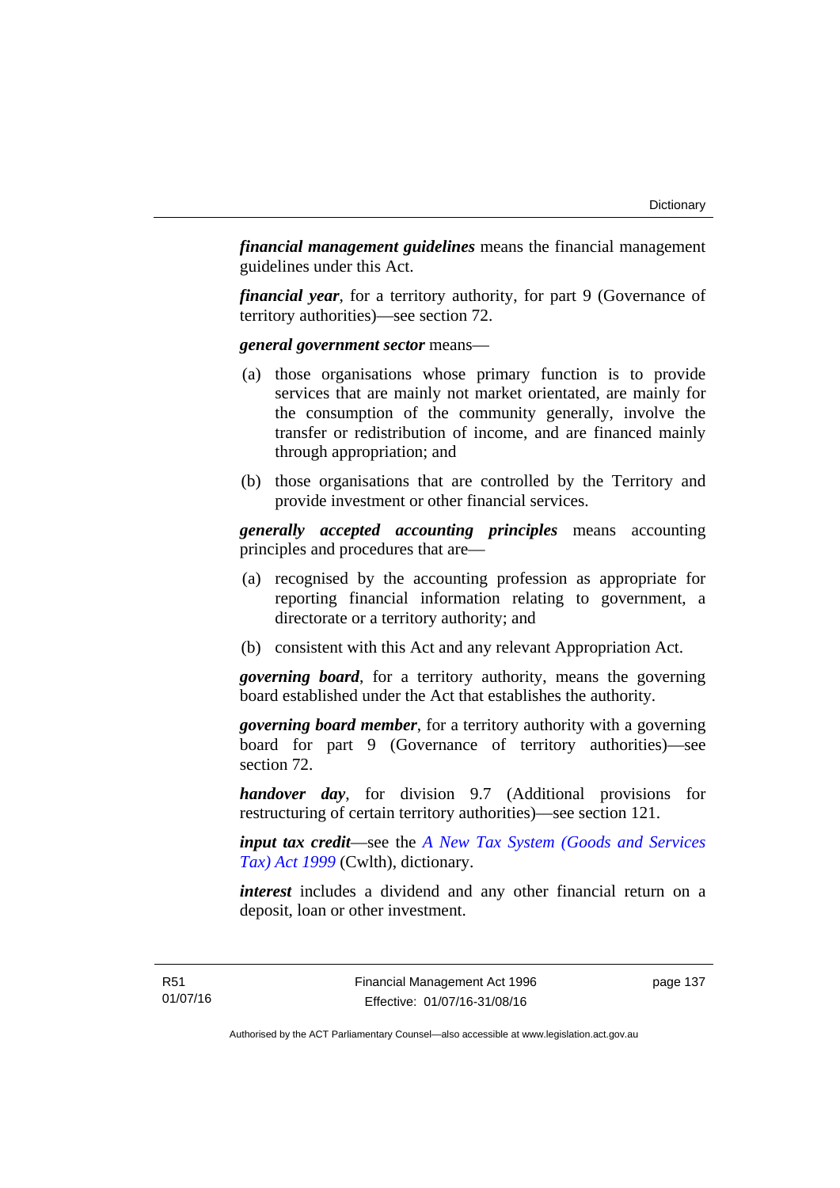***financial management guidelines*** means the financial management guidelines under this Act.

***financial year***, for a territory authority, for part 9 (Governance of territory authorities)—see section 72.

***general government sector*** means—

(a) those organisations whose primary function is to provide services that are mainly not market orientated, are mainly for the consumption of the community generally, involve the transfer or redistribution of income, and are financed mainly through appropriation; and

(b) those organisations that are controlled by the Territory and provide investment or other financial services.

***generally accepted accounting principles*** means accounting principles and procedures that are—

(a) recognised by the accounting profession as appropriate for reporting financial information relating to government, a directorate or a territory authority; and

(b) consistent with this Act and any relevant Appropriation Act.

***governing board***, for a territory authority, means the governing board established under the Act that establishes the authority.

***governing board member***, for a territory authority with a governing board for part 9 (Governance of territory authorities)—see section 72.

***handover day***, for division 9.7 (Additional provisions for restructuring of certain territory authorities)—see section 121.

***input tax credit***—see the *A New Tax System (Goods and Services Tax) Act 1999* (Cwlth), dictionary.

***interest*** includes a dividend and any other financial return on a deposit, loan or other investment.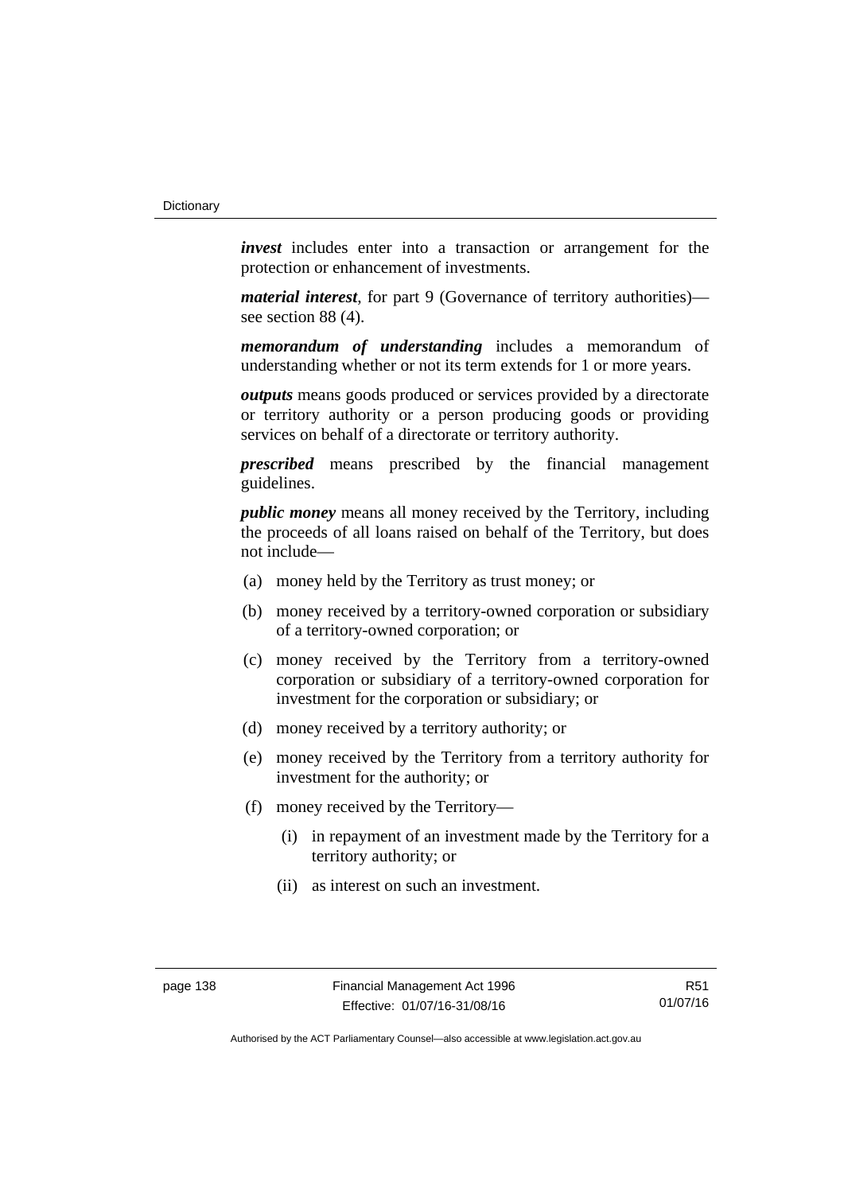***invest*** includes enter into a transaction or arrangement for the protection or enhancement of investments.

***material interest***, for part 9 (Governance of territory authorities)—see section 88 (4).

***memorandum of understanding*** includes a memorandum of understanding whether or not its term extends for 1 or more years.

***outputs*** means goods produced or services provided by a directorate or territory authority or a person producing goods or providing services on behalf of a directorate or territory authority.

***prescribed*** means prescribed by the financial management guidelines.

***public money*** means all money received by the Territory, including the proceeds of all loans raised on behalf of the Territory, but does not include—

(a) money held by the Territory as trust money; or

(b) money received by a territory-owned corporation or subsidiary of a territory-owned corporation; or

(c) money received by the Territory from a territory-owned corporation or subsidiary of a territory-owned corporation for investment for the corporation or subsidiary; or

(d) money received by a territory authority; or

(e) money received by the Territory from a territory authority for investment for the authority; or

(f) money received by the Territory—

(i) in repayment of an investment made by the Territory for a territory authority; or

(ii) as interest on such an investment.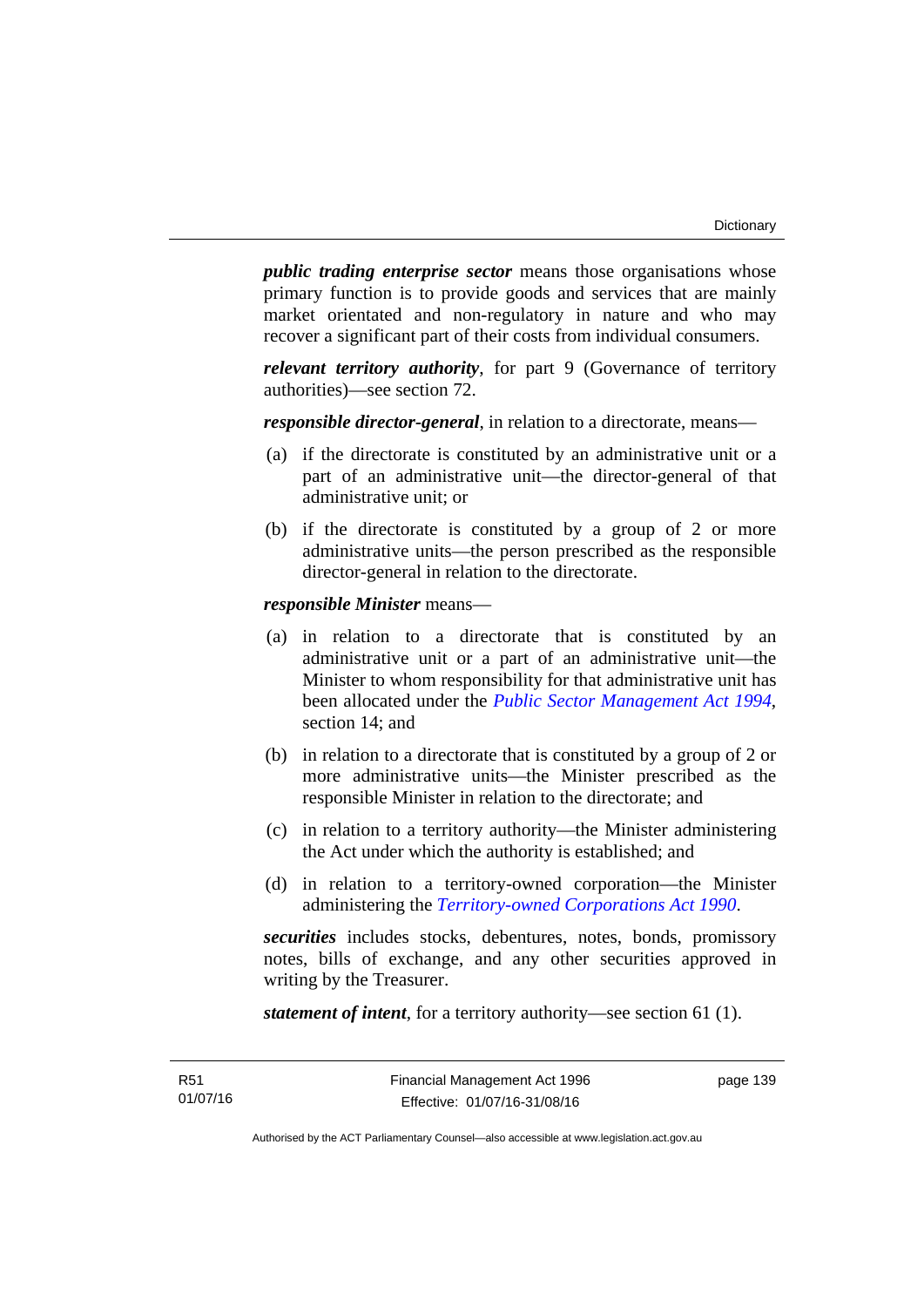***public trading enterprise sector*** means those organisations whose primary function is to provide goods and services that are mainly market orientated and non-regulatory in nature and who may recover a significant part of their costs from individual consumers.

***relevant territory authority***, for part 9 (Governance of territory authorities)—see section 72.

***responsible director-general***, in relation to a directorate, means—

(a) if the directorate is constituted by an administrative unit or a part of an administrative unit—the director-general of that administrative unit; or

(b) if the directorate is constituted by a group of 2 or more administrative units—the person prescribed as the responsible director-general in relation to the directorate.

***responsible Minister*** means—

(a) in relation to a directorate that is constituted by an administrative unit or a part of an administrative unit—the Minister to whom responsibility for that administrative unit has been allocated under the *Public Sector Management Act 1994*, section 14; and

(b) in relation to a directorate that is constituted by a group of 2 or more administrative units—the Minister prescribed as the responsible Minister in relation to the directorate; and

(c) in relation to a territory authority—the Minister administering the Act under which the authority is established; and

(d) in relation to a territory-owned corporation—the Minister administering the *Territory-owned Corporations Act 1990*.

***securities*** includes stocks, debentures, notes, bonds, promissory notes, bills of exchange, and any other securities approved in writing by the Treasurer.

***statement of intent***, for a territory authority—see section 61 (1).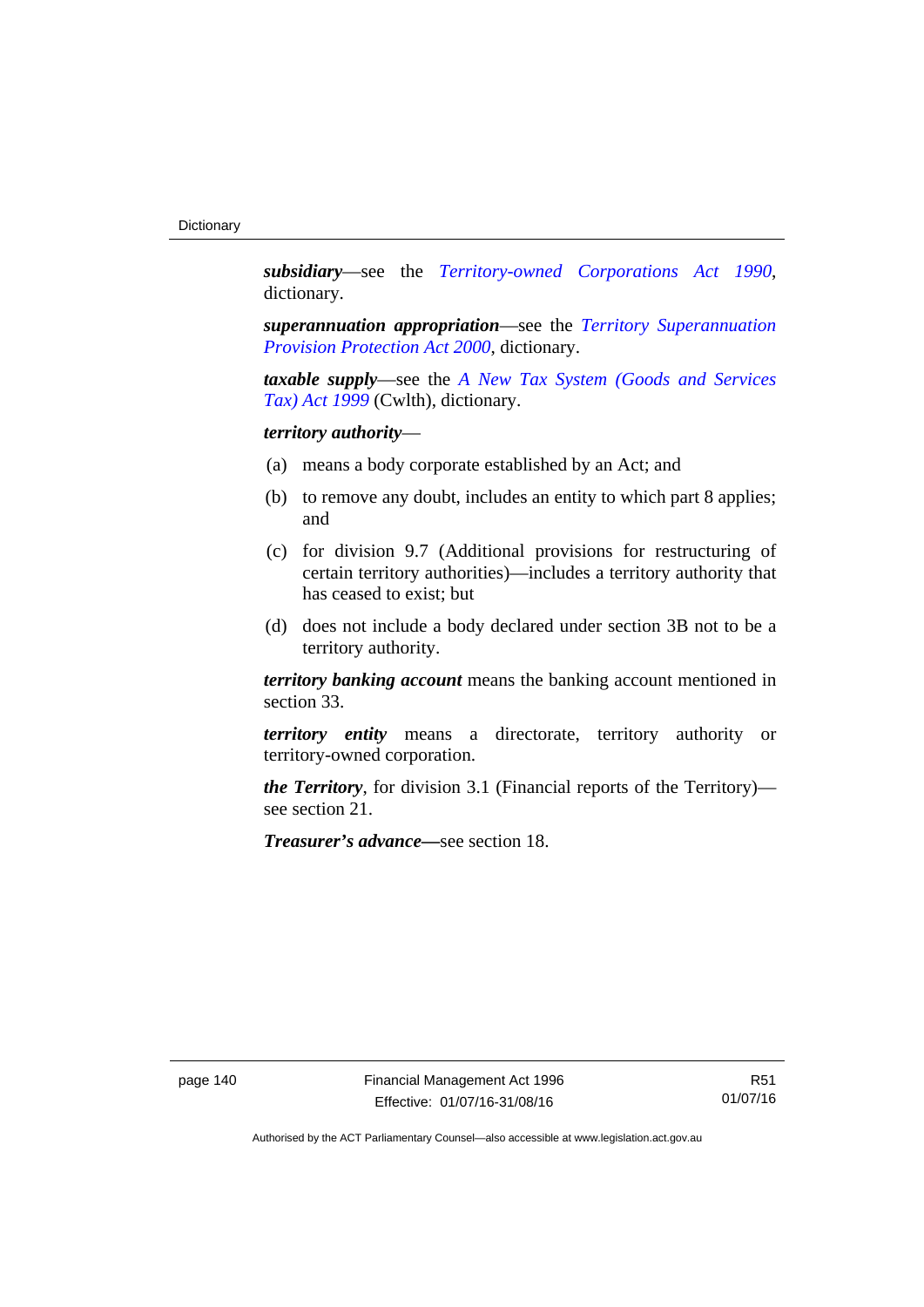***subsidiary***—see the *Territory-owned Corporations Act 1990*, dictionary.

***superannuation appropriation***—see the *Territory Superannuation Provision Protection Act 2000*, dictionary.

***taxable supply***—see the *A New Tax System (Goods and Services Tax) Act 1999* (Cwlth), dictionary.

***territory authority***—

(a) means a body corporate established by an Act; and

(b) to remove any doubt, includes an entity to which part 8 applies; and

(c) for division 9.7 (Additional provisions for restructuring of certain territory authorities)—includes a territory authority that has ceased to exist; but

(d) does not include a body declared under section 3B not to be a territory authority.

***territory banking account*** means the banking account mentioned in section 33.

***territory entity*** means a directorate, territory authority or territory-owned corporation.

***the Territory***, for division 3.1 (Financial reports of the Territory)—see section 21.

***Treasurer's advance*****—**see section 18.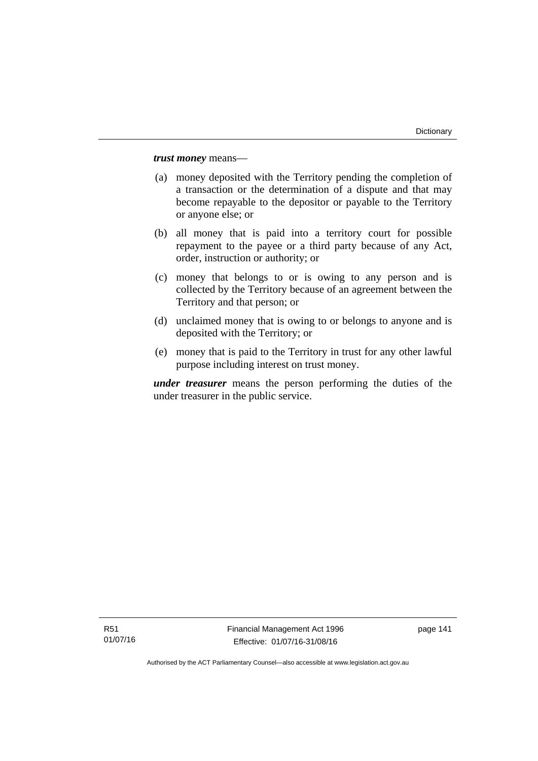***trust money*** means—

(a) money deposited with the Territory pending the completion of a transaction or the determination of a dispute and that may become repayable to the depositor or payable to the Territory or anyone else; or

(b) all money that is paid into a territory court for possible repayment to the payee or a third party because of any Act, order, instruction or authority; or

(c) money that belongs to or is owing to any person and is collected by the Territory because of an agreement between the Territory and that person; or

(d) unclaimed money that is owing to or belongs to anyone and is deposited with the Territory; or

(e) money that is paid to the Territory in trust for any other lawful purpose including interest on trust money.

***under treasurer*** means the person performing the duties of the under treasurer in the public service.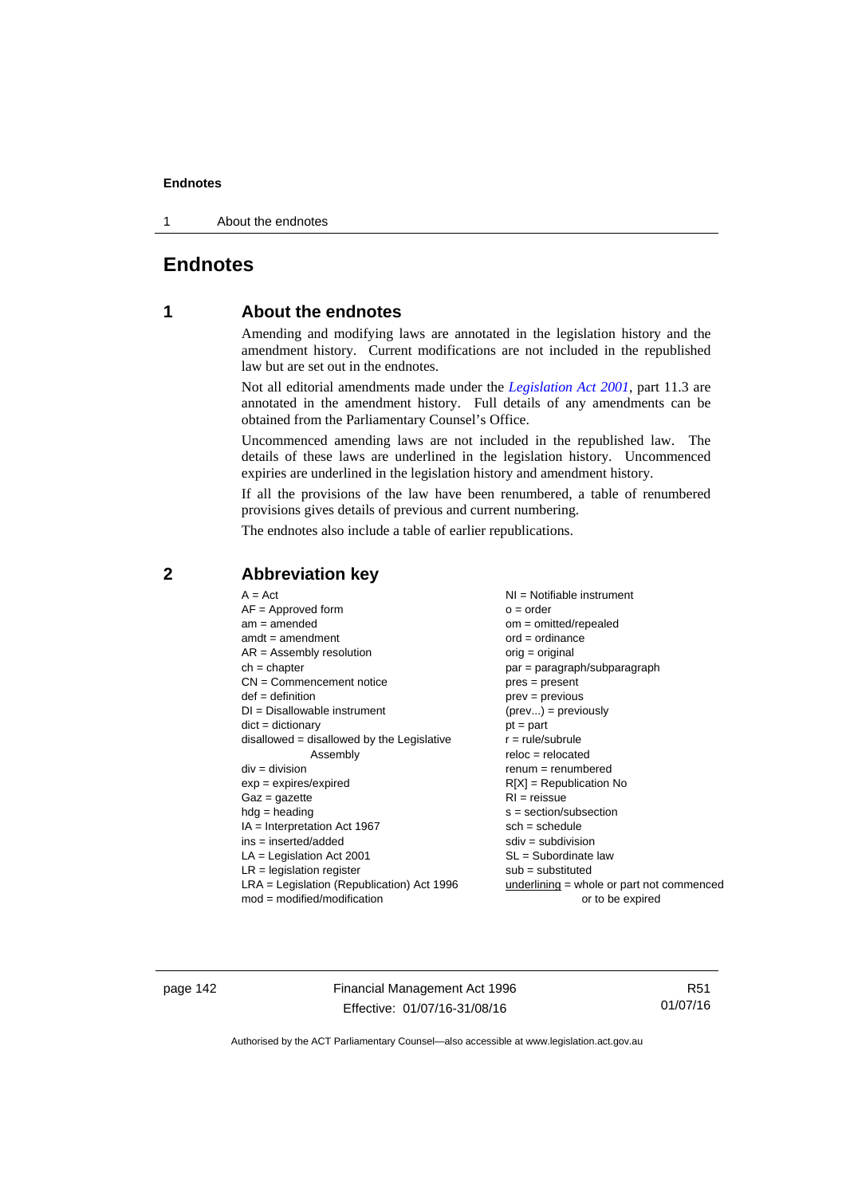# Endnotes

## 1 About the endnotes

Amending and modifying laws are annotated in the legislation history and the amendment history. Current modifications are not included in the republished law but are set out in the endnotes.

Not all editorial amendments made under the *Legislation Act 2001*, part 11.3 are annotated in the amendment history. Full details of any amendments can be obtained from the Parliamentary Counsel's Office.

Uncommenced amending laws are not included in the republished law. The details of these laws are underlined in the legislation history. Uncommenced expiries are underlined in the legislation history and amendment history.

If all the provisions of the law have been renumbered, a table of renumbered provisions gives details of previous and current numbering.

The endnotes also include a table of earlier republications.

## 2 Abbreviation key

A = Act
AF = Approved form
am = amended
amdt = amendment
AR = Assembly resolution
ch = chapter
CN = Commencement notice
def = definition
DI = Disallowable instrument
dict = dictionary
disallowed = disallowed by the Legislative Assembly
div = division
exp = expires/expired
Gaz = gazette
hdg = heading
IA = Interpretation Act 1967
ins = inserted/added
LA = Legislation Act 2001
LR = legislation register
LRA = Legislation (Republication) Act 1996
mod = modified/modification
NI = Notifiable instrument
o = order
om = omitted/repealed
ord = ordinance
orig = original
par = paragraph/subparagraph
pres = present
prev = previous
(prev...) = previously
pt = part
r = rule/subrule
reloc = relocated
renum = renumbered
R[X] = Republication No
RI = reissue
s = section/subsection
sch = schedule
sdiv = subdivision
SL = Subordinate law
sub = substituted
underlining = whole or part not commenced or to be expired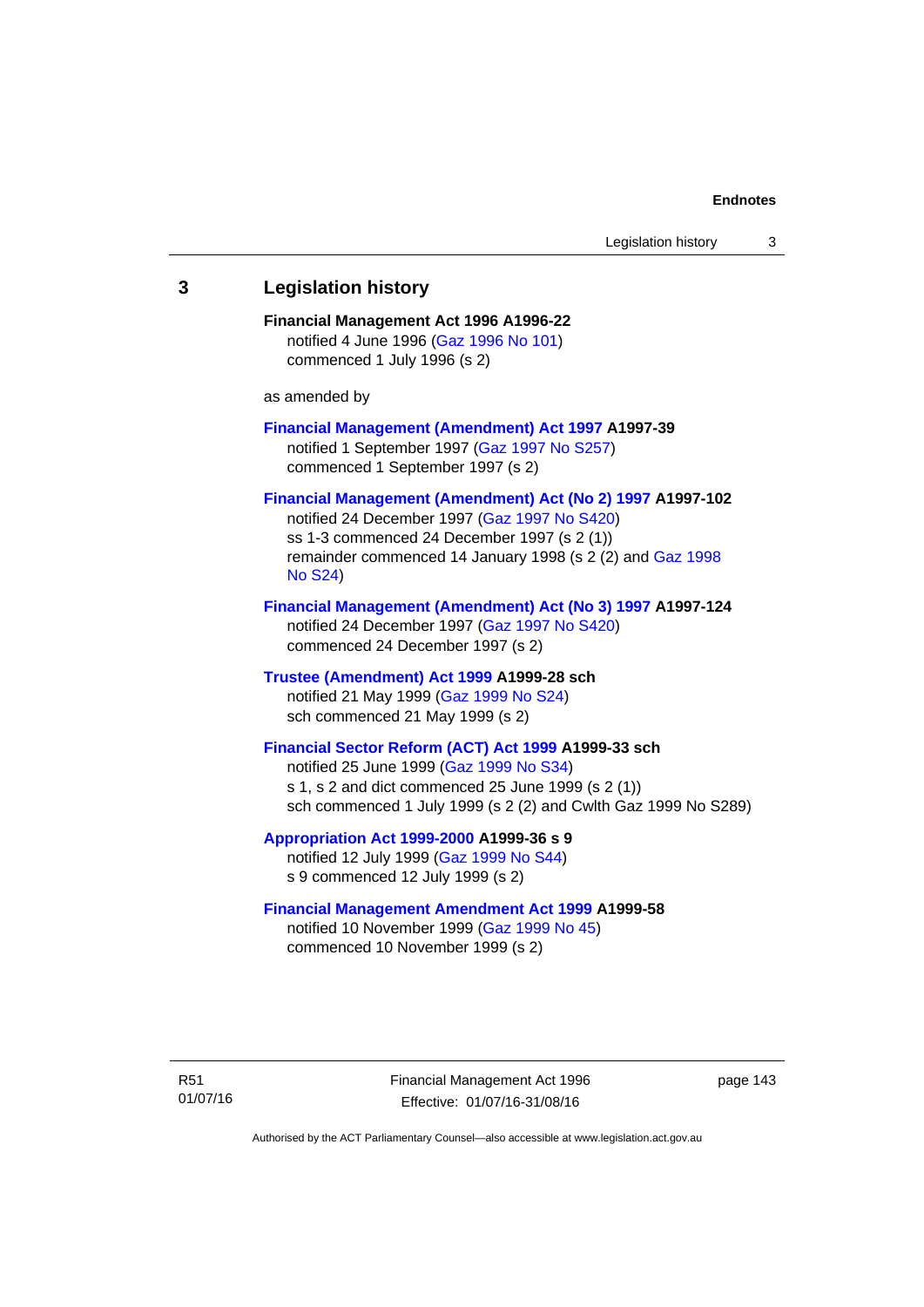## 3 Legislation history

**Financial Management Act 1996 A1996-22**
notified 4 June 1996 (Gaz 1996 No 101)
commenced 1 July 1996 (s 2)

as amended by

**Financial Management (Amendment) Act 1997 A1997-39**
notified 1 September 1997 (Gaz 1997 No S257)
commenced 1 September 1997 (s 2)

**Financial Management (Amendment) Act (No 2) 1997 A1997-102**
notified 24 December 1997 (Gaz 1997 No S420)
ss 1-3 commenced 24 December 1997 (s 2 (1))
remainder commenced 14 January 1998 (s 2 (2) and Gaz 1998 No S24)

**Financial Management (Amendment) Act (No 3) 1997 A1997-124**
notified 24 December 1997 (Gaz 1997 No S420)
commenced 24 December 1997 (s 2)

**Trustee (Amendment) Act 1999 A1999-28 sch**
notified 21 May 1999 (Gaz 1999 No S24)
sch commenced 21 May 1999 (s 2)

**Financial Sector Reform (ACT) Act 1999 A1999-33 sch**
notified 25 June 1999 (Gaz 1999 No S34)
s 1, s 2 and dict commenced 25 June 1999 (s 2 (1))
sch commenced 1 July 1999 (s 2 (2) and Cwlth Gaz 1999 No S289)

**Appropriation Act 1999-2000 A1999-36 s 9**
notified 12 July 1999 (Gaz 1999 No S44)
s 9 commenced 12 July 1999 (s 2)

**Financial Management Amendment Act 1999 A1999-58**
notified 10 November 1999 (Gaz 1999 No 45)
commenced 10 November 1999 (s 2)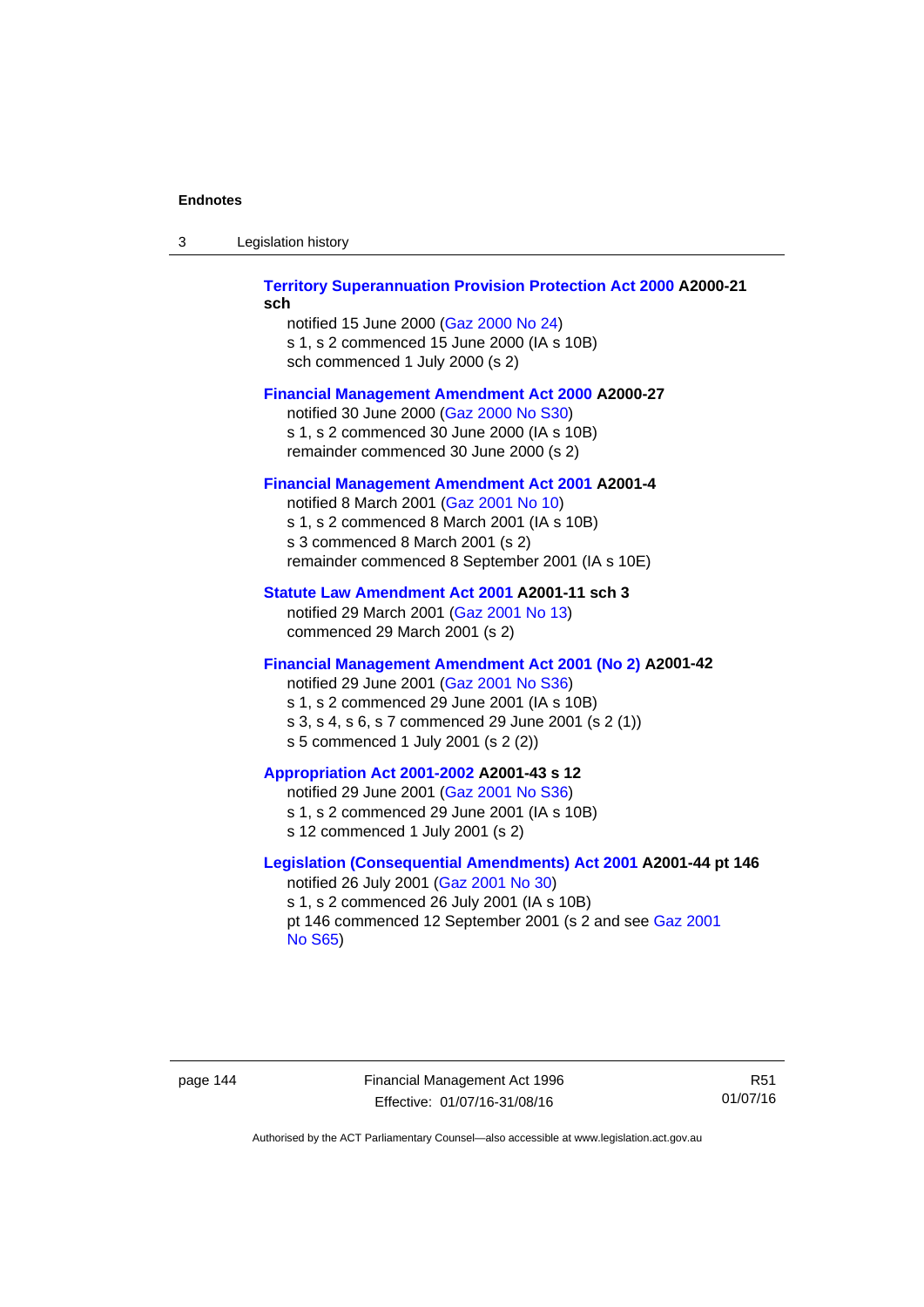**Territory Superannuation Provision Protection Act 2000 A2000-21 sch**

notified 15 June 2000 (Gaz 2000 No 24)
s 1, s 2 commenced 15 June 2000 (IA s 10B)
sch commenced 1 July 2000 (s 2)

**Financial Management Amendment Act 2000 A2000-27**

notified 30 June 2000 (Gaz 2000 No S30)
s 1, s 2 commenced 30 June 2000 (IA s 10B)
remainder commenced 30 June 2000 (s 2)

**Financial Management Amendment Act 2001 A2001-4**

notified 8 March 2001 (Gaz 2001 No 10)
s 1, s 2 commenced 8 March 2001 (IA s 10B)
s 3 commenced 8 March 2001 (s 2)
remainder commenced 8 September 2001 (IA s 10E)

**Statute Law Amendment Act 2001 A2001-11 sch 3**

notified 29 March 2001 (Gaz 2001 No 13)
commenced 29 March 2001 (s 2)

**Financial Management Amendment Act 2001 (No 2) A2001-42**

notified 29 June 2001 (Gaz 2001 No S36)
s 1, s 2 commenced 29 June 2001 (IA s 10B)
s 3, s 4, s 6, s 7 commenced 29 June 2001 (s 2 (1))
s 5 commenced 1 July 2001 (s 2 (2))

**Appropriation Act 2001-2002 A2001-43 s 12**

notified 29 June 2001 (Gaz 2001 No S36)
s 1, s 2 commenced 29 June 2001 (IA s 10B)
s 12 commenced 1 July 2001 (s 2)

**Legislation (Consequential Amendments) Act 2001 A2001-44 pt 146**

notified 26 July 2001 (Gaz 2001 No 30)
s 1, s 2 commenced 26 July 2001 (IA s 10B)
pt 146 commenced 12 September 2001 (s 2 and see Gaz 2001 No S65)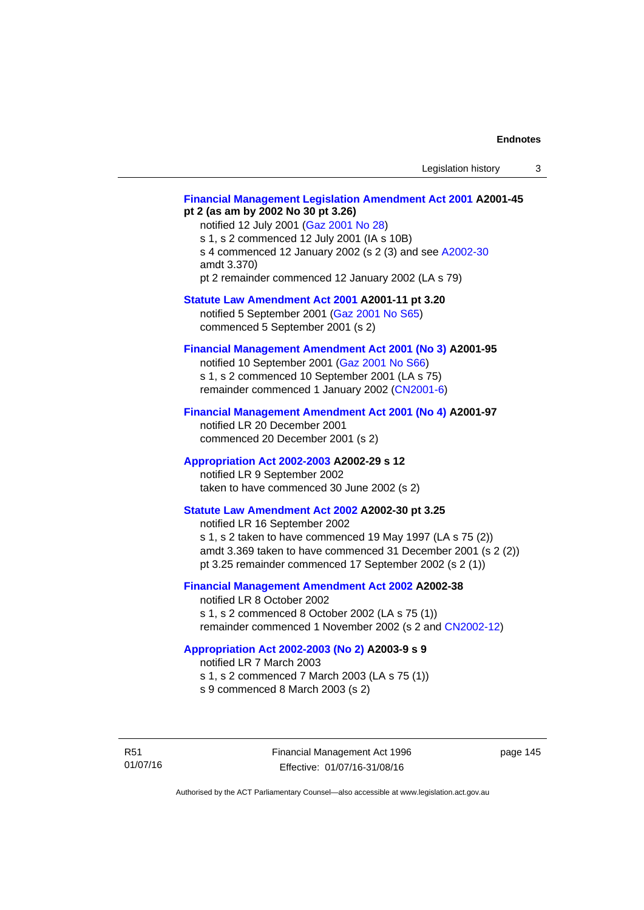**Financial Management Legislation Amendment Act 2001 A2001-45 pt 2 (as am by 2002 No 30 pt 3.26)**

notified 12 July 2001 (Gaz 2001 No 28)
s 1, s 2 commenced 12 July 2001 (IA s 10B)
s 4 commenced 12 January 2002 (s 2 (3) and see A2002-30 amdt 3.370)
pt 2 remainder commenced 12 January 2002 (LA s 79)

**Statute Law Amendment Act 2001 A2001-11 pt 3.20**

notified 5 September 2001 (Gaz 2001 No S65)
commenced 5 September 2001 (s 2)

**Financial Management Amendment Act 2001 (No 3) A2001-95**

notified 10 September 2001 (Gaz 2001 No S66)
s 1, s 2 commenced 10 September 2001 (LA s 75)
remainder commenced 1 January 2002 (CN2001-6)

**Financial Management Amendment Act 2001 (No 4) A2001-97**

notified LR 20 December 2001
commenced 20 December 2001 (s 2)

**Appropriation Act 2002-2003 A2002-29 s 12**

notified LR 9 September 2002
taken to have commenced 30 June 2002 (s 2)

**Statute Law Amendment Act 2002 A2002-30 pt 3.25**

notified LR 16 September 2002
s 1, s 2 taken to have commenced 19 May 1997 (LA s 75 (2))
amdt 3.369 taken to have commenced 31 December 2001 (s 2 (2))
pt 3.25 remainder commenced 17 September 2002 (s 2 (1))

**Financial Management Amendment Act 2002 A2002-38**

notified LR 8 October 2002
s 1, s 2 commenced 8 October 2002 (LA s 75 (1))
remainder commenced 1 November 2002 (s 2 and CN2002-12)

**Appropriation Act 2002-2003 (No 2) A2003-9 s 9**

notified LR 7 March 2003
s 1, s 2 commenced 7 March 2003 (LA s 75 (1))
s 9 commenced 8 March 2003 (s 2)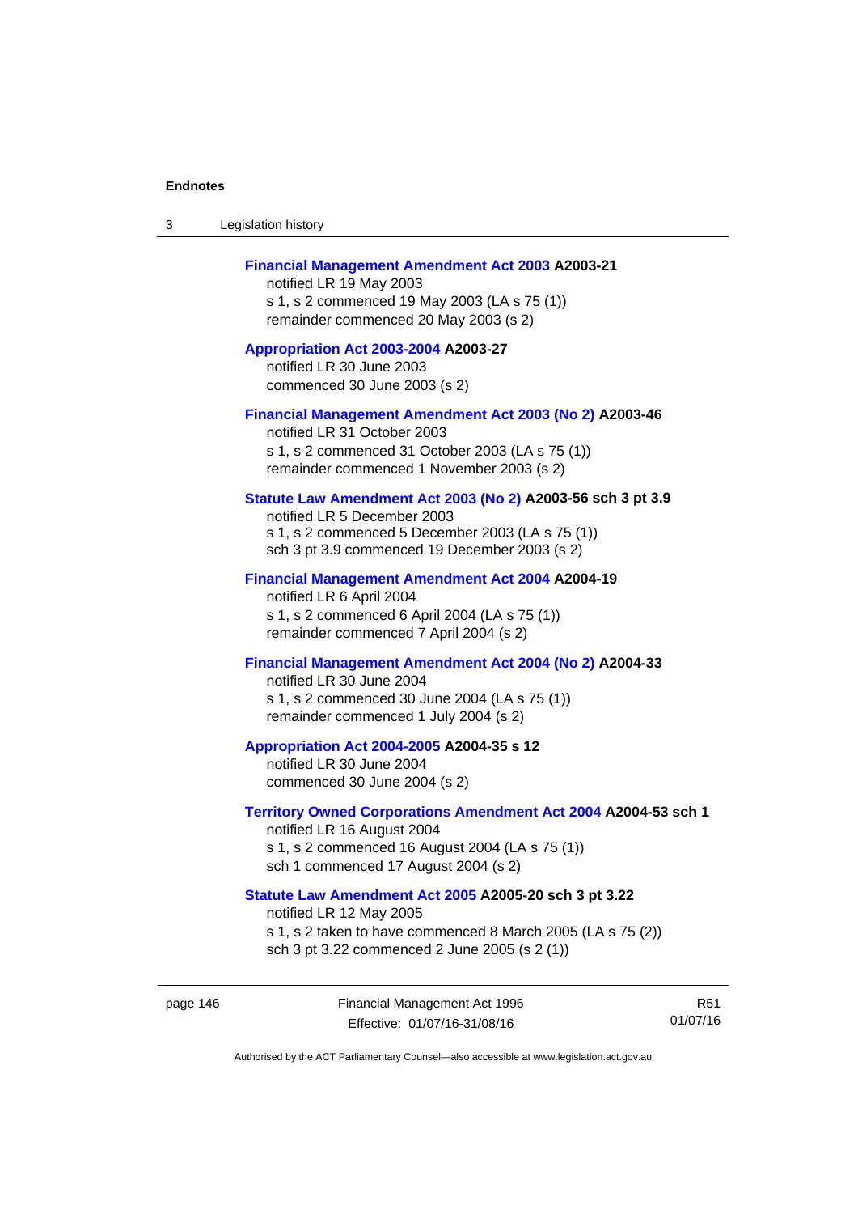**Financial Management Amendment Act 2003** **A2003-21**

notified LR 19 May 2003

s 1, s 2 commenced 19 May 2003 (LA s 75 (1))

remainder commenced 20 May 2003 (s 2)

**Appropriation Act 2003-2004** **A2003-27**

notified LR 30 June 2003

commenced 30 June 2003 (s 2)

**Financial Management Amendment Act 2003 (No 2)** **A2003-46**

notified LR 31 October 2003

s 1, s 2 commenced 31 October 2003 (LA s 75 (1))

remainder commenced 1 November 2003 (s 2)

**Statute Law Amendment Act 2003 (No 2)** **A2003-56 sch 3 pt 3.9**

notified LR 5 December 2003

s 1, s 2 commenced 5 December 2003 (LA s 75 (1))

sch 3 pt 3.9 commenced 19 December 2003 (s 2)

**Financial Management Amendment Act 2004** **A2004-19**

notified LR 6 April 2004

s 1, s 2 commenced 6 April 2004 (LA s 75 (1))

remainder commenced 7 April 2004 (s 2)

**Financial Management Amendment Act 2004 (No 2)** **A2004-33**

notified LR 30 June 2004

s 1, s 2 commenced 30 June 2004 (LA s 75 (1))

remainder commenced 1 July 2004 (s 2)

**Appropriation Act 2004-2005** **A2004-35 s 12**

notified LR 30 June 2004

commenced 30 June 2004 (s 2)

**Territory Owned Corporations Amendment Act 2004** **A2004-53 sch 1**

notified LR 16 August 2004

s 1, s 2 commenced 16 August 2004 (LA s 75 (1))

sch 1 commenced 17 August 2004 (s 2)

**Statute Law Amendment Act 2005** **A2005-20 sch 3 pt 3.22**

notified LR 12 May 2005

s 1, s 2 taken to have commenced 8 March 2005 (LA s 75 (2))

sch 3 pt 3.22 commenced 2 June 2005 (s 2 (1))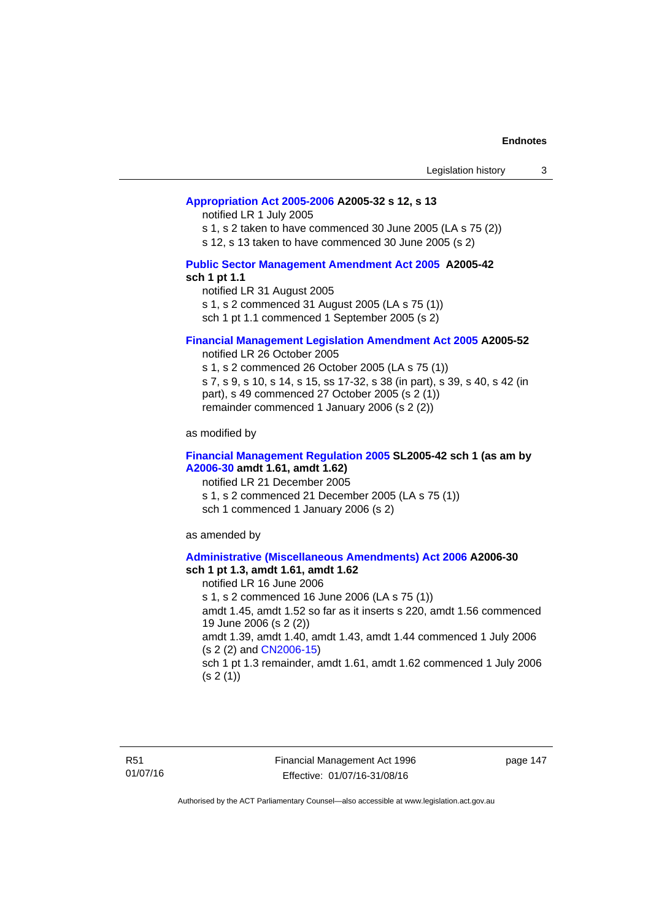**Appropriation Act 2005-2006 A2005-32 s 12, s 13**

notified LR 1 July 2005

s 1, s 2 taken to have commenced 30 June 2005 (LA s 75 (2))

s 12, s 13 taken to have commenced 30 June 2005 (s 2)

**Public Sector Management Amendment Act 2005 A2005-42 sch 1 pt 1.1**

notified LR 31 August 2005

s 1, s 2 commenced 31 August 2005 (LA s 75 (1))

sch 1 pt 1.1 commenced 1 September 2005 (s 2)

**Financial Management Legislation Amendment Act 2005 A2005-52**

notified LR 26 October 2005

s 1, s 2 commenced 26 October 2005 (LA s 75 (1))

s 7, s 9, s 10, s 14, s 15, ss 17-32, s 38 (in part), s 39, s 40, s 42 (in part), s 49 commenced 27 October 2005 (s 2 (1))

remainder commenced 1 January 2006 (s 2 (2))

as modified by

**Financial Management Regulation 2005 SL2005-42 sch 1 (as am by A2006-30 amdt 1.61, amdt 1.62)**

notified LR 21 December 2005

s 1, s 2 commenced 21 December 2005 (LA s 75 (1))

sch 1 commenced 1 January 2006 (s 2)

as amended by

**Administrative (Miscellaneous Amendments) Act 2006 A2006-30 sch 1 pt 1.3, amdt 1.61, amdt 1.62**

notified LR 16 June 2006

s 1, s 2 commenced 16 June 2006 (LA s 75 (1))

amdt 1.45, amdt 1.52 so far as it inserts s 220, amdt 1.56 commenced 19 June 2006 (s 2 (2))

amdt 1.39, amdt 1.40, amdt 1.43, amdt 1.44 commenced 1 July 2006 (s 2 (2) and CN2006-15)

sch 1 pt 1.3 remainder, amdt 1.61, amdt 1.62 commenced 1 July 2006 (s 2 (1))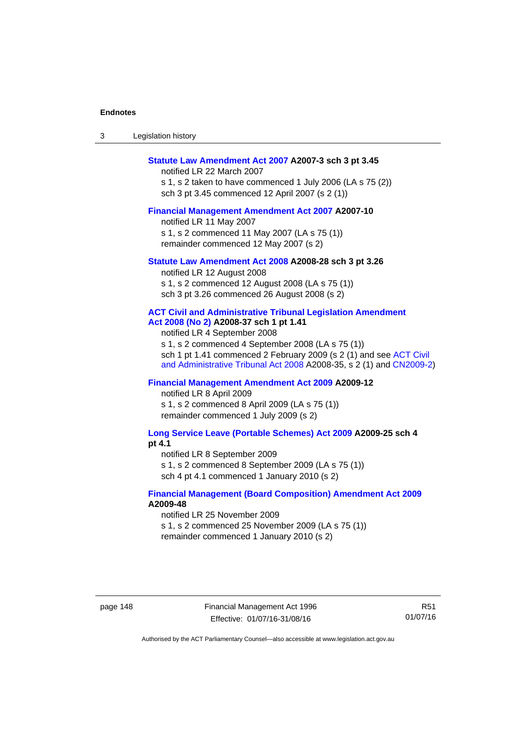**Statute Law Amendment Act 2007 A2007-3 sch 3 pt 3.45**

notified LR 22 March 2007

s 1, s 2 taken to have commenced 1 July 2006 (LA s 75 (2))

sch 3 pt 3.45 commenced 12 April 2007 (s 2 (1))

**Financial Management Amendment Act 2007 A2007-10**

notified LR 11 May 2007

s 1, s 2 commenced 11 May 2007 (LA s 75 (1))

remainder commenced 12 May 2007 (s 2)

**Statute Law Amendment Act 2008 A2008-28 sch 3 pt 3.26**

notified LR 12 August 2008

s 1, s 2 commenced 12 August 2008 (LA s 75 (1))

sch 3 pt 3.26 commenced 26 August 2008 (s 2)

**ACT Civil and Administrative Tribunal Legislation Amendment Act 2008 (No 2) A2008-37 sch 1 pt 1.41**

notified LR 4 September 2008

s 1, s 2 commenced 4 September 2008 (LA s 75 (1))

sch 1 pt 1.41 commenced 2 February 2009 (s 2 (1) and see ACT Civil and Administrative Tribunal Act 2008 A2008-35, s 2 (1) and CN2009-2)

**Financial Management Amendment Act 2009 A2009-12**

notified LR 8 April 2009

s 1, s 2 commenced 8 April 2009 (LA s 75 (1))

remainder commenced 1 July 2009 (s 2)

**Long Service Leave (Portable Schemes) Act 2009 A2009-25 sch 4 pt 4.1**

notified LR 8 September 2009

s 1, s 2 commenced 8 September 2009 (LA s 75 (1))

sch 4 pt 4.1 commenced 1 January 2010 (s 2)

**Financial Management (Board Composition) Amendment Act 2009 A2009-48**

notified LR 25 November 2009

s 1, s 2 commenced 25 November 2009 (LA s 75 (1))

remainder commenced 1 January 2010 (s 2)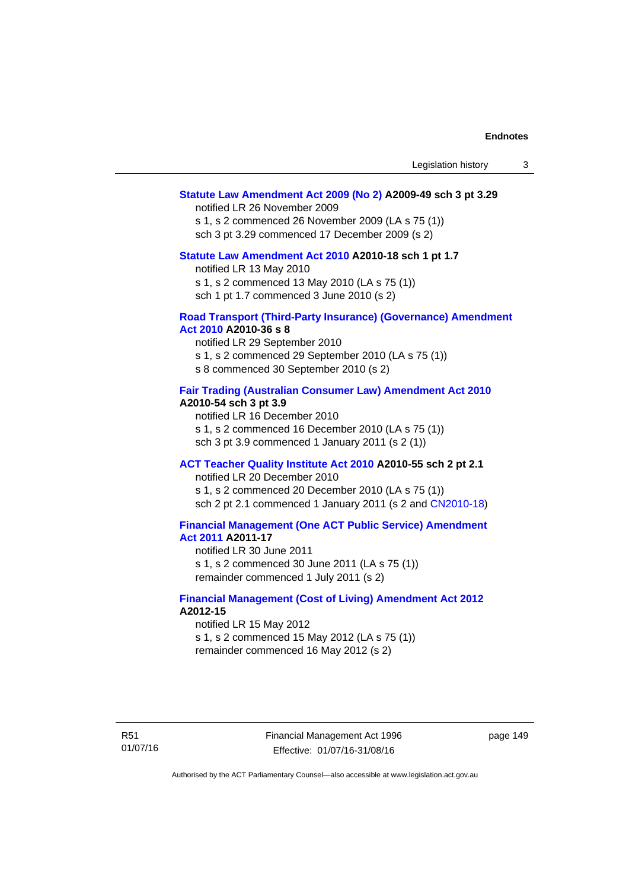**Statute Law Amendment Act 2009 (No 2) A2009-49 sch 3 pt 3.29**

notified LR 26 November 2009

s 1, s 2 commenced 26 November 2009 (LA s 75 (1))

sch 3 pt 3.29 commenced 17 December 2009 (s 2)

**Statute Law Amendment Act 2010 A2010-18 sch 1 pt 1.7**

notified LR 13 May 2010

s 1, s 2 commenced 13 May 2010 (LA s 75 (1))

sch 1 pt 1.7 commenced 3 June 2010 (s 2)

**Road Transport (Third-Party Insurance) (Governance) Amendment Act 2010 A2010-36 s 8**

notified LR 29 September 2010

s 1, s 2 commenced 29 September 2010 (LA s 75 (1))

s 8 commenced 30 September 2010 (s 2)

**Fair Trading (Australian Consumer Law) Amendment Act 2010 A2010-54 sch 3 pt 3.9**

notified LR 16 December 2010

s 1, s 2 commenced 16 December 2010 (LA s 75 (1))

sch 3 pt 3.9 commenced 1 January 2011 (s 2 (1))

**ACT Teacher Quality Institute Act 2010 A2010-55 sch 2 pt 2.1**

notified LR 20 December 2010

s 1, s 2 commenced 20 December 2010 (LA s 75 (1))

sch 2 pt 2.1 commenced 1 January 2011 (s 2 and CN2010-18)

**Financial Management (One ACT Public Service) Amendment Act 2011 A2011-17**

notified LR 30 June 2011

s 1, s 2 commenced 30 June 2011 (LA s 75 (1))

remainder commenced 1 July 2011 (s 2)

**Financial Management (Cost of Living) Amendment Act 2012 A2012-15**

notified LR 15 May 2012

s 1, s 2 commenced 15 May 2012 (LA s 75 (1))

remainder commenced 16 May 2012 (s 2)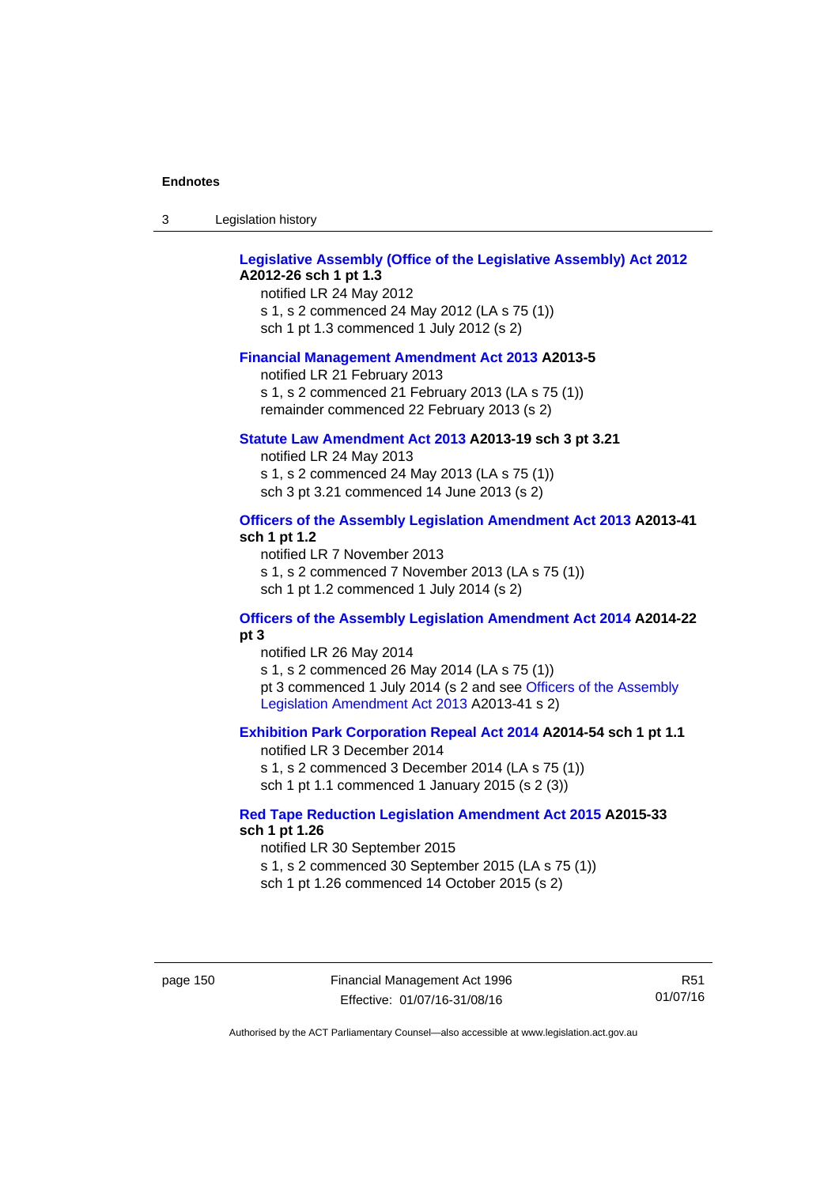**Legislative Assembly (Office of the Legislative Assembly) Act 2012 A2012-26 sch 1 pt 1.3**

notified LR 24 May 2012
s 1, s 2 commenced 24 May 2012 (LA s 75 (1))
sch 1 pt 1.3 commenced 1 July 2012 (s 2)

**Financial Management Amendment Act 2013 A2013-5**

notified LR 21 February 2013
s 1, s 2 commenced 21 February 2013 (LA s 75 (1))
remainder commenced 22 February 2013 (s 2)

**Statute Law Amendment Act 2013 A2013-19 sch 3 pt 3.21**

notified LR 24 May 2013
s 1, s 2 commenced 24 May 2013 (LA s 75 (1))
sch 3 pt 3.21 commenced 14 June 2013 (s 2)

**Officers of the Assembly Legislation Amendment Act 2013 A2013-41 sch 1 pt 1.2**

notified LR 7 November 2013
s 1, s 2 commenced 7 November 2013 (LA s 75 (1))
sch 1 pt 1.2 commenced 1 July 2014 (s 2)

**Officers of the Assembly Legislation Amendment Act 2014 A2014-22 pt 3**

notified LR 26 May 2014
s 1, s 2 commenced 26 May 2014 (LA s 75 (1))
pt 3 commenced 1 July 2014 (s 2 and see Officers of the Assembly Legislation Amendment Act 2013 A2013-41 s 2)

**Exhibition Park Corporation Repeal Act 2014 A2014-54 sch 1 pt 1.1**

notified LR 3 December 2014
s 1, s 2 commenced 3 December 2014 (LA s 75 (1))
sch 1 pt 1.1 commenced 1 January 2015 (s 2 (3))

**Red Tape Reduction Legislation Amendment Act 2015 A2015-33 sch 1 pt 1.26**

notified LR 30 September 2015
s 1, s 2 commenced 30 September 2015 (LA s 75 (1))
sch 1 pt 1.26 commenced 14 October 2015 (s 2)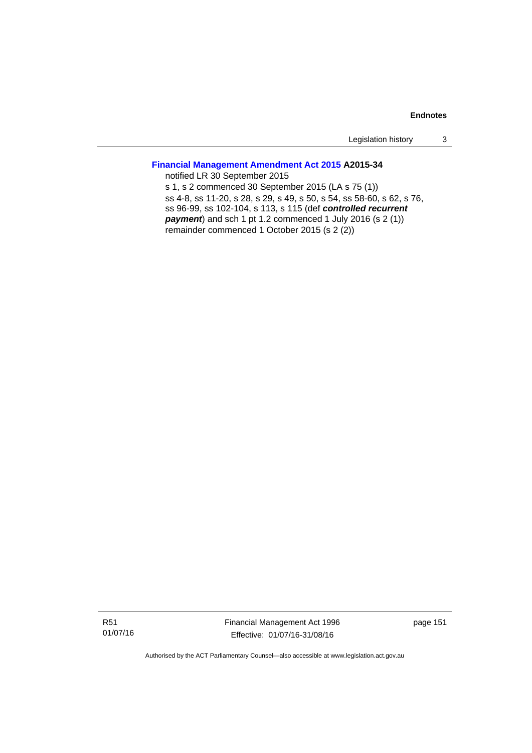**Financial Management Amendment Act 2015 A2015-34**

notified LR 30 September 2015

s 1, s 2 commenced 30 September 2015 (LA s 75 (1))

ss 4-8, ss 11-20, s 28, s 29, s 49, s 50, s 54, ss 58-60, s 62, s 76, ss 96-99, ss 102-104, s 113, s 115 (def ***controlled recurrent payment***) and sch 1 pt 1.2 commenced 1 July 2016 (s 2 (1))

remainder commenced 1 October 2015 (s 2 (2))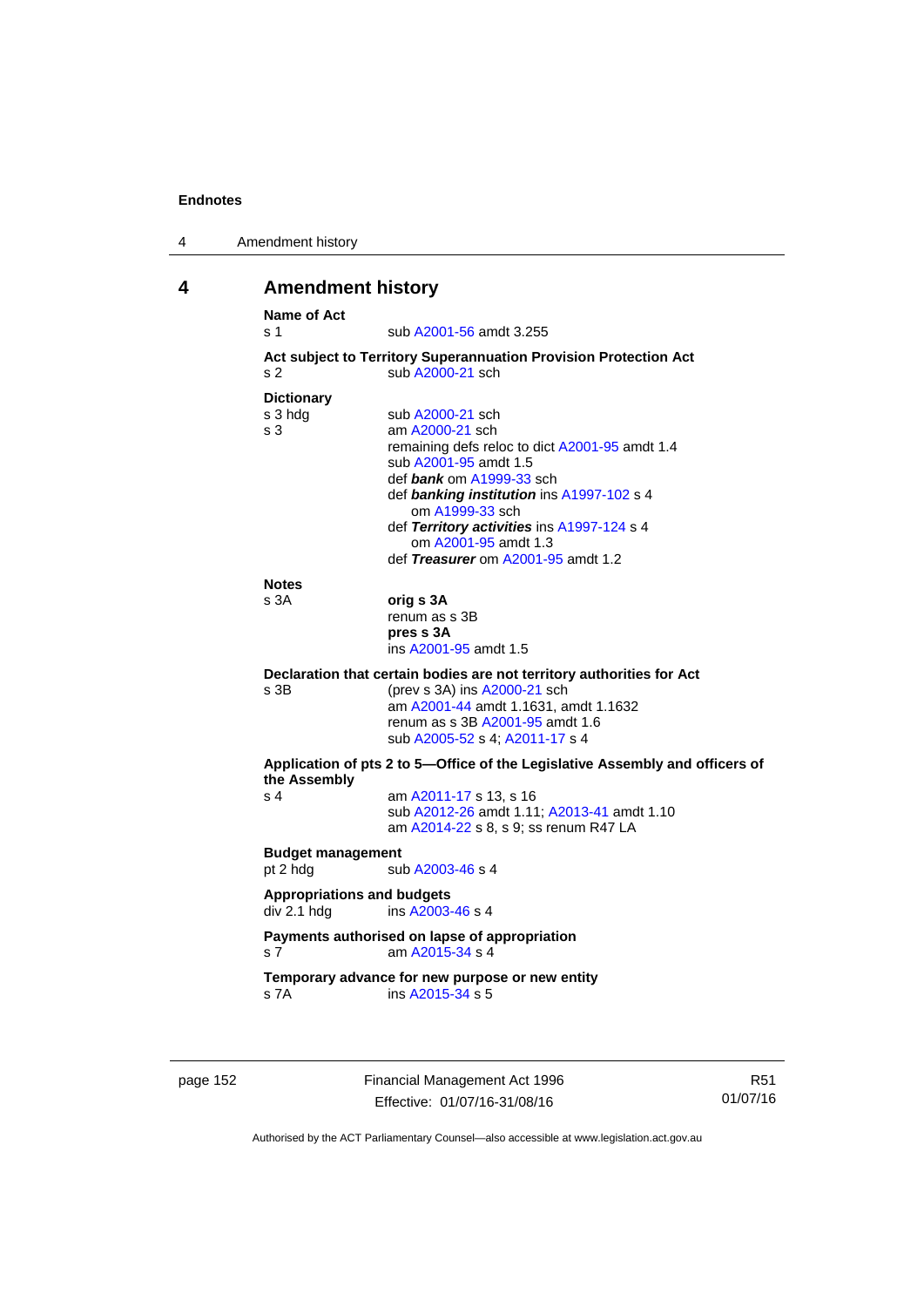# 4 Amendment history

**Name of Act**

| | |
|---|---|
| s 1 | sub A2001-56 amdt 3.255 |

**Act subject to Territory Superannuation Provision Protection Act**

| | |
|---|---|
| s 2 | sub A2000-21 sch |

**Dictionary**

| | |
|---|---|
| s 3 hdg | sub A2000-21 sch |
| s 3 | am A2000-21 sch<br>remaining defs reloc to dict A2001-95 amdt 1.4<br>sub A2001-95 amdt 1.5<br>def ***bank*** om A1999-33 sch<br>def ***banking institution*** ins A1997-102 s 4<br>om A1999-33 sch<br>def ***Territory activities*** ins A1997-124 s 4<br>om A2001-95 amdt 1.3<br>def ***Treasurer*** om A2001-95 amdt 1.2 |

**Notes**

| | |
|---|---|
| s 3A | **orig s 3A**<br>renum as s 3B<br>**pres s 3A**<br>ins A2001-95 amdt 1.5 |

**Declaration that certain bodies are not territory authorities for Act**

| | |
|---|---|
| s 3B | (prev s 3A) ins A2000-21 sch<br>am A2001-44 amdt 1.1631, amdt 1.1632<br>renum as s 3B A2001-95 amdt 1.6<br>sub A2005-52 s 4; A2011-17 s 4 |

**Application of pts 2 to 5—Office of the Legislative Assembly and officers of the Assembly**

| | |
|---|---|
| s 4 | am A2011-17 s 13, s 16<br>sub A2012-26 amdt 1.11; A2013-41 amdt 1.10<br>am A2014-22 s 8, s 9; ss renum R47 LA |

**Budget management**

| | |
|---|---|
| pt 2 hdg | sub A2003-46 s 4 |

**Appropriations and budgets**

| | |
|---|---|
| div 2.1 hdg | ins A2003-46 s 4 |

**Payments authorised on lapse of appropriation**

| | |
|---|---|
| s 7 | am A2015-34 s 4 |

**Temporary advance for new purpose or new entity**

| | |
|---|---|
| s 7A | ins A2015-34 s 5 |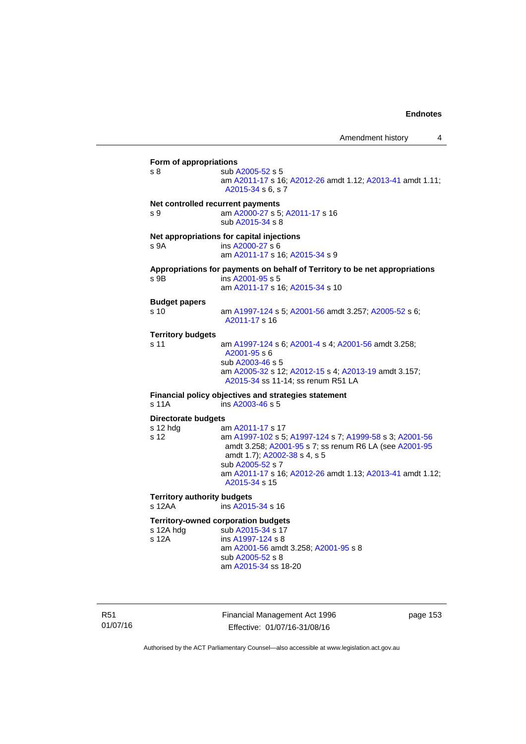**Form of appropriations**

s 8 sub A2005-52 s 5
am A2011-17 s 16; A2012-26 amdt 1.12; A2013-41 amdt 1.11; A2015-34 s 6, s 7

**Net controlled recurrent payments**

s 9 am A2000-27 s 5; A2011-17 s 16
sub A2015-34 s 8

**Net appropriations for capital injections**

s 9A ins A2000-27 s 6
am A2011-17 s 16; A2015-34 s 9

**Appropriations for payments on behalf of Territory to be net appropriations**

s 9B ins A2001-95 s 5
am A2011-17 s 16; A2015-34 s 10

**Budget papers**

s 10 am A1997-124 s 5; A2001-56 amdt 3.257; A2005-52 s 6; A2011-17 s 16

**Territory budgets**

s 11 am A1997-124 s 6; A2001-4 s 4; A2001-56 amdt 3.258; A2001-95 s 6
sub A2003-46 s 5
am A2005-32 s 12; A2012-15 s 4; A2013-19 amdt 3.157; A2015-34 ss 11-14; ss renum R51 LA

**Financial policy objectives and strategies statement**

s 11A ins A2003-46 s 5

**Directorate budgets**

s 12 hdg am A2011-17 s 17
s 12 am A1997-102 s 5; A1997-124 s 7; A1999-58 s 3; A2001-56 amdt 3.258; A2001-95 s 7; ss renum R6 LA (see A2001-95 amdt 1.7); A2002-38 s 4, s 5
sub A2005-52 s 7
am A2011-17 s 16; A2012-26 amdt 1.13; A2013-41 amdt 1.12; A2015-34 s 15

**Territory authority budgets**

s 12AA ins A2015-34 s 16

**Territory-owned corporation budgets**

s 12A hdg sub A2015-34 s 17
s 12A ins A1997-124 s 8
am A2001-56 amdt 3.258; A2001-95 s 8
sub A2005-52 s 8
am A2015-34 ss 18-20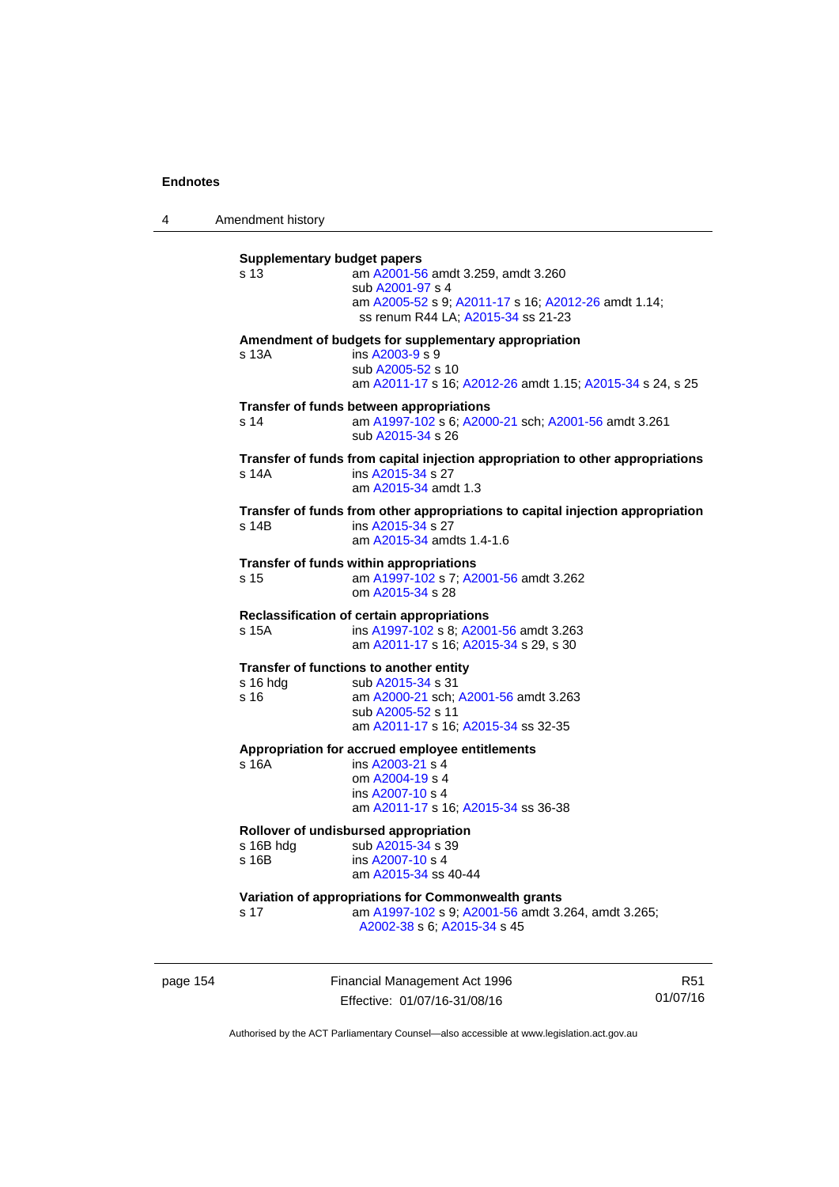**Supplementary budget papers**

s 13 am A2001-56 amdt 3.259, amdt 3.260
sub A2001-97 s 4
am A2005-52 s 9; A2011-17 s 16; A2012-26 amdt 1.14; ss renum R44 LA; A2015-34 ss 21-23

**Amendment of budgets for supplementary appropriation**

s 13A ins A2003-9 s 9
sub A2005-52 s 10
am A2011-17 s 16; A2012-26 amdt 1.15; A2015-34 s 24, s 25

**Transfer of funds between appropriations**

s 14 am A1997-102 s 6; A2000-21 sch; A2001-56 amdt 3.261
sub A2015-34 s 26

**Transfer of funds from capital injection appropriation to other appropriations**

s 14A ins A2015-34 s 27
am A2015-34 amdt 1.3

**Transfer of funds from other appropriations to capital injection appropriation**

s 14B ins A2015-34 s 27
am A2015-34 amdts 1.4-1.6

**Transfer of funds within appropriations**

s 15 am A1997-102 s 7; A2001-56 amdt 3.262
om A2015-34 s 28

**Reclassification of certain appropriations**

s 15A ins A1997-102 s 8; A2001-56 amdt 3.263
am A2011-17 s 16; A2015-34 s 29, s 30

**Transfer of functions to another entity**

s 16 hdg sub A2015-34 s 31
s 16 am A2000-21 sch; A2001-56 amdt 3.263
sub A2005-52 s 11
am A2011-17 s 16; A2015-34 ss 32-35

**Appropriation for accrued employee entitlements**

s 16A ins A2003-21 s 4
om A2004-19 s 4
ins A2007-10 s 4
am A2011-17 s 16; A2015-34 ss 36-38

**Rollover of undisbursed appropriation**

s 16B hdg sub A2015-34 s 39
s 16B ins A2007-10 s 4
am A2015-34 ss 40-44

**Variation of appropriations for Commonwealth grants**

s 17 am A1997-102 s 9; A2001-56 amdt 3.264, amdt 3.265; A2002-38 s 6; A2015-34 s 45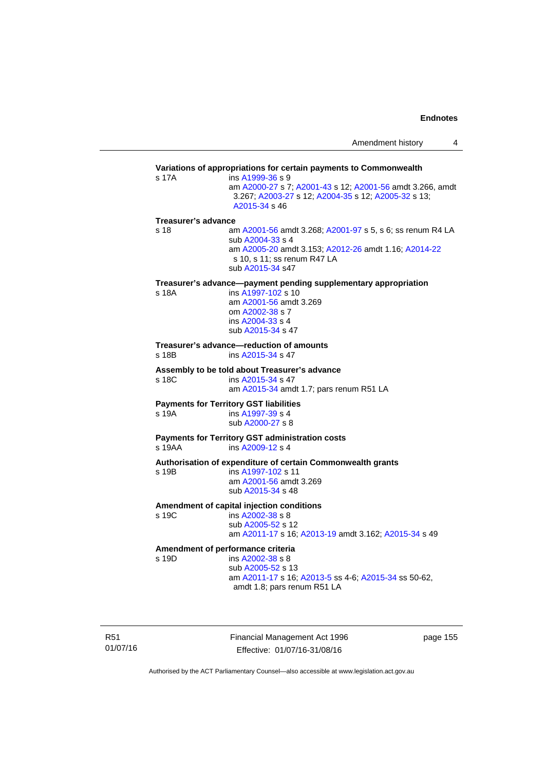**Variations of appropriations for certain payments to Commonwealth**

s 17A ins A1999-36 s 9
am A2000-27 s 7; A2001-43 s 12; A2001-56 amdt 3.266, amdt 3.267; A2003-27 s 12; A2004-35 s 12; A2005-32 s 13; A2015-34 s 46

**Treasurer's advance**

s 18 am A2001-56 amdt 3.268; A2001-97 s 5, s 6; ss renum R4 LA
sub A2004-33 s 4
am A2005-20 amdt 3.153; A2012-26 amdt 1.16; A2014-22 s 10, s 11; ss renum R47 LA
sub A2015-34 s47

**Treasurer's advance—payment pending supplementary appropriation**

s 18A ins A1997-102 s 10
am A2001-56 amdt 3.269
om A2002-38 s 7
ins A2004-33 s 4
sub A2015-34 s 47

**Treasurer's advance—reduction of amounts**

s 18B ins A2015-34 s 47

**Assembly to be told about Treasurer's advance**

s 18C ins A2015-34 s 47
am A2015-34 amdt 1.7; pars renum R51 LA

**Payments for Territory GST liabilities**

s 19A ins A1997-39 s 4
sub A2000-27 s 8

**Payments for Territory GST administration costs**

s 19AA ins A2009-12 s 4

**Authorisation of expenditure of certain Commonwealth grants**

s 19B ins A1997-102 s 11
am A2001-56 amdt 3.269
sub A2015-34 s 48

**Amendment of capital injection conditions**

s 19C ins A2002-38 s 8
sub A2005-52 s 12
am A2011-17 s 16; A2013-19 amdt 3.162; A2015-34 s 49

**Amendment of performance criteria**

s 19D ins A2002-38 s 8
sub A2005-52 s 13
am A2011-17 s 16; A2013-5 ss 4-6; A2015-34 ss 50-62, amdt 1.8; pars renum R51 LA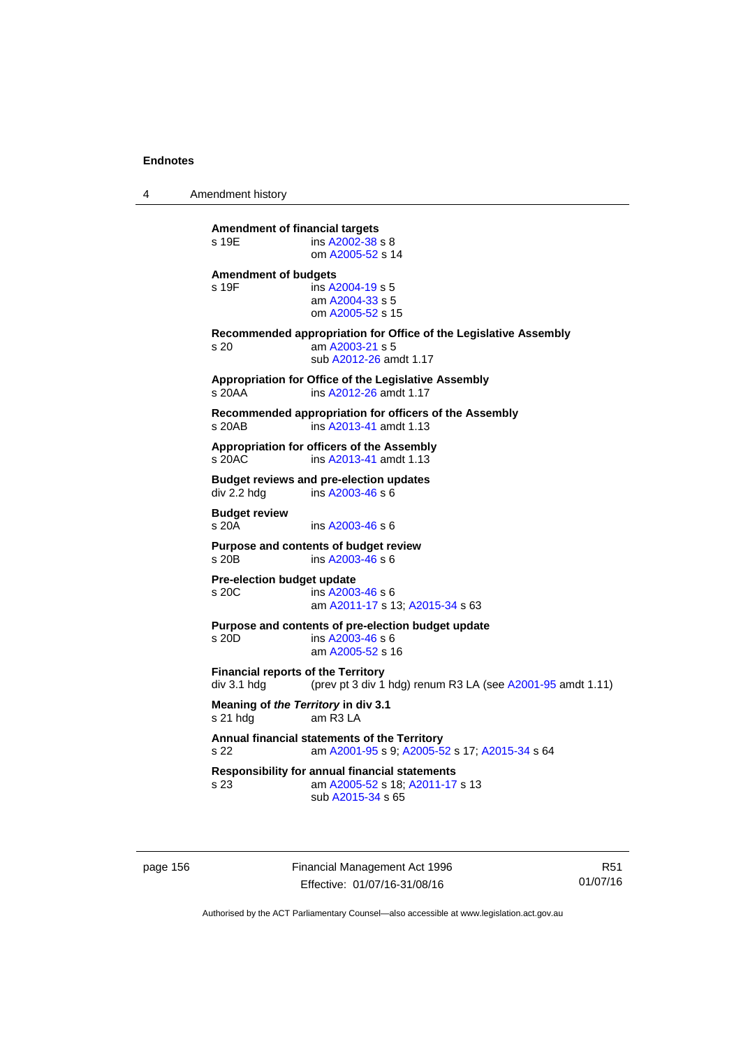**Amendment of financial targets**
s 19E ins A2002-38 s 8
om A2005-52 s 14

**Amendment of budgets**
s 19F ins A2004-19 s 5
am A2004-33 s 5
om A2005-52 s 15

**Recommended appropriation for Office of the Legislative Assembly**
s 20 am A2003-21 s 5
sub A2012-26 amdt 1.17

**Appropriation for Office of the Legislative Assembly**
s 20AA ins A2012-26 amdt 1.17

**Recommended appropriation for officers of the Assembly**
s 20AB ins A2013-41 amdt 1.13

**Appropriation for officers of the Assembly**
s 20AC ins A2013-41 amdt 1.13

**Budget reviews and pre-election updates**
div 2.2 hdg ins A2003-46 s 6

**Budget review**
s 20A ins A2003-46 s 6

**Purpose and contents of budget review**
s 20B ins A2003-46 s 6

**Pre-election budget update**
s 20C ins A2003-46 s 6
am A2011-17 s 13; A2015-34 s 63

**Purpose and contents of pre-election budget update**
s 20D ins A2003-46 s 6
am A2005-52 s 16

**Financial reports of the Territory**
div 3.1 hdg (prev pt 3 div 1 hdg) renum R3 LA (see A2001-95 amdt 1.11)

**Meaning of *the Territory* in div 3.1**
s 21 hdg am R3 LA

**Annual financial statements of the Territory**
s 22 am A2001-95 s 9; A2005-52 s 17; A2015-34 s 64

**Responsibility for annual financial statements**
s 23 am A2005-52 s 18; A2011-17 s 13
sub A2015-34 s 65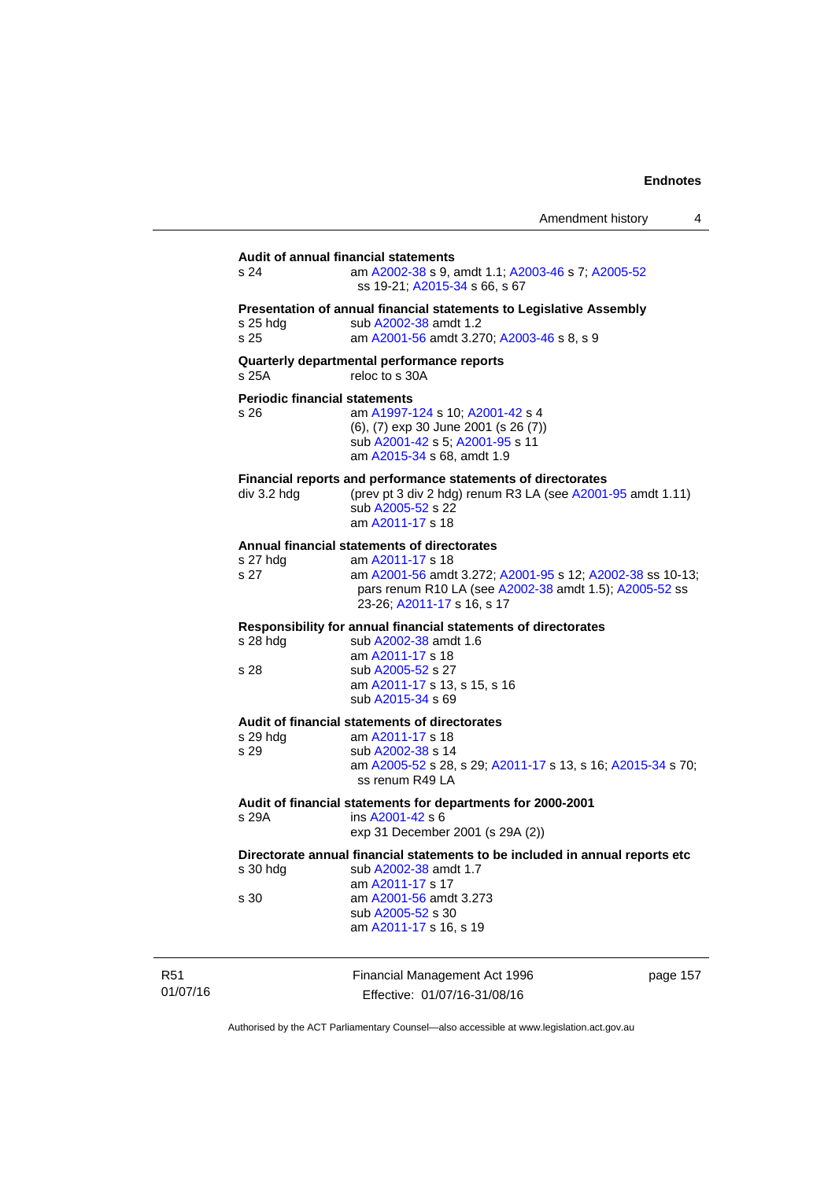**Audit of annual financial statements**

s 24 am A2002-38 s 9, amdt 1.1; A2003-46 s 7; A2005-52 ss 19-21; A2015-34 s 66, s 67

**Presentation of annual financial statements to Legislative Assembly**

s 25 hdg sub A2002-38 amdt 1.2

s 25 am A2001-56 amdt 3.270; A2003-46 s 8, s 9

**Quarterly departmental performance reports**

s 25A reloc to s 30A

**Periodic financial statements**

s 26 am A1997-124 s 10; A2001-42 s 4
(6), (7) exp 30 June 2001 (s 26 (7))
sub A2001-42 s 5; A2001-95 s 11
am A2015-34 s 68, amdt 1.9

**Financial reports and performance statements of directorates**

div 3.2 hdg (prev pt 3 div 2 hdg) renum R3 LA (see A2001-95 amdt 1.11)
sub A2005-52 s 22
am A2011-17 s 18

**Annual financial statements of directorates**

s 27 hdg am A2011-17 s 18

s 27 am A2001-56 amdt 3.272; A2001-95 s 12; A2002-38 ss 10-13; pars renum R10 LA (see A2002-38 amdt 1.5); A2005-52 ss 23-26; A2011-17 s 16, s 17

**Responsibility for annual financial statements of directorates**

s 28 hdg sub A2002-38 amdt 1.6
am A2011-17 s 18

s 28 sub A2005-52 s 27
am A2011-17 s 13, s 15, s 16
sub A2015-34 s 69

**Audit of financial statements of directorates**

s 29 hdg am A2011-17 s 18

s 29 sub A2002-38 s 14
am A2005-52 s 28, s 29; A2011-17 s 13, s 16; A2015-34 s 70; ss renum R49 LA

**Audit of financial statements for departments for 2000-2001**

s 29A ins A2001-42 s 6
exp 31 December 2001 (s 29A (2))

**Directorate annual financial statements to be included in annual reports etc**

s 30 hdg sub A2002-38 amdt 1.7
am A2011-17 s 17

s 30 am A2001-56 amdt 3.273
sub A2005-52 s 30
am A2011-17 s 16, s 19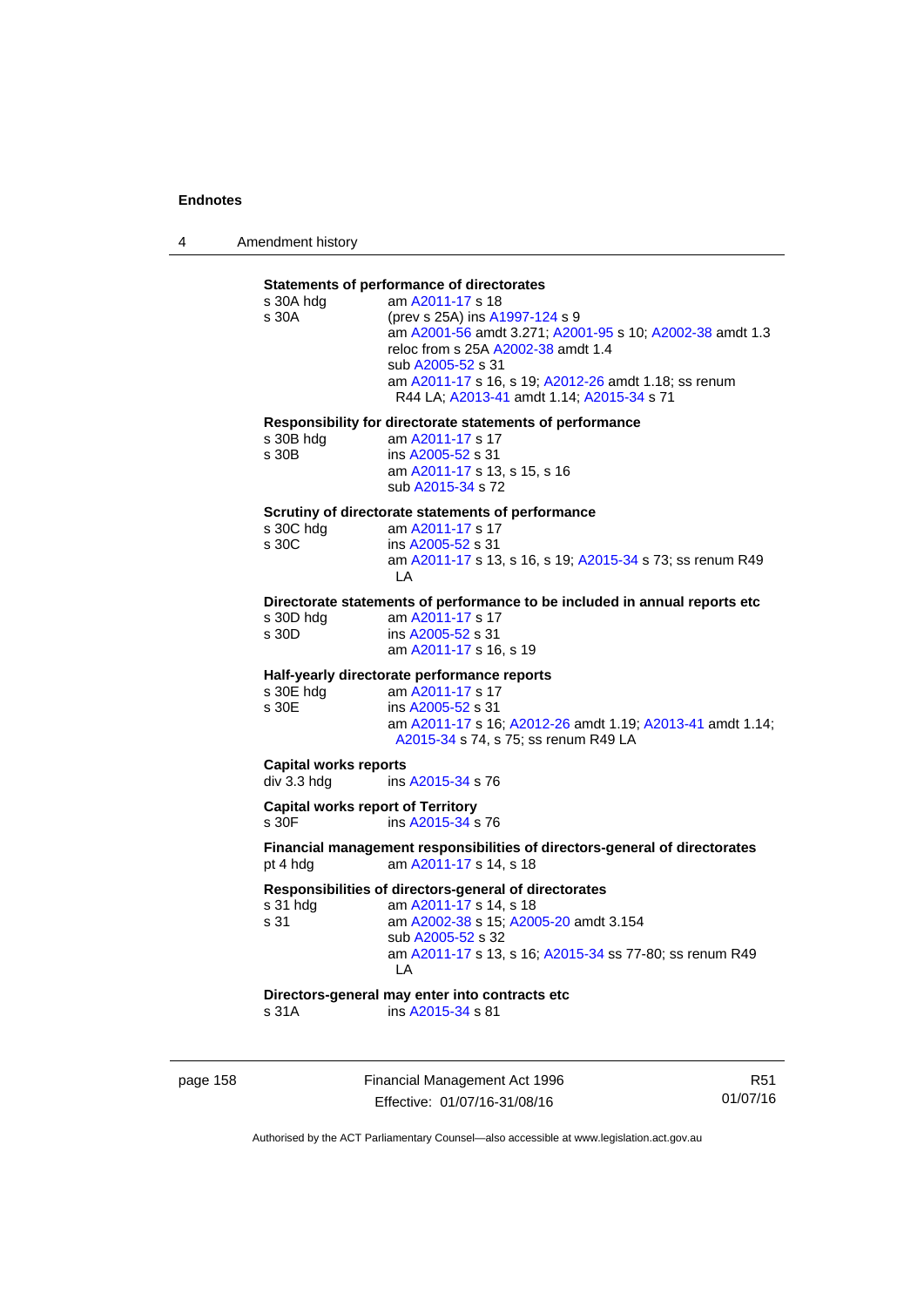**Statements of performance of directorates**

s 30A hdg am A2011-17 s 18

s 30A (prev s 25A) ins A1997-124 s 9
am A2001-56 amdt 3.271; A2001-95 s 10; A2002-38 amdt 1.3
reloc from s 25A A2002-38 amdt 1.4
sub A2005-52 s 31
am A2011-17 s 16, s 19; A2012-26 amdt 1.18; ss renum R44 LA; A2013-41 amdt 1.14; A2015-34 s 71

**Responsibility for directorate statements of performance**

s 30B hdg am A2011-17 s 17

s 30B ins A2005-52 s 31
am A2011-17 s 13, s 15, s 16
sub A2015-34 s 72

**Scrutiny of directorate statements of performance**

s 30C hdg am A2011-17 s 17

s 30C ins A2005-52 s 31
am A2011-17 s 13, s 16, s 19; A2015-34 s 73; ss renum R49 LA

**Directorate statements of performance to be included in annual reports etc**

s 30D hdg am A2011-17 s 17

s 30D ins A2005-52 s 31
am A2011-17 s 16, s 19

**Half-yearly directorate performance reports**

s 30E hdg am A2011-17 s 17

s 30E ins A2005-52 s 31
am A2011-17 s 16; A2012-26 amdt 1.19; A2013-41 amdt 1.14; A2015-34 s 74, s 75; ss renum R49 LA

**Capital works reports**

div 3.3 hdg ins A2015-34 s 76

**Capital works report of Territory**

s 30F ins A2015-34 s 76

**Financial management responsibilities of directors-general of directorates**

pt 4 hdg am A2011-17 s 14, s 18

**Responsibilities of directors-general of directorates**

s 31 hdg am A2011-17 s 14, s 18

s 31 am A2002-38 s 15; A2005-20 amdt 3.154
sub A2005-52 s 32
am A2011-17 s 13, s 16; A2015-34 ss 77-80; ss renum R49 LA

**Directors-general may enter into contracts etc**

s 31A ins A2015-34 s 81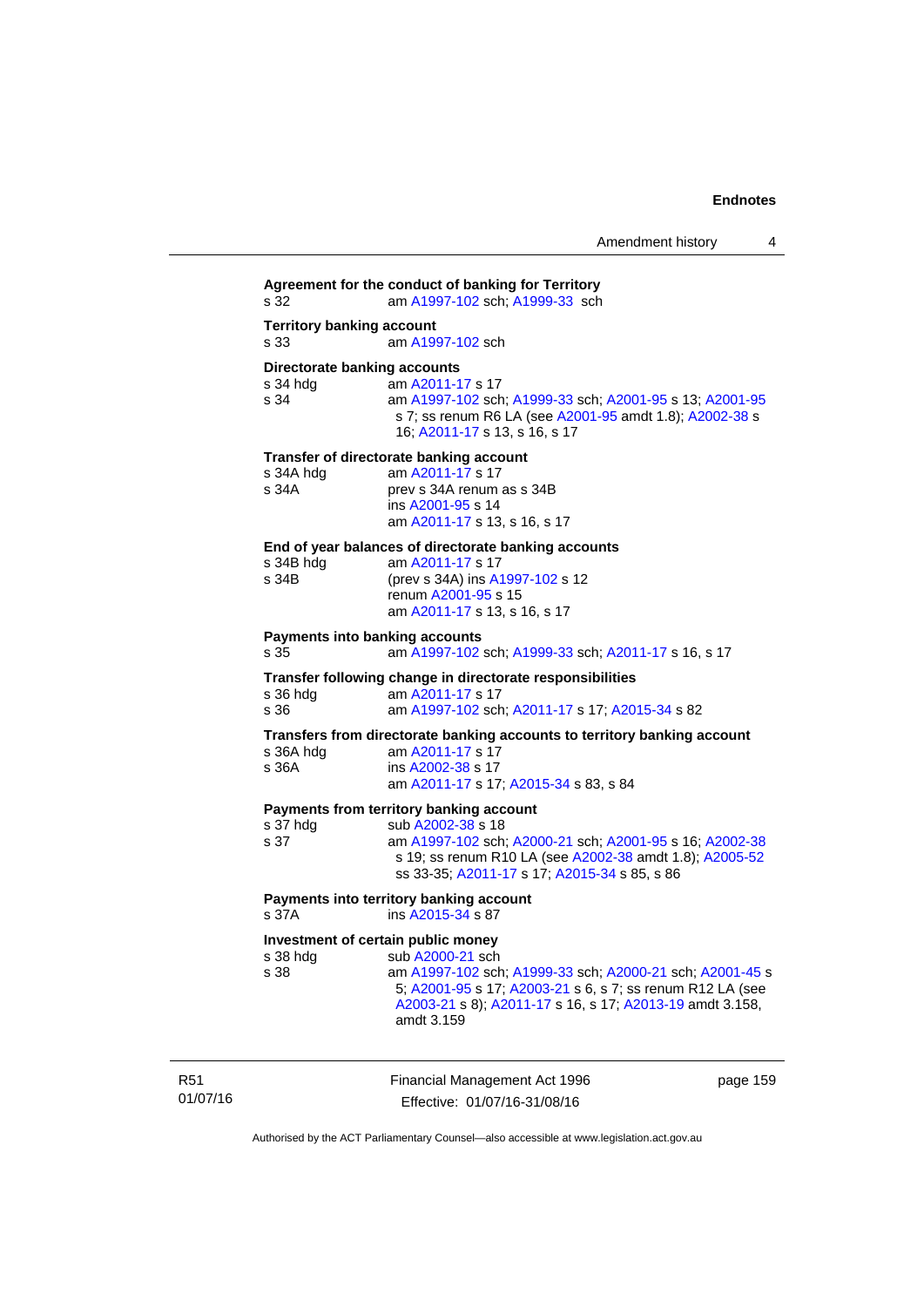**Agreement for the conduct of banking for Territory**

s 32 am A1997-102 sch; A1999-33 sch

**Territory banking account**

s 33 am A1997-102 sch

**Directorate banking accounts**

s 34 hdg am A2011-17 s 17

s 34 am A1997-102 sch; A1999-33 sch; A2001-95 s 13; A2001-95 s 7; ss renum R6 LA (see A2001-95 amdt 1.8); A2002-38 s 16; A2011-17 s 13, s 16, s 17

**Transfer of directorate banking account**

s 34A hdg am A2011-17 s 17

s 34A prev s 34A renum as s 34B
ins A2001-95 s 14
am A2011-17 s 13, s 16, s 17

**End of year balances of directorate banking accounts**

s 34B hdg am A2011-17 s 17

s 34B (prev s 34A) ins A1997-102 s 12
renum A2001-95 s 15
am A2011-17 s 13, s 16, s 17

**Payments into banking accounts**

s 35 am A1997-102 sch; A1999-33 sch; A2011-17 s 16, s 17

**Transfer following change in directorate responsibilities**

s 36 hdg am A2011-17 s 17

s 36 am A1997-102 sch; A2011-17 s 17; A2015-34 s 82

**Transfers from directorate banking accounts to territory banking account**

s 36A hdg am A2011-17 s 17

s 36A ins A2002-38 s 17
am A2011-17 s 17; A2015-34 s 83, s 84

**Payments from territory banking account**

s 37 hdg sub A2002-38 s 18

s 37 am A1997-102 sch; A2000-21 sch; A2001-95 s 16; A2002-38 s 19; ss renum R10 LA (see A2002-38 amdt 1.8); A2005-52 ss 33-35; A2011-17 s 17; A2015-34 s 85, s 86

**Payments into territory banking account**

s 37A ins A2015-34 s 87

**Investment of certain public money**

s 38 hdg sub A2000-21 sch

s 38 am A1997-102 sch; A1999-33 sch; A2000-21 sch; A2001-45 s 5; A2001-95 s 17; A2003-21 s 6, s 7; ss renum R12 LA (see A2003-21 s 8); A2011-17 s 16, s 17; A2013-19 amdt 3.158, amdt 3.159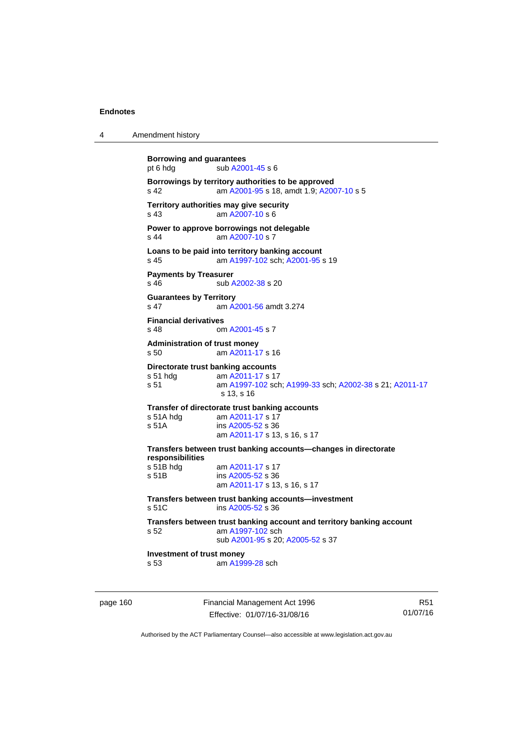**Borrowing and guarantees**
pt 6 hdg sub A2001-45 s 6

**Borrowings by territory authorities to be approved**
s 42 am A2001-95 s 18, amdt 1.9; A2007-10 s 5

**Territory authorities may give security**
s 43 am A2007-10 s 6

**Power to approve borrowings not delegable**
s 44 am A2007-10 s 7

**Loans to be paid into territory banking account**
s 45 am A1997-102 sch; A2001-95 s 19

**Payments by Treasurer**
s 46 sub A2002-38 s 20

**Guarantees by Territory**
s 47 am A2001-56 amdt 3.274

**Financial derivatives**
s 48 om A2001-45 s 7

**Administration of trust money**
s 50 am A2011-17 s 16

**Directorate trust banking accounts**
s 51 hdg am A2011-17 s 17
s 51 am A1997-102 sch; A1999-33 sch; A2002-38 s 21; A2011-17 s 13, s 16

**Transfer of directorate trust banking accounts**
s 51A hdg am A2011-17 s 17
s 51A ins A2005-52 s 36
am A2011-17 s 13, s 16, s 17

**Transfers between trust banking accounts—changes in directorate responsibilities**
s 51B hdg am A2011-17 s 17
s 51B ins A2005-52 s 36
am A2011-17 s 13, s 16, s 17

**Transfers between trust banking accounts—investment**
s 51C ins A2005-52 s 36

**Transfers between trust banking account and territory banking account**
s 52 am A1997-102 sch
sub A2001-95 s 20; A2005-52 s 37

**Investment of trust money**
s 53 am A1999-28 sch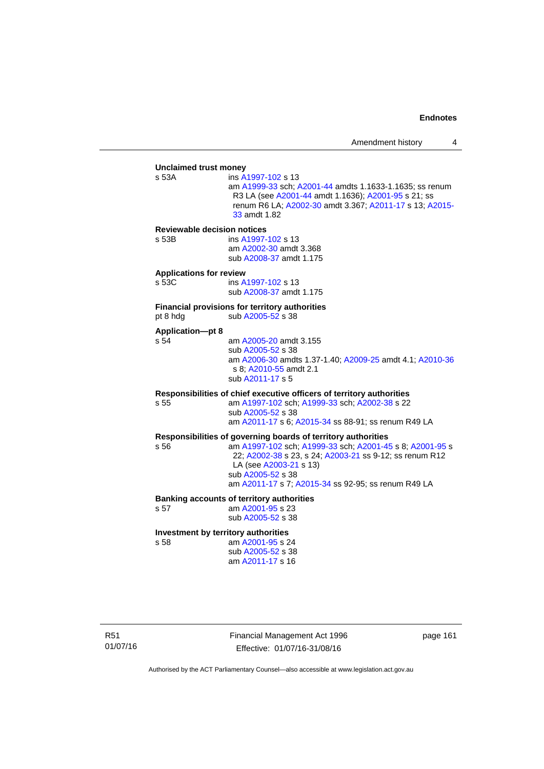**Unclaimed trust money**

s 53A ins A1997-102 s 13
am A1999-33 sch; A2001-44 amdts 1.1633-1.1635; ss renum R3 LA (see A2001-44 amdt 1.1636); A2001-95 s 21; ss renum R6 LA; A2002-30 amdt 3.367; A2011-17 s 13; A2015-33 amdt 1.82

**Reviewable decision notices**

s 53B ins A1997-102 s 13
am A2002-30 amdt 3.368
sub A2008-37 amdt 1.175

**Applications for review**

s 53C ins A1997-102 s 13
sub A2008-37 amdt 1.175

**Financial provisions for territory authorities**

pt 8 hdg sub A2005-52 s 38

**Application—pt 8**

s 54 am A2005-20 amdt 3.155
sub A2005-52 s 38
am A2006-30 amdts 1.37-1.40; A2009-25 amdt 4.1; A2010-36 s 8; A2010-55 amdt 2.1
sub A2011-17 s 5

**Responsibilities of chief executive officers of territory authorities**

s 55 am A1997-102 sch; A1999-33 sch; A2002-38 s 22
sub A2005-52 s 38
am A2011-17 s 6; A2015-34 ss 88-91; ss renum R49 LA

**Responsibilities of governing boards of territory authorities**

s 56 am A1997-102 sch; A1999-33 sch; A2001-45 s 8; A2001-95 s 22; A2002-38 s 23, s 24; A2003-21 ss 9-12; ss renum R12 LA (see A2003-21 s 13)
sub A2005-52 s 38
am A2011-17 s 7; A2015-34 ss 92-95; ss renum R49 LA

**Banking accounts of territory authorities**

s 57 am A2001-95 s 23
sub A2005-52 s 38

**Investment by territory authorities**

s 58 am A2001-95 s 24
sub A2005-52 s 38
am A2011-17 s 16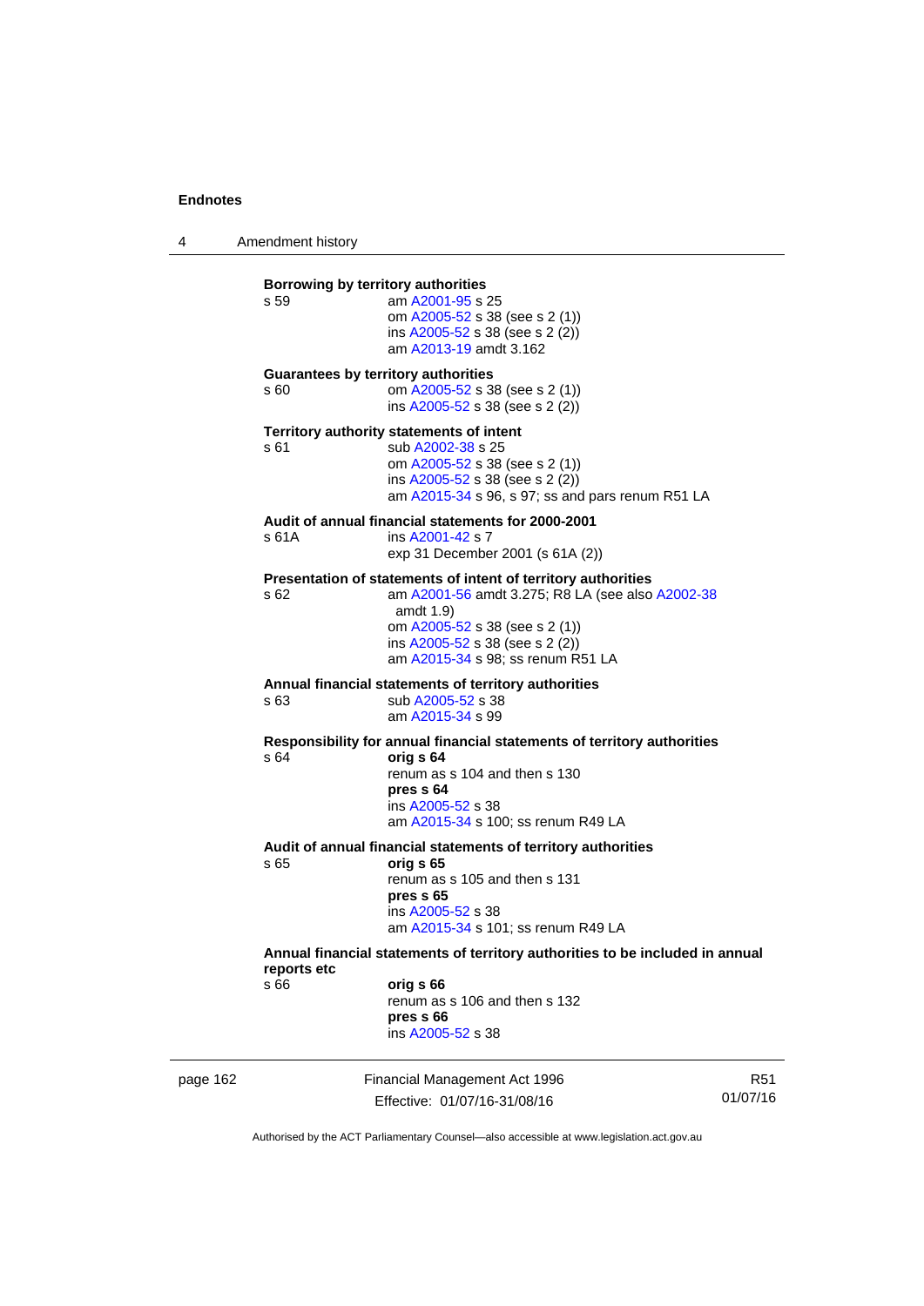**Borrowing by territory authorities**

s 59 am A2001-95 s 25
om A2005-52 s 38 (see s 2 (1))
ins A2005-52 s 38 (see s 2 (2))
am A2013-19 amdt 3.162

**Guarantees by territory authorities**

s 60 om A2005-52 s 38 (see s 2 (1))
ins A2005-52 s 38 (see s 2 (2))

**Territory authority statements of intent**

s 61 sub A2002-38 s 25
om A2005-52 s 38 (see s 2 (1))
ins A2005-52 s 38 (see s 2 (2))
am A2015-34 s 96, s 97; ss and pars renum R51 LA

**Audit of annual financial statements for 2000-2001**

s 61A ins A2001-42 s 7
exp 31 December 2001 (s 61A (2))

**Presentation of statements of intent of territory authorities**

s 62 am A2001-56 amdt 3.275; R8 LA (see also A2002-38 amdt 1.9)
om A2005-52 s 38 (see s 2 (1))
ins A2005-52 s 38 (see s 2 (2))
am A2015-34 s 98; ss renum R51 LA

**Annual financial statements of territory authorities**

s 63 sub A2005-52 s 38
am A2015-34 s 99

**Responsibility for annual financial statements of territory authorities**

s 64 **orig s 64**
renum as s 104 and then s 130
**pres s 64**
ins A2005-52 s 38
am A2015-34 s 100; ss renum R49 LA

**Audit of annual financial statements of territory authorities**

s 65 **orig s 65**
renum as s 105 and then s 131
**pres s 65**
ins A2005-52 s 38
am A2015-34 s 101; ss renum R49 LA

**Annual financial statements of territory authorities to be included in annual reports etc**

s 66 **orig s 66**
renum as s 106 and then s 132
**pres s 66**
ins A2005-52 s 38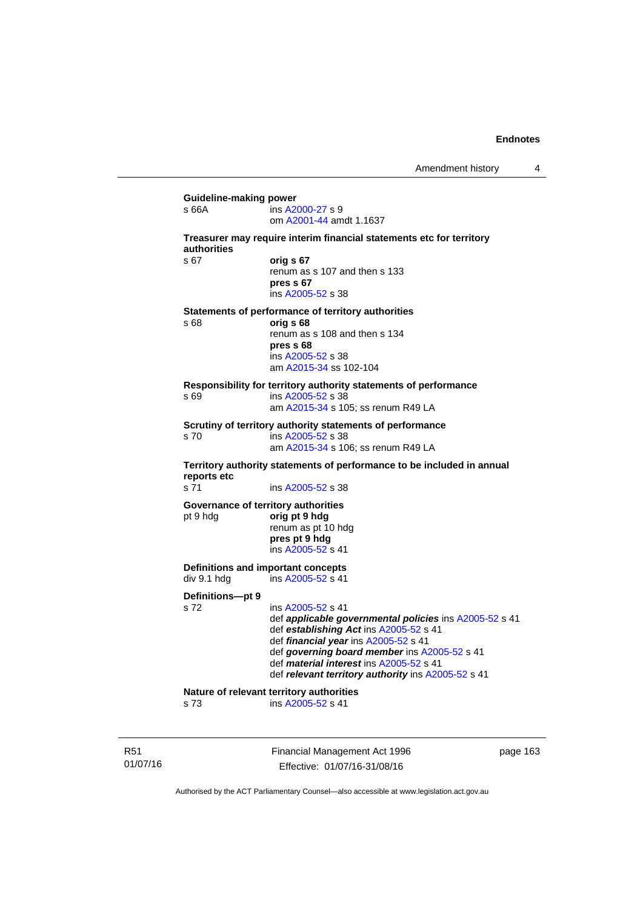**Guideline-making power**

s 66A ins A2000-27 s 9
om A2001-44 amdt 1.1637

**Treasurer may require interim financial statements etc for territory authorities**

s 67 **orig s 67**
renum as s 107 and then s 133
**pres s 67**
ins A2005-52 s 38

**Statements of performance of territory authorities**

s 68 **orig s 68**
renum as s 108 and then s 134
**pres s 68**
ins A2005-52 s 38
am A2015-34 ss 102-104

**Responsibility for territory authority statements of performance**

s 69 ins A2005-52 s 38
am A2015-34 s 105; ss renum R49 LA

**Scrutiny of territory authority statements of performance**

s 70 ins A2005-52 s 38
am A2015-34 s 106; ss renum R49 LA

**Territory authority statements of performance to be included in annual reports etc**

s 71 ins A2005-52 s 38

**Governance of territory authorities**

pt 9 hdg **orig pt 9 hdg**
renum as pt 10 hdg
**pres pt 9 hdg**
ins A2005-52 s 41

**Definitions and important concepts**

div 9.1 hdg ins A2005-52 s 41

**Definitions—pt 9**

s 72 ins A2005-52 s 41
def ***applicable governmental policies*** ins A2005-52 s 41
def ***establishing Act*** ins A2005-52 s 41
def ***financial year*** ins A2005-52 s 41
def ***governing board member*** ins A2005-52 s 41
def ***material interest*** ins A2005-52 s 41
def ***relevant territory authority*** ins A2005-52 s 41

**Nature of relevant territory authorities**

s 73 ins A2005-52 s 41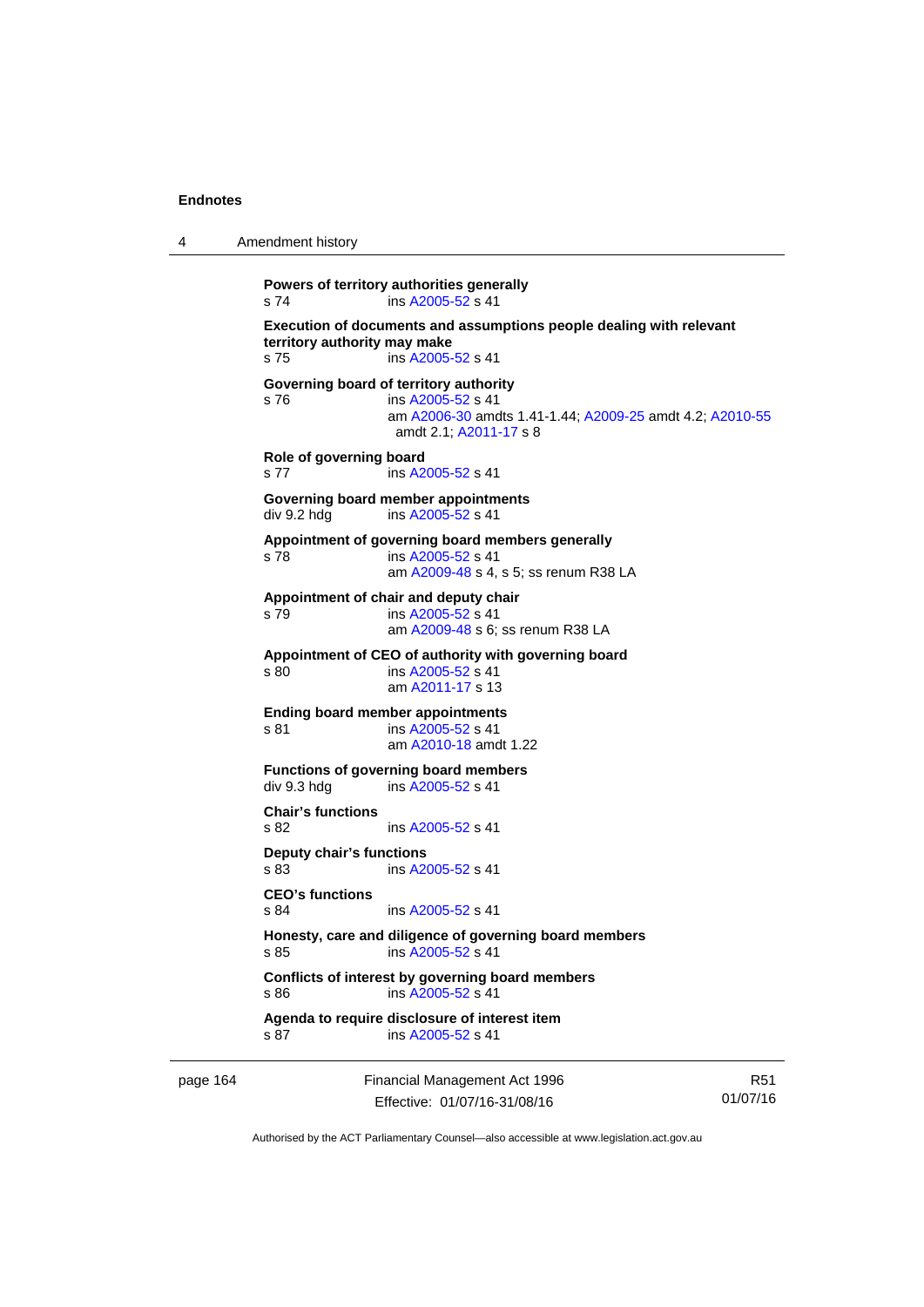**Powers of territory authorities generally**
s 74 ins A2005-52 s 41

**Execution of documents and assumptions people dealing with relevant territory authority may make**
s 75 ins A2005-52 s 41

**Governing board of territory authority**
s 76 ins A2005-52 s 41
am A2006-30 amdts 1.41-1.44; A2009-25 amdt 4.2; A2010-55 amdt 2.1; A2011-17 s 8

**Role of governing board**
s 77 ins A2005-52 s 41

**Governing board member appointments**
div 9.2 hdg ins A2005-52 s 41

**Appointment of governing board members generally**
s 78 ins A2005-52 s 41
am A2009-48 s 4, s 5; ss renum R38 LA

**Appointment of chair and deputy chair**
s 79 ins A2005-52 s 41
am A2009-48 s 6; ss renum R38 LA

**Appointment of CEO of authority with governing board**
s 80 ins A2005-52 s 41
am A2011-17 s 13

**Ending board member appointments**
s 81 ins A2005-52 s 41
am A2010-18 amdt 1.22

**Functions of governing board members**
div 9.3 hdg ins A2005-52 s 41

**Chair's functions**
s 82 ins A2005-52 s 41

**Deputy chair's functions**
s 83 ins A2005-52 s 41

**CEO's functions**
s 84 ins A2005-52 s 41

**Honesty, care and diligence of governing board members**
s 85 ins A2005-52 s 41

**Conflicts of interest by governing board members**
s 86 ins A2005-52 s 41

**Agenda to require disclosure of interest item**
s 87 ins A2005-52 s 41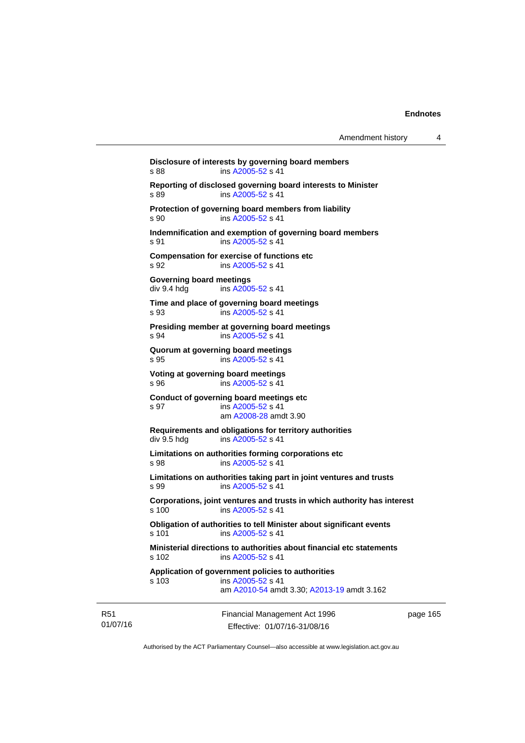**Disclosure of interests by governing board members**
s 88 ins A2005-52 s 41

**Reporting of disclosed governing board interests to Minister**
s 89 ins A2005-52 s 41

**Protection of governing board members from liability**
s 90 ins A2005-52 s 41

**Indemnification and exemption of governing board members**
s 91 ins A2005-52 s 41

**Compensation for exercise of functions etc**
s 92 ins A2005-52 s 41

**Governing board meetings**
div 9.4 hdg ins A2005-52 s 41

**Time and place of governing board meetings**
s 93 ins A2005-52 s 41

**Presiding member at governing board meetings**
s 94 ins A2005-52 s 41

**Quorum at governing board meetings**
s 95 ins A2005-52 s 41

**Voting at governing board meetings**
s 96 ins A2005-52 s 41

**Conduct of governing board meetings etc**
s 97 ins A2005-52 s 41
am A2008-28 amdt 3.90

**Requirements and obligations for territory authorities**
div 9.5 hdg ins A2005-52 s 41

**Limitations on authorities forming corporations etc**
s 98 ins A2005-52 s 41

**Limitations on authorities taking part in joint ventures and trusts**
s 99 ins A2005-52 s 41

**Corporations, joint ventures and trusts in which authority has interest**
s 100 ins A2005-52 s 41

**Obligation of authorities to tell Minister about significant events**
s 101 ins A2005-52 s 41

**Ministerial directions to authorities about financial etc statements**
s 102 ins A2005-52 s 41

**Application of government policies to authorities**
s 103 ins A2005-52 s 41
am A2010-54 amdt 3.30; A2013-19 amdt 3.162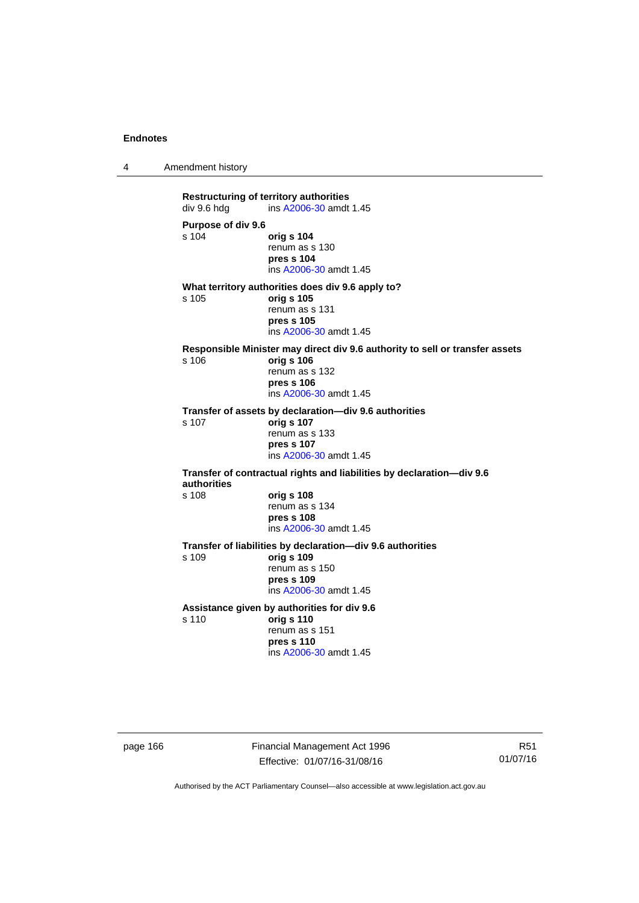**Restructuring of territory authorities**
div 9.6 hdg ins A2006-30 amdt 1.45

**Purpose of div 9.6**
s 104 **orig s 104**
renum as s 130
**pres s 104**
ins A2006-30 amdt 1.45

**What territory authorities does div 9.6 apply to?**
s 105 **orig s 105**
renum as s 131
**pres s 105**
ins A2006-30 amdt 1.45

**Responsible Minister may direct div 9.6 authority to sell or transfer assets**
s 106 **orig s 106**
renum as s 132
**pres s 106**
ins A2006-30 amdt 1.45

**Transfer of assets by declaration—div 9.6 authorities**
s 107 **orig s 107**
renum as s 133
**pres s 107**
ins A2006-30 amdt 1.45

**Transfer of contractual rights and liabilities by declaration—div 9.6 authorities**
s 108 **orig s 108**
renum as s 134
**pres s 108**
ins A2006-30 amdt 1.45

**Transfer of liabilities by declaration—div 9.6 authorities**
s 109 **orig s 109**
renum as s 150
**pres s 109**
ins A2006-30 amdt 1.45

**Assistance given by authorities for div 9.6**
s 110 **orig s 110**
renum as s 151
**pres s 110**
ins A2006-30 amdt 1.45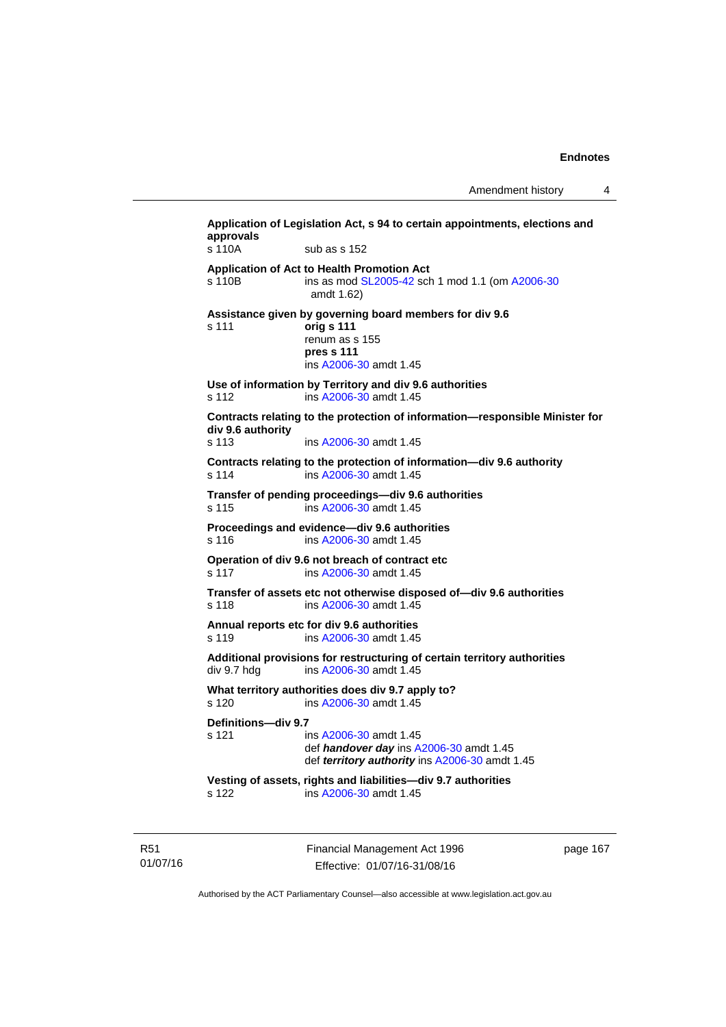**Application of Legislation Act, s 94 to certain appointments, elections and approvals**

s 110A sub as s 152

**Application of Act to Health Promotion Act**

s 110B ins as mod SL2005-42 sch 1 mod 1.1 (om A2006-30 amdt 1.62)

**Assistance given by governing board members for div 9.6**

s 111 **orig s 111**
renum as s 155
**pres s 111**
ins A2006-30 amdt 1.45

**Use of information by Territory and div 9.6 authorities**

s 112 ins A2006-30 amdt 1.45

**Contracts relating to the protection of information—responsible Minister for div 9.6 authority**

s 113 ins A2006-30 amdt 1.45

**Contracts relating to the protection of information—div 9.6 authority**

s 114 ins A2006-30 amdt 1.45

**Transfer of pending proceedings—div 9.6 authorities**

s 115 ins A2006-30 amdt 1.45

**Proceedings and evidence—div 9.6 authorities**

s 116 ins A2006-30 amdt 1.45

**Operation of div 9.6 not breach of contract etc**

s 117 ins A2006-30 amdt 1.45

**Transfer of assets etc not otherwise disposed of—div 9.6 authorities**

s 118 ins A2006-30 amdt 1.45

**Annual reports etc for div 9.6 authorities**

s 119 ins A2006-30 amdt 1.45

**Additional provisions for restructuring of certain territory authorities**

div 9.7 hdg ins A2006-30 amdt 1.45

**What territory authorities does div 9.7 apply to?**

s 120 ins A2006-30 amdt 1.45

**Definitions—div 9.7**

s 121 ins A2006-30 amdt 1.45
def ***handover day*** ins A2006-30 amdt 1.45
def ***territory authority*** ins A2006-30 amdt 1.45

**Vesting of assets, rights and liabilities—div 9.7 authorities**

s 122 ins A2006-30 amdt 1.45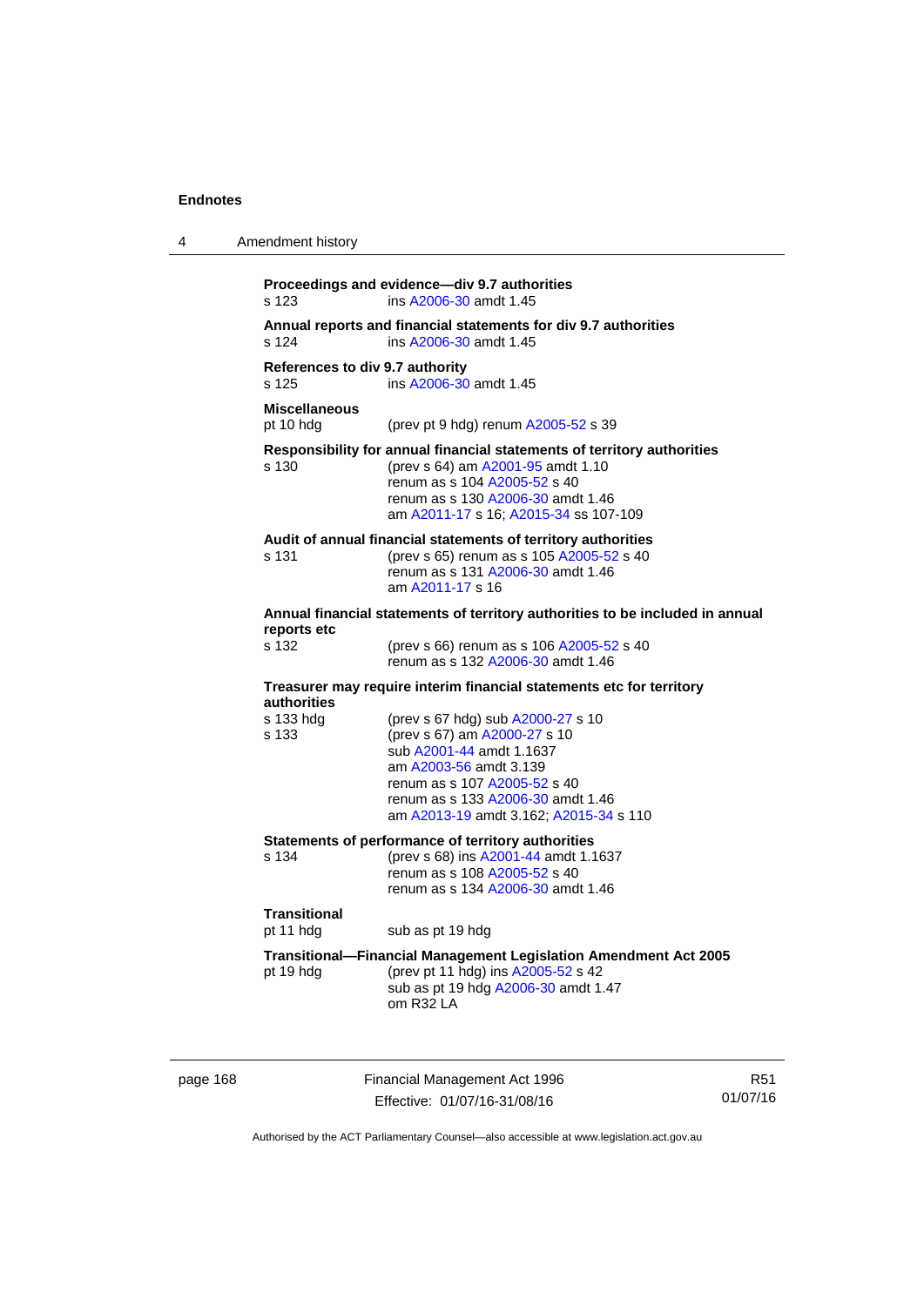**Proceedings and evidence—div 9.7 authorities**
s 123 ins A2006-30 amdt 1.45

**Annual reports and financial statements for div 9.7 authorities**
s 124 ins A2006-30 amdt 1.45

**References to div 9.7 authority**
s 125 ins A2006-30 amdt 1.45

**Miscellaneous**
pt 10 hdg (prev pt 9 hdg) renum A2005-52 s 39

**Responsibility for annual financial statements of territory authorities**
s 130 (prev s 64) am A2001-95 amdt 1.10
renum as s 104 A2005-52 s 40
renum as s 130 A2006-30 amdt 1.46
am A2011-17 s 16; A2015-34 ss 107-109

**Audit of annual financial statements of territory authorities**
s 131 (prev s 65) renum as s 105 A2005-52 s 40
renum as s 131 A2006-30 amdt 1.46
am A2011-17 s 16

**Annual financial statements of territory authorities to be included in annual reports etc**
s 132 (prev s 66) renum as s 106 A2005-52 s 40
renum as s 132 A2006-30 amdt 1.46

**Treasurer may require interim financial statements etc for territory authorities**
s 133 hdg (prev s 67 hdg) sub A2000-27 s 10
s 133 (prev s 67) am A2000-27 s 10
sub A2001-44 amdt 1.1637
am A2003-56 amdt 3.139
renum as s 107 A2005-52 s 40
renum as s 133 A2006-30 amdt 1.46
am A2013-19 amdt 3.162; A2015-34 s 110

**Statements of performance of territory authorities**
s 134 (prev s 68) ins A2001-44 amdt 1.1637
renum as s 108 A2005-52 s 40
renum as s 134 A2006-30 amdt 1.46

**Transitional**
pt 11 hdg sub as pt 19 hdg

**Transitional—Financial Management Legislation Amendment Act 2005**
pt 19 hdg (prev pt 11 hdg) ins A2005-52 s 42
sub as pt 19 hdg A2006-30 amdt 1.47
om R32 LA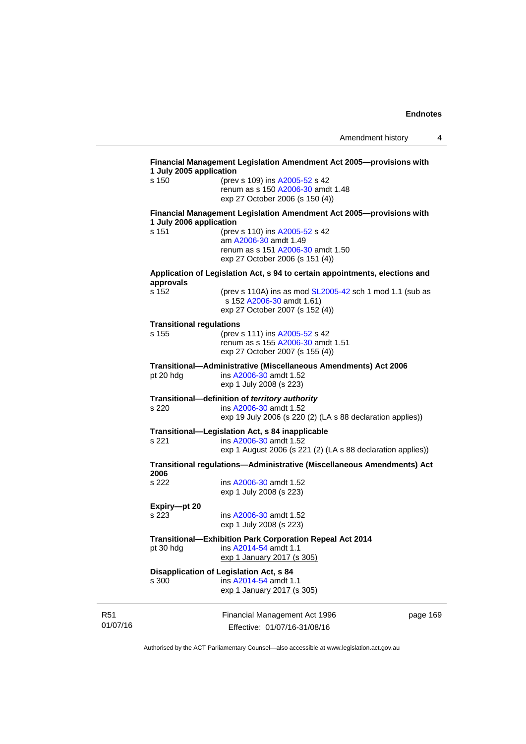**Financial Management Legislation Amendment Act 2005—provisions with 1 July 2005 application**

s 150 (prev s 109) ins A2005-52 s 42
renum as s 150 A2006-30 amdt 1.48
exp 27 October 2006 (s 150 (4))

**Financial Management Legislation Amendment Act 2005—provisions with 1 July 2006 application**

s 151 (prev s 110) ins A2005-52 s 42
am A2006-30 amdt 1.49
renum as s 151 A2006-30 amdt 1.50
exp 27 October 2006 (s 151 (4))

**Application of Legislation Act, s 94 to certain appointments, elections and approvals**

s 152 (prev s 110A) ins as mod SL2005-42 sch 1 mod 1.1 (sub as s 152 A2006-30 amdt 1.61)
exp 27 October 2007 (s 152 (4))

**Transitional regulations**

s 155 (prev s 111) ins A2005-52 s 42
renum as s 155 A2006-30 amdt 1.51
exp 27 October 2007 (s 155 (4))

**Transitional—Administrative (Miscellaneous Amendments) Act 2006**

pt 20 hdg ins A2006-30 amdt 1.52
exp 1 July 2008 (s 223)

**Transitional—definition of *territory authority***

s 220 ins A2006-30 amdt 1.52
exp 19 July 2006 (s 220 (2) (LA s 88 declaration applies))

**Transitional—Legislation Act, s 84 inapplicable**

s 221 ins A2006-30 amdt 1.52
exp 1 August 2006 (s 221 (2) (LA s 88 declaration applies))

**Transitional regulations—Administrative (Miscellaneous Amendments) Act 2006**

s 222 ins A2006-30 amdt 1.52
exp 1 July 2008 (s 223)

**Expiry—pt 20**

s 223 ins A2006-30 amdt 1.52
exp 1 July 2008 (s 223)

**Transitional—Exhibition Park Corporation Repeal Act 2014**

pt 30 hdg ins A2014-54 amdt 1.1
exp 1 January 2017 (s 305)

**Disapplication of Legislation Act, s 84**

s 300 ins A2014-54 amdt 1.1
exp 1 January 2017 (s 305)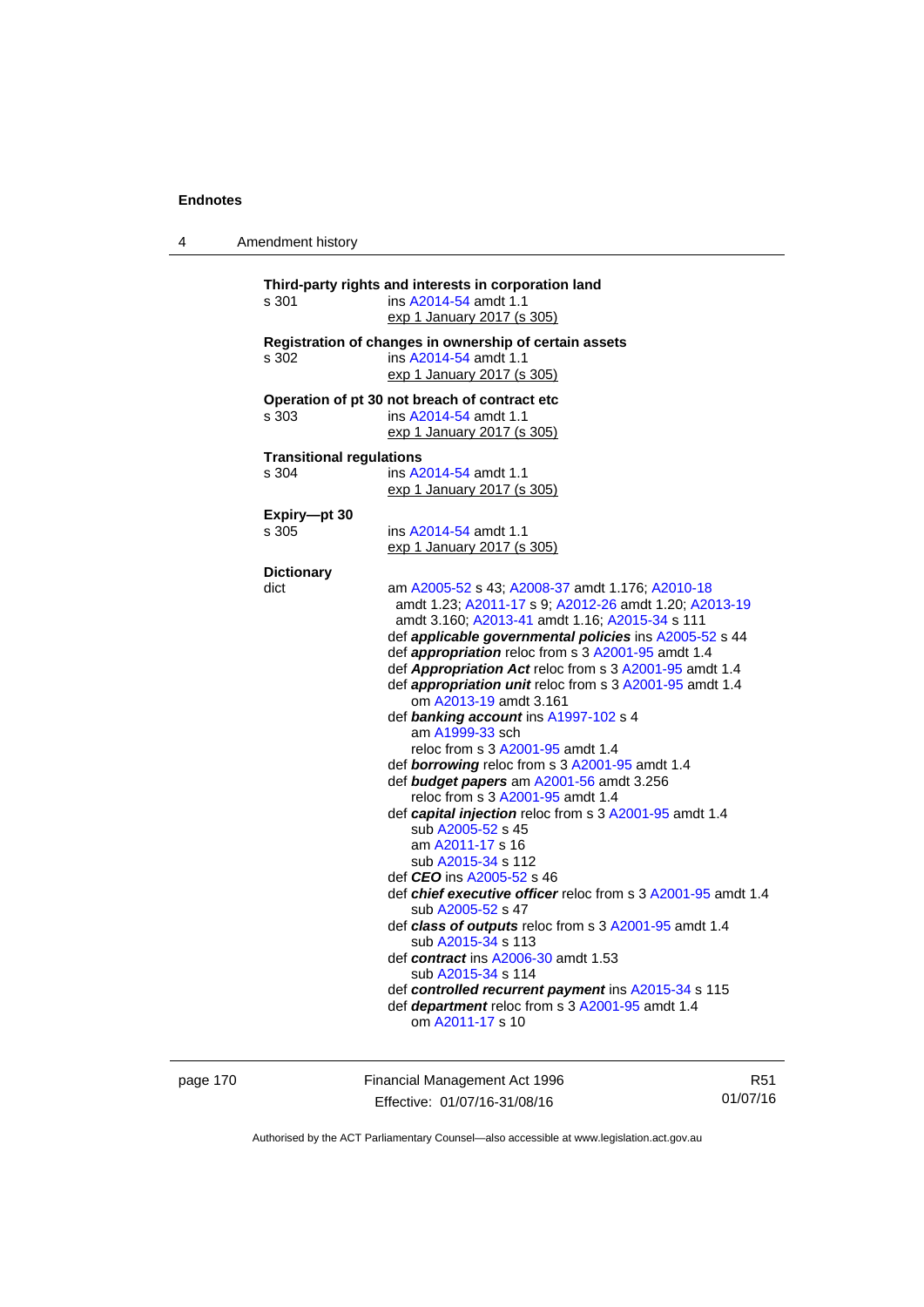**Third-party rights and interests in corporation land**

s 301 ins A2014-54 amdt 1.1
exp 1 January 2017 (s 305)

**Registration of changes in ownership of certain assets**

s 302 ins A2014-54 amdt 1.1
exp 1 January 2017 (s 305)

**Operation of pt 30 not breach of contract etc**

s 303 ins A2014-54 amdt 1.1
exp 1 January 2017 (s 305)

**Transitional regulations**

s 304 ins A2014-54 amdt 1.1
exp 1 January 2017 (s 305)

**Expiry—pt 30**

s 305 ins A2014-54 amdt 1.1
exp 1 January 2017 (s 305)

**Dictionary**

dict am A2005-52 s 43; A2008-37 amdt 1.176; A2010-18 amdt 1.23; A2011-17 s 9; A2012-26 amdt 1.20; A2013-19 amdt 3.160; A2013-41 amdt 1.16; A2015-34 s 111

def ***applicable governmental policies*** ins A2005-52 s 44

def ***appropriation*** reloc from s 3 A2001-95 amdt 1.4

def ***Appropriation Act*** reloc from s 3 A2001-95 amdt 1.4

def ***appropriation unit*** reloc from s 3 A2001-95 amdt 1.4
om A2013-19 amdt 3.161

def ***banking account*** ins A1997-102 s 4
am A1999-33 sch
reloc from s 3 A2001-95 amdt 1.4

def ***borrowing*** reloc from s 3 A2001-95 amdt 1.4

def ***budget papers*** am A2001-56 amdt 3.256
reloc from s 3 A2001-95 amdt 1.4

def ***capital injection*** reloc from s 3 A2001-95 amdt 1.4
sub A2005-52 s 45
am A2011-17 s 16
sub A2015-34 s 112

def ***CEO*** ins A2005-52 s 46

def ***chief executive officer*** reloc from s 3 A2001-95 amdt 1.4
sub A2005-52 s 47

def ***class of outputs*** reloc from s 3 A2001-95 amdt 1.4
sub A2015-34 s 113

def ***contract*** ins A2006-30 amdt 1.53
sub A2015-34 s 114

def ***controlled recurrent payment*** ins A2015-34 s 115

def ***department*** reloc from s 3 A2001-95 amdt 1.4
om A2011-17 s 10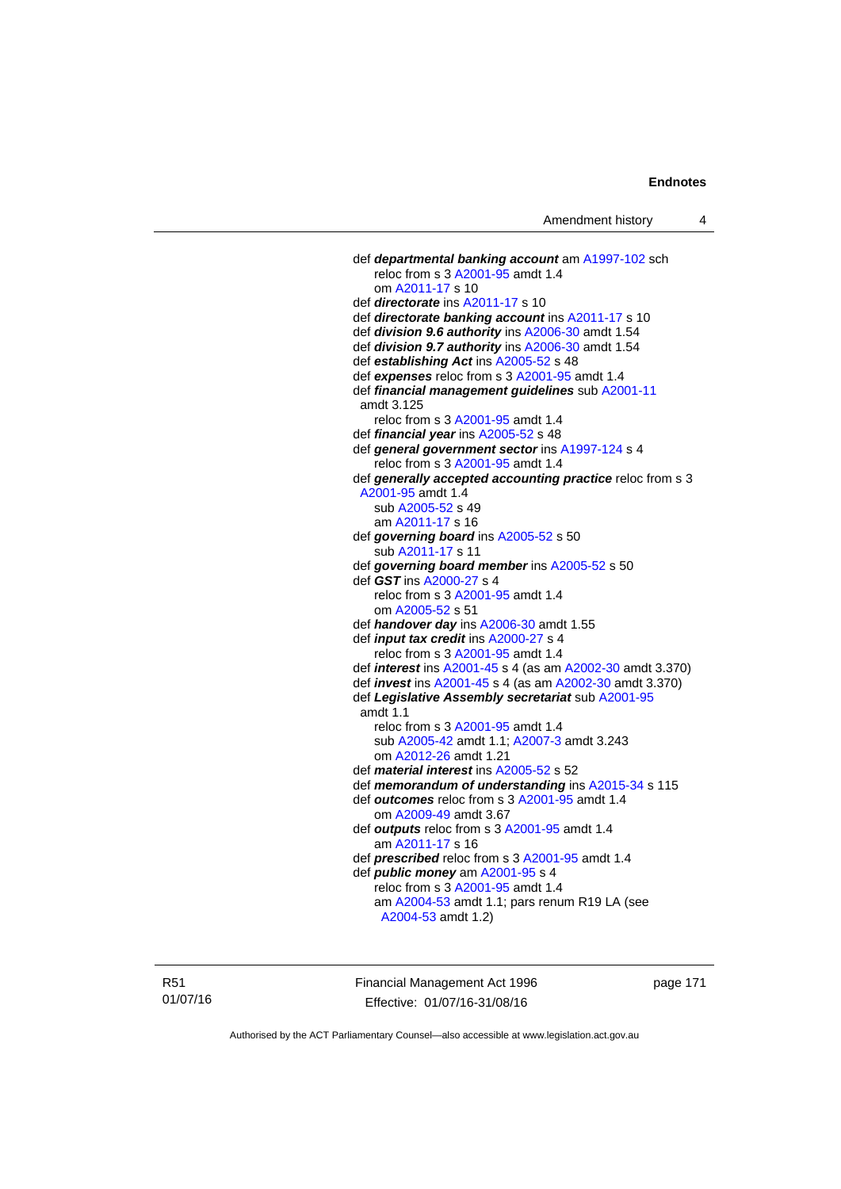def ***departmental banking account*** am A1997-102 sch
    reloc from s 3 A2001-95 amdt 1.4
    om A2011-17 s 10
def ***directorate*** ins A2011-17 s 10
def ***directorate banking account*** ins A2011-17 s 10
def ***division 9.6 authority*** ins A2006-30 amdt 1.54
def ***division 9.7 authority*** ins A2006-30 amdt 1.54
def ***establishing Act*** ins A2005-52 s 48
def ***expenses*** reloc from s 3 A2001-95 amdt 1.4
def ***financial management guidelines*** sub A2001-11 amdt 3.125
    reloc from s 3 A2001-95 amdt 1.4
def ***financial year*** ins A2005-52 s 48
def ***general government sector*** ins A1997-124 s 4
    reloc from s 3 A2001-95 amdt 1.4
def ***generally accepted accounting practice*** reloc from s 3 A2001-95 amdt 1.4
    sub A2005-52 s 49
    am A2011-17 s 16
def ***governing board*** ins A2005-52 s 50
    sub A2011-17 s 11
def ***governing board member*** ins A2005-52 s 50
def ***GST*** ins A2000-27 s 4
    reloc from s 3 A2001-95 amdt 1.4
    om A2005-52 s 51
def ***handover day*** ins A2006-30 amdt 1.55
def ***input tax credit*** ins A2000-27 s 4
    reloc from s 3 A2001-95 amdt 1.4
def ***interest*** ins A2001-45 s 4 (as am A2002-30 amdt 3.370)
def ***invest*** ins A2001-45 s 4 (as am A2002-30 amdt 3.370)
def ***Legislative Assembly secretariat*** sub A2001-95 amdt 1.1
    reloc from s 3 A2001-95 amdt 1.4
    sub A2005-42 amdt 1.1; A2007-3 amdt 3.243
    om A2012-26 amdt 1.21
def ***material interest*** ins A2005-52 s 52
def ***memorandum of understanding*** ins A2015-34 s 115
def ***outcomes*** reloc from s 3 A2001-95 amdt 1.4
    om A2009-49 amdt 3.67
def ***outputs*** reloc from s 3 A2001-95 amdt 1.4
    am A2011-17 s 16
def ***prescribed*** reloc from s 3 A2001-95 amdt 1.4
def ***public money*** am A2001-95 s 4
    reloc from s 3 A2001-95 amdt 1.4
    am A2004-53 amdt 1.1; pars renum R19 LA (see A2004-53 amdt 1.2)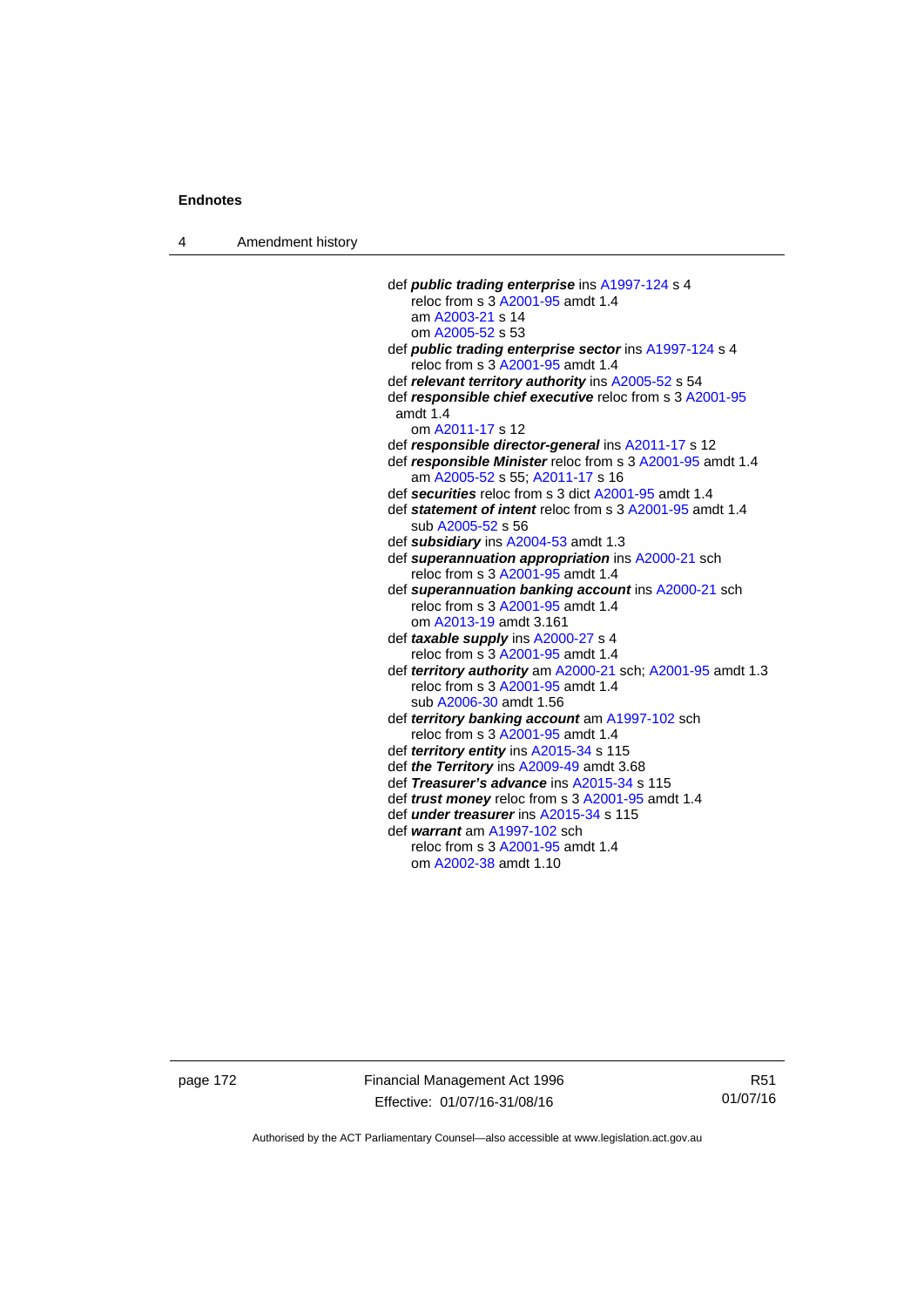def ***public trading enterprise*** ins A1997-124 s 4
reloc from s 3 A2001-95 amdt 1.4
am A2003-21 s 14
om A2005-52 s 53

def ***public trading enterprise sector*** ins A1997-124 s 4
reloc from s 3 A2001-95 amdt 1.4

def ***relevant territory authority*** ins A2005-52 s 54

def ***responsible chief executive*** reloc from s 3 A2001-95 amdt 1.4
om A2011-17 s 12

def ***responsible director-general*** ins A2011-17 s 12

def ***responsible Minister*** reloc from s 3 A2001-95 amdt 1.4
am A2005-52 s 55; A2011-17 s 16

def ***securities*** reloc from s 3 dict A2001-95 amdt 1.4

def ***statement of intent*** reloc from s 3 A2001-95 amdt 1.4
sub A2005-52 s 56

def ***subsidiary*** ins A2004-53 amdt 1.3

def ***superannuation appropriation*** ins A2000-21 sch
reloc from s 3 A2001-95 amdt 1.4

def ***superannuation banking account*** ins A2000-21 sch
reloc from s 3 A2001-95 amdt 1.4
om A2013-19 amdt 3.161

def ***taxable supply*** ins A2000-27 s 4
reloc from s 3 A2001-95 amdt 1.4

def ***territory authority*** am A2000-21 sch; A2001-95 amdt 1.3
reloc from s 3 A2001-95 amdt 1.4
sub A2006-30 amdt 1.56

def ***territory banking account*** am A1997-102 sch
reloc from s 3 A2001-95 amdt 1.4

def ***territory entity*** ins A2015-34 s 115

def ***the Territory*** ins A2009-49 amdt 3.68

def ***Treasurer's advance*** ins A2015-34 s 115

def ***trust money*** reloc from s 3 A2001-95 amdt 1.4

def ***under treasurer*** ins A2015-34 s 115

def ***warrant*** am A1997-102 sch
reloc from s 3 A2001-95 amdt 1.4
om A2002-38 amdt 1.10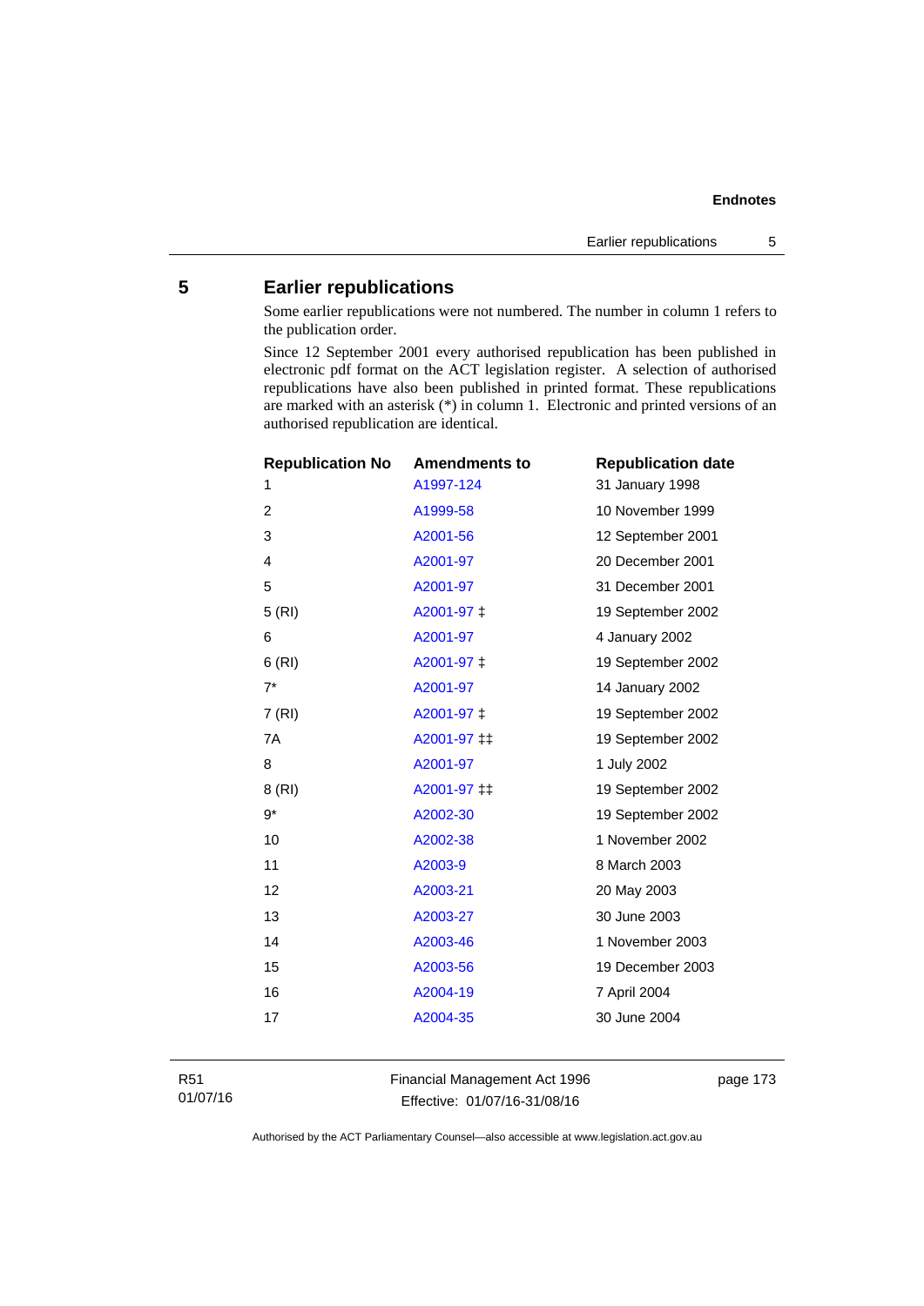## 5 Earlier republications

Some earlier republications were not numbered. The number in column 1 refers to the publication order.

Since 12 September 2001 every authorised republication has been published in electronic pdf format on the ACT legislation register. A selection of authorised republications have also been published in printed format. These republications are marked with an asterisk (*) in column 1. Electronic and printed versions of an authorised republication are identical.

| Republication No | Amendments to | Republication date |
|---|---|---|
| 1 | A1997-124 | 31 January 1998 |
| 2 | A1999-58 | 10 November 1999 |
| 3 | A2001-56 | 12 September 2001 |
| 4 | A2001-97 | 20 December 2001 |
| 5 | A2001-97 | 31 December 2001 |
| 5 (RI) | A2001-97 ‡ | 19 September 2002 |
| 6 | A2001-97 | 4 January 2002 |
| 6 (RI) | A2001-97 ‡ | 19 September 2002 |
| 7* | A2001-97 | 14 January 2002 |
| 7 (RI) | A2001-97 ‡ | 19 September 2002 |
| 7A | A2001-97 ‡‡ | 19 September 2002 |
| 8 | A2001-97 | 1 July 2002 |
| 8 (RI) | A2001-97 ‡‡ | 19 September 2002 |
| 9* | A2002-30 | 19 September 2002 |
| 10 | A2002-38 | 1 November 2002 |
| 11 | A2003-9 | 8 March 2003 |
| 12 | A2003-21 | 20 May 2003 |
| 13 | A2003-27 | 30 June 2003 |
| 14 | A2003-46 | 1 November 2003 |
| 15 | A2003-56 | 19 December 2003 |
| 16 | A2004-19 | 7 April 2004 |
| 17 | A2004-35 | 30 June 2004 |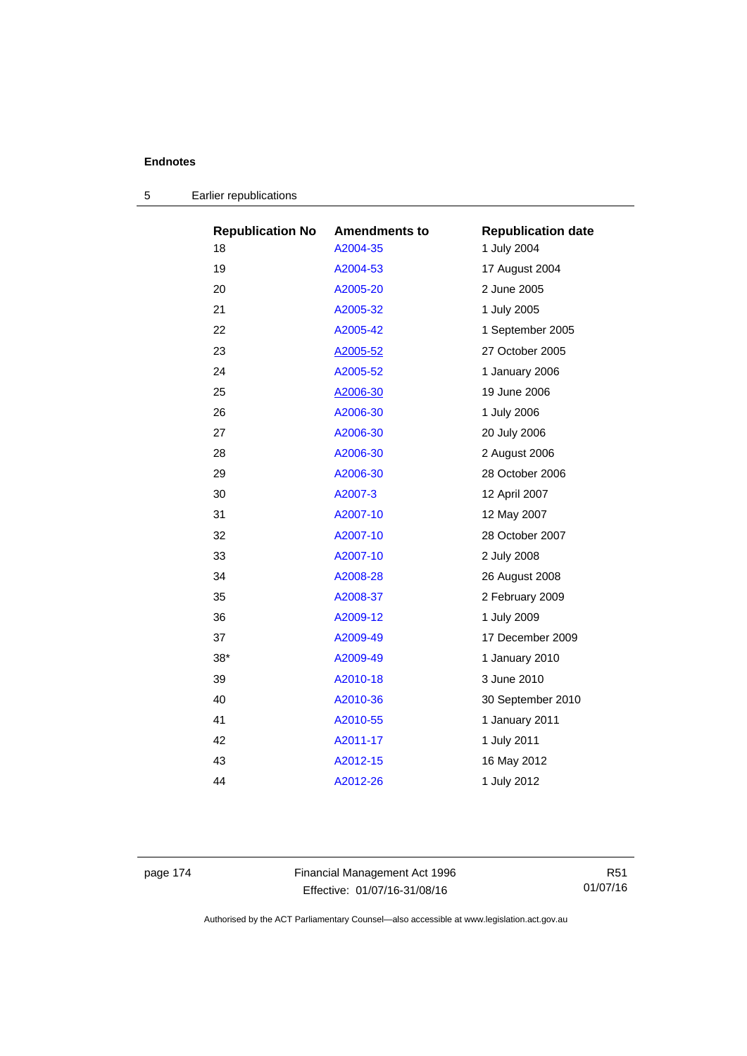## Endnotes

### 5 Earlier republications

| Republication No | Amendments to | Republication date |
|---|---|---|
| 18 | A2004-35 | 1 July 2004 |
| 19 | A2004-53 | 17 August 2004 |
| 20 | A2005-20 | 2 June 2005 |
| 21 | A2005-32 | 1 July 2005 |
| 22 | A2005-42 | 1 September 2005 |
| 23 | A2005-52 | 27 October 2005 |
| 24 | A2005-52 | 1 January 2006 |
| 25 | A2006-30 | 19 June 2006 |
| 26 | A2006-30 | 1 July 2006 |
| 27 | A2006-30 | 20 July 2006 |
| 28 | A2006-30 | 2 August 2006 |
| 29 | A2006-30 | 28 October 2006 |
| 30 | A2007-3 | 12 April 2007 |
| 31 | A2007-10 | 12 May 2007 |
| 32 | A2007-10 | 28 October 2007 |
| 33 | A2007-10 | 2 July 2008 |
| 34 | A2008-28 | 26 August 2008 |
| 35 | A2008-37 | 2 February 2009 |
| 36 | A2009-12 | 1 July 2009 |
| 37 | A2009-49 | 17 December 2009 |
| 38* | A2009-49 | 1 January 2010 |
| 39 | A2010-18 | 3 June 2010 |
| 40 | A2010-36 | 30 September 2010 |
| 41 | A2010-55 | 1 January 2011 |
| 42 | A2011-17 | 1 July 2011 |
| 43 | A2012-15 | 16 May 2012 |
| 44 | A2012-26 | 1 July 2012 |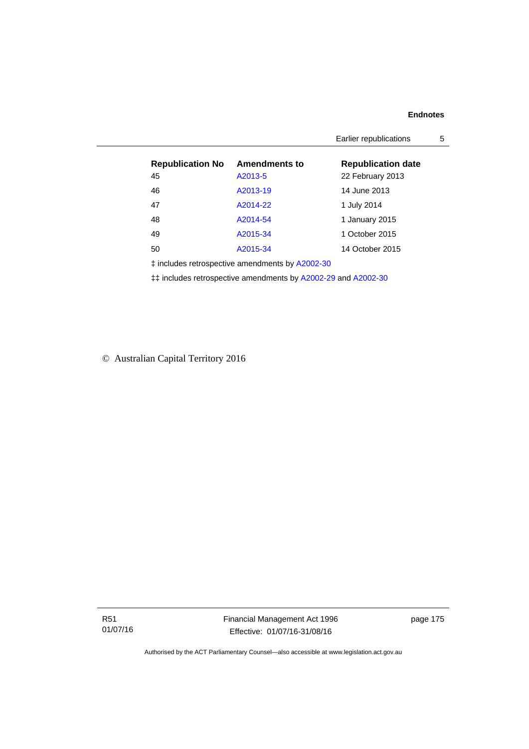| Republication No | Amendments to | Republication date |
|---|---|---|
| 45 | A2013-5 | 22 February 2013 |
| 46 | A2013-19 | 14 June 2013 |
| 47 | A2014-22 | 1 July 2014 |
| 48 | A2014-54 | 1 January 2015 |
| 49 | A2015-34 | 1 October 2015 |
| 50 | A2015-34 | 14 October 2015 |

‡ includes retrospective amendments by A2002-30

‡‡ includes retrospective amendments by A2002-29 and A2002-30

© Australian Capital Territory 2016